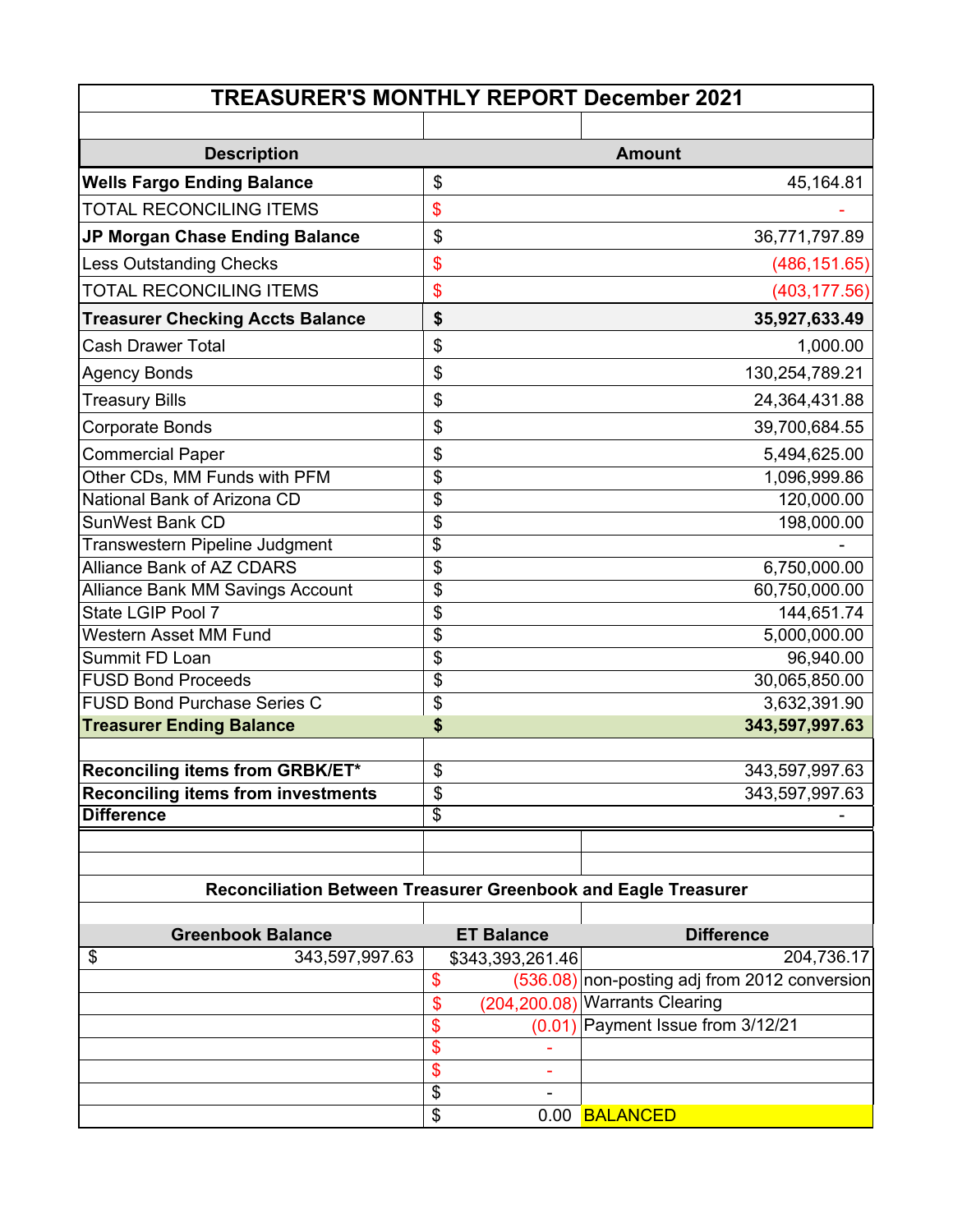# TREASURER'S MONTHLY REPORT December 2021

| Description | | Amount |
|---|---|---|
| **Wells Fargo Ending Balance** | $ | 45,164.81 |
| TOTAL RECONCILING ITEMS | $ | - |
| **JP Morgan Chase Ending Balance** | $ | 36,771,797.89 |
| Less Outstanding Checks | $ | (486,151.65) |
| TOTAL RECONCILING ITEMS | $ | (403,177.56) |
| **Treasurer Checking Accts Balance** | **$** | **35,927,633.49** |
| Cash Drawer Total | $ | 1,000.00 |
| Agency Bonds | $ | 130,254,789.21 |
| Treasury Bills | $ | 24,364,431.88 |
| Corporate Bonds | $ | 39,700,684.55 |
| Commercial Paper | $ | 5,494,625.00 |
| Other CDs, MM Funds with PFM | $ | 1,096,999.86 |
| National Bank of Arizona CD | $ | 120,000.00 |
| SunWest Bank CD | $ | 198,000.00 |
| Transwestern Pipeline Judgment | $ | - |
| Alliance Bank of AZ CDARS | $ | 6,750,000.00 |
| Alliance Bank MM Savings Account | $ | 60,750,000.00 |
| State LGIP Pool 7 | $ | 144,651.74 |
| Western Asset MM Fund | $ | 5,000,000.00 |
| Summit FD Loan | $ | 96,940.00 |
| FUSD Bond Proceeds | $ | 30,065,850.00 |
| FUSD Bond Purchase Series C | $ | 3,632,391.90 |
| **Treasurer Ending Balance** | **$** | **343,597,997.63** |
| | | |
| **Reconciling items from GRBK/ET*** | $ | 343,597,997.63 |
| **Reconciling items from investments** | $ | 343,597,997.63 |
| **Difference** | $ | - |

**Reconciliation Between Treasurer Greenbook and Eagle Treasurer**

| Greenbook Balance | ET Balance | Difference |
|---|---|---|
| $ 343,597,997.63 | $343,393,261.46 | 204,736.17 |
| | $ (536.08) | non-posting adj from 2012 conversion |
| | $ (204,200.08) | Warrants Clearing |
| | $ (0.01) | Payment Issue from 3/12/21 |
| | $ - | |
| | $ - | |
| | $ - | |
| | $ 0.00 | BALANCED |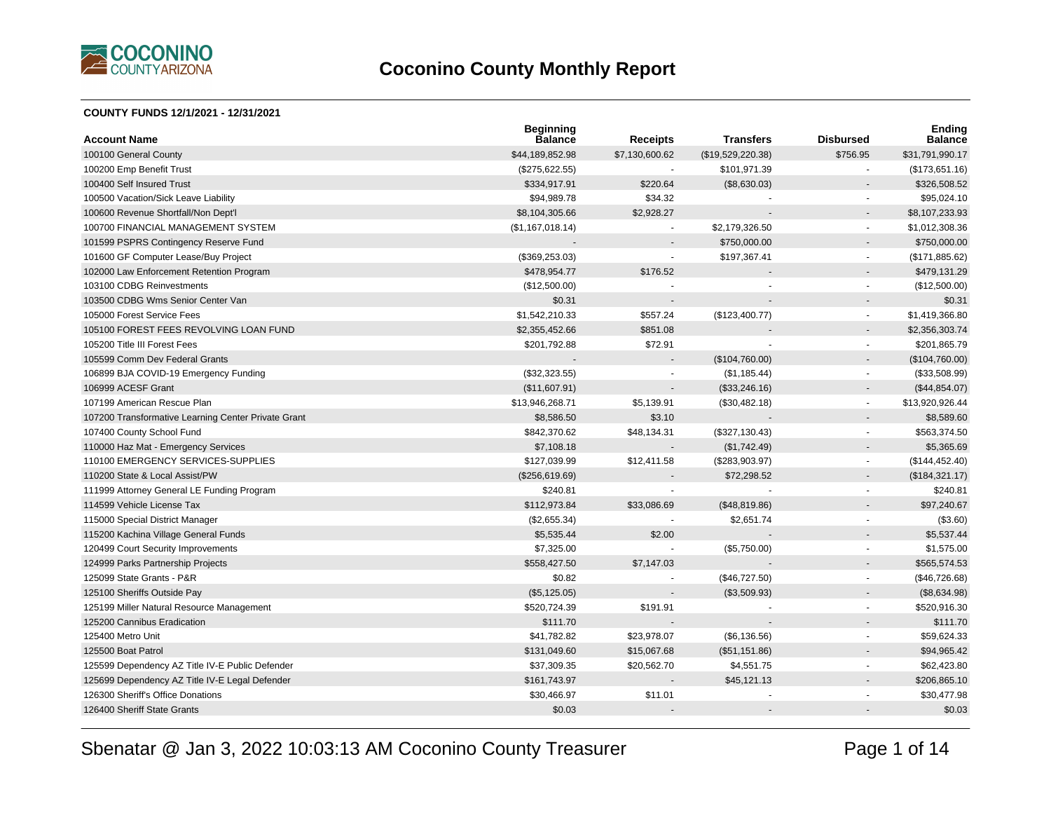# Coconino County Monthly Report

**COUNTY FUNDS 12/1/2021 - 12/31/2021**

| Account Name | Beginning Balance | Receipts | Transfers | Disbursed | Ending Balance |
|---|---|---|---|---|---|
| 100100 General County | $44,189,852.98 | $7,130,600.62 | ($19,529,220.38) | $756.95 | $31,791,990.17 |
| 100200 Emp Benefit Trust | ($275,622.55) | - | $101,971.39 | - | ($173,651.16) |
| 100400 Self Insured Trust | $334,917.91 | $220.64 | ($8,630.03) | - | $326,508.52 |
| 100500 Vacation/Sick Leave Liability | $94,989.78 | $34.32 | - | - | $95,024.10 |
| 100600 Revenue Shortfall/Non Dept'l | $8,104,305.66 | $2,928.27 | - | - | $8,107,233.93 |
| 100700 FINANCIAL MANAGEMENT SYSTEM | ($1,167,018.14) | - | $2,179,326.50 | - | $1,012,308.36 |
| 101599 PSPRS Contingency Reserve Fund | - | - | $750,000.00 | - | $750,000.00 |
| 101600 GF Computer Lease/Buy Project | ($369,253.03) | - | $197,367.41 | - | ($171,885.62) |
| 102000 Law Enforcement Retention Program | $478,954.77 | $176.52 | - | - | $479,131.29 |
| 103100 CDBG Reinvestments | ($12,500.00) | - | - | - | ($12,500.00) |
| 103500 CDBG Wms Senior Center Van | $0.31 | - | - | - | $0.31 |
| 105000 Forest Service Fees | $1,542,210.33 | $557.24 | ($123,400.77) | - | $1,419,366.80 |
| 105100 FOREST FEES REVOLVING LOAN FUND | $2,355,452.66 | $851.08 | - | - | $2,356,303.74 |
| 105200 Title III Forest Fees | $201,792.88 | $72.91 | - | - | $201,865.79 |
| 105599 Comm Dev Federal Grants | - | - | ($104,760.00) | - | ($104,760.00) |
| 106899 BJA COVID-19 Emergency Funding | ($32,323.55) | - | ($1,185.44) | - | ($33,508.99) |
| 106999 ACESF Grant | ($11,607.91) | - | ($33,246.16) | - | ($44,854.07) |
| 107199 American Rescue Plan | $13,946,268.71 | $5,139.91 | ($30,482.18) | - | $13,920,926.44 |
| 107200 Transformative Learning Center Private Grant | $8,586.50 | $3.10 | - | - | $8,589.60 |
| 107400 County School Fund | $842,370.62 | $48,134.31 | ($327,130.43) | - | $563,374.50 |
| 110000 Haz Mat - Emergency Services | $7,108.18 | - | ($1,742.49) | - | $5,365.69 |
| 110100 EMERGENCY SERVICES-SUPPLIES | $127,039.99 | $12,411.58 | ($283,903.97) | - | ($144,452.40) |
| 110200 State & Local Assist/PW | ($256,619.69) | - | $72,298.52 | - | ($184,321.17) |
| 111999 Attorney General LE Funding Program | $240.81 | - | - | - | $240.81 |
| 114599 Vehicle License Tax | $112,973.84 | $33,086.69 | ($48,819.86) | - | $97,240.67 |
| 115000 Special District Manager | ($2,655.34) | - | $2,651.74 | - | ($3.60) |
| 115200 Kachina Village General Funds | $5,535.44 | $2.00 | - | - | $5,537.44 |
| 120499 Court Security Improvements | $7,325.00 | - | ($5,750.00) | - | $1,575.00 |
| 124999 Parks Partnership Projects | $558,427.50 | $7,147.03 | - | - | $565,574.53 |
| 125099 State Grants - P&R | $0.82 | - | ($46,727.50) | - | ($46,726.68) |
| 125100 Sheriffs Outside Pay | ($5,125.05) | - | ($3,509.93) | - | ($8,634.98) |
| 125199 Miller Natural Resource Management | $520,724.39 | $191.91 | - | - | $520,916.30 |
| 125200 Cannibus Eradication | $111.70 | - | - | - | $111.70 |
| 125400 Metro Unit | $41,782.82 | $23,978.07 | ($6,136.56) | - | $59,624.33 |
| 125500 Boat Patrol | $131,049.60 | $15,067.68 | ($51,151.86) | - | $94,965.42 |
| 125599 Dependency AZ Title IV-E Public Defender | $37,309.35 | $20,562.70 | $4,551.75 | - | $62,423.80 |
| 125699 Dependency AZ Title IV-E Legal Defender | $161,743.97 | - | $45,121.13 | - | $206,865.10 |
| 126300 Sheriff's Office Donations | $30,466.97 | $11.01 | - | - | $30,477.98 |
| 126400 Sheriff State Grants | $0.03 | - | - | - | $0.03 |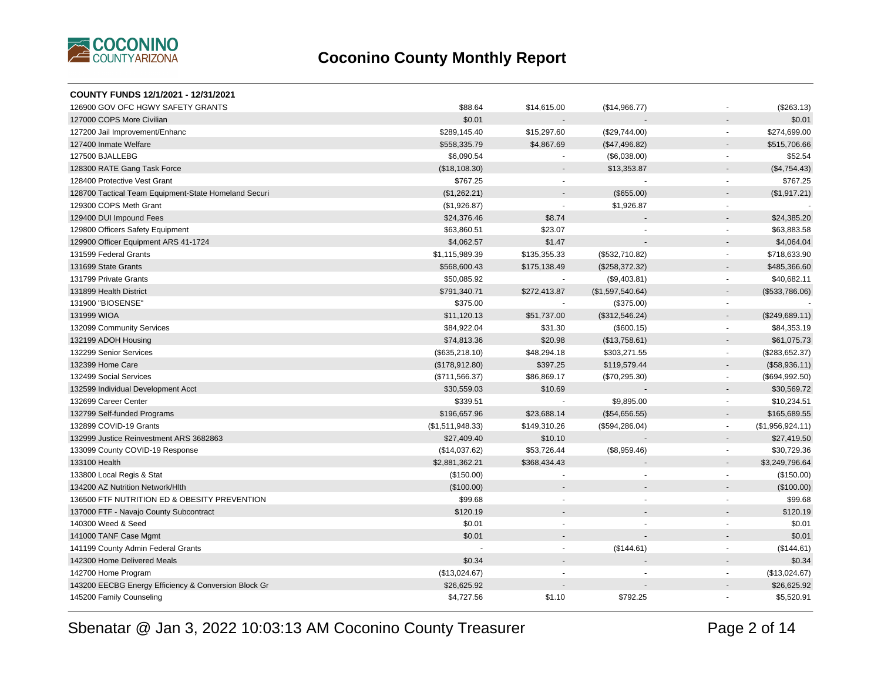# Coconino County Monthly Report

**COUNTY FUNDS 12/1/2021 - 12/31/2021**

| | | | | | |
|---|---|---|---|---|---|
| 126900 GOV OFC HGWY SAFETY GRANTS | $88.64 | $14,615.00 | ($14,966.77) | - | ($263.13) |
| 127000 COPS More Civilian | $0.01 | - | - | - | $0.01 |
| 127200 Jail Improvement/Enhanc | $289,145.40 | $15,297.60 | ($29,744.00) | - | $274,699.00 |
| 127400 Inmate Welfare | $558,335.79 | $4,867.69 | ($47,496.82) | - | $515,706.66 |
| 127500 BJALLEBG | $6,090.54 | - | ($6,038.00) | - | $52.54 |
| 128300 RATE Gang Task Force | ($18,108.30) | - | $13,353.87 | - | ($4,754.43) |
| 128400 Protective Vest Grant | $767.25 | - | - | - | $767.25 |
| 128700 Tactical Team Equipment-State Homeland Securi | ($1,262.21) | - | ($655.00) | - | ($1,917.21) |
| 129300 COPS Meth Grant | ($1,926.87) | - | $1,926.87 | - | - |
| 129400 DUI Impound Fees | $24,376.46 | $8.74 | - | - | $24,385.20 |
| 129800 Officers Safety Equipment | $63,860.51 | $23.07 | - | - | $63,883.58 |
| 129900 Officer Equipment ARS 41-1724 | $4,062.57 | $1.47 | - | - | $4,064.04 |
| 131599 Federal Grants | $1,115,989.39 | $135,355.33 | ($532,710.82) | - | $718,633.90 |
| 131699 State Grants | $568,600.43 | $175,138.49 | ($258,372.32) | - | $485,366.60 |
| 131799 Private Grants | $50,085.92 | - | ($9,403.81) | - | $40,682.11 |
| 131899 Health District | $791,340.71 | $272,413.87 | ($1,597,540.64) | - | ($533,786.06) |
| 131900 "BIOSENSE" | $375.00 | - | ($375.00) | - | - |
| 131999 WIOA | $11,120.13 | $51,737.00 | ($312,546.24) | - | ($249,689.11) |
| 132099 Community Services | $84,922.04 | $31.30 | ($600.15) | - | $84,353.19 |
| 132199 ADOH Housing | $74,813.36 | $20.98 | ($13,758.61) | - | $61,075.73 |
| 132299 Senior Services | ($635,218.10) | $48,294.18 | $303,271.55 | - | ($283,652.37) |
| 132399 Home Care | ($178,912.80) | $397.25 | $119,579.44 | - | ($58,936.11) |
| 132499 Social Services | ($711,566.37) | $86,869.17 | ($70,295.30) | - | ($694,992.50) |
| 132599 Individual Development Acct | $30,559.03 | $10.69 | - | - | $30,569.72 |
| 132699 Career Center | $339.51 | - | $9,895.00 | - | $10,234.51 |
| 132799 Self-funded Programs | $196,657.96 | $23,688.14 | ($54,656.55) | - | $165,689.55 |
| 132899 COVID-19 Grants | ($1,511,948.33) | $149,310.26 | ($594,286.04) | - | ($1,956,924.11) |
| 132999 Justice Reinvestment ARS 3682863 | $27,409.40 | $10.10 | - | - | $27,419.50 |
| 133099 County COVID-19 Response | ($14,037.62) | $53,726.44 | ($8,959.46) | - | $30,729.36 |
| 133100 Health | $2,881,362.21 | $368,434.43 | - | - | $3,249,796.64 |
| 133800 Local Regis & Stat | ($150.00) | - | - | - | ($150.00) |
| 134200 AZ Nutrition Network/Hlth | ($100.00) | - | - | - | ($100.00) |
| 136500 FTF NUTRITION ED & OBESITY PREVENTION | $99.68 | - | - | - | $99.68 |
| 137000 FTF - Navajo County Subcontract | $120.19 | - | - | - | $120.19 |
| 140300 Weed & Seed | $0.01 | - | - | - | $0.01 |
| 141000 TANF Case Mgmt | $0.01 | - | - | - | $0.01 |
| 141199 County Admin Federal Grants | - | - | ($144.61) | - | ($144.61) |
| 142300 Home Delivered Meals | $0.34 | - | - | - | $0.34 |
| 142700 Home Program | ($13,024.67) | - | - | - | ($13,024.67) |
| 143200 EECBG Energy Efficiency & Conversion Block Gr | $26,625.92 | - | - | - | $26,625.92 |
| 145200 Family Counseling | $4,727.56 | $1.10 | $792.25 | - | $5,520.91 |

Sbenatar @ Jan 3, 2022 10:03:13 AM Coconino County Treasurer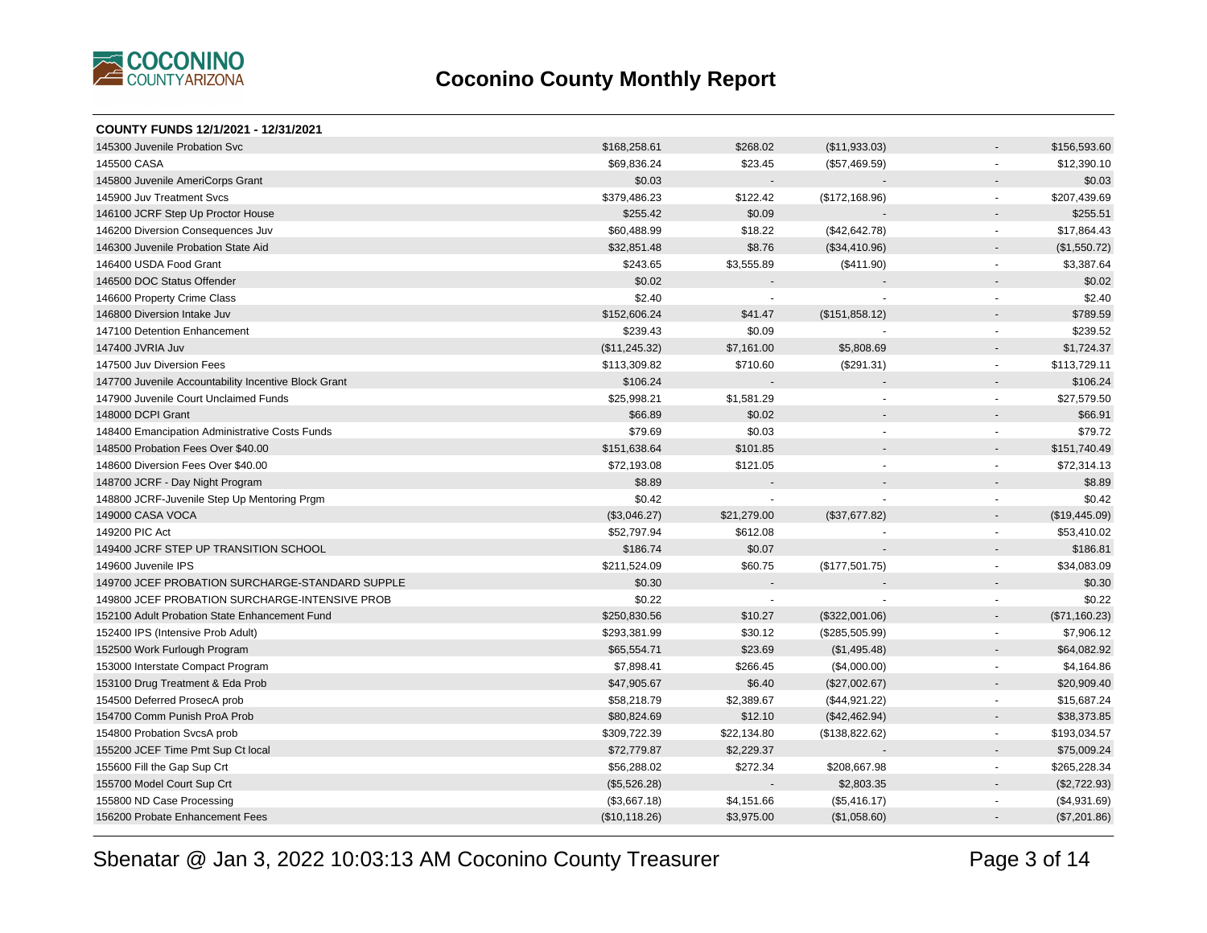# Coconino County Monthly Report

**COUNTY FUNDS 12/1/2021 - 12/31/2021**

| | | | | | |
|---|---|---|---|---|---|
| 145300 Juvenile Probation Svc | $168,258.61 | $268.02 | ($11,933.03) | - | $156,593.60 |
| 145500 CASA | $69,836.24 | $23.45 | ($57,469.59) | - | $12,390.10 |
| 145800 Juvenile AmeriCorps Grant | $0.03 | - | - | - | $0.03 |
| 145900 Juv Treatment Svcs | $379,486.23 | $122.42 | ($172,168.96) | - | $207,439.69 |
| 146100 JCRF Step Up Proctor House | $255.42 | $0.09 | - | - | $255.51 |
| 146200 Diversion Consequences Juv | $60,488.99 | $18.22 | ($42,642.78) | - | $17,864.43 |
| 146300 Juvenile Probation State Aid | $32,851.48 | $8.76 | ($34,410.96) | - | ($1,550.72) |
| 146400 USDA Food Grant | $243.65 | $3,555.89 | ($411.90) | - | $3,387.64 |
| 146500 DOC Status Offender | $0.02 | - | - | - | $0.02 |
| 146600 Property Crime Class | $2.40 | - | - | - | $2.40 |
| 146800 Diversion Intake Juv | $152,606.24 | $41.47 | ($151,858.12) | - | $789.59 |
| 147100 Detention Enhancement | $239.43 | $0.09 | - | - | $239.52 |
| 147400 JVRIA Juv | ($11,245.32) | $7,161.00 | $5,808.69 | - | $1,724.37 |
| 147500 Juv Diversion Fees | $113,309.82 | $710.60 | ($291.31) | - | $113,729.11 |
| 147700 Juvenile Accountability Incentive Block Grant | $106.24 | - | - | - | $106.24 |
| 147900 Juvenile Court Unclaimed Funds | $25,998.21 | $1,581.29 | - | - | $27,579.50 |
| 148000 DCPI Grant | $66.89 | $0.02 | - | - | $66.91 |
| 148400 Emancipation Administrative Costs Funds | $79.69 | $0.03 | - | - | $79.72 |
| 148500 Probation Fees Over $40.00 | $151,638.64 | $101.85 | - | - | $151,740.49 |
| 148600 Diversion Fees Over $40.00 | $72,193.08 | $121.05 | - | - | $72,314.13 |
| 148700 JCRF - Day Night Program | $8.89 | - | - | - | $8.89 |
| 148800 JCRF-Juvenile Step Up Mentoring Prgm | $0.42 | - | - | - | $0.42 |
| 149000 CASA VOCA | ($3,046.27) | $21,279.00 | ($37,677.82) | - | ($19,445.09) |
| 149200 PIC Act | $52,797.94 | $612.08 | - | - | $53,410.02 |
| 149400 JCRF STEP UP TRANSITION SCHOOL | $186.74 | $0.07 | - | - | $186.81 |
| 149600 Juvenile IPS | $211,524.09 | $60.75 | ($177,501.75) | - | $34,083.09 |
| 149700 JCEF PROBATION SURCHARGE-STANDARD SUPPLE | $0.30 | - | - | - | $0.30 |
| 149800 JCEF PROBATION SURCHARGE-INTENSIVE PROB | $0.22 | - | - | - | $0.22 |
| 152100 Adult Probation State Enhancement Fund | $250,830.56 | $10.27 | ($322,001.06) | - | ($71,160.23) |
| 152400 IPS (Intensive Prob Adult) | $293,381.99 | $30.12 | ($285,505.99) | - | $7,906.12 |
| 152500 Work Furlough Program | $65,554.71 | $23.69 | ($1,495.48) | - | $64,082.92 |
| 153000 Interstate Compact Program | $7,898.41 | $266.45 | ($4,000.00) | - | $4,164.86 |
| 153100 Drug Treatment & Eda Prob | $47,905.67 | $6.40 | ($27,002.67) | - | $20,909.40 |
| 154500 Deferred ProsecA prob | $58,218.79 | $2,389.67 | ($44,921.22) | - | $15,687.24 |
| 154700 Comm Punish ProA Prob | $80,824.69 | $12.10 | ($42,462.94) | - | $38,373.85 |
| 154800 Probation SvcsA prob | $309,722.39 | $22,134.80 | ($138,822.62) | - | $193,034.57 |
| 155200 JCEF Time Pmt Sup Ct local | $72,779.87 | $2,229.37 | - | - | $75,009.24 |
| 155600 Fill the Gap Sup Crt | $56,288.02 | $272.34 | $208,667.98 | - | $265,228.34 |
| 155700 Model Court Sup Crt | ($5,526.28) | - | $2,803.35 | - | ($2,722.93) |
| 155800 ND Case Processing | ($3,667.18) | $4,151.66 | ($5,416.17) | - | ($4,931.69) |
| 156200 Probate Enhancement Fees | ($10,118.26) | $3,975.00 | ($1,058.60) | - | ($7,201.86) |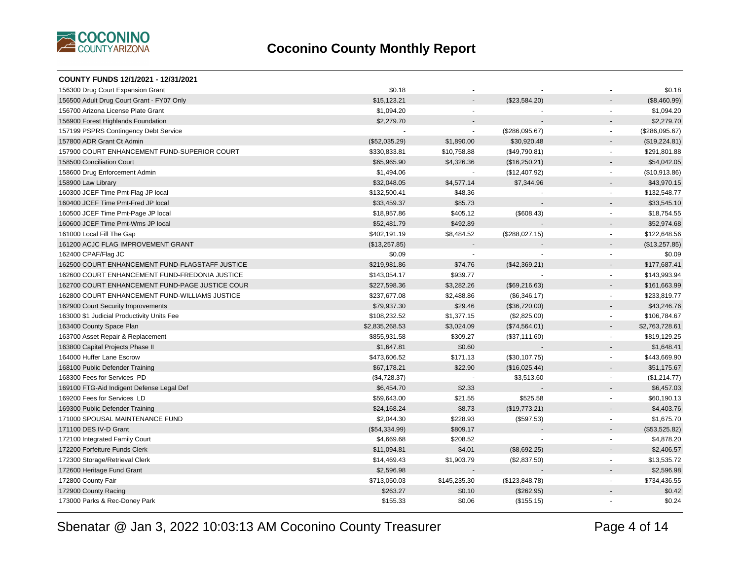# Coconino County Monthly Report

**COUNTY FUNDS 12/1/2021 - 12/31/2021**

| Fund | | | | | |
|---|---|---|---|---|---|
| 156300 Drug Court Expansion Grant | $0.18 | - | - | - | $0.18 |
| 156500 Adult Drug Court Grant - FY07 Only | $15,123.21 | - | ($23,584.20) | - | ($8,460.99) |
| 156700 Arizona License Plate Grant | $1,094.20 | - | - | - | $1,094.20 |
| 156900 Forest Highlands Foundation | $2,279.70 | - | - | - | $2,279.70 |
| 157199 PSPRS Contingency Debt Service | - | - | ($286,095.67) | - | ($286,095.67) |
| 157800 ADR Grant Ct Admin | ($52,035.29) | $1,890.00 | $30,920.48 | - | ($19,224.81) |
| 157900 COURT ENHANCEMENT FUND-SUPERIOR COURT | $330,833.81 | $10,758.88 | ($49,790.81) | - | $291,801.88 |
| 158500 Conciliation Court | $65,965.90 | $4,326.36 | ($16,250.21) | - | $54,042.05 |
| 158600 Drug Enforcement Admin | $1,494.06 | - | ($12,407.92) | - | ($10,913.86) |
| 158900 Law Library | $32,048.05 | $4,577.14 | $7,344.96 | - | $43,970.15 |
| 160300 JCEF Time Pmt-Flag JP local | $132,500.41 | $48.36 | - | - | $132,548.77 |
| 160400 JCEF Time Pmt-Fred JP local | $33,459.37 | $85.73 | - | - | $33,545.10 |
| 160500 JCEF Time Pmt-Page JP local | $18,957.86 | $405.12 | ($608.43) | - | $18,754.55 |
| 160600 JCEF Time Pmt-Wms JP local | $52,481.79 | $492.89 | - | - | $52,974.68 |
| 161000 Local Fill The Gap | $402,191.19 | $8,484.52 | ($288,027.15) | - | $122,648.56 |
| 161200 ACJC FLAG IMPROVEMENT GRANT | ($13,257.85) | - | - | - | ($13,257.85) |
| 162400 CPAF/Flag JC | $0.09 | - | - | - | $0.09 |
| 162500 COURT ENHANCEMENT FUND-FLAGSTAFF JUSTICE | $219,981.86 | $74.76 | ($42,369.21) | - | $177,687.41 |
| 162600 COURT ENHANCEMENT FUND-FREDONIA JUSTICE | $143,054.17 | $939.77 | - | - | $143,993.94 |
| 162700 COURT ENHANCEMENT FUND-PAGE JUSTICE COUR | $227,598.36 | $3,282.26 | ($69,216.63) | - | $161,663.99 |
| 162800 COURT ENHANCEMENT FUND-WILLIAMS JUSTICE | $237,677.08 | $2,488.86 | ($6,346.17) | - | $233,819.77 |
| 162900 Court Security Improvements | $79,937.30 | $29.46 | ($36,720.00) | - | $43,246.76 |
| 163000 $1 Judicial Productivity Units Fee | $108,232.52 | $1,377.15 | ($2,825.00) | - | $106,784.67 |
| 163400 County Space Plan | $2,835,268.53 | $3,024.09 | ($74,564.01) | - | $2,763,728.61 |
| 163700 Asset Repair & Replacement | $855,931.58 | $309.27 | ($37,111.60) | - | $819,129.25 |
| 163800 Capital Projects Phase II | $1,647.81 | $0.60 | - | - | $1,648.41 |
| 164000 Huffer Lane Escrow | $473,606.52 | $171.13 | ($30,107.75) | - | $443,669.90 |
| 168100 Public Defender Training | $67,178.21 | $22.90 | ($16,025.44) | - | $51,175.67 |
| 168300 Fees for Services PD | ($4,728.37) | - | $3,513.60 | - | ($1,214.77) |
| 169100 FTG-Aid Indigent Defense Legal Def | $6,454.70 | $2.33 | - | - | $6,457.03 |
| 169200 Fees for Services LD | $59,643.00 | $21.55 | $525.58 | - | $60,190.13 |
| 169300 Public Defender Training | $24,168.24 | $8.73 | ($19,773.21) | - | $4,403.76 |
| 171000 SPOUSAL MAINTENANCE FUND | $2,044.30 | $228.93 | ($597.53) | - | $1,675.70 |
| 171100 DES IV-D Grant | ($54,334.99) | $809.17 | - | - | ($53,525.82) |
| 172100 Integrated Family Court | $4,669.68 | $208.52 | - | - | $4,878.20 |
| 172200 Forfeiture Funds Clerk | $11,094.81 | $4.01 | ($8,692.25) | - | $2,406.57 |
| 172300 Storage/Retrieval Clerk | $14,469.43 | $1,903.79 | ($2,837.50) | - | $13,535.72 |
| 172600 Heritage Fund Grant | $2,596.98 | - | - | - | $2,596.98 |
| 172800 County Fair | $713,050.03 | $145,235.30 | ($123,848.78) | - | $734,436.55 |
| 172900 County Racing | $263.27 | $0.10 | ($262.95) | - | $0.42 |
| 173000 Parks & Rec-Doney Park | $155.33 | $0.06 | ($155.15) | - | $0.24 |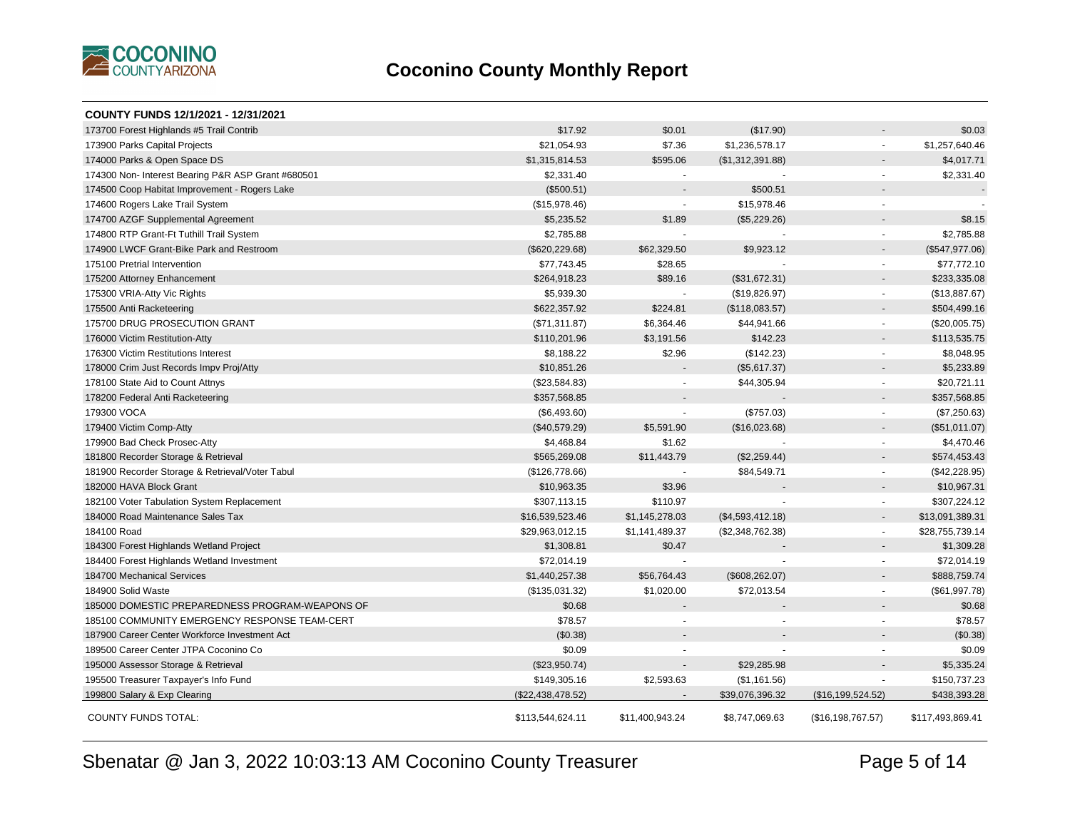# Coconino County Monthly Report

**COUNTY FUNDS 12/1/2021 - 12/31/2021**

| | | | | | |
|---|---|---|---|---|---|
| 173700 Forest Highlands #5 Trail Contrib | $17.92 | $0.01 | ($17.90) | - | $0.03 |
| 173900 Parks Capital Projects | $21,054.93 | $7.36 | $1,236,578.17 | - | $1,257,640.46 |
| 174000 Parks & Open Space DS | $1,315,814.53 | $595.06 | ($1,312,391.88) | - | $4,017.71 |
| 174300 Non- Interest Bearing P&R ASP Grant #680501 | $2,331.40 | - | - | - | $2,331.40 |
| 174500 Coop Habitat Improvement - Rogers Lake | ($500.51) | - | $500.51 | - | - |
| 174600 Rogers Lake Trail System | ($15,978.46) | - | $15,978.46 | - | - |
| 174700 AZGF Supplemental Agreement | $5,235.52 | $1.89 | ($5,229.26) | - | $8.15 |
| 174800 RTP Grant-Ft Tuthill Trail System | $2,785.88 | - | - | - | $2,785.88 |
| 174900 LWCF Grant-Bike Park and Restroom | ($620,229.68) | $62,329.50 | $9,923.12 | - | ($547,977.06) |
| 175100 Pretrial Intervention | $77,743.45 | $28.65 | - | - | $77,772.10 |
| 175200 Attorney Enhancement | $264,918.23 | $89.16 | ($31,672.31) | - | $233,335.08 |
| 175300 VRIA-Atty Vic Rights | $5,939.30 | - | ($19,826.97) | - | ($13,887.67) |
| 175500 Anti Racketeering | $622,357.92 | $224.81 | ($118,083.57) | - | $504,499.16 |
| 175700 DRUG PROSECUTION GRANT | ($71,311.87) | $6,364.46 | $44,941.66 | - | ($20,005.75) |
| 176000 Victim Restitution-Atty | $110,201.96 | $3,191.56 | $142.23 | - | $113,535.75 |
| 176300 Victim Restitutions Interest | $8,188.22 | $2.96 | ($142.23) | - | $8,048.95 |
| 178000 Crim Just Records Impv Proj/Atty | $10,851.26 | - | ($5,617.37) | - | $5,233.89 |
| 178100 State Aid to Count Attnys | ($23,584.83) | - | $44,305.94 | - | $20,721.11 |
| 178200 Federal Anti Racketeering | $357,568.85 | - | - | - | $357,568.85 |
| 179300 VOCA | ($6,493.60) | - | ($757.03) | - | ($7,250.63) |
| 179400 Victim Comp-Atty | ($40,579.29) | $5,591.90 | ($16,023.68) | - | ($51,011.07) |
| 179900 Bad Check Prosec-Atty | $4,468.84 | $1.62 | - | - | $4,470.46 |
| 181800 Recorder Storage & Retrieval | $565,269.08 | $11,443.79 | ($2,259.44) | - | $574,453.43 |
| 181900 Recorder Storage & Retrieval/Voter Tabul | ($126,778.66) | - | $84,549.71 | - | ($42,228.95) |
| 182000 HAVA Block Grant | $10,963.35 | $3.96 | - | - | $10,967.31 |
| 182100 Voter Tabulation System Replacement | $307,113.15 | $110.97 | - | - | $307,224.12 |
| 184000 Road Maintenance Sales Tax | $16,539,523.46 | $1,145,278.03 | ($4,593,412.18) | - | $13,091,389.31 |
| 184100 Road | $29,963,012.15 | $1,141,489.37 | ($2,348,762.38) | - | $28,755,739.14 |
| 184300 Forest Highlands Wetland Project | $1,308.81 | $0.47 | - | - | $1,309.28 |
| 184400 Forest Highlands Wetland Investment | $72,014.19 | - | - | - | $72,014.19 |
| 184700 Mechanical Services | $1,440,257.38 | $56,764.43 | ($608,262.07) | - | $888,759.74 |
| 184900 Solid Waste | ($135,031.32) | $1,020.00 | $72,013.54 | - | ($61,997.78) |
| 185000 DOMESTIC PREPAREDNESS PROGRAM-WEAPONS OF | $0.68 | - | - | - | $0.68 |
| 185100 COMMUNITY EMERGENCY RESPONSE TEAM-CERT | $78.57 | - | - | - | $78.57 |
| 187900 Career Center Workforce Investment Act | ($0.38) | - | - | - | ($0.38) |
| 189500 Career Center JTPA Coconino Co | $0.09 | - | - | - | $0.09 |
| 195000 Assessor Storage & Retrieval | ($23,950.74) | - | $29,285.98 | - | $5,335.24 |
| 195500 Treasurer Taxpayer's Info Fund | $149,305.16 | $2,593.63 | ($1,161.56) | - | $150,737.23 |
| 199800 Salary & Exp Clearing | ($22,438,478.52) | - | $39,076,396.32 | ($16,199,524.52) | $438,393.28 |
| COUNTY FUNDS TOTAL: | $113,544,624.11 | $11,400,943.24 | $8,747,069.63 | ($16,198,767.57) | $117,493,869.41 |

Sbenatar @ Jan 3, 2022 10:03:13 AM Coconino County Treasurer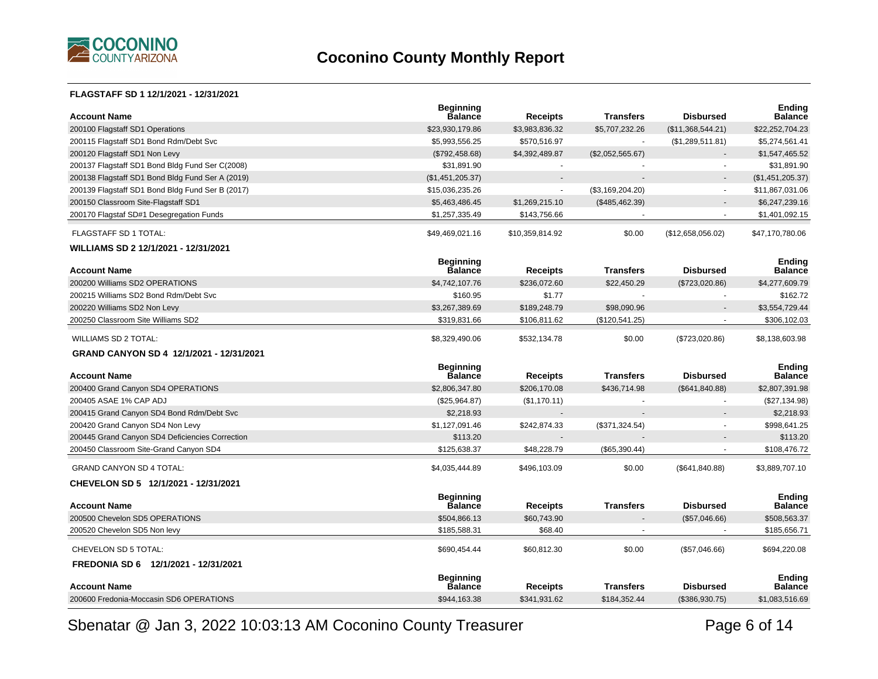# Coconino County Monthly Report

### FLAGSTAFF SD 1 12/1/2021 - 12/31/2021

| Account Name | Beginning Balance | Receipts | Transfers | Disbursed | Ending Balance |
|---|---|---|---|---|---|
| 200100 Flagstaff SD1 Operations | $23,930,179.86 | $3,983,836.32 | $5,707,232.26 | ($11,368,544.21) | $22,252,704.23 |
| 200115 Flagstaff SD1 Bond Rdm/Debt Svc | $5,993,556.25 | $570,516.97 | - | ($1,289,511.81) | $5,274,561.41 |
| 200120 Flagstaff SD1 Non Levy | ($792,458.68) | $4,392,489.87 | ($2,052,565.67) | - | $1,547,465.52 |
| 200137 Flagstaff SD1 Bond Bldg Fund Ser C(2008) | $31,891.90 | - | - | - | $31,891.90 |
| 200138 Flagstaff SD1 Bond Bldg Fund Ser A (2019) | ($1,451,205.37) | - | - | - | ($1,451,205.37) |
| 200139 Flagstaff SD1 Bond Bldg Fund Ser B (2017) | $15,036,235.26 | - | ($3,169,204.20) | - | $11,867,031.06 |
| 200150 Classroom Site-Flagstaff SD1 | $5,463,486.45 | $1,269,215.10 | ($485,462.39) | - | $6,247,239.16 |
| 200170 Flagstaf SD#1 Desegregation Funds | $1,257,335.49 | $143,756.66 | - | - | $1,401,092.15 |
| FLAGSTAFF SD 1 TOTAL: | $49,469,021.16 | $10,359,814.92 | $0.00 | ($12,658,056.02) | $47,170,780.06 |

### WILLIAMS SD 2 12/1/2021 - 12/31/2021

| Account Name | Beginning Balance | Receipts | Transfers | Disbursed | Ending Balance |
|---|---|---|---|---|---|
| 200200 Williams SD2 OPERATIONS | $4,742,107.76 | $236,072.60 | $22,450.29 | ($723,020.86) | $4,277,609.79 |
| 200215 Williams SD2 Bond Rdm/Debt Svc | $160.95 | $1.77 | - | - | $162.72 |
| 200220 Williams SD2 Non Levy | $3,267,389.69 | $189,248.79 | $98,090.96 | - | $3,554,729.44 |
| 200250 Classroom Site Williams SD2 | $319,831.66 | $106,811.62 | ($120,541.25) | - | $306,102.03 |
| WILLIAMS SD 2 TOTAL: | $8,329,490.06 | $532,134.78 | $0.00 | ($723,020.86) | $8,138,603.98 |

### GRAND CANYON SD 4 12/1/2021 - 12/31/2021

| Account Name | Beginning Balance | Receipts | Transfers | Disbursed | Ending Balance |
|---|---|---|---|---|---|
| 200400 Grand Canyon SD4 OPERATIONS | $2,806,347.80 | $206,170.08 | $436,714.98 | ($641,840.88) | $2,807,391.98 |
| 200405 ASAE 1% CAP ADJ | ($25,964.87) | ($1,170.11) | - | - | ($27,134.98) |
| 200415 Grand Canyon SD4 Bond Rdm/Debt Svc | $2,218.93 | - | - | - | $2,218.93 |
| 200420 Grand Canyon SD4 Non Levy | $1,127,091.46 | $242,874.33 | ($371,324.54) | - | $998,641.25 |
| 200445 Grand Canyon SD4 Deficiencies Correction | $113.20 | - | - | - | $113.20 |
| 200450 Classroom Site-Grand Canyon SD4 | $125,638.37 | $48,228.79 | ($65,390.44) | - | $108,476.72 |
| GRAND CANYON SD 4 TOTAL: | $4,035,444.89 | $496,103.09 | $0.00 | ($641,840.88) | $3,889,707.10 |

### CHEVELON SD 5 12/1/2021 - 12/31/2021

| Account Name | Beginning Balance | Receipts | Transfers | Disbursed | Ending Balance |
|---|---|---|---|---|---|
| 200500 Chevelon SD5 OPERATIONS | $504,866.13 | $60,743.90 | - | ($57,046.66) | $508,563.37 |
| 200520 Chevelon SD5 Non levy | $185,588.31 | $68.40 | - | - | $185,656.71 |
| CHEVELON SD 5 TOTAL: | $690,454.44 | $60,812.30 | $0.00 | ($57,046.66) | $694,220.08 |

### FREDONIA SD 6 12/1/2021 - 12/31/2021

| Account Name | Beginning Balance | Receipts | Transfers | Disbursed | Ending Balance |
|---|---|---|---|---|---|
| 200600 Fredonia-Moccasin SD6 OPERATIONS | $944,163.38 | $341,931.62 | $184,352.44 | ($386,930.75) | $1,083,516.69 |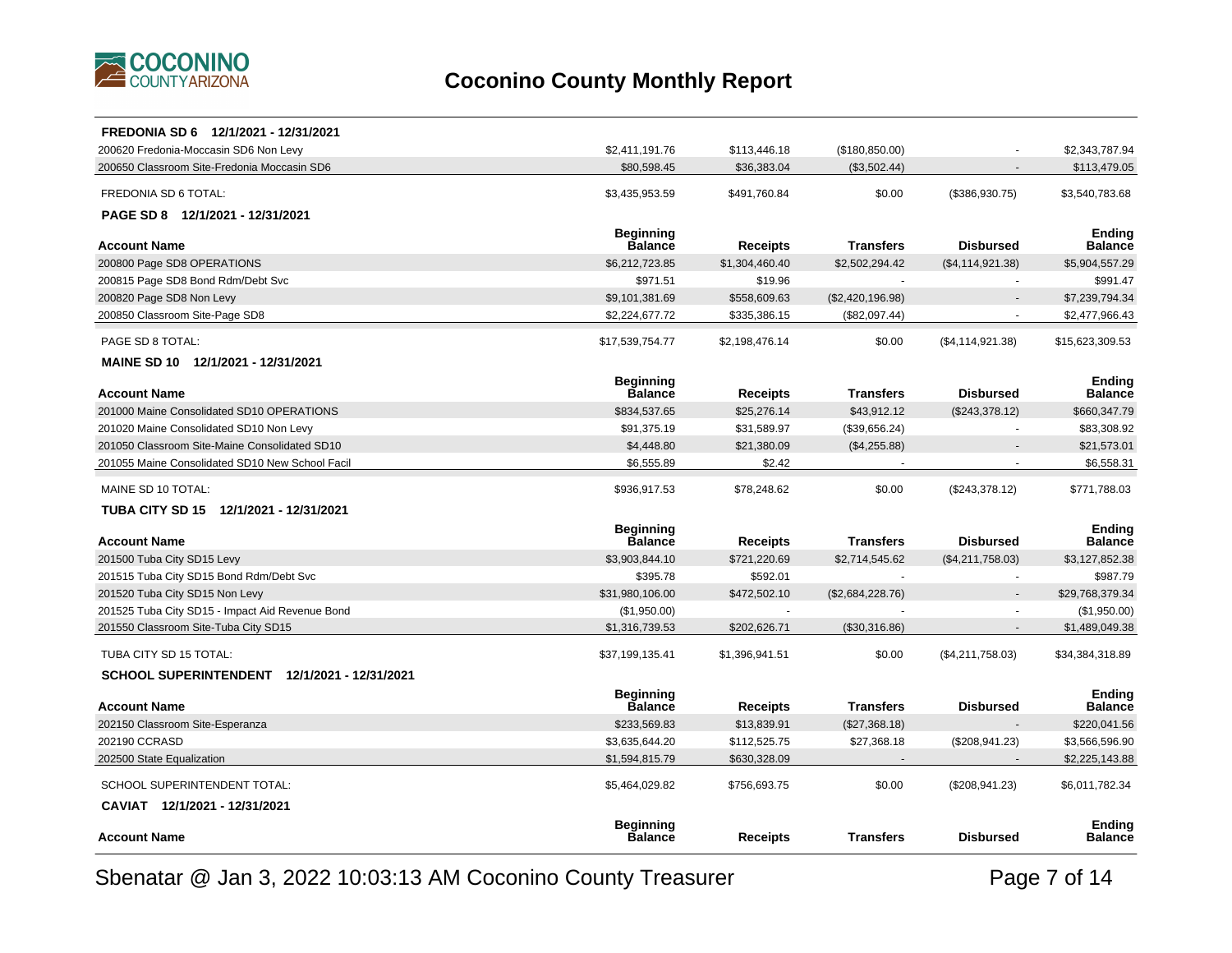# Coconino County Monthly Report

**FREDONIA SD 6 12/1/2021 - 12/31/2021**

| Account Name | Beginning Balance | Receipts | Transfers | Disbursed | Ending Balance |
|---|---|---|---|---|---|
| 200620 Fredonia-Moccasin SD6 Non Levy | $2,411,191.76 | $113,446.18 | ($180,850.00) | - | $2,343,787.94 |
| 200650 Classroom Site-Fredonia Moccasin SD6 | $80,598.45 | $36,383.04 | ($3,502.44) | - | $113,479.05 |
| FREDONIA SD 6 TOTAL: | $3,435,953.59 | $491,760.84 | $0.00 | ($386,930.75) | $3,540,783.68 |

**PAGE SD 8 12/1/2021 - 12/31/2021**

| Account Name | Beginning Balance | Receipts | Transfers | Disbursed | Ending Balance |
|---|---|---|---|---|---|
| 200800 Page SD8 OPERATIONS | $6,212,723.85 | $1,304,460.40 | $2,502,294.42 | ($4,114,921.38) | $5,904,557.29 |
| 200815 Page SD8 Bond Rdm/Debt Svc | $971.51 | $19.96 | - | - | $991.47 |
| 200820 Page SD8 Non Levy | $9,101,381.69 | $558,609.63 | ($2,420,196.98) | - | $7,239,794.34 |
| 200850 Classroom Site-Page SD8 | $2,224,677.72 | $335,386.15 | ($82,097.44) | - | $2,477,966.43 |
| PAGE SD 8 TOTAL: | $17,539,754.77 | $2,198,476.14 | $0.00 | ($4,114,921.38) | $15,623,309.53 |

**MAINE SD 10 12/1/2021 - 12/31/2021**

| Account Name | Beginning Balance | Receipts | Transfers | Disbursed | Ending Balance |
|---|---|---|---|---|---|
| 201000 Maine Consolidated SD10 OPERATIONS | $834,537.65 | $25,276.14 | $43,912.12 | ($243,378.12) | $660,347.79 |
| 201020 Maine Consolidated SD10 Non Levy | $91,375.19 | $31,589.97 | ($39,656.24) | - | $83,308.92 |
| 201050 Classroom Site-Maine Consolidated SD10 | $4,448.80 | $21,380.09 | ($4,255.88) | - | $21,573.01 |
| 201055 Maine Consolidated SD10 New School Facil | $6,555.89 | $2.42 | - | - | $6,558.31 |
| MAINE SD 10 TOTAL: | $936,917.53 | $78,248.62 | $0.00 | ($243,378.12) | $771,788.03 |

**TUBA CITY SD 15 12/1/2021 - 12/31/2021**

| Account Name | Beginning Balance | Receipts | Transfers | Disbursed | Ending Balance |
|---|---|---|---|---|---|
| 201500 Tuba City SD15 Levy | $3,903,844.10 | $721,220.69 | $2,714,545.62 | ($4,211,758.03) | $3,127,852.38 |
| 201515 Tuba City SD15 Bond Rdm/Debt Svc | $395.78 | $592.01 | - | - | $987.79 |
| 201520 Tuba City SD15 Non Levy | $31,980,106.00 | $472,502.10 | ($2,684,228.76) | - | $29,768,379.34 |
| 201525 Tuba City SD15 - Impact Aid Revenue Bond | ($1,950.00) | - | - | - | ($1,950.00) |
| 201550 Classroom Site-Tuba City SD15 | $1,316,739.53 | $202,626.71 | ($30,316.86) | - | $1,489,049.38 |
| TUBA CITY SD 15 TOTAL: | $37,199,135.41 | $1,396,941.51 | $0.00 | ($4,211,758.03) | $34,384,318.89 |

**SCHOOL SUPERINTENDENT 12/1/2021 - 12/31/2021**

| Account Name | Beginning Balance | Receipts | Transfers | Disbursed | Ending Balance |
|---|---|---|---|---|---|
| 202150 Classroom Site-Esperanza | $233,569.83 | $13,839.91 | ($27,368.18) | - | $220,041.56 |
| 202190 CCRASD | $3,635,644.20 | $112,525.75 | $27,368.18 | ($208,941.23) | $3,566,596.90 |
| 202500 State Equalization | $1,594,815.79 | $630,328.09 | - | - | $2,225,143.88 |
| SCHOOL SUPERINTENDENT TOTAL: | $5,464,029.82 | $756,693.75 | $0.00 | ($208,941.23) | $6,011,782.34 |

**CAVIAT 12/1/2021 - 12/31/2021**

| Account Name | Beginning Balance | Receipts | Transfers | Disbursed | Ending Balance |
|---|---|---|---|---|---|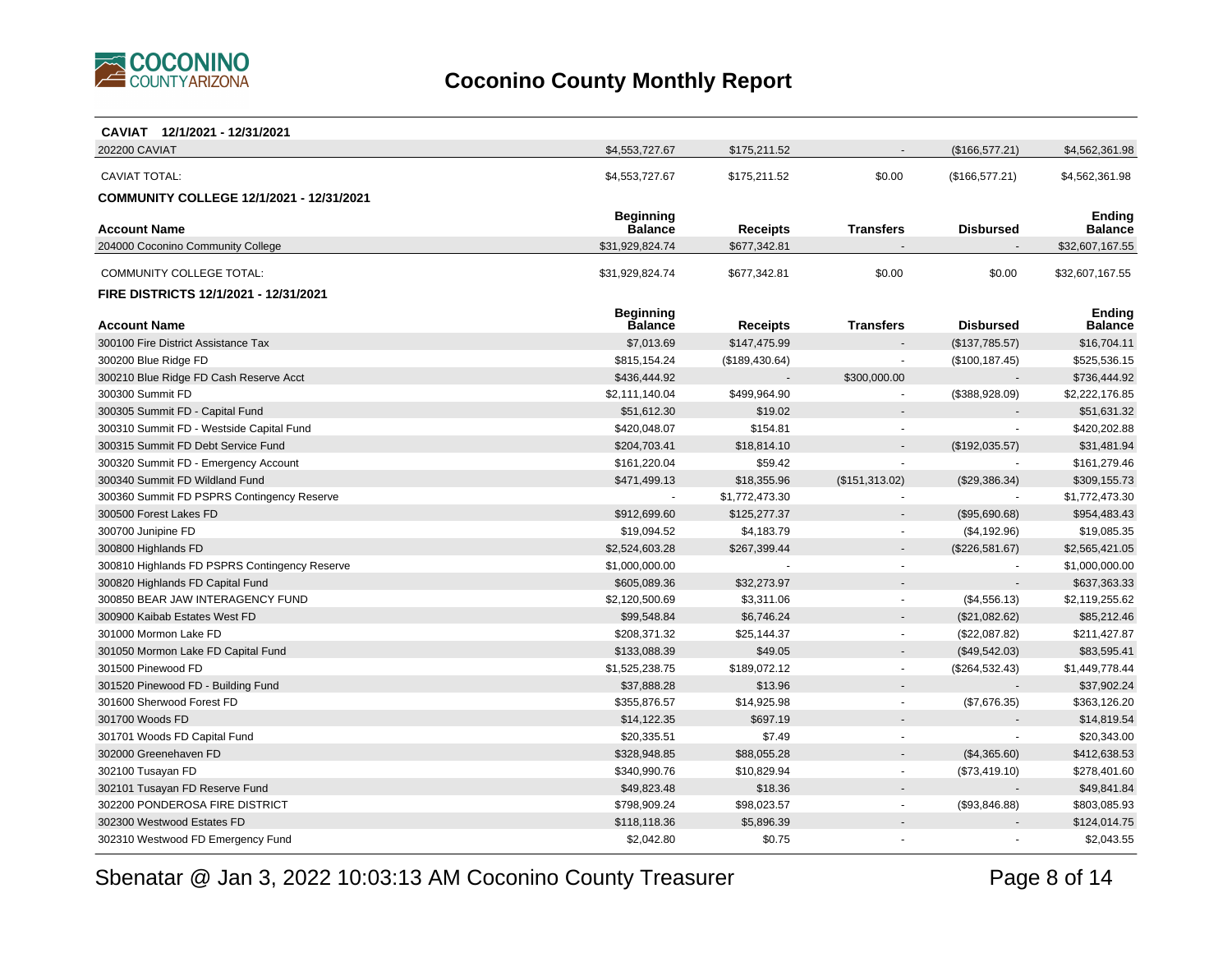# Coconino County Monthly Report

**CAVIAT 12/1/2021 - 12/31/2021**

| Account Name | Beginning Balance | Receipts | Transfers | Disbursed | Ending Balance |
|---|---|---|---|---|---|
| 202200 CAVIAT | $4,553,727.67 | $175,211.52 | - | ($166,577.21) | $4,562,361.98 |
| CAVIAT TOTAL: | $4,553,727.67 | $175,211.52 | $0.00 | ($166,577.21) | $4,562,361.98 |

**COMMUNITY COLLEGE 12/1/2021 - 12/31/2021**

| Account Name | Beginning Balance | Receipts | Transfers | Disbursed | Ending Balance |
|---|---|---|---|---|---|
| 204000 Coconino Community College | $31,929,824.74 | $677,342.81 | - | - | $32,607,167.55 |
| COMMUNITY COLLEGE TOTAL: | $31,929,824.74 | $677,342.81 | $0.00 | $0.00 | $32,607,167.55 |

**FIRE DISTRICTS 12/1/2021 - 12/31/2021**

| Account Name | Beginning Balance | Receipts | Transfers | Disbursed | Ending Balance |
|---|---|---|---|---|---|
| 300100 Fire District Assistance Tax | $7,013.69 | $147,475.99 | - | ($137,785.57) | $16,704.11 |
| 300200 Blue Ridge FD | $815,154.24 | ($189,430.64) | - | ($100,187.45) | $525,536.15 |
| 300210 Blue Ridge FD Cash Reserve Acct | $436,444.92 | - | $300,000.00 | - | $736,444.92 |
| 300300 Summit FD | $2,111,140.04 | $499,964.90 | - | ($388,928.09) | $2,222,176.85 |
| 300305 Summit FD - Capital Fund | $51,612.30 | $19.02 | - | - | $51,631.32 |
| 300310 Summit FD - Westside Capital Fund | $420,048.07 | $154.81 | - | - | $420,202.88 |
| 300315 Summit FD Debt Service Fund | $204,703.41 | $18,814.10 | - | ($192,035.57) | $31,481.94 |
| 300320 Summit FD - Emergency Account | $161,220.04 | $59.42 | - | - | $161,279.46 |
| 300340 Summit FD Wildland Fund | $471,499.13 | $18,355.96 | ($151,313.02) | ($29,386.34) | $309,155.73 |
| 300360 Summit FD PSPRS Contingency Reserve | - | $1,772,473.30 | - | - | $1,772,473.30 |
| 300500 Forest Lakes FD | $912,699.60 | $125,277.37 | - | ($95,690.68) | $954,483.43 |
| 300700 Junipine FD | $19,094.52 | $4,183.79 | - | ($4,192.96) | $19,085.35 |
| 300800 Highlands FD | $2,524,603.28 | $267,399.44 | - | ($226,581.67) | $2,565,421.05 |
| 300810 Highlands FD PSPRS Contingency Reserve | $1,000,000.00 | - | - | - | $1,000,000.00 |
| 300820 Highlands FD Capital Fund | $605,089.36 | $32,273.97 | - | - | $637,363.33 |
| 300850 BEAR JAW INTERAGENCY FUND | $2,120,500.69 | $3,311.06 | - | ($4,556.13) | $2,119,255.62 |
| 300900 Kaibab Estates West FD | $99,548.84 | $6,746.24 | - | ($21,082.62) | $85,212.46 |
| 301000 Mormon Lake FD | $208,371.32 | $25,144.37 | - | ($22,087.82) | $211,427.87 |
| 301050 Mormon Lake FD Capital Fund | $133,088.39 | $49.05 | - | ($49,542.03) | $83,595.41 |
| 301500 Pinewood FD | $1,525,238.75 | $189,072.12 | - | ($264,532.43) | $1,449,778.44 |
| 301520 Pinewood FD - Building Fund | $37,888.28 | $13.96 | - | - | $37,902.24 |
| 301600 Sherwood Forest FD | $355,876.57 | $14,925.98 | - | ($7,676.35) | $363,126.20 |
| 301700 Woods FD | $14,122.35 | $697.19 | - | - | $14,819.54 |
| 301701 Woods FD Capital Fund | $20,335.51 | $7.49 | - | - | $20,343.00 |
| 302000 Greenehaven FD | $328,948.85 | $88,055.28 | - | ($4,365.60) | $412,638.53 |
| 302100 Tusayan FD | $340,990.76 | $10,829.94 | - | ($73,419.10) | $278,401.60 |
| 302101 Tusayan FD Reserve Fund | $49,823.48 | $18.36 | - | - | $49,841.84 |
| 302200 PONDEROSA FIRE DISTRICT | $798,909.24 | $98,023.57 | - | ($93,846.88) | $803,085.93 |
| 302300 Westwood Estates FD | $118,118.36 | $5,896.39 | - | - | $124,014.75 |
| 302310 Westwood FD Emergency Fund | $2,042.80 | $0.75 | - | - | $2,043.55 |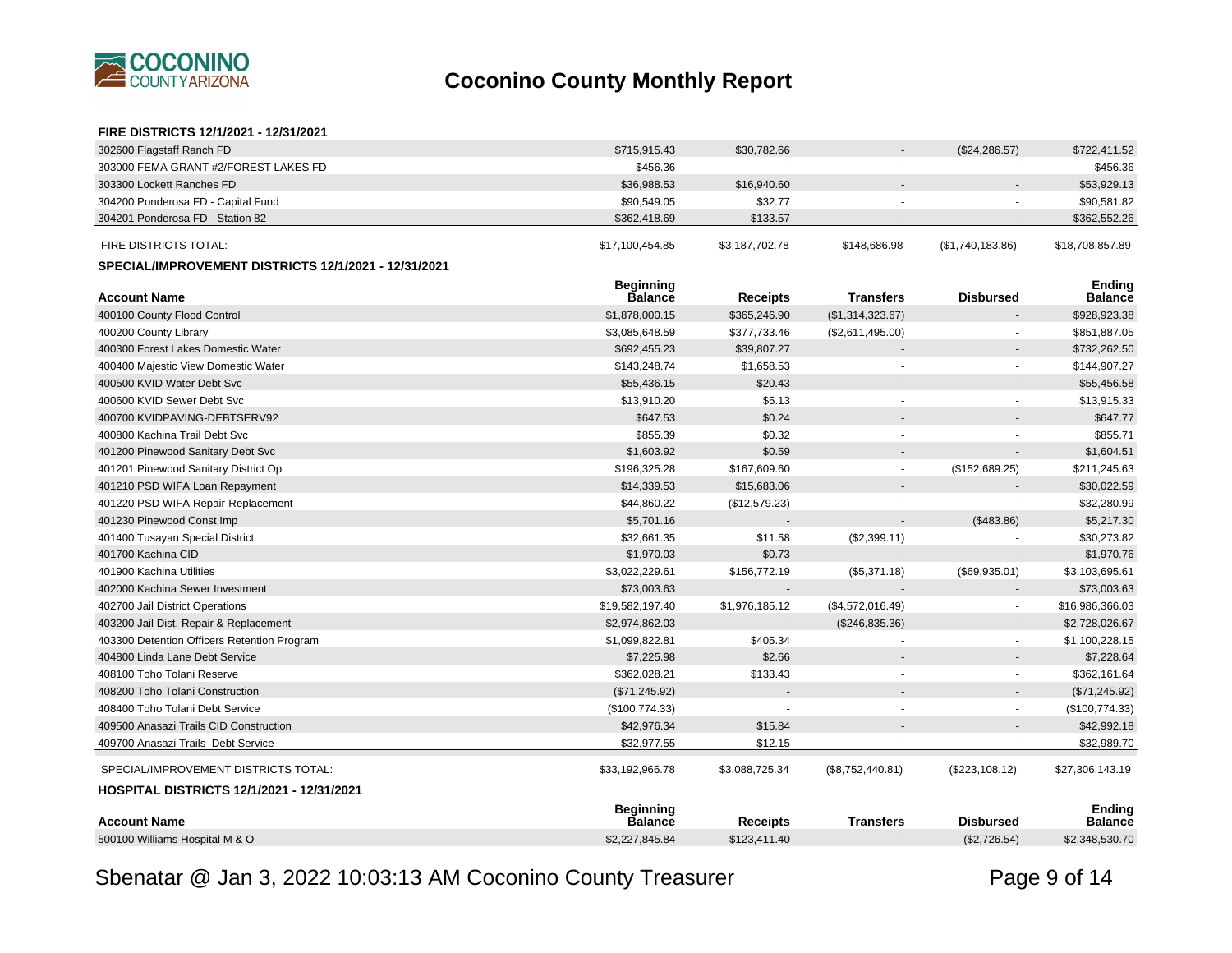# Coconino County Monthly Report

**FIRE DISTRICTS 12/1/2021 - 12/31/2021**

| Account Name | Beginning Balance | Receipts | Transfers | Disbursed | Ending Balance |
|---|---|---|---|---|---|
| 302600 Flagstaff Ranch FD | $715,915.43 | $30,782.66 | - | ($24,286.57) | $722,411.52 |
| 303000 FEMA GRANT #2/FOREST LAKES FD | $456.36 | - | - | - | $456.36 |
| 303300 Lockett Ranches FD | $36,988.53 | $16,940.60 | - | - | $53,929.13 |
| 304200 Ponderosa FD - Capital Fund | $90,549.05 | $32.77 | - | - | $90,581.82 |
| 304201 Ponderosa FD - Station 82 | $362,418.69 | $133.57 | - | - | $362,552.26 |
| FIRE DISTRICTS TOTAL: | $17,100,454.85 | $3,187,702.78 | $148,686.98 | ($1,740,183.86) | $18,708,857.89 |

**SPECIAL/IMPROVEMENT DISTRICTS 12/1/2021 - 12/31/2021**

| Account Name | Beginning Balance | Receipts | Transfers | Disbursed | Ending Balance |
|---|---|---|---|---|---|
| 400100 County Flood Control | $1,878,000.15 | $365,246.90 | ($1,314,323.67) | - | $928,923.38 |
| 400200 County Library | $3,085,648.59 | $377,733.46 | ($2,611,495.00) | - | $851,887.05 |
| 400300 Forest Lakes Domestic Water | $692,455.23 | $39,807.27 | - | - | $732,262.50 |
| 400400 Majestic View Domestic Water | $143,248.74 | $1,658.53 | - | - | $144,907.27 |
| 400500 KVID Water Debt Svc | $55,436.15 | $20.43 | - | - | $55,456.58 |
| 400600 KVID Sewer Debt Svc | $13,910.20 | $5.13 | - | - | $13,915.33 |
| 400700 KVIDPAVING-DEBTSERV92 | $647.53 | $0.24 | - | - | $647.77 |
| 400800 Kachina Trail Debt Svc | $855.39 | $0.32 | - | - | $855.71 |
| 401200 Pinewood Sanitary Debt Svc | $1,603.92 | $0.59 | - | - | $1,604.51 |
| 401201 Pinewood Sanitary District Op | $196,325.28 | $167,609.60 | - | ($152,689.25) | $211,245.63 |
| 401210 PSD WIFA Loan Repayment | $14,339.53 | $15,683.06 | - | - | $30,022.59 |
| 401220 PSD WIFA Repair-Replacement | $44,860.22 | ($12,579.23) | - | - | $32,280.99 |
| 401230 Pinewood Const Imp | $5,701.16 | - | - | ($483.86) | $5,217.30 |
| 401400 Tusayan Special District | $32,661.35 | $11.58 | ($2,399.11) | - | $30,273.82 |
| 401700 Kachina CID | $1,970.03 | $0.73 | - | - | $1,970.76 |
| 401900 Kachina Utilities | $3,022,229.61 | $156,772.19 | ($5,371.18) | ($69,935.01) | $3,103,695.61 |
| 402000 Kachina Sewer Investment | $73,003.63 | - | - | - | $73,003.63 |
| 402700 Jail District Operations | $19,582,197.40 | $1,976,185.12 | ($4,572,016.49) | - | $16,986,366.03 |
| 403200 Jail Dist. Repair & Replacement | $2,974,862.03 | - | ($246,835.36) | - | $2,728,026.67 |
| 403300 Detention Officers Retention Program | $1,099,822.81 | $405.34 | - | - | $1,100,228.15 |
| 404800 Linda Lane Debt Service | $7,225.98 | $2.66 | - | - | $7,228.64 |
| 408100 Toho Tolani Reserve | $362,028.21 | $133.43 | - | - | $362,161.64 |
| 408200 Toho Tolani Construction | ($71,245.92) | - | - | - | ($71,245.92) |
| 408400 Toho Tolani Debt Service | ($100,774.33) | - | - | - | ($100,774.33) |
| 409500 Anasazi Trails CID Construction | $42,976.34 | $15.84 | - | - | $42,992.18 |
| 409700 Anasazi Trails Debt Service | $32,977.55 | $12.15 | - | - | $32,989.70 |
| SPECIAL/IMPROVEMENT DISTRICTS TOTAL: | $33,192,966.78 | $3,088,725.34 | ($8,752,440.81) | ($223,108.12) | $27,306,143.19 |

**HOSPITAL DISTRICTS 12/1/2021 - 12/31/2021**

| Account Name | Beginning Balance | Receipts | Transfers | Disbursed | Ending Balance |
|---|---|---|---|---|---|
| 500100 Williams Hospital M & O | $2,227,845.84 | $123,411.40 | - | ($2,726.54) | $2,348,530.70 |

Sbenatar @ Jan 3, 2022 10:03:13 AM Coconino County Treasurer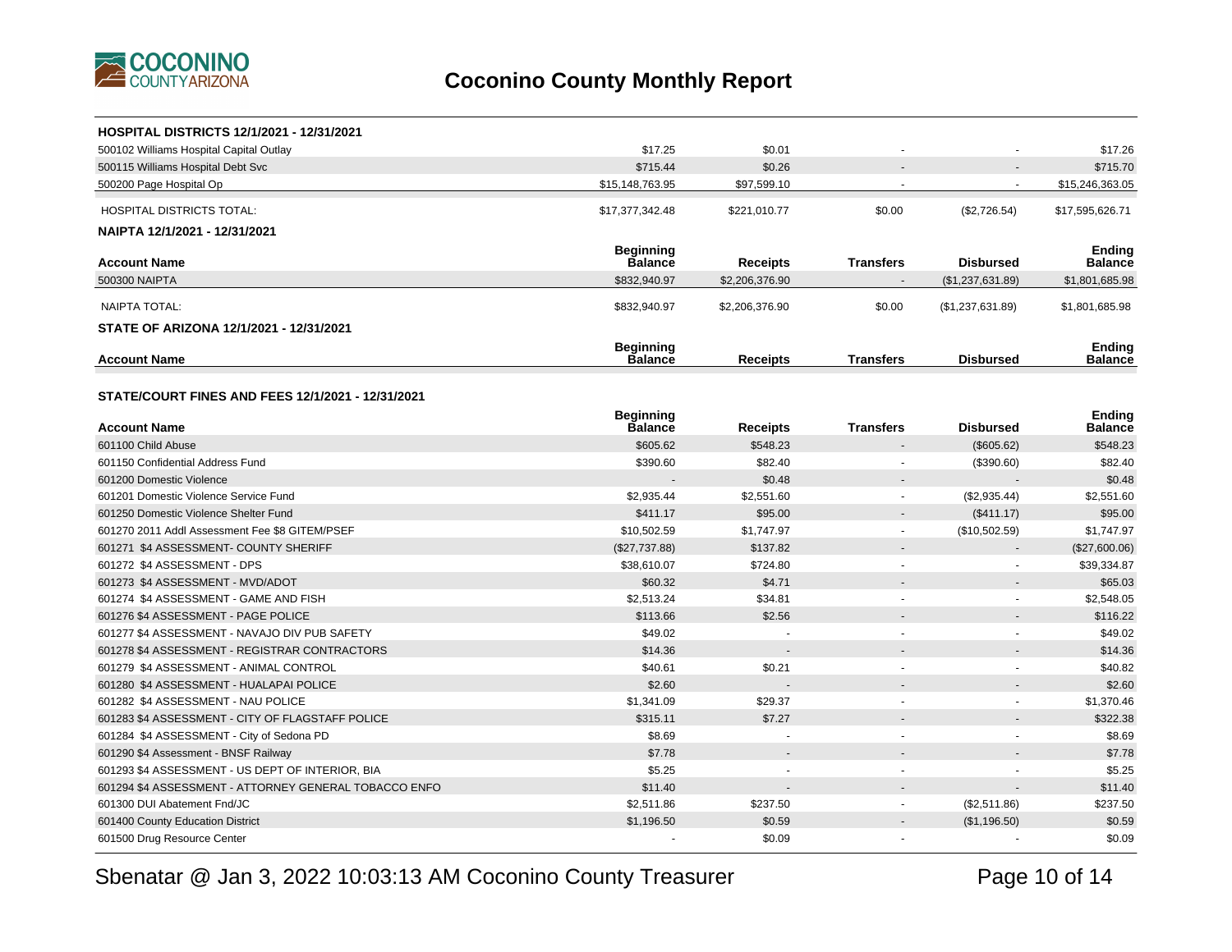# Coconino County Monthly Report

**HOSPITAL DISTRICTS 12/1/2021 - 12/31/2021**

| | | | | | |
|---|---|---|---|---|---|
| 500102 Williams Hospital Capital Outlay | $17.25 | $0.01 | - | - | $17.26 |
| 500115 Williams Hospital Debt Svc | $715.44 | $0.26 | - | - | $715.70 |
| 500200 Page Hospital Op | $15,148,763.95 | $97,599.10 | - | - | $15,246,363.05 |
| HOSPITAL DISTRICTS TOTAL: | $17,377,342.48 | $221,010.77 | $0.00 | ($2,726.54) | $17,595,626.71 |

**NAIPTA 12/1/2021 - 12/31/2021**

| Account Name | Beginning Balance | Receipts | Transfers | Disbursed | Ending Balance |
|---|---|---|---|---|---|
| 500300 NAIPTA | $832,940.97 | $2,206,376.90 | - | ($1,237,631.89) | $1,801,685.98 |
| NAIPTA TOTAL: | $832,940.97 | $2,206,376.90 | $0.00 | ($1,237,631.89) | $1,801,685.98 |

**STATE OF ARIZONA 12/1/2021 - 12/31/2021**

| Account Name | Beginning Balance | Receipts | Transfers | Disbursed | Ending Balance |
|---|---|---|---|---|---|

**STATE/COURT FINES AND FEES 12/1/2021 - 12/31/2021**

| Account Name | Beginning Balance | Receipts | Transfers | Disbursed | Ending Balance |
|---|---|---|---|---|---|
| 601100 Child Abuse | $605.62 | $548.23 | - | ($605.62) | $548.23 |
| 601150 Confidential Address Fund | $390.60 | $82.40 | - | ($390.60) | $82.40 |
| 601200 Domestic Violence | - | $0.48 | - | - | $0.48 |
| 601201 Domestic Violence Service Fund | $2,935.44 | $2,551.60 | - | ($2,935.44) | $2,551.60 |
| 601250 Domestic Violence Shelter Fund | $411.17 | $95.00 | - | ($411.17) | $95.00 |
| 601270 2011 Addl Assessment Fee $8 GITEM/PSEF | $10,502.59 | $1,747.97 | - | ($10,502.59) | $1,747.97 |
| 601271 $4 ASSESSMENT- COUNTY SHERIFF | ($27,737.88) | $137.82 | - | - | ($27,600.06) |
| 601272 $4 ASSESSMENT - DPS | $38,610.07 | $724.80 | - | - | $39,334.87 |
| 601273 $4 ASSESSMENT - MVD/ADOT | $60.32 | $4.71 | - | - | $65.03 |
| 601274 $4 ASSESSMENT - GAME AND FISH | $2,513.24 | $34.81 | - | - | $2,548.05 |
| 601276 $4 ASSESSMENT - PAGE POLICE | $113.66 | $2.56 | - | - | $116.22 |
| 601277 $4 ASSESSMENT - NAVAJO DIV PUB SAFETY | $49.02 | - | - | - | $49.02 |
| 601278 $4 ASSESSMENT - REGISTRAR CONTRACTORS | $14.36 | - | - | - | $14.36 |
| 601279 $4 ASSESSMENT - ANIMAL CONTROL | $40.61 | $0.21 | - | - | $40.82 |
| 601280 $4 ASSESSMENT - HUALAPAI POLICE | $2.60 | - | - | - | $2.60 |
| 601282 $4 ASSESSMENT - NAU POLICE | $1,341.09 | $29.37 | - | - | $1,370.46 |
| 601283 $4 ASSESSMENT - CITY OF FLAGSTAFF POLICE | $315.11 | $7.27 | - | - | $322.38 |
| 601284 $4 ASSESSMENT - City of Sedona PD | $8.69 | - | - | - | $8.69 |
| 601290 $4 Assessment - BNSF Railway | $7.78 | - | - | - | $7.78 |
| 601293 $4 ASSESSMENT - US DEPT OF INTERIOR, BIA | $5.25 | - | - | - | $5.25 |
| 601294 $4 ASSESSMENT - ATTORNEY GENERAL TOBACCO ENFO | $11.40 | - | - | - | $11.40 |
| 601300 DUI Abatement Fnd/JC | $2,511.86 | $237.50 | - | ($2,511.86) | $237.50 |
| 601400 County Education District | $1,196.50 | $0.59 | - | ($1,196.50) | $0.59 |
| 601500 Drug Resource Center | - | $0.09 | - | - | $0.09 |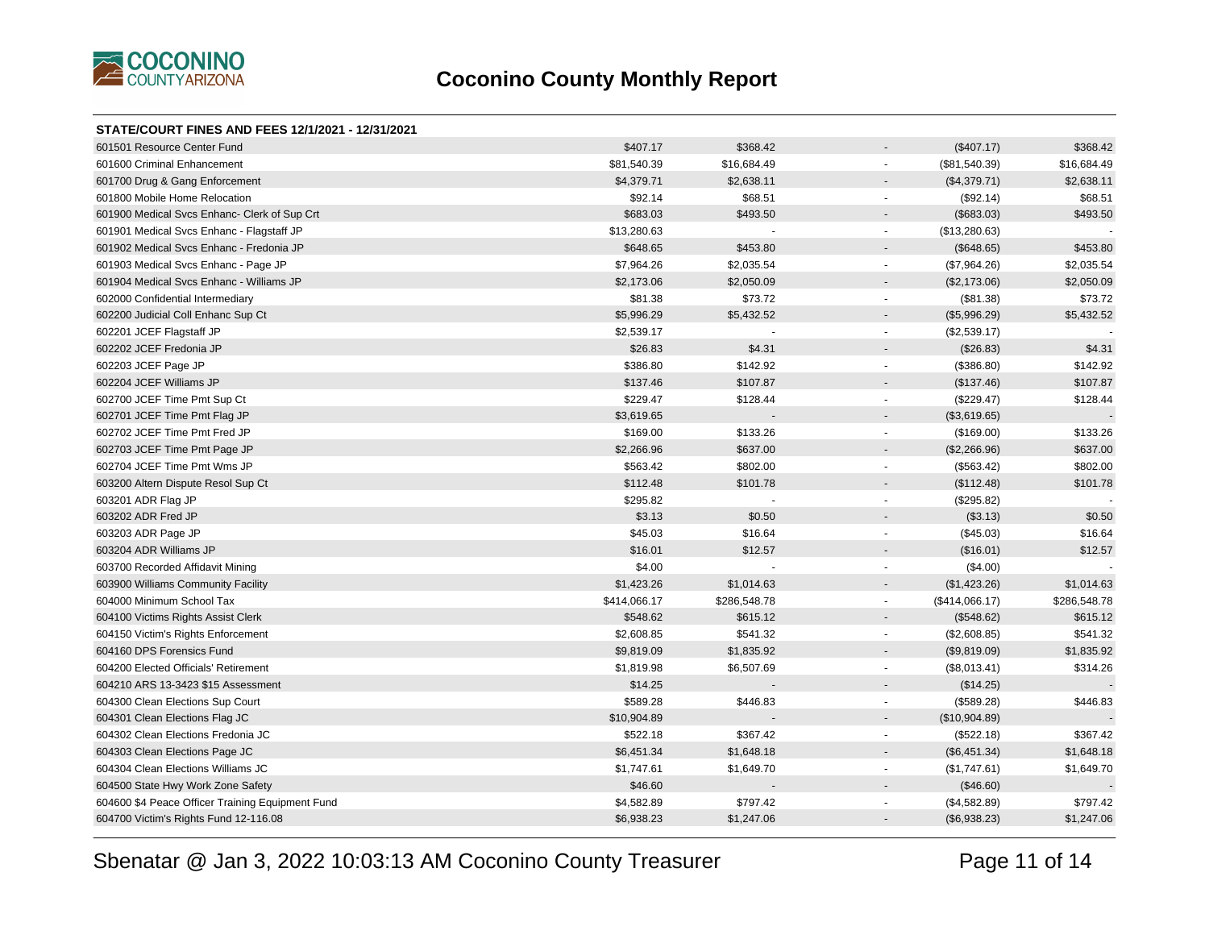# Coconino County Monthly Report

**STATE/COURT FINES AND FEES 12/1/2021 - 12/31/2021**

| | | | | | |
|---|---|---|---|---|---|
| 601501 Resource Center Fund | $407.17 | $368.42 | - | ($407.17) | $368.42 |
| 601600 Criminal Enhancement | $81,540.39 | $16,684.49 | - | ($81,540.39) | $16,684.49 |
| 601700 Drug & Gang Enforcement | $4,379.71 | $2,638.11 | - | ($4,379.71) | $2,638.11 |
| 601800 Mobile Home Relocation | $92.14 | $68.51 | - | ($92.14) | $68.51 |
| 601900 Medical Svcs Enhanc- Clerk of Sup Crt | $683.03 | $493.50 | - | ($683.03) | $493.50 |
| 601901 Medical Svcs Enhanc - Flagstaff JP | $13,280.63 | - | - | ($13,280.63) | - |
| 601902 Medical Svcs Enhanc - Fredonia JP | $648.65 | $453.80 | - | ($648.65) | $453.80 |
| 601903 Medical Svcs Enhanc - Page JP | $7,964.26 | $2,035.54 | - | ($7,964.26) | $2,035.54 |
| 601904 Medical Svcs Enhanc - Williams JP | $2,173.06 | $2,050.09 | - | ($2,173.06) | $2,050.09 |
| 602000 Confidential Intermediary | $81.38 | $73.72 | - | ($81.38) | $73.72 |
| 602200 Judicial Coll Enhanc Sup Ct | $5,996.29 | $5,432.52 | - | ($5,996.29) | $5,432.52 |
| 602201 JCEF Flagstaff JP | $2,539.17 | - | - | ($2,539.17) | - |
| 602202 JCEF Fredonia JP | $26.83 | $4.31 | - | ($26.83) | $4.31 |
| 602203 JCEF Page JP | $386.80 | $142.92 | - | ($386.80) | $142.92 |
| 602204 JCEF Williams JP | $137.46 | $107.87 | - | ($137.46) | $107.87 |
| 602700 JCEF Time Pmt Sup Ct | $229.47 | $128.44 | - | ($229.47) | $128.44 |
| 602701 JCEF Time Pmt Flag JP | $3,619.65 | - | - | ($3,619.65) | - |
| 602702 JCEF Time Pmt Fred JP | $169.00 | $133.26 | - | ($169.00) | $133.26 |
| 602703 JCEF Time Pmt Page JP | $2,266.96 | $637.00 | - | ($2,266.96) | $637.00 |
| 602704 JCEF Time Pmt Wms JP | $563.42 | $802.00 | - | ($563.42) | $802.00 |
| 603200 Altern Dispute Resol Sup Ct | $112.48 | $101.78 | - | ($112.48) | $101.78 |
| 603201 ADR Flag JP | $295.82 | - | - | ($295.82) | - |
| 603202 ADR Fred JP | $3.13 | $0.50 | - | ($3.13) | $0.50 |
| 603203 ADR Page JP | $45.03 | $16.64 | - | ($45.03) | $16.64 |
| 603204 ADR Williams JP | $16.01 | $12.57 | - | ($16.01) | $12.57 |
| 603700 Recorded Affidavit Mining | $4.00 | - | - | ($4.00) | - |
| 603900 Williams Community Facility | $1,423.26 | $1,014.63 | - | ($1,423.26) | $1,014.63 |
| 604000 Minimum School Tax | $414,066.17 | $286,548.78 | - | ($414,066.17) | $286,548.78 |
| 604100 Victims Rights Assist Clerk | $548.62 | $615.12 | - | ($548.62) | $615.12 |
| 604150 Victim's Rights Enforcement | $2,608.85 | $541.32 | - | ($2,608.85) | $541.32 |
| 604160 DPS Forensics Fund | $9,819.09 | $1,835.92 | - | ($9,819.09) | $1,835.92 |
| 604200 Elected Officials' Retirement | $1,819.98 | $6,507.69 | - | ($8,013.41) | $314.26 |
| 604210 ARS 13-3423 $15 Assessment | $14.25 | - | - | ($14.25) | - |
| 604300 Clean Elections Sup Court | $589.28 | $446.83 | - | ($589.28) | $446.83 |
| 604301 Clean Elections Flag JC | $10,904.89 | - | - | ($10,904.89) | - |
| 604302 Clean Elections Fredonia JC | $522.18 | $367.42 | - | ($522.18) | $367.42 |
| 604303 Clean Elections Page JC | $6,451.34 | $1,648.18 | - | ($6,451.34) | $1,648.18 |
| 604304 Clean Elections Williams JC | $1,747.61 | $1,649.70 | - | ($1,747.61) | $1,649.70 |
| 604500 State Hwy Work Zone Safety | $46.60 | - | - | ($46.60) | - |
| 604600 $4 Peace Officer Training Equipment Fund | $4,582.89 | $797.42 | - | ($4,582.89) | $797.42 |
| 604700 Victim's Rights Fund 12-116.08 | $6,938.23 | $1,247.06 | - | ($6,938.23) | $1,247.06 |

Sbenatar @ Jan 3, 2022 10:03:13 AM Coconino County Treasurer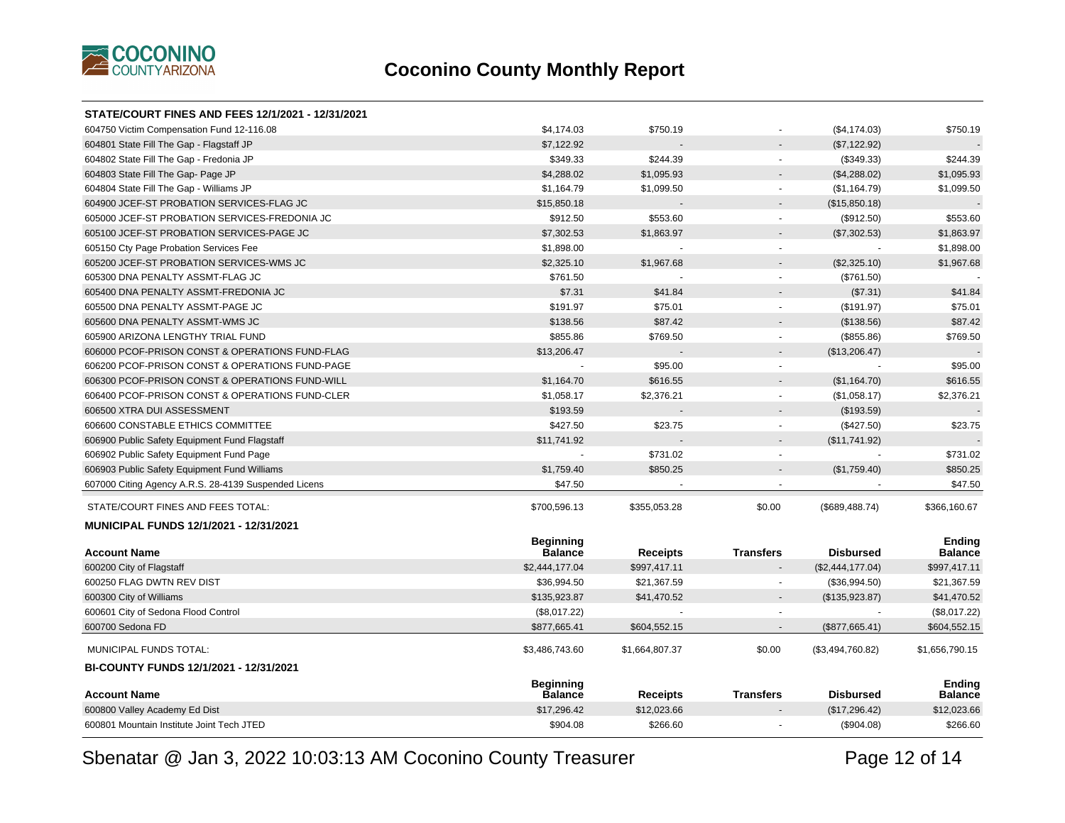# Coconino County Monthly Report

### STATE/COURT FINES AND FEES 12/1/2021 - 12/31/2021

| Account Name | Beginning Balance | Receipts | Transfers | Disbursed | Ending Balance |
|---|---|---|---|---|---|
| 604750 Victim Compensation Fund 12-116.08 | $4,174.03 | $750.19 | - | ($4,174.03) | $750.19 |
| 604801 State Fill The Gap - Flagstaff JP | $7,122.92 | - | - | ($7,122.92) | - |
| 604802 State Fill The Gap - Fredonia JP | $349.33 | $244.39 | - | ($349.33) | $244.39 |
| 604803 State Fill The Gap- Page JP | $4,288.02 | $1,095.93 | - | ($4,288.02) | $1,095.93 |
| 604804 State Fill The Gap - Williams JP | $1,164.79 | $1,099.50 | - | ($1,164.79) | $1,099.50 |
| 604900 JCEF-ST PROBATION SERVICES-FLAG JC | $15,850.18 | - | - | ($15,850.18) | - |
| 605000 JCEF-ST PROBATION SERVICES-FREDONIA JC | $912.50 | $553.60 | - | ($912.50) | $553.60 |
| 605100 JCEF-ST PROBATION SERVICES-PAGE JC | $7,302.53 | $1,863.97 | - | ($7,302.53) | $1,863.97 |
| 605150 Cty Page Probation Services Fee | $1,898.00 | - | - | - | $1,898.00 |
| 605200 JCEF-ST PROBATION SERVICES-WMS JC | $2,325.10 | $1,967.68 | - | ($2,325.10) | $1,967.68 |
| 605300 DNA PENALTY ASSMT-FLAG JC | $761.50 | - | - | ($761.50) | - |
| 605400 DNA PENALTY ASSMT-FREDONIA JC | $7.31 | $41.84 | - | ($7.31) | $41.84 |
| 605500 DNA PENALTY ASSMT-PAGE JC | $191.97 | $75.01 | - | ($191.97) | $75.01 |
| 605600 DNA PENALTY ASSMT-WMS JC | $138.56 | $87.42 | - | ($138.56) | $87.42 |
| 605900 ARIZONA LENGTHY TRIAL FUND | $855.86 | $769.50 | - | ($855.86) | $769.50 |
| 606000 PCOF-PRISON CONST & OPERATIONS FUND-FLAG | $13,206.47 | - | - | ($13,206.47) | - |
| 606200 PCOF-PRISON CONST & OPERATIONS FUND-PAGE | - | $95.00 | - | - | $95.00 |
| 606300 PCOF-PRISON CONST & OPERATIONS FUND-WILL | $1,164.70 | $616.55 | - | ($1,164.70) | $616.55 |
| 606400 PCOF-PRISON CONST & OPERATIONS FUND-CLER | $1,058.17 | $2,376.21 | - | ($1,058.17) | $2,376.21 |
| 606500 XTRA DUI ASSESSMENT | $193.59 | - | - | ($193.59) | - |
| 606600 CONSTABLE ETHICS COMMITTEE | $427.50 | $23.75 | - | ($427.50) | $23.75 |
| 606900 Public Safety Equipment Fund Flagstaff | $11,741.92 | - | - | ($11,741.92) | - |
| 606902 Public Safety Equipment Fund Page | - | $731.02 | - | - | $731.02 |
| 606903 Public Safety Equipment Fund Williams | $1,759.40 | $850.25 | - | ($1,759.40) | $850.25 |
| 607000 Citing Agency A.R.S. 28-4139 Suspended Licens | $47.50 | - | - | - | $47.50 |
| STATE/COURT FINES AND FEES TOTAL: | $700,596.13 | $355,053.28 | $0.00 | ($689,488.74) | $366,160.67 |

### MUNICIPAL FUNDS 12/1/2021 - 12/31/2021

| Account Name | Beginning Balance | Receipts | Transfers | Disbursed | Ending Balance |
|---|---|---|---|---|---|
| 600200 City of Flagstaff | $2,444,177.04 | $997,417.11 | - | ($2,444,177.04) | $997,417.11 |
| 600250 FLAG DWTN REV DIST | $36,994.50 | $21,367.59 | - | ($36,994.50) | $21,367.59 |
| 600300 City of Williams | $135,923.87 | $41,470.52 | - | ($135,923.87) | $41,470.52 |
| 600601 City of Sedona Flood Control | ($8,017.22) | - | - | - | ($8,017.22) |
| 600700 Sedona FD | $877,665.41 | $604,552.15 | - | ($877,665.41) | $604,552.15 |
| MUNICIPAL FUNDS TOTAL: | $3,486,743.60 | $1,664,807.37 | $0.00 | ($3,494,760.82) | $1,656,790.15 |

### BI-COUNTY FUNDS 12/1/2021 - 12/31/2021

| Account Name | Beginning Balance | Receipts | Transfers | Disbursed | Ending Balance |
|---|---|---|---|---|---|
| 600800 Valley Academy Ed Dist | $17,296.42 | $12,023.66 | - | ($17,296.42) | $12,023.66 |
| 600801 Mountain Institute Joint Tech JTED | $904.08 | $266.60 | - | ($904.08) | $266.60 |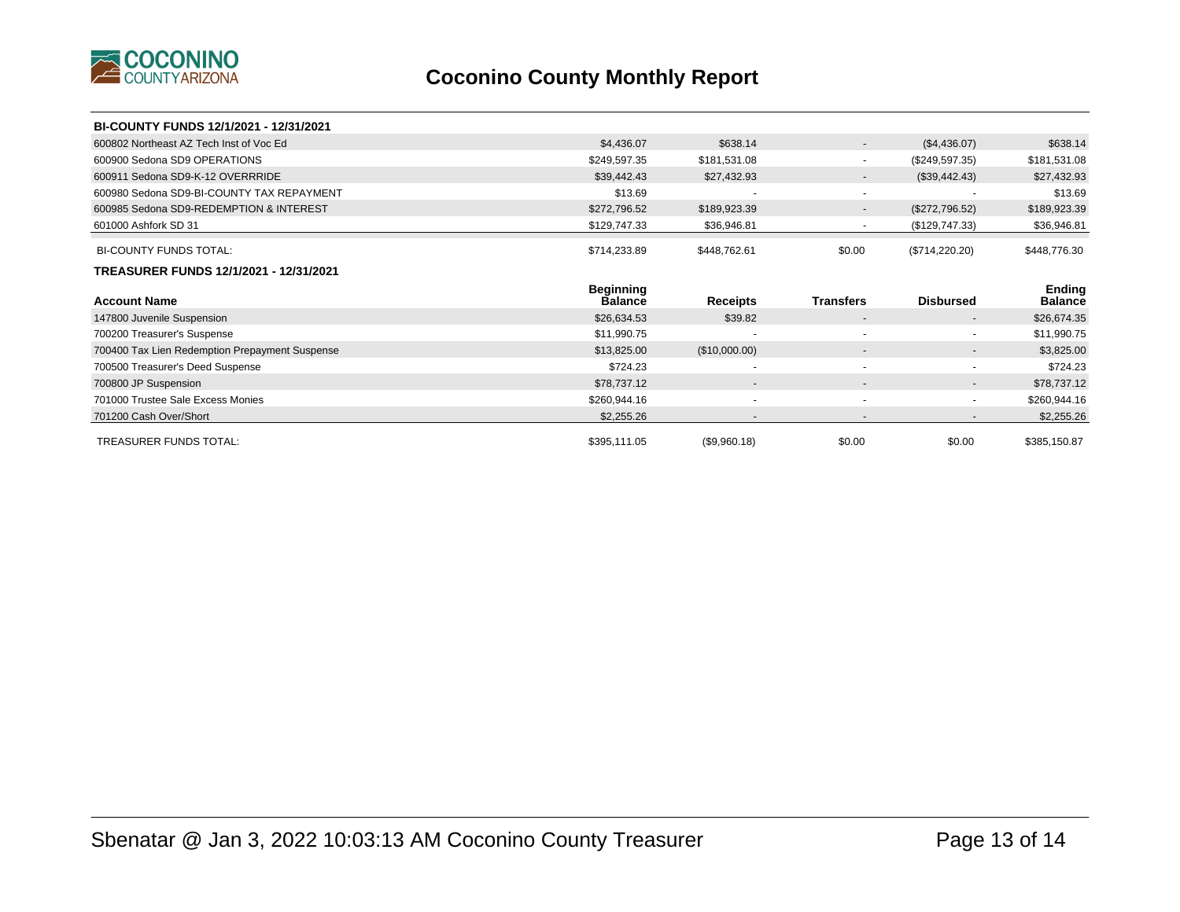# Coconino County Monthly Report

**BI-COUNTY FUNDS 12/1/2021 - 12/31/2021**

| Account Name | Beginning Balance | Receipts | Transfers | Disbursed | Ending Balance |
|---|---|---|---|---|---|
| 600802 Northeast AZ Tech Inst of Voc Ed | $4,436.07 | $638.14 | - | ($4,436.07) | $638.14 |
| 600900 Sedona SD9 OPERATIONS | $249,597.35 | $181,531.08 | - | ($249,597.35) | $181,531.08 |
| 600911 Sedona SD9-K-12 OVERRRIDE | $39,442.43 | $27,432.93 | - | ($39,442.43) | $27,432.93 |
| 600980 Sedona SD9-BI-COUNTY TAX REPAYMENT | $13.69 | - | - | - | $13.69 |
| 600985 Sedona SD9-REDEMPTION & INTEREST | $272,796.52 | $189,923.39 | - | ($272,796.52) | $189,923.39 |
| 601000 Ashfork SD 31 | $129,747.33 | $36,946.81 | - | ($129,747.33) | $36,946.81 |
| BI-COUNTY FUNDS TOTAL: | $714,233.89 | $448,762.61 | $0.00 | ($714,220.20) | $448,776.30 |

**TREASURER FUNDS 12/1/2021 - 12/31/2021**

| Account Name | Beginning Balance | Receipts | Transfers | Disbursed | Ending Balance |
|---|---|---|---|---|---|
| 147800 Juvenile Suspension | $26,634.53 | $39.82 | - | - | $26,674.35 |
| 700200 Treasurer's Suspense | $11,990.75 | - | - | - | $11,990.75 |
| 700400 Tax Lien Redemption Prepayment Suspense | $13,825.00 | ($10,000.00) | - | - | $3,825.00 |
| 700500 Treasurer's Deed Suspense | $724.23 | - | - | - | $724.23 |
| 700800 JP Suspension | $78,737.12 | - | - | - | $78,737.12 |
| 701000 Trustee Sale Excess Monies | $260,944.16 | - | - | - | $260,944.16 |
| 701200 Cash Over/Short | $2,255.26 | - | - | - | $2,255.26 |
| TREASURER FUNDS TOTAL: | $395,111.05 | ($9,960.18) | $0.00 | $0.00 | $385,150.87 |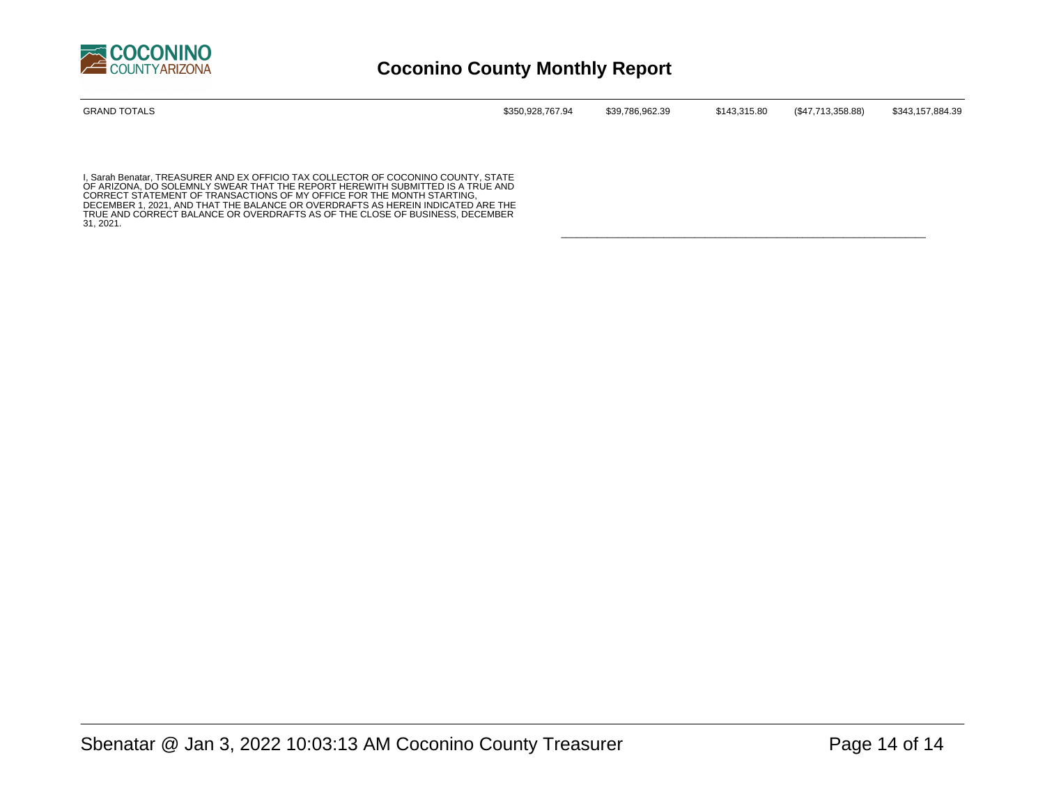| GRAND TOTALS | $350,928,767.94 | $39,786,962.39 | $143,315.80 | ($47,713,358.88) | $343,157,884.39 |
|---|---|---|---|---|---|

I, Sarah Benatar, TREASURER AND EX OFFICIO TAX COLLECTOR OF COCONINO COUNTY, STATE OF ARIZONA, DO SOLEMNLY SWEAR THAT THE REPORT HEREWITH SUBMITTED IS A TRUE AND CORRECT STATEMENT OF TRANSACTIONS OF MY OFFICE FOR THE MONTH STARTING, DECEMBER 1, 2021, AND THAT THE BALANCE OR OVERDRAFTS AS HEREIN INDICATED ARE THE TRUE AND CORRECT BALANCE OR OVERDRAFTS AS OF THE CLOSE OF BUSINESS, DECEMBER 31, 2021.

\_\_\_\_\_\_\_\_\_\_\_\_\_\_\_\_\_\_\_\_\_\_\_\_\_\_\_\_\_\_\_\_\_\_\_\_\_\_\_\_\_\_\_\_\_\_\_\_\_\_\_\_\_\_\_\_\_\_\_\_\_\_\_\_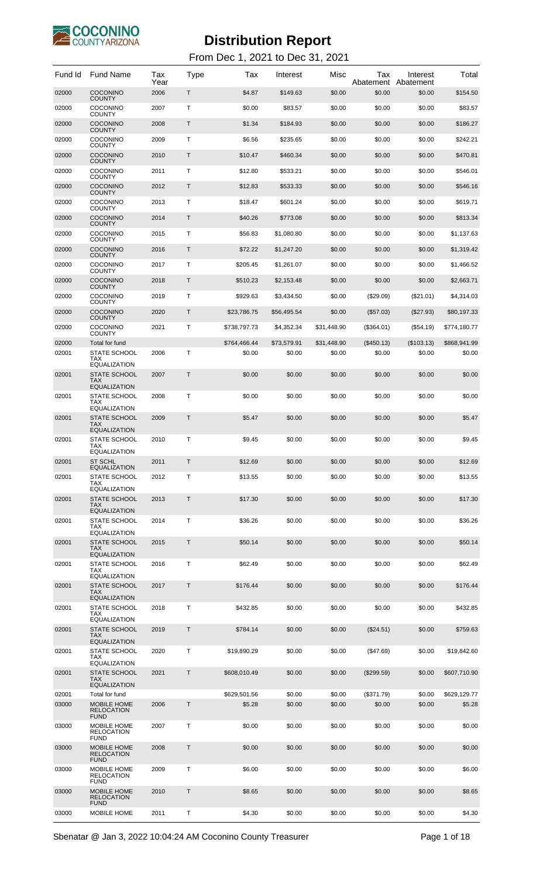# Distribution Report

From Dec 1, 2021 to Dec 31, 2021

| Fund Id | Fund Name | Tax Year | Type | Tax | Interest | Misc | Tax Abatement | Interest Abatement | Total |
|---|---|---|---|---|---|---|---|---|---|
| 02000 | COCONINO COUNTY | 2006 | T | $4.87 | $149.63 | $0.00 | $0.00 | $0.00 | $154.50 |
| 02000 | COCONINO COUNTY | 2007 | T | $0.00 | $83.57 | $0.00 | $0.00 | $0.00 | $83.57 |
| 02000 | COCONINO COUNTY | 2008 | T | $1.34 | $184.93 | $0.00 | $0.00 | $0.00 | $186.27 |
| 02000 | COCONINO COUNTY | 2009 | T | $6.56 | $235.65 | $0.00 | $0.00 | $0.00 | $242.21 |
| 02000 | COCONINO COUNTY | 2010 | T | $10.47 | $460.34 | $0.00 | $0.00 | $0.00 | $470.81 |
| 02000 | COCONINO COUNTY | 2011 | T | $12.80 | $533.21 | $0.00 | $0.00 | $0.00 | $546.01 |
| 02000 | COCONINO COUNTY | 2012 | T | $12.83 | $533.33 | $0.00 | $0.00 | $0.00 | $546.16 |
| 02000 | COCONINO COUNTY | 2013 | T | $18.47 | $601.24 | $0.00 | $0.00 | $0.00 | $619.71 |
| 02000 | COCONINO COUNTY | 2014 | T | $40.26 | $773.08 | $0.00 | $0.00 | $0.00 | $813.34 |
| 02000 | COCONINO COUNTY | 2015 | T | $56.83 | $1,080.80 | $0.00 | $0.00 | $0.00 | $1,137.63 |
| 02000 | COCONINO COUNTY | 2016 | T | $72.22 | $1,247.20 | $0.00 | $0.00 | $0.00 | $1,319.42 |
| 02000 | COCONINO COUNTY | 2017 | T | $205.45 | $1,261.07 | $0.00 | $0.00 | $0.00 | $1,466.52 |
| 02000 | COCONINO COUNTY | 2018 | T | $510.23 | $2,153.48 | $0.00 | $0.00 | $0.00 | $2,663.71 |
| 02000 | COCONINO COUNTY | 2019 | T | $929.63 | $3,434.50 | $0.00 | ($29.09) | ($21.01) | $4,314.03 |
| 02000 | COCONINO COUNTY | 2020 | T | $23,786.75 | $56,495.54 | $0.00 | ($57.03) | ($27.93) | $80,197.33 |
| 02000 | COCONINO COUNTY | 2021 | T | $738,797.73 | $4,352.34 | $31,448.90 | ($364.01) | ($54.19) | $774,180.77 |
| 02000 | Total for fund | | | $764,466.44 | $73,579.91 | $31,448.90 | ($450.13) | ($103.13) | $868,941.99 |
| 02001 | STATE SCHOOL TAX EQUALIZATION | 2006 | T | $0.00 | $0.00 | $0.00 | $0.00 | $0.00 | $0.00 |
| 02001 | STATE SCHOOL TAX EQUALIZATION | 2007 | T | $0.00 | $0.00 | $0.00 | $0.00 | $0.00 | $0.00 |
| 02001 | STATE SCHOOL TAX EQUALIZATION | 2008 | T | $0.00 | $0.00 | $0.00 | $0.00 | $0.00 | $0.00 |
| 02001 | STATE SCHOOL TAX EQUALIZATION | 2009 | T | $5.47 | $0.00 | $0.00 | $0.00 | $0.00 | $5.47 |
| 02001 | STATE SCHOOL TAX EQUALIZATION | 2010 | T | $9.45 | $0.00 | $0.00 | $0.00 | $0.00 | $9.45 |
| 02001 | ST SCHL EQUALIZATION | 2011 | T | $12.69 | $0.00 | $0.00 | $0.00 | $0.00 | $12.69 |
| 02001 | STATE SCHOOL TAX EQUALIZATION | 2012 | T | $13.55 | $0.00 | $0.00 | $0.00 | $0.00 | $13.55 |
| 02001 | STATE SCHOOL TAX EQUALIZATION | 2013 | T | $17.30 | $0.00 | $0.00 | $0.00 | $0.00 | $17.30 |
| 02001 | STATE SCHOOL TAX EQUALIZATION | 2014 | T | $36.26 | $0.00 | $0.00 | $0.00 | $0.00 | $36.26 |
| 02001 | STATE SCHOOL TAX EQUALIZATION | 2015 | T | $50.14 | $0.00 | $0.00 | $0.00 | $0.00 | $50.14 |
| 02001 | STATE SCHOOL TAX EQUALIZATION | 2016 | T | $62.49 | $0.00 | $0.00 | $0.00 | $0.00 | $62.49 |
| 02001 | STATE SCHOOL TAX EQUALIZATION | 2017 | T | $176.44 | $0.00 | $0.00 | $0.00 | $0.00 | $176.44 |
| 02001 | STATE SCHOOL TAX EQUALIZATION | 2018 | T | $432.85 | $0.00 | $0.00 | $0.00 | $0.00 | $432.85 |
| 02001 | STATE SCHOOL TAX EQUALIZATION | 2019 | T | $784.14 | $0.00 | $0.00 | ($24.51) | $0.00 | $759.63 |
| 02001 | STATE SCHOOL TAX EQUALIZATION | 2020 | T | $19,890.29 | $0.00 | $0.00 | ($47.69) | $0.00 | $19,842.60 |
| 02001 | STATE SCHOOL TAX EQUALIZATION | 2021 | T | $608,010.49 | $0.00 | $0.00 | ($299.59) | $0.00 | $607,710.90 |
| 02001 | Total for fund | | | $629,501.56 | $0.00 | $0.00 | ($371.79) | $0.00 | $629,129.77 |
| 03000 | MOBILE HOME RELOCATION FUND | 2006 | T | $5.28 | $0.00 | $0.00 | $0.00 | $0.00 | $5.28 |
| 03000 | MOBILE HOME RELOCATION FUND | 2007 | T | $0.00 | $0.00 | $0.00 | $0.00 | $0.00 | $0.00 |
| 03000 | MOBILE HOME RELOCATION FUND | 2008 | T | $0.00 | $0.00 | $0.00 | $0.00 | $0.00 | $0.00 |
| 03000 | MOBILE HOME RELOCATION FUND | 2009 | T | $6.00 | $0.00 | $0.00 | $0.00 | $0.00 | $6.00 |
| 03000 | MOBILE HOME RELOCATION FUND | 2010 | T | $8.65 | $0.00 | $0.00 | $0.00 | $0.00 | $8.65 |
| 03000 | MOBILE HOME | 2011 | T | $4.30 | $0.00 | $0.00 | $0.00 | $0.00 | $4.30 |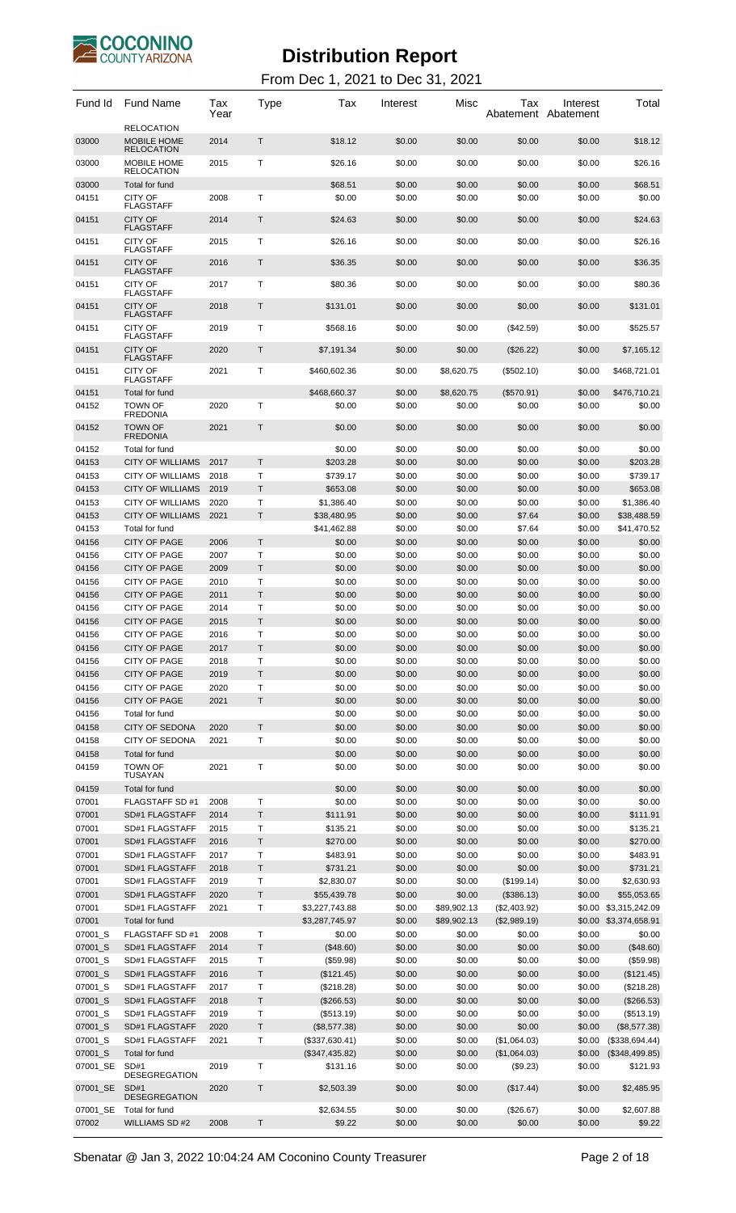# Distribution Report

From Dec 1, 2021 to Dec 31, 2021

| Fund Id | Fund Name | Tax Year | Type | Tax | Interest | Misc | Tax Abatement | Interest Abatement | Total |
|---|---|---|---|---|---|---|---|---|---|
| | RELOCATION | | | | | | | | |
| 03000 | MOBILE HOME RELOCATION | 2014 | T | $18.12 | $0.00 | $0.00 | $0.00 | $0.00 | $18.12 |
| 03000 | MOBILE HOME RELOCATION | 2015 | T | $26.16 | $0.00 | $0.00 | $0.00 | $0.00 | $26.16 |
| 03000 | Total for fund | | | $68.51 | $0.00 | $0.00 | $0.00 | $0.00 | $68.51 |
| 04151 | CITY OF FLAGSTAFF | 2008 | T | $0.00 | $0.00 | $0.00 | $0.00 | $0.00 | $0.00 |
| 04151 | CITY OF FLAGSTAFF | 2014 | T | $24.63 | $0.00 | $0.00 | $0.00 | $0.00 | $24.63 |
| 04151 | CITY OF FLAGSTAFF | 2015 | T | $26.16 | $0.00 | $0.00 | $0.00 | $0.00 | $26.16 |
| 04151 | CITY OF FLAGSTAFF | 2016 | T | $36.35 | $0.00 | $0.00 | $0.00 | $0.00 | $36.35 |
| 04151 | CITY OF FLAGSTAFF | 2017 | T | $80.36 | $0.00 | $0.00 | $0.00 | $0.00 | $80.36 |
| 04151 | CITY OF FLAGSTAFF | 2018 | T | $131.01 | $0.00 | $0.00 | $0.00 | $0.00 | $131.01 |
| 04151 | CITY OF FLAGSTAFF | 2019 | T | $568.16 | $0.00 | $0.00 | ($42.59) | $0.00 | $525.57 |
| 04151 | CITY OF FLAGSTAFF | 2020 | T | $7,191.34 | $0.00 | $0.00 | ($26.22) | $0.00 | $7,165.12 |
| 04151 | CITY OF FLAGSTAFF | 2021 | T | $460,602.36 | $0.00 | $8,620.75 | ($502.10) | $0.00 | $468,721.01 |
| 04151 | Total for fund | | | $468,660.37 | $0.00 | $8,620.75 | ($570.91) | $0.00 | $476,710.21 |
| 04152 | TOWN OF FREDONIA | 2020 | T | $0.00 | $0.00 | $0.00 | $0.00 | $0.00 | $0.00 |
| 04152 | TOWN OF FREDONIA | 2021 | T | $0.00 | $0.00 | $0.00 | $0.00 | $0.00 | $0.00 |
| 04152 | Total for fund | | | $0.00 | $0.00 | $0.00 | $0.00 | $0.00 | $0.00 |
| 04153 | CITY OF WILLIAMS | 2017 | T | $203.28 | $0.00 | $0.00 | $0.00 | $0.00 | $203.28 |
| 04153 | CITY OF WILLIAMS | 2018 | T | $739.17 | $0.00 | $0.00 | $0.00 | $0.00 | $739.17 |
| 04153 | CITY OF WILLIAMS | 2019 | T | $653.08 | $0.00 | $0.00 | $0.00 | $0.00 | $653.08 |
| 04153 | CITY OF WILLIAMS | 2020 | T | $1,386.40 | $0.00 | $0.00 | $0.00 | $0.00 | $1,386.40 |
| 04153 | CITY OF WILLIAMS | 2021 | T | $38,480.95 | $0.00 | $0.00 | $7.64 | $0.00 | $38,488.59 |
| 04153 | Total for fund | | | $41,462.88 | $0.00 | $0.00 | $7.64 | $0.00 | $41,470.52 |
| 04156 | CITY OF PAGE | 2006 | T | $0.00 | $0.00 | $0.00 | $0.00 | $0.00 | $0.00 |
| 04156 | CITY OF PAGE | 2007 | T | $0.00 | $0.00 | $0.00 | $0.00 | $0.00 | $0.00 |
| 04156 | CITY OF PAGE | 2009 | T | $0.00 | $0.00 | $0.00 | $0.00 | $0.00 | $0.00 |
| 04156 | CITY OF PAGE | 2010 | T | $0.00 | $0.00 | $0.00 | $0.00 | $0.00 | $0.00 |
| 04156 | CITY OF PAGE | 2011 | T | $0.00 | $0.00 | $0.00 | $0.00 | $0.00 | $0.00 |
| 04156 | CITY OF PAGE | 2014 | T | $0.00 | $0.00 | $0.00 | $0.00 | $0.00 | $0.00 |
| 04156 | CITY OF PAGE | 2015 | T | $0.00 | $0.00 | $0.00 | $0.00 | $0.00 | $0.00 |
| 04156 | CITY OF PAGE | 2016 | T | $0.00 | $0.00 | $0.00 | $0.00 | $0.00 | $0.00 |
| 04156 | CITY OF PAGE | 2017 | T | $0.00 | $0.00 | $0.00 | $0.00 | $0.00 | $0.00 |
| 04156 | CITY OF PAGE | 2018 | T | $0.00 | $0.00 | $0.00 | $0.00 | $0.00 | $0.00 |
| 04156 | CITY OF PAGE | 2019 | T | $0.00 | $0.00 | $0.00 | $0.00 | $0.00 | $0.00 |
| 04156 | CITY OF PAGE | 2020 | T | $0.00 | $0.00 | $0.00 | $0.00 | $0.00 | $0.00 |
| 04156 | CITY OF PAGE | 2021 | T | $0.00 | $0.00 | $0.00 | $0.00 | $0.00 | $0.00 |
| 04156 | Total for fund | | | $0.00 | $0.00 | $0.00 | $0.00 | $0.00 | $0.00 |
| 04158 | CITY OF SEDONA | 2020 | T | $0.00 | $0.00 | $0.00 | $0.00 | $0.00 | $0.00 |
| 04158 | CITY OF SEDONA | 2021 | T | $0.00 | $0.00 | $0.00 | $0.00 | $0.00 | $0.00 |
| 04158 | Total for fund | | | $0.00 | $0.00 | $0.00 | $0.00 | $0.00 | $0.00 |
| 04159 | TOWN OF TUSAYAN | 2021 | T | $0.00 | $0.00 | $0.00 | $0.00 | $0.00 | $0.00 |
| 04159 | Total for fund | | | $0.00 | $0.00 | $0.00 | $0.00 | $0.00 | $0.00 |
| 07001 | FLAGSTAFF SD #1 | 2008 | T | $0.00 | $0.00 | $0.00 | $0.00 | $0.00 | $0.00 |
| 07001 | SD#1 FLAGSTAFF | 2014 | T | $111.91 | $0.00 | $0.00 | $0.00 | $0.00 | $111.91 |
| 07001 | SD#1 FLAGSTAFF | 2015 | T | $135.21 | $0.00 | $0.00 | $0.00 | $0.00 | $135.21 |
| 07001 | SD#1 FLAGSTAFF | 2016 | T | $270.00 | $0.00 | $0.00 | $0.00 | $0.00 | $270.00 |
| 07001 | SD#1 FLAGSTAFF | 2017 | T | $483.91 | $0.00 | $0.00 | $0.00 | $0.00 | $483.91 |
| 07001 | SD#1 FLAGSTAFF | 2018 | T | $731.21 | $0.00 | $0.00 | $0.00 | $0.00 | $731.21 |
| 07001 | SD#1 FLAGSTAFF | 2019 | T | $2,830.07 | $0.00 | $0.00 | ($199.14) | $0.00 | $2,630.93 |
| 07001 | SD#1 FLAGSTAFF | 2020 | T | $55,439.78 | $0.00 | $0.00 | ($386.13) | $0.00 | $55,053.65 |
| 07001 | SD#1 FLAGSTAFF | 2021 | T | $3,227,743.88 | $0.00 | $89,902.13 | ($2,403.92) | $0.00 | $3,315,242.09 |
| 07001 | Total for fund | | | $3,287,745.97 | $0.00 | $89,902.13 | ($2,989.19) | $0.00 | $3,374,658.91 |
| 07001_S | FLAGSTAFF SD #1 | 2008 | T | $0.00 | $0.00 | $0.00 | $0.00 | $0.00 | $0.00 |
| 07001_S | SD#1 FLAGSTAFF | 2014 | T | ($48.60) | $0.00 | $0.00 | $0.00 | $0.00 | ($48.60) |
| 07001_S | SD#1 FLAGSTAFF | 2015 | T | ($59.98) | $0.00 | $0.00 | $0.00 | $0.00 | ($59.98) |
| 07001_S | SD#1 FLAGSTAFF | 2016 | T | ($121.45) | $0.00 | $0.00 | $0.00 | $0.00 | ($121.45) |
| 07001_S | SD#1 FLAGSTAFF | 2017 | T | ($218.28) | $0.00 | $0.00 | $0.00 | $0.00 | ($218.28) |
| 07001_S | SD#1 FLAGSTAFF | 2018 | T | ($266.53) | $0.00 | $0.00 | $0.00 | $0.00 | ($266.53) |
| 07001_S | SD#1 FLAGSTAFF | 2019 | T | ($513.19) | $0.00 | $0.00 | $0.00 | $0.00 | ($513.19) |
| 07001_S | SD#1 FLAGSTAFF | 2020 | T | ($8,577.38) | $0.00 | $0.00 | $0.00 | $0.00 | ($8,577.38) |
| 07001_S | SD#1 FLAGSTAFF | 2021 | T | ($337,630.41) | $0.00 | $0.00 | ($1,064.03) | $0.00 | ($338,694.44) |
| 07001_S | Total for fund | | | ($347,435.82) | $0.00 | $0.00 | ($1,064.03) | $0.00 | ($348,499.85) |
| 07001_SE | SD#1 DESEGREGATION | 2019 | T | $131.16 | $0.00 | $0.00 | ($9.23) | $0.00 | $121.93 |
| 07001_SE | SD#1 DESEGREGATION | 2020 | T | $2,503.39 | $0.00 | $0.00 | ($17.44) | $0.00 | $2,485.95 |
| 07001_SE | Total for fund | | | $2,634.55 | $0.00 | $0.00 | ($26.67) | $0.00 | $2,607.88 |
| 07002 | WILLIAMS SD #2 | 2008 | T | $9.22 | $0.00 | $0.00 | $0.00 | $0.00 | $9.22 |

Sbenatar @ Jan 3, 2022 10:04:24 AM Coconino County Treasurer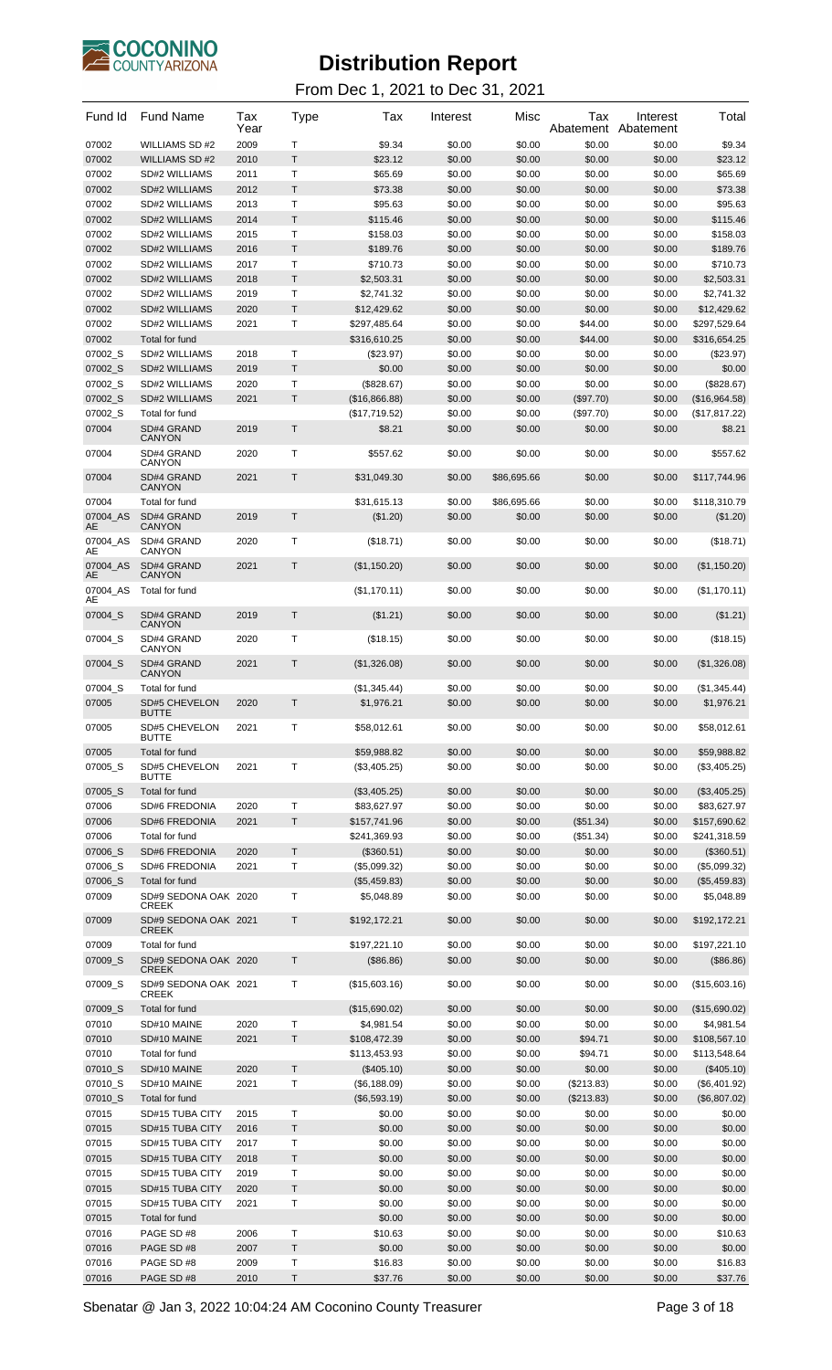# Distribution Report

From Dec 1, 2021 to Dec 31, 2021

| Fund Id | Fund Name | Tax Year | Type | Tax | Interest | Misc | Tax Abatement | Interest Abatement | Total |
|---|---|---|---|---|---|---|---|---|---|
| 07002 | WILLIAMS SD #2 | 2009 | T | $9.34 | $0.00 | $0.00 | $0.00 | $0.00 | $9.34 |
| 07002 | WILLIAMS SD #2 | 2010 | T | $23.12 | $0.00 | $0.00 | $0.00 | $0.00 | $23.12 |
| 07002 | SD#2 WILLIAMS | 2011 | T | $65.69 | $0.00 | $0.00 | $0.00 | $0.00 | $65.69 |
| 07002 | SD#2 WILLIAMS | 2012 | T | $73.38 | $0.00 | $0.00 | $0.00 | $0.00 | $73.38 |
| 07002 | SD#2 WILLIAMS | 2013 | T | $95.63 | $0.00 | $0.00 | $0.00 | $0.00 | $95.63 |
| 07002 | SD#2 WILLIAMS | 2014 | T | $115.46 | $0.00 | $0.00 | $0.00 | $0.00 | $115.46 |
| 07002 | SD#2 WILLIAMS | 2015 | T | $158.03 | $0.00 | $0.00 | $0.00 | $0.00 | $158.03 |
| 07002 | SD#2 WILLIAMS | 2016 | T | $189.76 | $0.00 | $0.00 | $0.00 | $0.00 | $189.76 |
| 07002 | SD#2 WILLIAMS | 2017 | T | $710.73 | $0.00 | $0.00 | $0.00 | $0.00 | $710.73 |
| 07002 | SD#2 WILLIAMS | 2018 | T | $2,503.31 | $0.00 | $0.00 | $0.00 | $0.00 | $2,503.31 |
| 07002 | SD#2 WILLIAMS | 2019 | T | $2,741.32 | $0.00 | $0.00 | $0.00 | $0.00 | $2,741.32 |
| 07002 | SD#2 WILLIAMS | 2020 | T | $12,429.62 | $0.00 | $0.00 | $0.00 | $0.00 | $12,429.62 |
| 07002 | SD#2 WILLIAMS | 2021 | T | $297,485.64 | $0.00 | $0.00 | $44.00 | $0.00 | $297,529.64 |
| 07002 | Total for fund | | | $316,610.25 | $0.00 | $0.00 | $44.00 | $0.00 | $316,654.25 |
| 07002_S | SD#2 WILLIAMS | 2018 | T | ($23.97) | $0.00 | $0.00 | $0.00 | $0.00 | ($23.97) |
| 07002_S | SD#2 WILLIAMS | 2019 | T | $0.00 | $0.00 | $0.00 | $0.00 | $0.00 | $0.00 |
| 07002_S | SD#2 WILLIAMS | 2020 | T | ($828.67) | $0.00 | $0.00 | $0.00 | $0.00 | ($828.67) |
| 07002_S | SD#2 WILLIAMS | 2021 | T | ($16,866.88) | $0.00 | $0.00 | ($97.70) | $0.00 | ($16,964.58) |
| 07002_S | Total for fund | | | ($17,719.52) | $0.00 | $0.00 | ($97.70) | $0.00 | ($17,817.22) |
| 07004 | SD#4 GRAND CANYON | 2019 | T | $8.21 | $0.00 | $0.00 | $0.00 | $0.00 | $8.21 |
| 07004 | SD#4 GRAND CANYON | 2020 | T | $557.62 | $0.00 | $0.00 | $0.00 | $0.00 | $557.62 |
| 07004 | SD#4 GRAND CANYON | 2021 | T | $31,049.30 | $0.00 | $86,695.66 | $0.00 | $0.00 | $117,744.96 |
| 07004 | Total for fund | | | $31,615.13 | $0.00 | $86,695.66 | $0.00 | $0.00 | $118,310.79 |
| 07004_AS AE | SD#4 GRAND CANYON | 2019 | T | ($1.20) | $0.00 | $0.00 | $0.00 | $0.00 | ($1.20) |
| 07004_AS AE | SD#4 GRAND CANYON | 2020 | T | ($18.71) | $0.00 | $0.00 | $0.00 | $0.00 | ($18.71) |
| 07004_AS AE | SD#4 GRAND CANYON | 2021 | T | ($1,150.20) | $0.00 | $0.00 | $0.00 | $0.00 | ($1,150.20) |
| 07004_AS AE | Total for fund | | | ($1,170.11) | $0.00 | $0.00 | $0.00 | $0.00 | ($1,170.11) |
| 07004_S | SD#4 GRAND CANYON | 2019 | T | ($1.21) | $0.00 | $0.00 | $0.00 | $0.00 | ($1.21) |
| 07004_S | SD#4 GRAND CANYON | 2020 | T | ($18.15) | $0.00 | $0.00 | $0.00 | $0.00 | ($18.15) |
| 07004_S | SD#4 GRAND CANYON | 2021 | T | ($1,326.08) | $0.00 | $0.00 | $0.00 | $0.00 | ($1,326.08) |
| 07004_S | Total for fund | | | ($1,345.44) | $0.00 | $0.00 | $0.00 | $0.00 | ($1,345.44) |
| 07005 | SD#5 CHEVELON BUTTE | 2020 | T | $1,976.21 | $0.00 | $0.00 | $0.00 | $0.00 | $1,976.21 |
| 07005 | SD#5 CHEVELON BUTTE | 2021 | T | $58,012.61 | $0.00 | $0.00 | $0.00 | $0.00 | $58,012.61 |
| 07005 | Total for fund | | | $59,988.82 | $0.00 | $0.00 | $0.00 | $0.00 | $59,988.82 |
| 07005_S | SD#5 CHEVELON BUTTE | 2021 | T | ($3,405.25) | $0.00 | $0.00 | $0.00 | $0.00 | ($3,405.25) |
| 07005_S | Total for fund | | | ($3,405.25) | $0.00 | $0.00 | $0.00 | $0.00 | ($3,405.25) |
| 07006 | SD#6 FREDONIA | 2020 | T | $83,627.97 | $0.00 | $0.00 | $0.00 | $0.00 | $83,627.97 |
| 07006 | SD#6 FREDONIA | 2021 | T | $157,741.96 | $0.00 | $0.00 | ($51.34) | $0.00 | $157,690.62 |
| 07006 | Total for fund | | | $241,369.93 | $0.00 | $0.00 | ($51.34) | $0.00 | $241,318.59 |
| 07006_S | SD#6 FREDONIA | 2020 | T | ($360.51) | $0.00 | $0.00 | $0.00 | $0.00 | ($360.51) |
| 07006_S | SD#6 FREDONIA | 2021 | T | ($5,099.32) | $0.00 | $0.00 | $0.00 | $0.00 | ($5,099.32) |
| 07006_S | Total for fund | | | ($5,459.83) | $0.00 | $0.00 | $0.00 | $0.00 | ($5,459.83) |
| 07009 | SD#9 SEDONA OAK CREEK | 2020 | T | $5,048.89 | $0.00 | $0.00 | $0.00 | $0.00 | $5,048.89 |
| 07009 | SD#9 SEDONA OAK CREEK | 2021 | T | $192,172.21 | $0.00 | $0.00 | $0.00 | $0.00 | $192,172.21 |
| 07009 | Total for fund | | | $197,221.10 | $0.00 | $0.00 | $0.00 | $0.00 | $197,221.10 |
| 07009_S | SD#9 SEDONA OAK CREEK | 2020 | T | ($86.86) | $0.00 | $0.00 | $0.00 | $0.00 | ($86.86) |
| 07009_S | SD#9 SEDONA OAK CREEK | 2021 | T | ($15,603.16) | $0.00 | $0.00 | $0.00 | $0.00 | ($15,603.16) |
| 07009_S | Total for fund | | | ($15,690.02) | $0.00 | $0.00 | $0.00 | $0.00 | ($15,690.02) |
| 07010 | SD#10 MAINE | 2020 | T | $4,981.54 | $0.00 | $0.00 | $0.00 | $0.00 | $4,981.54 |
| 07010 | SD#10 MAINE | 2021 | T | $108,472.39 | $0.00 | $0.00 | $94.71 | $0.00 | $108,567.10 |
| 07010 | Total for fund | | | $113,453.93 | $0.00 | $0.00 | $94.71 | $0.00 | $113,548.64 |
| 07010_S | SD#10 MAINE | 2020 | T | ($405.10) | $0.00 | $0.00 | $0.00 | $0.00 | ($405.10) |
| 07010_S | SD#10 MAINE | 2021 | T | ($6,188.09) | $0.00 | $0.00 | ($213.83) | $0.00 | ($6,401.92) |
| 07010_S | Total for fund | | | ($6,593.19) | $0.00 | $0.00 | ($213.83) | $0.00 | ($6,807.02) |
| 07015 | SD#15 TUBA CITY | 2015 | T | $0.00 | $0.00 | $0.00 | $0.00 | $0.00 | $0.00 |
| 07015 | SD#15 TUBA CITY | 2016 | T | $0.00 | $0.00 | $0.00 | $0.00 | $0.00 | $0.00 |
| 07015 | SD#15 TUBA CITY | 2017 | T | $0.00 | $0.00 | $0.00 | $0.00 | $0.00 | $0.00 |
| 07015 | SD#15 TUBA CITY | 2018 | T | $0.00 | $0.00 | $0.00 | $0.00 | $0.00 | $0.00 |
| 07015 | SD#15 TUBA CITY | 2019 | T | $0.00 | $0.00 | $0.00 | $0.00 | $0.00 | $0.00 |
| 07015 | SD#15 TUBA CITY | 2020 | T | $0.00 | $0.00 | $0.00 | $0.00 | $0.00 | $0.00 |
| 07015 | SD#15 TUBA CITY | 2021 | T | $0.00 | $0.00 | $0.00 | $0.00 | $0.00 | $0.00 |
| 07015 | Total for fund | | | $0.00 | $0.00 | $0.00 | $0.00 | $0.00 | $0.00 |
| 07016 | PAGE SD #8 | 2006 | T | $10.63 | $0.00 | $0.00 | $0.00 | $0.00 | $10.63 |
| 07016 | PAGE SD #8 | 2007 | T | $0.00 | $0.00 | $0.00 | $0.00 | $0.00 | $0.00 |
| 07016 | PAGE SD #8 | 2009 | T | $16.83 | $0.00 | $0.00 | $0.00 | $0.00 | $16.83 |
| 07016 | PAGE SD #8 | 2010 | T | $37.76 | $0.00 | $0.00 | $0.00 | $0.00 | $37.76 |

Sbenatar @ Jan 3, 2022 10:04:24 AM Coconino County Treasurer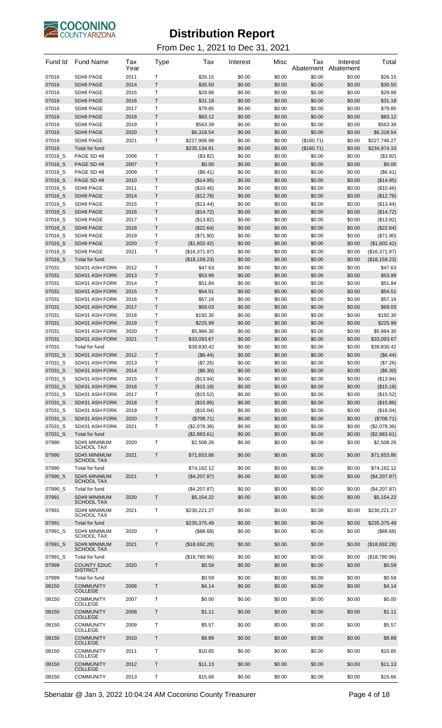# Distribution Report

From Dec 1, 2021 to Dec 31, 2021

| Fund Id | Fund Name | Tax Year | Type | Tax | Interest | Misc | Tax Abatement | Interest Abatement | Total |
|---|---|---|---|---|---|---|---|---|---|
| 07016 | SD#8 PAGE | 2011 | T | $26.15 | $0.00 | $0.00 | $0.00 | $0.00 | $26.15 |
| 07016 | SD#8 PAGE | 2014 | T | $30.50 | $0.00 | $0.00 | $0.00 | $0.00 | $30.50 |
| 07016 | SD#8 PAGE | 2015 | T | $29.88 | $0.00 | $0.00 | $0.00 | $0.00 | $29.88 |
| 07016 | SD#8 PAGE | 2016 | T | $31.18 | $0.00 | $0.00 | $0.00 | $0.00 | $31.18 |
| 07016 | SD#8 PAGE | 2017 | T | $79.85 | $0.00 | $0.00 | $0.00 | $0.00 | $79.85 |
| 07016 | SD#8 PAGE | 2018 | T | $83.12 | $0.00 | $0.00 | $0.00 | $0.00 | $83.12 |
| 07016 | SD#8 PAGE | 2019 | T | $563.39 | $0.00 | $0.00 | $0.00 | $0.00 | $563.39 |
| 07016 | SD#8 PAGE | 2020 | T | $6,318.54 | $0.00 | $0.00 | $0.00 | $0.00 | $6,318.54 |
| 07016 | SD#8 PAGE | 2021 | T | $227,906.98 | $0.00 | $0.00 | ($160.71) | $0.00 | $227,746.27 |
| 07016 | Total for fund | | | $235,134.81 | $0.00 | $0.00 | ($160.71) | $0.00 | $234,974.10 |
| 07016_S | PAGE SD #8 | 2006 | T | ($3.82) | $0.00 | $0.00 | $0.00 | $0.00 | ($3.82) |
| 07016_S | PAGE SD #8 | 2007 | T | $0.00 | $0.00 | $0.00 | $0.00 | $0.00 | $0.00 |
| 07016_S | PAGE SD #8 | 2009 | T | ($6.41) | $0.00 | $0.00 | $0.00 | $0.00 | ($6.41) |
| 07016_S | PAGE SD #8 | 2010 | T | ($14.95) | $0.00 | $0.00 | $0.00 | $0.00 | ($14.95) |
| 07016_S | SD#8 PAGE | 2011 | T | ($10.46) | $0.00 | $0.00 | $0.00 | $0.00 | ($10.46) |
| 07016_S | SD#8 PAGE | 2014 | T | ($12.78) | $0.00 | $0.00 | $0.00 | $0.00 | ($12.78) |
| 07016_S | SD#8 PAGE | 2015 | T | ($13.44) | $0.00 | $0.00 | $0.00 | $0.00 | ($13.44) |
| 07016_S | SD#8 PAGE | 2016 | T | ($14.72) | $0.00 | $0.00 | $0.00 | $0.00 | ($14.72) |
| 07016_S | SD#8 PAGE | 2017 | T | ($13.82) | $0.00 | $0.00 | $0.00 | $0.00 | ($13.82) |
| 07016_S | SD#8 PAGE | 2018 | T | ($22.64) | $0.00 | $0.00 | $0.00 | $0.00 | ($22.64) |
| 07016_S | SD#8 PAGE | 2019 | T | ($71.90) | $0.00 | $0.00 | $0.00 | $0.00 | ($71.90) |
| 07016_S | SD#8 PAGE | 2020 | T | ($1,602.42) | $0.00 | $0.00 | $0.00 | $0.00 | ($1,602.42) |
| 07016_S | SD#8 PAGE | 2021 | T | ($16,371.87) | $0.00 | $0.00 | $0.00 | $0.00 | ($16,371.87) |
| 07016_S | Total for fund | | | ($18,159.23) | $0.00 | $0.00 | $0.00 | $0.00 | ($18,159.23) |
| 07031 | SD#31 ASH FORK | 2012 | T | $47.63 | $0.00 | $0.00 | $0.00 | $0.00 | $47.63 |
| 07031 | SD#31 ASH FORK | 2013 | T | $53.99 | $0.00 | $0.00 | $0.00 | $0.00 | $53.99 |
| 07031 | SD#31 ASH FORK | 2014 | T | $51.84 | $0.00 | $0.00 | $0.00 | $0.00 | $51.84 |
| 07031 | SD#31 ASH FORK | 2015 | T | $54.51 | $0.00 | $0.00 | $0.00 | $0.00 | $54.51 |
| 07031 | SD#31 ASH FORK | 2016 | T | $57.16 | $0.00 | $0.00 | $0.00 | $0.00 | $57.16 |
| 07031 | SD#31 ASH FORK | 2017 | T | $69.03 | $0.00 | $0.00 | $0.00 | $0.00 | $69.03 |
| 07031 | SD#31 ASH FORK | 2018 | T | $192.30 | $0.00 | $0.00 | $0.00 | $0.00 | $192.30 |
| 07031 | SD#31 ASH FORK | 2019 | T | $225.99 | $0.00 | $0.00 | $0.00 | $0.00 | $225.99 |
| 07031 | SD#31 ASH FORK | 2020 | T | $5,984.30 | $0.00 | $0.00 | $0.00 | $0.00 | $5,984.30 |
| 07031 | SD#31 ASH FORK | 2021 | T | $33,093.67 | $0.00 | $0.00 | $0.00 | $0.00 | $33,093.67 |
| 07031 | Total for fund | | | $39,830.42 | $0.00 | $0.00 | $0.00 | $0.00 | $39,830.42 |
| 07031_S | SD#31 ASH FORK | 2012 | T | ($6.44) | $0.00 | $0.00 | $0.00 | $0.00 | ($6.44) |
| 07031_S | SD#31 ASH FORK | 2013 | T | ($7.26) | $0.00 | $0.00 | $0.00 | $0.00 | ($7.26) |
| 07031_S | SD#31 ASH FORK | 2014 | T | ($6.30) | $0.00 | $0.00 | $0.00 | $0.00 | ($6.30) |
| 07031_S | SD#31 ASH FORK | 2015 | T | ($13.94) | $0.00 | $0.00 | $0.00 | $0.00 | ($13.94) |
| 07031_S | SD#31 ASH FORK | 2016 | T | ($15.18) | $0.00 | $0.00 | $0.00 | $0.00 | ($15.18) |
| 07031_S | SD#31 ASH FORK | 2017 | T | ($15.52) | $0.00 | $0.00 | $0.00 | $0.00 | ($15.52) |
| 07031_S | SD#31 ASH FORK | 2018 | T | ($15.86) | $0.00 | $0.00 | $0.00 | $0.00 | ($15.86) |
| 07031_S | SD#31 ASH FORK | 2019 | T | ($16.04) | $0.00 | $0.00 | $0.00 | $0.00 | ($16.04) |
| 07031_S | SD#31 ASH FORK | 2020 | T | ($708.71) | $0.00 | $0.00 | $0.00 | $0.00 | ($708.71) |
| 07031_S | SD#31 ASH FORK | 2021 | T | ($2,078.36) | $0.00 | $0.00 | $0.00 | $0.00 | ($2,078.36) |
| 07031_S | Total for fund | | | ($2,883.61) | $0.00 | $0.00 | $0.00 | $0.00 | ($2,883.61) |
| 07990 | SD#5 MINIMUM SCHOOL TAX | 2020 | T | $2,508.26 | $0.00 | $0.00 | $0.00 | $0.00 | $2,508.26 |
| 07990 | SD#5 MINIMUM SCHOOL TAX | 2021 | T | $71,653.86 | $0.00 | $0.00 | $0.00 | $0.00 | $71,653.86 |
| 07990 | Total for fund | | | $74,162.12 | $0.00 | $0.00 | $0.00 | $0.00 | $74,162.12 |
| 07990_S | SD#5 MINIMUM SCHOOL TAX | 2021 | T | ($4,207.87) | $0.00 | $0.00 | $0.00 | $0.00 | ($4,207.87) |
| 07990_S | Total for fund | | | ($4,207.87) | $0.00 | $0.00 | $0.00 | $0.00 | ($4,207.87) |
| 07991 | SD#9 MINIMUM SCHOOL TAX | 2020 | T | $5,154.22 | $0.00 | $0.00 | $0.00 | $0.00 | $5,154.22 |
| 07991 | SD#9 MINIMUM SCHOOL TAX | 2021 | T | $230,221.27 | $0.00 | $0.00 | $0.00 | $0.00 | $230,221.27 |
| 07991 | Total for fund | | | $235,375.49 | $0.00 | $0.00 | $0.00 | $0.00 | $235,375.49 |
| 07991_S | SD#9 MINIMUM SCHOOL TAX | 2020 | T | ($88.68) | $0.00 | $0.00 | $0.00 | $0.00 | ($88.68) |
| 07991_S | SD#9 MINIMUM SCHOOL TAX | 2021 | T | ($18,692.28) | $0.00 | $0.00 | $0.00 | $0.00 | ($18,692.28) |
| 07991_S | Total for fund | | | ($18,780.96) | $0.00 | $0.00 | $0.00 | $0.00 | ($18,780.96) |
| 07999 | COUNTY EDUC DISTRICT | 2020 | T | $0.59 | $0.00 | $0.00 | $0.00 | $0.00 | $0.59 |
| 07999 | Total for fund | | | $0.59 | $0.00 | $0.00 | $0.00 | $0.00 | $0.59 |
| 08150 | COMMUNITY COLLEGE | 2006 | T | $4.14 | $0.00 | $0.00 | $0.00 | $0.00 | $4.14 |
| 08150 | COMMUNITY COLLEGE | 2007 | T | $0.00 | $0.00 | $0.00 | $0.00 | $0.00 | $0.00 |
| 08150 | COMMUNITY COLLEGE | 2008 | T | $1.11 | $0.00 | $0.00 | $0.00 | $0.00 | $1.11 |
| 08150 | COMMUNITY COLLEGE | 2009 | T | $5.57 | $0.00 | $0.00 | $0.00 | $0.00 | $5.57 |
| 08150 | COMMUNITY COLLEGE | 2010 | T | $8.89 | $0.00 | $0.00 | $0.00 | $0.00 | $8.89 |
| 08150 | COMMUNITY COLLEGE | 2011 | T | $10.85 | $0.00 | $0.00 | $0.00 | $0.00 | $10.85 |
| 08150 | COMMUNITY COLLEGE | 2012 | T | $11.13 | $0.00 | $0.00 | $0.00 | $0.00 | $11.13 |
| 08150 | COMMUNITY | 2013 | T | $15.66 | $0.00 | $0.00 | $0.00 | $0.00 | $15.66 |

Sbenatar @ Jan 3, 2022 10:04:24 AM Coconino County Treasurer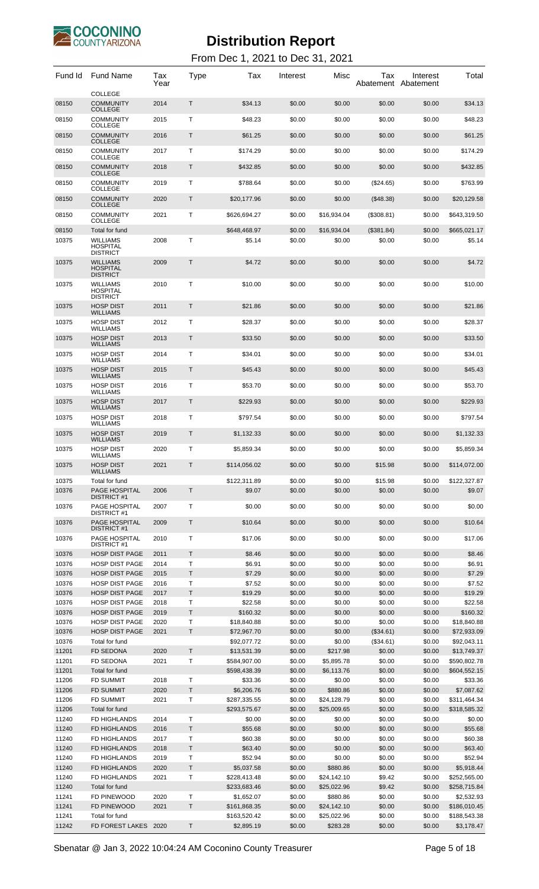# Distribution Report

From Dec 1, 2021 to Dec 31, 2021

| Fund Id | Fund Name | Tax Year | Type | Tax | Interest | Misc | Tax Abatement | Interest Abatement | Total |
|---|---|---|---|---|---|---|---|---|---|
| | COLLEGE | | | | | | | | |
| 08150 | COMMUNITY COLLEGE | 2014 | T | $34.13 | $0.00 | $0.00 | $0.00 | $0.00 | $34.13 |
| 08150 | COMMUNITY COLLEGE | 2015 | T | $48.23 | $0.00 | $0.00 | $0.00 | $0.00 | $48.23 |
| 08150 | COMMUNITY COLLEGE | 2016 | T | $61.25 | $0.00 | $0.00 | $0.00 | $0.00 | $61.25 |
| 08150 | COMMUNITY COLLEGE | 2017 | T | $174.29 | $0.00 | $0.00 | $0.00 | $0.00 | $174.29 |
| 08150 | COMMUNITY COLLEGE | 2018 | T | $432.85 | $0.00 | $0.00 | $0.00 | $0.00 | $432.85 |
| 08150 | COMMUNITY COLLEGE | 2019 | T | $788.64 | $0.00 | $0.00 | ($24.65) | $0.00 | $763.99 |
| 08150 | COMMUNITY COLLEGE | 2020 | T | $20,177.96 | $0.00 | $0.00 | ($48.38) | $0.00 | $20,129.58 |
| 08150 | COMMUNITY COLLEGE | 2021 | T | $626,694.27 | $0.00 | $16,934.04 | ($308.81) | $0.00 | $643,319.50 |
| 08150 | Total for fund | | | $648,468.97 | $0.00 | $16,934.04 | ($381.84) | $0.00 | $665,021.17 |
| 10375 | WILLIAMS HOSPITAL DISTRICT | 2008 | T | $5.14 | $0.00 | $0.00 | $0.00 | $0.00 | $5.14 |
| 10375 | WILLIAMS HOSPITAL DISTRICT | 2009 | T | $4.72 | $0.00 | $0.00 | $0.00 | $0.00 | $4.72 |
| 10375 | WILLIAMS HOSPITAL DISTRICT | 2010 | T | $10.00 | $0.00 | $0.00 | $0.00 | $0.00 | $10.00 |
| 10375 | HOSP DIST WILLIAMS | 2011 | T | $21.86 | $0.00 | $0.00 | $0.00 | $0.00 | $21.86 |
| 10375 | HOSP DIST WILLIAMS | 2012 | T | $28.37 | $0.00 | $0.00 | $0.00 | $0.00 | $28.37 |
| 10375 | HOSP DIST WILLIAMS | 2013 | T | $33.50 | $0.00 | $0.00 | $0.00 | $0.00 | $33.50 |
| 10375 | HOSP DIST WILLIAMS | 2014 | T | $34.01 | $0.00 | $0.00 | $0.00 | $0.00 | $34.01 |
| 10375 | HOSP DIST WILLIAMS | 2015 | T | $45.43 | $0.00 | $0.00 | $0.00 | $0.00 | $45.43 |
| 10375 | HOSP DIST WILLIAMS | 2016 | T | $53.70 | $0.00 | $0.00 | $0.00 | $0.00 | $53.70 |
| 10375 | HOSP DIST WILLIAMS | 2017 | T | $229.93 | $0.00 | $0.00 | $0.00 | $0.00 | $229.93 |
| 10375 | HOSP DIST WILLIAMS | 2018 | T | $797.54 | $0.00 | $0.00 | $0.00 | $0.00 | $797.54 |
| 10375 | HOSP DIST WILLIAMS | 2019 | T | $1,132.33 | $0.00 | $0.00 | $0.00 | $0.00 | $1,132.33 |
| 10375 | HOSP DIST WILLIAMS | 2020 | T | $5,859.34 | $0.00 | $0.00 | $0.00 | $0.00 | $5,859.34 |
| 10375 | HOSP DIST WILLIAMS | 2021 | T | $114,056.02 | $0.00 | $0.00 | $15.98 | $0.00 | $114,072.00 |
| 10375 | Total for fund | | | $122,311.89 | $0.00 | $0.00 | $15.98 | $0.00 | $122,327.87 |
| 10376 | PAGE HOSPITAL DISTRICT #1 | 2006 | T | $9.07 | $0.00 | $0.00 | $0.00 | $0.00 | $9.07 |
| 10376 | PAGE HOSPITAL DISTRICT #1 | 2007 | T | $0.00 | $0.00 | $0.00 | $0.00 | $0.00 | $0.00 |
| 10376 | PAGE HOSPITAL DISTRICT #1 | 2009 | T | $10.64 | $0.00 | $0.00 | $0.00 | $0.00 | $10.64 |
| 10376 | PAGE HOSPITAL DISTRICT #1 | 2010 | T | $17.06 | $0.00 | $0.00 | $0.00 | $0.00 | $17.06 |
| 10376 | HOSP DIST PAGE | 2011 | T | $8.46 | $0.00 | $0.00 | $0.00 | $0.00 | $8.46 |
| 10376 | HOSP DIST PAGE | 2014 | T | $6.91 | $0.00 | $0.00 | $0.00 | $0.00 | $6.91 |
| 10376 | HOSP DIST PAGE | 2015 | T | $7.29 | $0.00 | $0.00 | $0.00 | $0.00 | $7.29 |
| 10376 | HOSP DIST PAGE | 2016 | T | $7.52 | $0.00 | $0.00 | $0.00 | $0.00 | $7.52 |
| 10376 | HOSP DIST PAGE | 2017 | T | $19.29 | $0.00 | $0.00 | $0.00 | $0.00 | $19.29 |
| 10376 | HOSP DIST PAGE | 2018 | T | $22.58 | $0.00 | $0.00 | $0.00 | $0.00 | $22.58 |
| 10376 | HOSP DIST PAGE | 2019 | T | $160.32 | $0.00 | $0.00 | $0.00 | $0.00 | $160.32 |
| 10376 | HOSP DIST PAGE | 2020 | T | $18,840.88 | $0.00 | $0.00 | $0.00 | $0.00 | $18,840.88 |
| 10376 | HOSP DIST PAGE | 2021 | T | $72,967.70 | $0.00 | $0.00 | ($34.61) | $0.00 | $72,933.09 |
| 10376 | Total for fund | | | $92,077.72 | $0.00 | $0.00 | ($34.61) | $0.00 | $92,043.11 |
| 11201 | FD SEDONA | 2020 | T | $13,531.39 | $0.00 | $217.98 | $0.00 | $0.00 | $13,749.37 |
| 11201 | FD SEDONA | 2021 | T | $584,907.00 | $0.00 | $5,895.78 | $0.00 | $0.00 | $590,802.78 |
| 11201 | Total for fund | | | $598,438.39 | $0.00 | $6,113.76 | $0.00 | $0.00 | $604,552.15 |
| 11206 | FD SUMMIT | 2018 | T | $33.36 | $0.00 | $0.00 | $0.00 | $0.00 | $33.36 |
| 11206 | FD SUMMIT | 2020 | T | $6,206.76 | $0.00 | $880.86 | $0.00 | $0.00 | $7,087.62 |
| 11206 | FD SUMMIT | 2021 | T | $287,335.55 | $0.00 | $24,128.79 | $0.00 | $0.00 | $311,464.34 |
| 11206 | Total for fund | | | $293,575.67 | $0.00 | $25,009.65 | $0.00 | $0.00 | $318,585.32 |
| 11240 | FD HIGHLANDS | 2014 | T | $0.00 | $0.00 | $0.00 | $0.00 | $0.00 | $0.00 |
| 11240 | FD HIGHLANDS | 2016 | T | $55.68 | $0.00 | $0.00 | $0.00 | $0.00 | $55.68 |
| 11240 | FD HIGHLANDS | 2017 | T | $60.38 | $0.00 | $0.00 | $0.00 | $0.00 | $60.38 |
| 11240 | FD HIGHLANDS | 2018 | T | $63.40 | $0.00 | $0.00 | $0.00 | $0.00 | $63.40 |
| 11240 | FD HIGHLANDS | 2019 | T | $52.94 | $0.00 | $0.00 | $0.00 | $0.00 | $52.94 |
| 11240 | FD HIGHLANDS | 2020 | T | $5,037.58 | $0.00 | $880.86 | $0.00 | $0.00 | $5,918.44 |
| 11240 | FD HIGHLANDS | 2021 | T | $228,413.48 | $0.00 | $24,142.10 | $9.42 | $0.00 | $252,565.00 |
| 11240 | Total for fund | | | $233,683.46 | $0.00 | $25,022.96 | $9.42 | $0.00 | $258,715.84 |
| 11241 | FD PINEWOOD | 2020 | T | $1,652.07 | $0.00 | $880.86 | $0.00 | $0.00 | $2,532.93 |
| 11241 | FD PINEWOOD | 2021 | T | $161,868.35 | $0.00 | $24,142.10 | $0.00 | $0.00 | $186,010.45 |
| 11241 | Total for fund | | | $163,520.42 | $0.00 | $25,022.96 | $0.00 | $0.00 | $188,543.38 |
| 11242 | FD FOREST LAKES | 2020 | T | $2,895.19 | $0.00 | $283.28 | $0.00 | $0.00 | $3,178.47 |

Sbenatar @ Jan 3, 2022 10:04:24 AM Coconino County Treasurer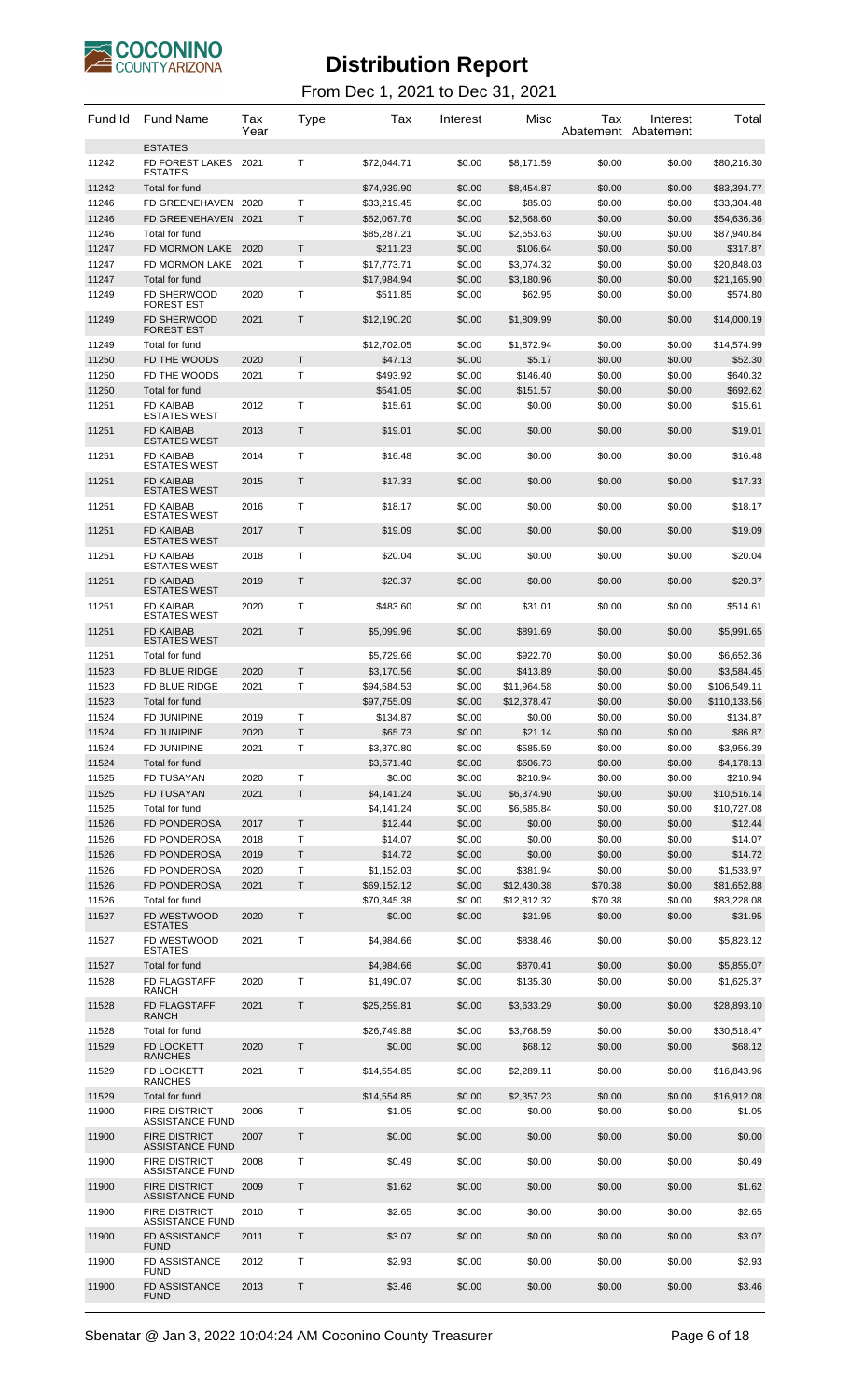# Distribution Report

From Dec 1, 2021 to Dec 31, 2021

| Fund Id | Fund Name | Tax Year | Type | Tax | Interest | Misc | Tax Abatement | Interest Abatement | Total |
|---|---|---|---|---|---|---|---|---|---|
| | ESTATES | | | | | | | | |
| 11242 | FD FOREST LAKES ESTATES | 2021 | T | $72,044.71 | $0.00 | $8,171.59 | $0.00 | $0.00 | $80,216.30 |
| 11242 | Total for fund | | | $74,939.90 | $0.00 | $8,454.87 | $0.00 | $0.00 | $83,394.77 |
| 11246 | FD GREENEHAVEN | 2020 | T | $33,219.45 | $0.00 | $85.03 | $0.00 | $0.00 | $33,304.48 |
| 11246 | FD GREENEHAVEN | 2021 | T | $52,067.76 | $0.00 | $2,568.60 | $0.00 | $0.00 | $54,636.36 |
| 11246 | Total for fund | | | $85,287.21 | $0.00 | $2,653.63 | $0.00 | $0.00 | $87,940.84 |
| 11247 | FD MORMON LAKE | 2020 | T | $211.23 | $0.00 | $106.64 | $0.00 | $0.00 | $317.87 |
| 11247 | FD MORMON LAKE | 2021 | T | $17,773.71 | $0.00 | $3,074.32 | $0.00 | $0.00 | $20,848.03 |
| 11247 | Total for fund | | | $17,984.94 | $0.00 | $3,180.96 | $0.00 | $0.00 | $21,165.90 |
| 11249 | FD SHERWOOD FOREST EST | 2020 | T | $511.85 | $0.00 | $62.95 | $0.00 | $0.00 | $574.80 |
| 11249 | FD SHERWOOD FOREST EST | 2021 | T | $12,190.20 | $0.00 | $1,809.99 | $0.00 | $0.00 | $14,000.19 |
| 11249 | Total for fund | | | $12,702.05 | $0.00 | $1,872.94 | $0.00 | $0.00 | $14,574.99 |
| 11250 | FD THE WOODS | 2020 | T | $47.13 | $0.00 | $5.17 | $0.00 | $0.00 | $52.30 |
| 11250 | FD THE WOODS | 2021 | T | $493.92 | $0.00 | $146.40 | $0.00 | $0.00 | $640.32 |
| 11250 | Total for fund | | | $541.05 | $0.00 | $151.57 | $0.00 | $0.00 | $692.62 |
| 11251 | FD KAIBAB ESTATES WEST | 2012 | T | $15.61 | $0.00 | $0.00 | $0.00 | $0.00 | $15.61 |
| 11251 | FD KAIBAB ESTATES WEST | 2013 | T | $19.01 | $0.00 | $0.00 | $0.00 | $0.00 | $19.01 |
| 11251 | FD KAIBAB ESTATES WEST | 2014 | T | $16.48 | $0.00 | $0.00 | $0.00 | $0.00 | $16.48 |
| 11251 | FD KAIBAB ESTATES WEST | 2015 | T | $17.33 | $0.00 | $0.00 | $0.00 | $0.00 | $17.33 |
| 11251 | FD KAIBAB ESTATES WEST | 2016 | T | $18.17 | $0.00 | $0.00 | $0.00 | $0.00 | $18.17 |
| 11251 | FD KAIBAB ESTATES WEST | 2017 | T | $19.09 | $0.00 | $0.00 | $0.00 | $0.00 | $19.09 |
| 11251 | FD KAIBAB ESTATES WEST | 2018 | T | $20.04 | $0.00 | $0.00 | $0.00 | $0.00 | $20.04 |
| 11251 | FD KAIBAB ESTATES WEST | 2019 | T | $20.37 | $0.00 | $0.00 | $0.00 | $0.00 | $20.37 |
| 11251 | FD KAIBAB ESTATES WEST | 2020 | T | $483.60 | $0.00 | $31.01 | $0.00 | $0.00 | $514.61 |
| 11251 | FD KAIBAB ESTATES WEST | 2021 | T | $5,099.96 | $0.00 | $891.69 | $0.00 | $0.00 | $5,991.65 |
| 11251 | Total for fund | | | $5,729.66 | $0.00 | $922.70 | $0.00 | $0.00 | $6,652.36 |
| 11523 | FD BLUE RIDGE | 2020 | T | $3,170.56 | $0.00 | $413.89 | $0.00 | $0.00 | $3,584.45 |
| 11523 | FD BLUE RIDGE | 2021 | T | $94,584.53 | $0.00 | $11,964.58 | $0.00 | $0.00 | $106,549.11 |
| 11523 | Total for fund | | | $97,755.09 | $0.00 | $12,378.47 | $0.00 | $0.00 | $110,133.56 |
| 11524 | FD JUNIPINE | 2019 | T | $134.87 | $0.00 | $0.00 | $0.00 | $0.00 | $134.87 |
| 11524 | FD JUNIPINE | 2020 | T | $65.73 | $0.00 | $21.14 | $0.00 | $0.00 | $86.87 |
| 11524 | FD JUNIPINE | 2021 | T | $3,370.80 | $0.00 | $585.59 | $0.00 | $0.00 | $3,956.39 |
| 11524 | Total for fund | | | $3,571.40 | $0.00 | $606.73 | $0.00 | $0.00 | $4,178.13 |
| 11525 | FD TUSAYAN | 2020 | T | $0.00 | $0.00 | $210.94 | $0.00 | $0.00 | $210.94 |
| 11525 | FD TUSAYAN | 2021 | T | $4,141.24 | $0.00 | $6,374.90 | $0.00 | $0.00 | $10,516.14 |
| 11525 | Total for fund | | | $4,141.24 | $0.00 | $6,585.84 | $0.00 | $0.00 | $10,727.08 |
| 11526 | FD PONDEROSA | 2017 | T | $12.44 | $0.00 | $0.00 | $0.00 | $0.00 | $12.44 |
| 11526 | FD PONDEROSA | 2018 | T | $14.07 | $0.00 | $0.00 | $0.00 | $0.00 | $14.07 |
| 11526 | FD PONDEROSA | 2019 | T | $14.72 | $0.00 | $0.00 | $0.00 | $0.00 | $14.72 |
| 11526 | FD PONDEROSA | 2020 | T | $1,152.03 | $0.00 | $381.94 | $0.00 | $0.00 | $1,533.97 |
| 11526 | FD PONDEROSA | 2021 | T | $69,152.12 | $0.00 | $12,430.38 | $70.38 | $0.00 | $81,652.88 |
| 11526 | Total for fund | | | $70,345.38 | $0.00 | $12,812.32 | $70.38 | $0.00 | $83,228.08 |
| 11527 | FD WESTWOOD ESTATES | 2020 | T | $0.00 | $0.00 | $31.95 | $0.00 | $0.00 | $31.95 |
| 11527 | FD WESTWOOD ESTATES | 2021 | T | $4,984.66 | $0.00 | $838.46 | $0.00 | $0.00 | $5,823.12 |
| 11527 | Total for fund | | | $4,984.66 | $0.00 | $870.41 | $0.00 | $0.00 | $5,855.07 |
| 11528 | FD FLAGSTAFF RANCH | 2020 | T | $1,490.07 | $0.00 | $135.30 | $0.00 | $0.00 | $1,625.37 |
| 11528 | FD FLAGSTAFF RANCH | 2021 | T | $25,259.81 | $0.00 | $3,633.29 | $0.00 | $0.00 | $28,893.10 |
| 11528 | Total for fund | | | $26,749.88 | $0.00 | $3,768.59 | $0.00 | $0.00 | $30,518.47 |
| 11529 | FD LOCKETT RANCHES | 2020 | T | $0.00 | $0.00 | $68.12 | $0.00 | $0.00 | $68.12 |
| 11529 | FD LOCKETT RANCHES | 2021 | T | $14,554.85 | $0.00 | $2,289.11 | $0.00 | $0.00 | $16,843.96 |
| 11529 | Total for fund | | | $14,554.85 | $0.00 | $2,357.23 | $0.00 | $0.00 | $16,912.08 |
| 11900 | FIRE DISTRICT ASSISTANCE FUND | 2006 | T | $1.05 | $0.00 | $0.00 | $0.00 | $0.00 | $1.05 |
| 11900 | FIRE DISTRICT ASSISTANCE FUND | 2007 | T | $0.00 | $0.00 | $0.00 | $0.00 | $0.00 | $0.00 |
| 11900 | FIRE DISTRICT ASSISTANCE FUND | 2008 | T | $0.49 | $0.00 | $0.00 | $0.00 | $0.00 | $0.49 |
| 11900 | FIRE DISTRICT ASSISTANCE FUND | 2009 | T | $1.62 | $0.00 | $0.00 | $0.00 | $0.00 | $1.62 |
| 11900 | FIRE DISTRICT ASSISTANCE FUND | 2010 | T | $2.65 | $0.00 | $0.00 | $0.00 | $0.00 | $2.65 |
| 11900 | FD ASSISTANCE FUND | 2011 | T | $3.07 | $0.00 | $0.00 | $0.00 | $0.00 | $3.07 |
| 11900 | FD ASSISTANCE FUND | 2012 | T | $2.93 | $0.00 | $0.00 | $0.00 | $0.00 | $2.93 |
| 11900 | FD ASSISTANCE FUND | 2013 | T | $3.46 | $0.00 | $0.00 | $0.00 | $0.00 | $3.46 |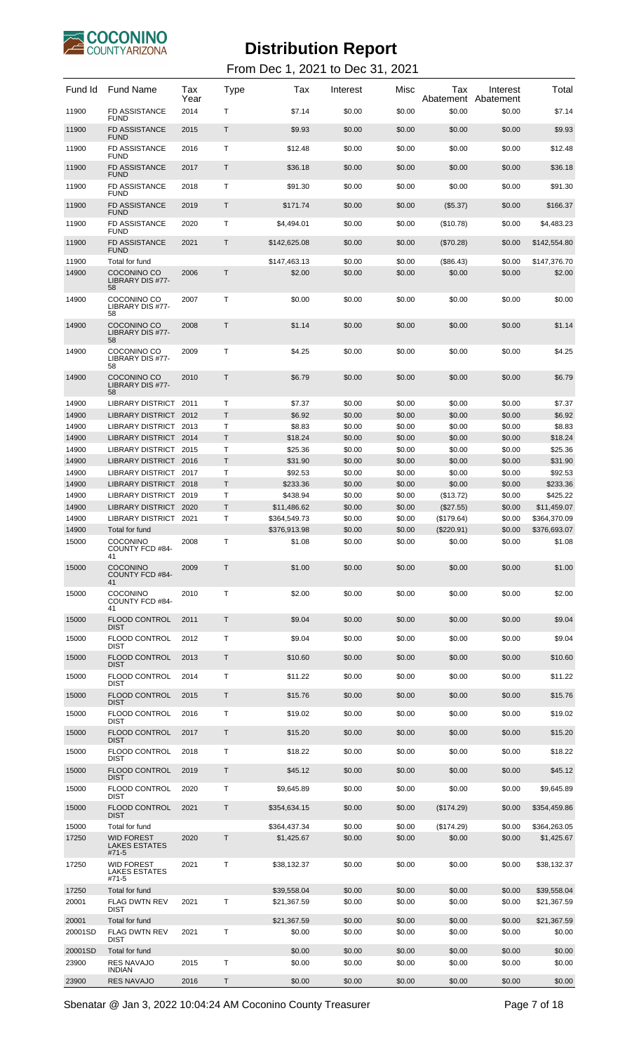# Distribution Report

From Dec 1, 2021 to Dec 31, 2021

| Fund Id | Fund Name | Tax Year | Type | Tax | Interest | Misc | Tax Abatement | Interest Abatement | Total |
|---|---|---|---|---|---|---|---|---|---|
| 11900 | FD ASSISTANCE FUND | 2014 | T | $7.14 | $0.00 | $0.00 | $0.00 | $0.00 | $7.14 |
| 11900 | FD ASSISTANCE FUND | 2015 | T | $9.93 | $0.00 | $0.00 | $0.00 | $0.00 | $9.93 |
| 11900 | FD ASSISTANCE FUND | 2016 | T | $12.48 | $0.00 | $0.00 | $0.00 | $0.00 | $12.48 |
| 11900 | FD ASSISTANCE FUND | 2017 | T | $36.18 | $0.00 | $0.00 | $0.00 | $0.00 | $36.18 |
| 11900 | FD ASSISTANCE FUND | 2018 | T | $91.30 | $0.00 | $0.00 | $0.00 | $0.00 | $91.30 |
| 11900 | FD ASSISTANCE FUND | 2019 | T | $171.74 | $0.00 | $0.00 | ($5.37) | $0.00 | $166.37 |
| 11900 | FD ASSISTANCE FUND | 2020 | T | $4,494.01 | $0.00 | $0.00 | ($10.78) | $0.00 | $4,483.23 |
| 11900 | FD ASSISTANCE FUND | 2021 | T | $142,625.08 | $0.00 | $0.00 | ($70.28) | $0.00 | $142,554.80 |
| 11900 | Total for fund | | | $147,463.13 | $0.00 | $0.00 | ($86.43) | $0.00 | $147,376.70 |
| 14900 | COCONINO CO LIBRARY DIS #77-58 | 2006 | T | $2.00 | $0.00 | $0.00 | $0.00 | $0.00 | $2.00 |
| 14900 | COCONINO CO LIBRARY DIS #77-58 | 2007 | T | $0.00 | $0.00 | $0.00 | $0.00 | $0.00 | $0.00 |
| 14900 | COCONINO CO LIBRARY DIS #77-58 | 2008 | T | $1.14 | $0.00 | $0.00 | $0.00 | $0.00 | $1.14 |
| 14900 | COCONINO CO LIBRARY DIS #77-58 | 2009 | T | $4.25 | $0.00 | $0.00 | $0.00 | $0.00 | $4.25 |
| 14900 | COCONINO CO LIBRARY DIS #77-58 | 2010 | T | $6.79 | $0.00 | $0.00 | $0.00 | $0.00 | $6.79 |
| 14900 | LIBRARY DISTRICT | 2011 | T | $7.37 | $0.00 | $0.00 | $0.00 | $0.00 | $7.37 |
| 14900 | LIBRARY DISTRICT | 2012 | T | $6.92 | $0.00 | $0.00 | $0.00 | $0.00 | $6.92 |
| 14900 | LIBRARY DISTRICT | 2013 | T | $8.83 | $0.00 | $0.00 | $0.00 | $0.00 | $8.83 |
| 14900 | LIBRARY DISTRICT | 2014 | T | $18.24 | $0.00 | $0.00 | $0.00 | $0.00 | $18.24 |
| 14900 | LIBRARY DISTRICT | 2015 | T | $25.36 | $0.00 | $0.00 | $0.00 | $0.00 | $25.36 |
| 14900 | LIBRARY DISTRICT | 2016 | T | $31.90 | $0.00 | $0.00 | $0.00 | $0.00 | $31.90 |
| 14900 | LIBRARY DISTRICT | 2017 | T | $92.53 | $0.00 | $0.00 | $0.00 | $0.00 | $92.53 |
| 14900 | LIBRARY DISTRICT | 2018 | T | $233.36 | $0.00 | $0.00 | $0.00 | $0.00 | $233.36 |
| 14900 | LIBRARY DISTRICT | 2019 | T | $438.94 | $0.00 | $0.00 | ($13.72) | $0.00 | $425.22 |
| 14900 | LIBRARY DISTRICT | 2020 | T | $11,486.62 | $0.00 | $0.00 | ($27.55) | $0.00 | $11,459.07 |
| 14900 | LIBRARY DISTRICT | 2021 | T | $364,549.73 | $0.00 | $0.00 | ($179.64) | $0.00 | $364,370.09 |
| 14900 | Total for fund | | | $376,913.98 | $0.00 | $0.00 | ($220.91) | $0.00 | $376,693.07 |
| 15000 | COCONINO COUNTY FCD #84-41 | 2008 | T | $1.08 | $0.00 | $0.00 | $0.00 | $0.00 | $1.08 |
| 15000 | COCONINO COUNTY FCD #84-41 | 2009 | T | $1.00 | $0.00 | $0.00 | $0.00 | $0.00 | $1.00 |
| 15000 | COCONINO COUNTY FCD #84-41 | 2010 | T | $2.00 | $0.00 | $0.00 | $0.00 | $0.00 | $2.00 |
| 15000 | FLOOD CONTROL DIST | 2011 | T | $9.04 | $0.00 | $0.00 | $0.00 | $0.00 | $9.04 |
| 15000 | FLOOD CONTROL DIST | 2012 | T | $9.04 | $0.00 | $0.00 | $0.00 | $0.00 | $9.04 |
| 15000 | FLOOD CONTROL DIST | 2013 | T | $10.60 | $0.00 | $0.00 | $0.00 | $0.00 | $10.60 |
| 15000 | FLOOD CONTROL DIST | 2014 | T | $11.22 | $0.00 | $0.00 | $0.00 | $0.00 | $11.22 |
| 15000 | FLOOD CONTROL DIST | 2015 | T | $15.76 | $0.00 | $0.00 | $0.00 | $0.00 | $15.76 |
| 15000 | FLOOD CONTROL DIST | 2016 | T | $19.02 | $0.00 | $0.00 | $0.00 | $0.00 | $19.02 |
| 15000 | FLOOD CONTROL DIST | 2017 | T | $15.20 | $0.00 | $0.00 | $0.00 | $0.00 | $15.20 |
| 15000 | FLOOD CONTROL DIST | 2018 | T | $18.22 | $0.00 | $0.00 | $0.00 | $0.00 | $18.22 |
| 15000 | FLOOD CONTROL DIST | 2019 | T | $45.12 | $0.00 | $0.00 | $0.00 | $0.00 | $45.12 |
| 15000 | FLOOD CONTROL DIST | 2020 | T | $9,645.89 | $0.00 | $0.00 | $0.00 | $0.00 | $9,645.89 |
| 15000 | FLOOD CONTROL DIST | 2021 | T | $354,634.15 | $0.00 | $0.00 | ($174.29) | $0.00 | $354,459.86 |
| 15000 | Total for fund | | | $364,437.34 | $0.00 | $0.00 | ($174.29) | $0.00 | $364,263.05 |
| 17250 | WID FOREST LAKES ESTATES #71-5 | 2020 | T | $1,425.67 | $0.00 | $0.00 | $0.00 | $0.00 | $1,425.67 |
| 17250 | WID FOREST LAKES ESTATES #71-5 | 2021 | T | $38,132.37 | $0.00 | $0.00 | $0.00 | $0.00 | $38,132.37 |
| 17250 | Total for fund | | | $39,558.04 | $0.00 | $0.00 | $0.00 | $0.00 | $39,558.04 |
| 20001 | FLAG DWTN REV DIST | 2021 | T | $21,367.59 | $0.00 | $0.00 | $0.00 | $0.00 | $21,367.59 |
| 20001 | Total for fund | | | $21,367.59 | $0.00 | $0.00 | $0.00 | $0.00 | $21,367.59 |
| 20001SD | FLAG DWTN REV DIST | 2021 | T | $0.00 | $0.00 | $0.00 | $0.00 | $0.00 | $0.00 |
| 20001SD | Total for fund | | | $0.00 | $0.00 | $0.00 | $0.00 | $0.00 | $0.00 |
| 23900 | RES NAVAJO INDIAN | 2015 | T | $0.00 | $0.00 | $0.00 | $0.00 | $0.00 | $0.00 |
| 23900 | RES NAVAJO | 2016 | T | $0.00 | $0.00 | $0.00 | $0.00 | $0.00 | $0.00 |

Sbenatar @ Jan 3, 2022 10:04:24 AM Coconino County Treasurer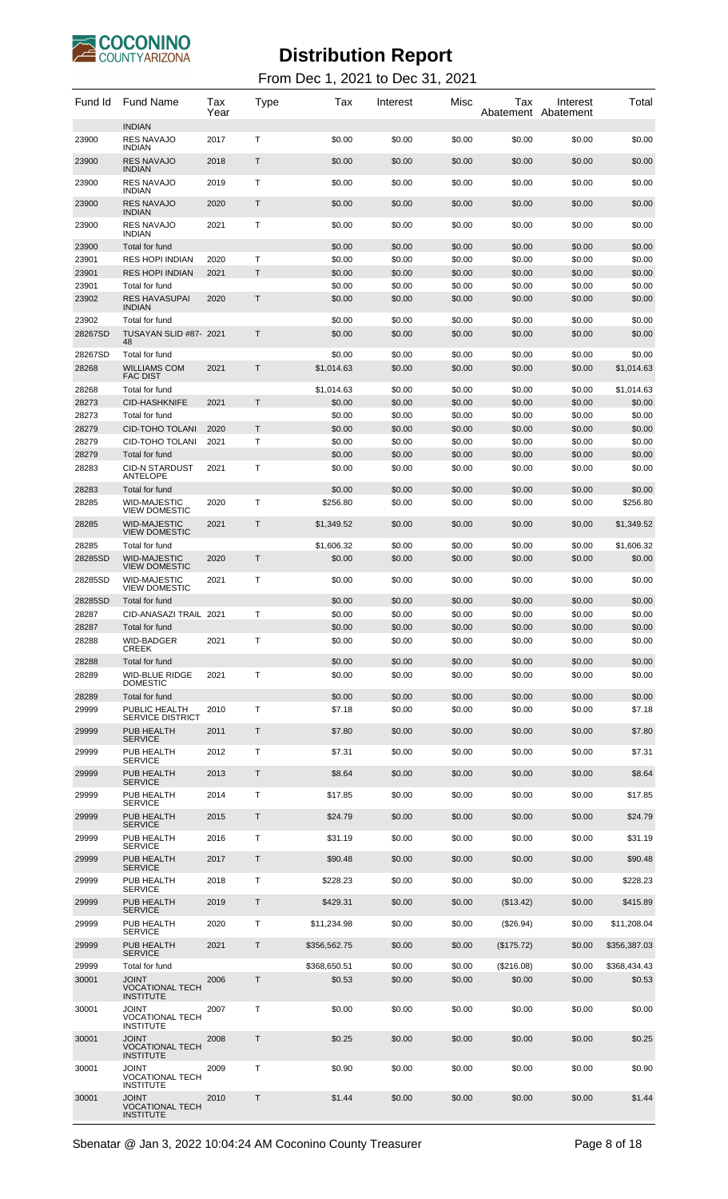# Distribution Report

From Dec 1, 2021 to Dec 31, 2021

| Fund Id | Fund Name | Tax Year | Type | Tax | Interest | Misc | Tax Abatement | Interest Abatement | Total |
|---|---|---|---|---|---|---|---|---|---|
| | INDIAN | | | | | | | | |
| 23900 | RES NAVAJO INDIAN | 2017 | T | $0.00 | $0.00 | $0.00 | $0.00 | $0.00 | $0.00 |
| 23900 | RES NAVAJO INDIAN | 2018 | T | $0.00 | $0.00 | $0.00 | $0.00 | $0.00 | $0.00 |
| 23900 | RES NAVAJO INDIAN | 2019 | T | $0.00 | $0.00 | $0.00 | $0.00 | $0.00 | $0.00 |
| 23900 | RES NAVAJO INDIAN | 2020 | T | $0.00 | $0.00 | $0.00 | $0.00 | $0.00 | $0.00 |
| 23900 | RES NAVAJO INDIAN | 2021 | T | $0.00 | $0.00 | $0.00 | $0.00 | $0.00 | $0.00 |
| 23900 | Total for fund | | | $0.00 | $0.00 | $0.00 | $0.00 | $0.00 | $0.00 |
| 23901 | RES HOPI INDIAN | 2020 | T | $0.00 | $0.00 | $0.00 | $0.00 | $0.00 | $0.00 |
| 23901 | RES HOPI INDIAN | 2021 | T | $0.00 | $0.00 | $0.00 | $0.00 | $0.00 | $0.00 |
| 23901 | Total for fund | | | $0.00 | $0.00 | $0.00 | $0.00 | $0.00 | $0.00 |
| 23902 | RES HAVASUPAI INDIAN | 2020 | T | $0.00 | $0.00 | $0.00 | $0.00 | $0.00 | $0.00 |
| 23902 | Total for fund | | | $0.00 | $0.00 | $0.00 | $0.00 | $0.00 | $0.00 |
| 28267SD | TUSAYAN SLID #87-48 | 2021 | T | $0.00 | $0.00 | $0.00 | $0.00 | $0.00 | $0.00 |
| 28267SD | Total for fund | | | $0.00 | $0.00 | $0.00 | $0.00 | $0.00 | $0.00 |
| 28268 | WILLIAMS COM FAC DIST | 2021 | T | $1,014.63 | $0.00 | $0.00 | $0.00 | $0.00 | $1,014.63 |
| 28268 | Total for fund | | | $1,014.63 | $0.00 | $0.00 | $0.00 | $0.00 | $1,014.63 |
| 28273 | CID-HASHKNIFE | 2021 | T | $0.00 | $0.00 | $0.00 | $0.00 | $0.00 | $0.00 |
| 28273 | Total for fund | | | $0.00 | $0.00 | $0.00 | $0.00 | $0.00 | $0.00 |
| 28279 | CID-TOHO TOLANI | 2020 | T | $0.00 | $0.00 | $0.00 | $0.00 | $0.00 | $0.00 |
| 28279 | CID-TOHO TOLANI | 2021 | T | $0.00 | $0.00 | $0.00 | $0.00 | $0.00 | $0.00 |
| 28279 | Total for fund | | | $0.00 | $0.00 | $0.00 | $0.00 | $0.00 | $0.00 |
| 28283 | CID-N STARDUST ANTELOPE | 2021 | T | $0.00 | $0.00 | $0.00 | $0.00 | $0.00 | $0.00 |
| 28283 | Total for fund | | | $0.00 | $0.00 | $0.00 | $0.00 | $0.00 | $0.00 |
| 28285 | WID-MAJESTIC VIEW DOMESTIC | 2020 | T | $256.80 | $0.00 | $0.00 | $0.00 | $0.00 | $256.80 |
| 28285 | WID-MAJESTIC VIEW DOMESTIC | 2021 | T | $1,349.52 | $0.00 | $0.00 | $0.00 | $0.00 | $1,349.52 |
| 28285 | Total for fund | | | $1,606.32 | $0.00 | $0.00 | $0.00 | $0.00 | $1,606.32 |
| 28285SD | WID-MAJESTIC VIEW DOMESTIC | 2020 | T | $0.00 | $0.00 | $0.00 | $0.00 | $0.00 | $0.00 |
| 28285SD | WID-MAJESTIC VIEW DOMESTIC | 2021 | T | $0.00 | $0.00 | $0.00 | $0.00 | $0.00 | $0.00 |
| 28285SD | Total for fund | | | $0.00 | $0.00 | $0.00 | $0.00 | $0.00 | $0.00 |
| 28287 | CID-ANASAZI TRAIL | 2021 | T | $0.00 | $0.00 | $0.00 | $0.00 | $0.00 | $0.00 |
| 28287 | Total for fund | | | $0.00 | $0.00 | $0.00 | $0.00 | $0.00 | $0.00 |
| 28288 | WID-BADGER CREEK | 2021 | T | $0.00 | $0.00 | $0.00 | $0.00 | $0.00 | $0.00 |
| 28288 | Total for fund | | | $0.00 | $0.00 | $0.00 | $0.00 | $0.00 | $0.00 |
| 28289 | WID-BLUE RIDGE DOMESTIC | 2021 | T | $0.00 | $0.00 | $0.00 | $0.00 | $0.00 | $0.00 |
| 28289 | Total for fund | | | $0.00 | $0.00 | $0.00 | $0.00 | $0.00 | $0.00 |
| 29999 | PUBLIC HEALTH SERVICE DISTRICT | 2010 | T | $7.18 | $0.00 | $0.00 | $0.00 | $0.00 | $7.18 |
| 29999 | PUB HEALTH SERVICE | 2011 | T | $7.80 | $0.00 | $0.00 | $0.00 | $0.00 | $7.80 |
| 29999 | PUB HEALTH SERVICE | 2012 | T | $7.31 | $0.00 | $0.00 | $0.00 | $0.00 | $7.31 |
| 29999 | PUB HEALTH SERVICE | 2013 | T | $8.64 | $0.00 | $0.00 | $0.00 | $0.00 | $8.64 |
| 29999 | PUB HEALTH SERVICE | 2014 | T | $17.85 | $0.00 | $0.00 | $0.00 | $0.00 | $17.85 |
| 29999 | PUB HEALTH SERVICE | 2015 | T | $24.79 | $0.00 | $0.00 | $0.00 | $0.00 | $24.79 |
| 29999 | PUB HEALTH SERVICE | 2016 | T | $31.19 | $0.00 | $0.00 | $0.00 | $0.00 | $31.19 |
| 29999 | PUB HEALTH SERVICE | 2017 | T | $90.48 | $0.00 | $0.00 | $0.00 | $0.00 | $90.48 |
| 29999 | PUB HEALTH SERVICE | 2018 | T | $228.23 | $0.00 | $0.00 | $0.00 | $0.00 | $228.23 |
| 29999 | PUB HEALTH SERVICE | 2019 | T | $429.31 | $0.00 | $0.00 | ($13.42) | $0.00 | $415.89 |
| 29999 | PUB HEALTH SERVICE | 2020 | T | $11,234.98 | $0.00 | $0.00 | ($26.94) | $0.00 | $11,208.04 |
| 29999 | PUB HEALTH SERVICE | 2021 | T | $356,562.75 | $0.00 | $0.00 | ($175.72) | $0.00 | $356,387.03 |
| 29999 | Total for fund | | | $368,650.51 | $0.00 | $0.00 | ($216.08) | $0.00 | $368,434.43 |
| 30001 | JOINT VOCATIONAL TECH INSTITUTE | 2006 | T | $0.53 | $0.00 | $0.00 | $0.00 | $0.00 | $0.53 |
| 30001 | JOINT VOCATIONAL TECH INSTITUTE | 2007 | T | $0.00 | $0.00 | $0.00 | $0.00 | $0.00 | $0.00 |
| 30001 | JOINT VOCATIONAL TECH INSTITUTE | 2008 | T | $0.25 | $0.00 | $0.00 | $0.00 | $0.00 | $0.25 |
| 30001 | JOINT VOCATIONAL TECH INSTITUTE | 2009 | T | $0.90 | $0.00 | $0.00 | $0.00 | $0.00 | $0.90 |
| 30001 | JOINT VOCATIONAL TECH INSTITUTE | 2010 | T | $1.44 | $0.00 | $0.00 | $0.00 | $0.00 | $1.44 |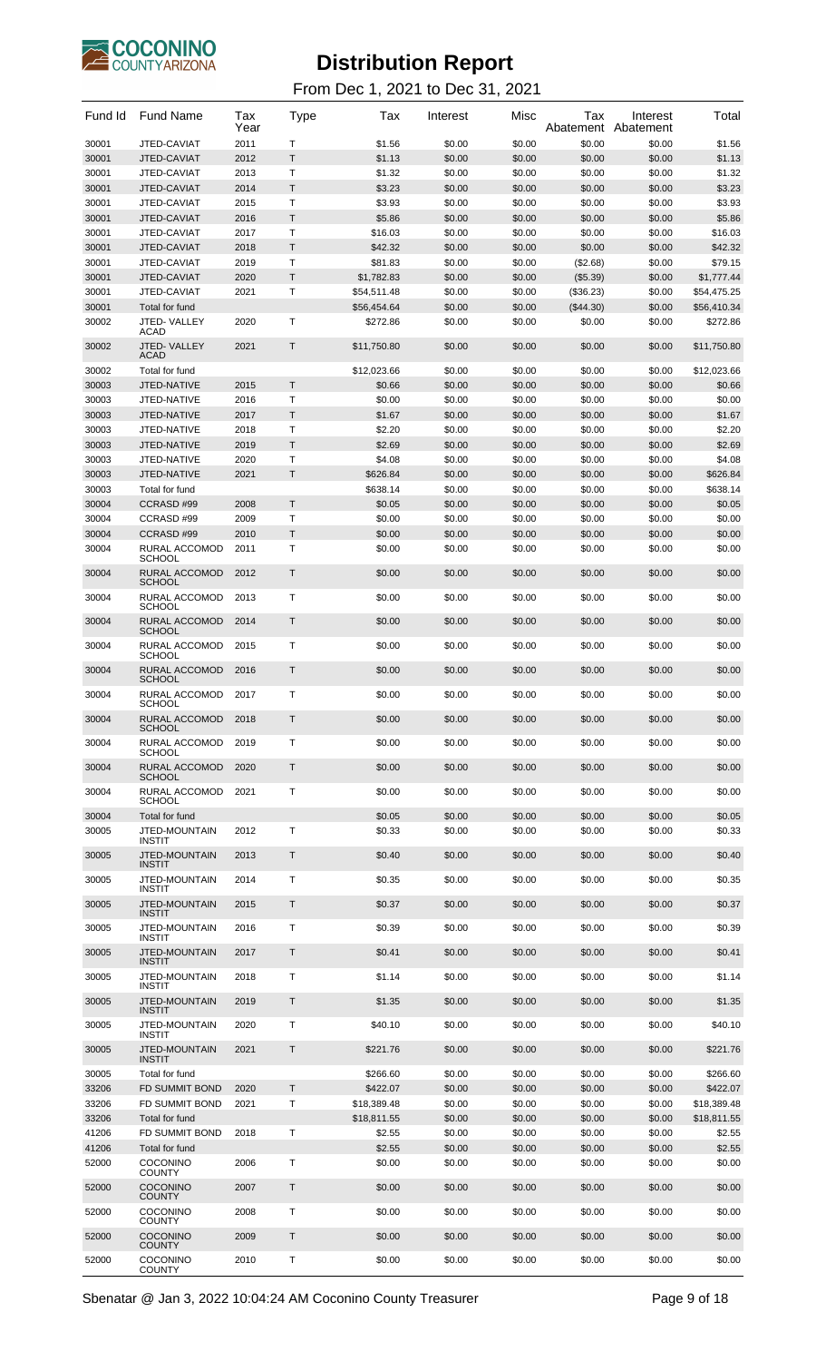# Distribution Report

From Dec 1, 2021 to Dec 31, 2021

| Fund Id | Fund Name | Tax Year | Type | Tax | Interest | Misc | Tax Abatement | Interest Abatement | Total |
|---|---|---|---|---|---|---|---|---|---|
| 30001 | JTED-CAVIAT | 2011 | T | $1.56 | $0.00 | $0.00 | $0.00 | $0.00 | $1.56 |
| 30001 | JTED-CAVIAT | 2012 | T | $1.13 | $0.00 | $0.00 | $0.00 | $0.00 | $1.13 |
| 30001 | JTED-CAVIAT | 2013 | T | $1.32 | $0.00 | $0.00 | $0.00 | $0.00 | $1.32 |
| 30001 | JTED-CAVIAT | 2014 | T | $3.23 | $0.00 | $0.00 | $0.00 | $0.00 | $3.23 |
| 30001 | JTED-CAVIAT | 2015 | T | $3.93 | $0.00 | $0.00 | $0.00 | $0.00 | $3.93 |
| 30001 | JTED-CAVIAT | 2016 | T | $5.86 | $0.00 | $0.00 | $0.00 | $0.00 | $5.86 |
| 30001 | JTED-CAVIAT | 2017 | T | $16.03 | $0.00 | $0.00 | $0.00 | $0.00 | $16.03 |
| 30001 | JTED-CAVIAT | 2018 | T | $42.32 | $0.00 | $0.00 | $0.00 | $0.00 | $42.32 |
| 30001 | JTED-CAVIAT | 2019 | T | $81.83 | $0.00 | $0.00 | ($2.68) | $0.00 | $79.15 |
| 30001 | JTED-CAVIAT | 2020 | T | $1,782.83 | $0.00 | $0.00 | ($5.39) | $0.00 | $1,777.44 |
| 30001 | JTED-CAVIAT | 2021 | T | $54,511.48 | $0.00 | $0.00 | ($36.23) | $0.00 | $54,475.25 |
| 30001 | Total for fund | | | $56,454.64 | $0.00 | $0.00 | ($44.30) | $0.00 | $56,410.34 |
| 30002 | JTED- VALLEY ACAD | 2020 | T | $272.86 | $0.00 | $0.00 | $0.00 | $0.00 | $272.86 |
| 30002 | JTED- VALLEY ACAD | 2021 | T | $11,750.80 | $0.00 | $0.00 | $0.00 | $0.00 | $11,750.80 |
| 30002 | Total for fund | | | $12,023.66 | $0.00 | $0.00 | $0.00 | $0.00 | $12,023.66 |
| 30003 | JTED-NATIVE | 2015 | T | $0.66 | $0.00 | $0.00 | $0.00 | $0.00 | $0.66 |
| 30003 | JTED-NATIVE | 2016 | T | $0.00 | $0.00 | $0.00 | $0.00 | $0.00 | $0.00 |
| 30003 | JTED-NATIVE | 2017 | T | $1.67 | $0.00 | $0.00 | $0.00 | $0.00 | $1.67 |
| 30003 | JTED-NATIVE | 2018 | T | $2.20 | $0.00 | $0.00 | $0.00 | $0.00 | $2.20 |
| 30003 | JTED-NATIVE | 2019 | T | $2.69 | $0.00 | $0.00 | $0.00 | $0.00 | $2.69 |
| 30003 | JTED-NATIVE | 2020 | T | $4.08 | $0.00 | $0.00 | $0.00 | $0.00 | $4.08 |
| 30003 | JTED-NATIVE | 2021 | T | $626.84 | $0.00 | $0.00 | $0.00 | $0.00 | $626.84 |
| 30003 | Total for fund | | | $638.14 | $0.00 | $0.00 | $0.00 | $0.00 | $638.14 |
| 30004 | CCRASD #99 | 2008 | T | $0.05 | $0.00 | $0.00 | $0.00 | $0.00 | $0.05 |
| 30004 | CCRASD #99 | 2009 | T | $0.00 | $0.00 | $0.00 | $0.00 | $0.00 | $0.00 |
| 30004 | CCRASD #99 | 2010 | T | $0.00 | $0.00 | $0.00 | $0.00 | $0.00 | $0.00 |
| 30004 | RURAL ACCOMOD SCHOOL | 2011 | T | $0.00 | $0.00 | $0.00 | $0.00 | $0.00 | $0.00 |
| 30004 | RURAL ACCOMOD SCHOOL | 2012 | T | $0.00 | $0.00 | $0.00 | $0.00 | $0.00 | $0.00 |
| 30004 | RURAL ACCOMOD SCHOOL | 2013 | T | $0.00 | $0.00 | $0.00 | $0.00 | $0.00 | $0.00 |
| 30004 | RURAL ACCOMOD SCHOOL | 2014 | T | $0.00 | $0.00 | $0.00 | $0.00 | $0.00 | $0.00 |
| 30004 | RURAL ACCOMOD SCHOOL | 2015 | T | $0.00 | $0.00 | $0.00 | $0.00 | $0.00 | $0.00 |
| 30004 | RURAL ACCOMOD SCHOOL | 2016 | T | $0.00 | $0.00 | $0.00 | $0.00 | $0.00 | $0.00 |
| 30004 | RURAL ACCOMOD SCHOOL | 2017 | T | $0.00 | $0.00 | $0.00 | $0.00 | $0.00 | $0.00 |
| 30004 | RURAL ACCOMOD SCHOOL | 2018 | T | $0.00 | $0.00 | $0.00 | $0.00 | $0.00 | $0.00 |
| 30004 | RURAL ACCOMOD SCHOOL | 2019 | T | $0.00 | $0.00 | $0.00 | $0.00 | $0.00 | $0.00 |
| 30004 | RURAL ACCOMOD SCHOOL | 2020 | T | $0.00 | $0.00 | $0.00 | $0.00 | $0.00 | $0.00 |
| 30004 | RURAL ACCOMOD SCHOOL | 2021 | T | $0.00 | $0.00 | $0.00 | $0.00 | $0.00 | $0.00 |
| 30004 | Total for fund | | | $0.05 | $0.00 | $0.00 | $0.00 | $0.00 | $0.05 |
| 30005 | JTED-MOUNTAIN INSTIT | 2012 | T | $0.33 | $0.00 | $0.00 | $0.00 | $0.00 | $0.33 |
| 30005 | JTED-MOUNTAIN INSTIT | 2013 | T | $0.40 | $0.00 | $0.00 | $0.00 | $0.00 | $0.40 |
| 30005 | JTED-MOUNTAIN INSTIT | 2014 | T | $0.35 | $0.00 | $0.00 | $0.00 | $0.00 | $0.35 |
| 30005 | JTED-MOUNTAIN INSTIT | 2015 | T | $0.37 | $0.00 | $0.00 | $0.00 | $0.00 | $0.37 |
| 30005 | JTED-MOUNTAIN INSTIT | 2016 | T | $0.39 | $0.00 | $0.00 | $0.00 | $0.00 | $0.39 |
| 30005 | JTED-MOUNTAIN INSTIT | 2017 | T | $0.41 | $0.00 | $0.00 | $0.00 | $0.00 | $0.41 |
| 30005 | JTED-MOUNTAIN INSTIT | 2018 | T | $1.14 | $0.00 | $0.00 | $0.00 | $0.00 | $1.14 |
| 30005 | JTED-MOUNTAIN INSTIT | 2019 | T | $1.35 | $0.00 | $0.00 | $0.00 | $0.00 | $1.35 |
| 30005 | JTED-MOUNTAIN INSTIT | 2020 | T | $40.10 | $0.00 | $0.00 | $0.00 | $0.00 | $40.10 |
| 30005 | JTED-MOUNTAIN INSTIT | 2021 | T | $221.76 | $0.00 | $0.00 | $0.00 | $0.00 | $221.76 |
| 30005 | Total for fund | | | $266.60 | $0.00 | $0.00 | $0.00 | $0.00 | $266.60 |
| 33206 | FD SUMMIT BOND | 2020 | T | $422.07 | $0.00 | $0.00 | $0.00 | $0.00 | $422.07 |
| 33206 | FD SUMMIT BOND | 2021 | T | $18,389.48 | $0.00 | $0.00 | $0.00 | $0.00 | $18,389.48 |
| 33206 | Total for fund | | | $18,811.55 | $0.00 | $0.00 | $0.00 | $0.00 | $18,811.55 |
| 41206 | FD SUMMIT BOND | 2018 | T | $2.55 | $0.00 | $0.00 | $0.00 | $0.00 | $2.55 |
| 41206 | Total for fund | | | $2.55 | $0.00 | $0.00 | $0.00 | $0.00 | $2.55 |
| 52000 | COCONINO COUNTY | 2006 | T | $0.00 | $0.00 | $0.00 | $0.00 | $0.00 | $0.00 |
| 52000 | COCONINO COUNTY | 2007 | T | $0.00 | $0.00 | $0.00 | $0.00 | $0.00 | $0.00 |
| 52000 | COCONINO COUNTY | 2008 | T | $0.00 | $0.00 | $0.00 | $0.00 | $0.00 | $0.00 |
| 52000 | COCONINO COUNTY | 2009 | T | $0.00 | $0.00 | $0.00 | $0.00 | $0.00 | $0.00 |
| 52000 | COCONINO COUNTY | 2010 | T | $0.00 | $0.00 | $0.00 | $0.00 | $0.00 | $0.00 |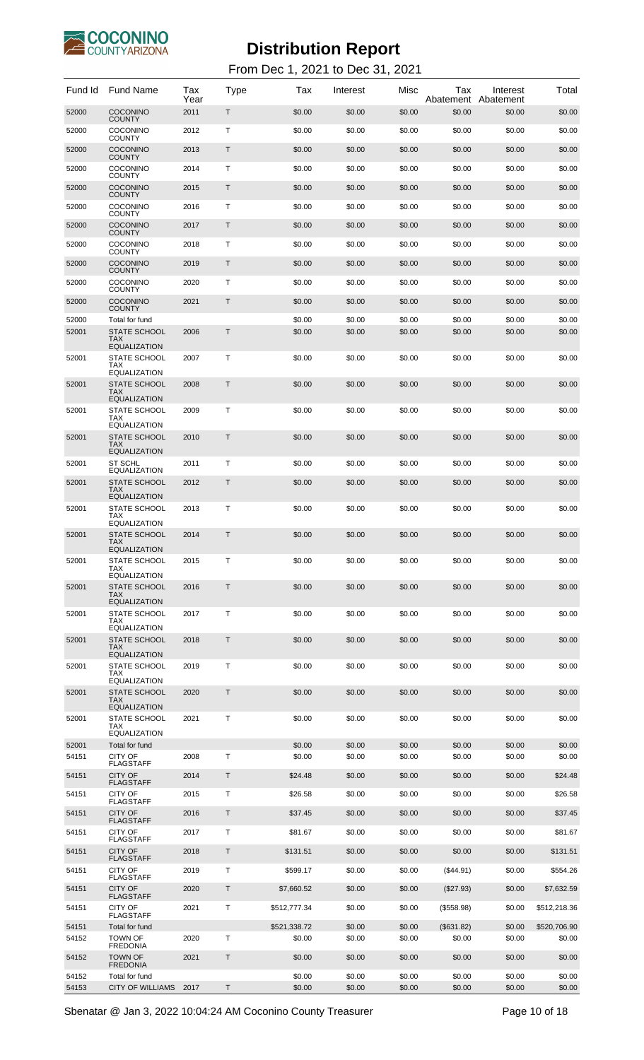# Distribution Report

From Dec 1, 2021 to Dec 31, 2021

| Fund Id | Fund Name | Tax Year | Type | Tax | Interest | Misc | Tax Abatement | Interest Abatement | Total |
|---|---|---|---|---|---|---|---|---|---|
| 52000 | COCONINO COUNTY | 2011 | T | $0.00 | $0.00 | $0.00 | $0.00 | $0.00 | $0.00 |
| 52000 | COCONINO COUNTY | 2012 | T | $0.00 | $0.00 | $0.00 | $0.00 | $0.00 | $0.00 |
| 52000 | COCONINO COUNTY | 2013 | T | $0.00 | $0.00 | $0.00 | $0.00 | $0.00 | $0.00 |
| 52000 | COCONINO COUNTY | 2014 | T | $0.00 | $0.00 | $0.00 | $0.00 | $0.00 | $0.00 |
| 52000 | COCONINO COUNTY | 2015 | T | $0.00 | $0.00 | $0.00 | $0.00 | $0.00 | $0.00 |
| 52000 | COCONINO COUNTY | 2016 | T | $0.00 | $0.00 | $0.00 | $0.00 | $0.00 | $0.00 |
| 52000 | COCONINO COUNTY | 2017 | T | $0.00 | $0.00 | $0.00 | $0.00 | $0.00 | $0.00 |
| 52000 | COCONINO COUNTY | 2018 | T | $0.00 | $0.00 | $0.00 | $0.00 | $0.00 | $0.00 |
| 52000 | COCONINO COUNTY | 2019 | T | $0.00 | $0.00 | $0.00 | $0.00 | $0.00 | $0.00 |
| 52000 | COCONINO COUNTY | 2020 | T | $0.00 | $0.00 | $0.00 | $0.00 | $0.00 | $0.00 |
| 52000 | COCONINO COUNTY | 2021 | T | $0.00 | $0.00 | $0.00 | $0.00 | $0.00 | $0.00 |
| 52000 | Total for fund | | | $0.00 | $0.00 | $0.00 | $0.00 | $0.00 | $0.00 |
| 52001 | STATE SCHOOL TAX EQUALIZATION | 2006 | T | $0.00 | $0.00 | $0.00 | $0.00 | $0.00 | $0.00 |
| 52001 | STATE SCHOOL TAX EQUALIZATION | 2007 | T | $0.00 | $0.00 | $0.00 | $0.00 | $0.00 | $0.00 |
| 52001 | STATE SCHOOL TAX EQUALIZATION | 2008 | T | $0.00 | $0.00 | $0.00 | $0.00 | $0.00 | $0.00 |
| 52001 | STATE SCHOOL TAX EQUALIZATION | 2009 | T | $0.00 | $0.00 | $0.00 | $0.00 | $0.00 | $0.00 |
| 52001 | STATE SCHOOL TAX EQUALIZATION | 2010 | T | $0.00 | $0.00 | $0.00 | $0.00 | $0.00 | $0.00 |
| 52001 | ST SCHL EQUALIZATION | 2011 | T | $0.00 | $0.00 | $0.00 | $0.00 | $0.00 | $0.00 |
| 52001 | STATE SCHOOL TAX EQUALIZATION | 2012 | T | $0.00 | $0.00 | $0.00 | $0.00 | $0.00 | $0.00 |
| 52001 | STATE SCHOOL TAX EQUALIZATION | 2013 | T | $0.00 | $0.00 | $0.00 | $0.00 | $0.00 | $0.00 |
| 52001 | STATE SCHOOL TAX EQUALIZATION | 2014 | T | $0.00 | $0.00 | $0.00 | $0.00 | $0.00 | $0.00 |
| 52001 | STATE SCHOOL TAX EQUALIZATION | 2015 | T | $0.00 | $0.00 | $0.00 | $0.00 | $0.00 | $0.00 |
| 52001 | STATE SCHOOL TAX EQUALIZATION | 2016 | T | $0.00 | $0.00 | $0.00 | $0.00 | $0.00 | $0.00 |
| 52001 | STATE SCHOOL TAX EQUALIZATION | 2017 | T | $0.00 | $0.00 | $0.00 | $0.00 | $0.00 | $0.00 |
| 52001 | STATE SCHOOL TAX EQUALIZATION | 2018 | T | $0.00 | $0.00 | $0.00 | $0.00 | $0.00 | $0.00 |
| 52001 | STATE SCHOOL TAX EQUALIZATION | 2019 | T | $0.00 | $0.00 | $0.00 | $0.00 | $0.00 | $0.00 |
| 52001 | STATE SCHOOL TAX EQUALIZATION | 2020 | T | $0.00 | $0.00 | $0.00 | $0.00 | $0.00 | $0.00 |
| 52001 | STATE SCHOOL TAX EQUALIZATION | 2021 | T | $0.00 | $0.00 | $0.00 | $0.00 | $0.00 | $0.00 |
| 52001 | Total for fund | | | $0.00 | $0.00 | $0.00 | $0.00 | $0.00 | $0.00 |
| 54151 | CITY OF FLAGSTAFF | 2008 | T | $0.00 | $0.00 | $0.00 | $0.00 | $0.00 | $0.00 |
| 54151 | CITY OF FLAGSTAFF | 2014 | T | $24.48 | $0.00 | $0.00 | $0.00 | $0.00 | $24.48 |
| 54151 | CITY OF FLAGSTAFF | 2015 | T | $26.58 | $0.00 | $0.00 | $0.00 | $0.00 | $26.58 |
| 54151 | CITY OF FLAGSTAFF | 2016 | T | $37.45 | $0.00 | $0.00 | $0.00 | $0.00 | $37.45 |
| 54151 | CITY OF FLAGSTAFF | 2017 | T | $81.67 | $0.00 | $0.00 | $0.00 | $0.00 | $81.67 |
| 54151 | CITY OF FLAGSTAFF | 2018 | T | $131.51 | $0.00 | $0.00 | $0.00 | $0.00 | $131.51 |
| 54151 | CITY OF FLAGSTAFF | 2019 | T | $599.17 | $0.00 | $0.00 | ($44.91) | $0.00 | $554.26 |
| 54151 | CITY OF FLAGSTAFF | 2020 | T | $7,660.52 | $0.00 | $0.00 | ($27.93) | $0.00 | $7,632.59 |
| 54151 | CITY OF FLAGSTAFF | 2021 | T | $512,777.34 | $0.00 | $0.00 | ($558.98) | $0.00 | $512,218.36 |
| 54151 | Total for fund | | | $521,338.72 | $0.00 | $0.00 | ($631.82) | $0.00 | $520,706.90 |
| 54152 | TOWN OF FREDONIA | 2020 | T | $0.00 | $0.00 | $0.00 | $0.00 | $0.00 | $0.00 |
| 54152 | TOWN OF FREDONIA | 2021 | T | $0.00 | $0.00 | $0.00 | $0.00 | $0.00 | $0.00 |
| 54152 | Total for fund | | | $0.00 | $0.00 | $0.00 | $0.00 | $0.00 | $0.00 |
| 54153 | CITY OF WILLIAMS | 2017 | T | $0.00 | $0.00 | $0.00 | $0.00 | $0.00 | $0.00 |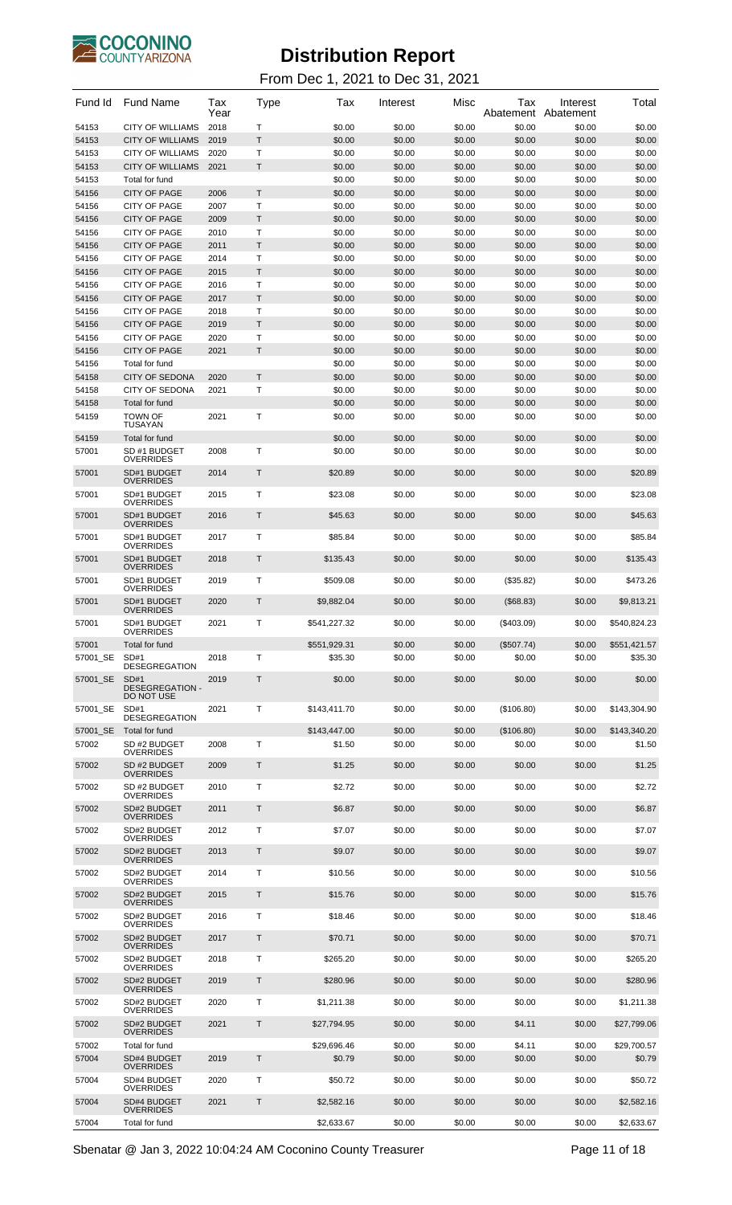# Distribution Report

From Dec 1, 2021 to Dec 31, 2021

| Fund Id | Fund Name | Tax Year | Type | Tax | Interest | Misc | Tax Abatement | Interest Abatement | Total |
|---|---|---|---|---|---|---|---|---|---|
| 54153 | CITY OF WILLIAMS | 2018 | T | $0.00 | $0.00 | $0.00 | $0.00 | $0.00 | $0.00 |
| 54153 | CITY OF WILLIAMS | 2019 | T | $0.00 | $0.00 | $0.00 | $0.00 | $0.00 | $0.00 |
| 54153 | CITY OF WILLIAMS | 2020 | T | $0.00 | $0.00 | $0.00 | $0.00 | $0.00 | $0.00 |
| 54153 | CITY OF WILLIAMS | 2021 | T | $0.00 | $0.00 | $0.00 | $0.00 | $0.00 | $0.00 |
| 54153 | Total for fund | | | $0.00 | $0.00 | $0.00 | $0.00 | $0.00 | $0.00 |
| 54156 | CITY OF PAGE | 2006 | T | $0.00 | $0.00 | $0.00 | $0.00 | $0.00 | $0.00 |
| 54156 | CITY OF PAGE | 2007 | T | $0.00 | $0.00 | $0.00 | $0.00 | $0.00 | $0.00 |
| 54156 | CITY OF PAGE | 2009 | T | $0.00 | $0.00 | $0.00 | $0.00 | $0.00 | $0.00 |
| 54156 | CITY OF PAGE | 2010 | T | $0.00 | $0.00 | $0.00 | $0.00 | $0.00 | $0.00 |
| 54156 | CITY OF PAGE | 2011 | T | $0.00 | $0.00 | $0.00 | $0.00 | $0.00 | $0.00 |
| 54156 | CITY OF PAGE | 2014 | T | $0.00 | $0.00 | $0.00 | $0.00 | $0.00 | $0.00 |
| 54156 | CITY OF PAGE | 2015 | T | $0.00 | $0.00 | $0.00 | $0.00 | $0.00 | $0.00 |
| 54156 | CITY OF PAGE | 2016 | T | $0.00 | $0.00 | $0.00 | $0.00 | $0.00 | $0.00 |
| 54156 | CITY OF PAGE | 2017 | T | $0.00 | $0.00 | $0.00 | $0.00 | $0.00 | $0.00 |
| 54156 | CITY OF PAGE | 2018 | T | $0.00 | $0.00 | $0.00 | $0.00 | $0.00 | $0.00 |
| 54156 | CITY OF PAGE | 2019 | T | $0.00 | $0.00 | $0.00 | $0.00 | $0.00 | $0.00 |
| 54156 | CITY OF PAGE | 2020 | T | $0.00 | $0.00 | $0.00 | $0.00 | $0.00 | $0.00 |
| 54156 | CITY OF PAGE | 2021 | T | $0.00 | $0.00 | $0.00 | $0.00 | $0.00 | $0.00 |
| 54156 | Total for fund | | | $0.00 | $0.00 | $0.00 | $0.00 | $0.00 | $0.00 |
| 54158 | CITY OF SEDONA | 2020 | T | $0.00 | $0.00 | $0.00 | $0.00 | $0.00 | $0.00 |
| 54158 | CITY OF SEDONA | 2021 | T | $0.00 | $0.00 | $0.00 | $0.00 | $0.00 | $0.00 |
| 54158 | Total for fund | | | $0.00 | $0.00 | $0.00 | $0.00 | $0.00 | $0.00 |
| 54159 | TOWN OF TUSAYAN | 2021 | T | $0.00 | $0.00 | $0.00 | $0.00 | $0.00 | $0.00 |
| 54159 | Total for fund | | | $0.00 | $0.00 | $0.00 | $0.00 | $0.00 | $0.00 |
| 57001 | SD #1 BUDGET OVERRIDES | 2008 | T | $0.00 | $0.00 | $0.00 | $0.00 | $0.00 | $0.00 |
| 57001 | SD#1 BUDGET OVERRIDES | 2014 | T | $20.89 | $0.00 | $0.00 | $0.00 | $0.00 | $20.89 |
| 57001 | SD#1 BUDGET OVERRIDES | 2015 | T | $23.08 | $0.00 | $0.00 | $0.00 | $0.00 | $23.08 |
| 57001 | SD#1 BUDGET OVERRIDES | 2016 | T | $45.63 | $0.00 | $0.00 | $0.00 | $0.00 | $45.63 |
| 57001 | SD#1 BUDGET OVERRIDES | 2017 | T | $85.84 | $0.00 | $0.00 | $0.00 | $0.00 | $85.84 |
| 57001 | SD#1 BUDGET OVERRIDES | 2018 | T | $135.43 | $0.00 | $0.00 | $0.00 | $0.00 | $135.43 |
| 57001 | SD#1 BUDGET OVERRIDES | 2019 | T | $509.08 | $0.00 | $0.00 | ($35.82) | $0.00 | $473.26 |
| 57001 | SD#1 BUDGET OVERRIDES | 2020 | T | $9,882.04 | $0.00 | $0.00 | ($68.83) | $0.00 | $9,813.21 |
| 57001 | SD#1 BUDGET OVERRIDES | 2021 | T | $541,227.32 | $0.00 | $0.00 | ($403.09) | $0.00 | $540,824.23 |
| 57001 | Total for fund | | | $551,929.31 | $0.00 | $0.00 | ($507.74) | $0.00 | $551,421.57 |
| 57001_SE | SD#1 DESEGREGATION | 2018 | T | $35.30 | $0.00 | $0.00 | $0.00 | $0.00 | $35.30 |
| 57001_SE | SD#1 DESEGREGATION - DO NOT USE | 2019 | T | $0.00 | $0.00 | $0.00 | $0.00 | $0.00 | $0.00 |
| 57001_SE | SD#1 DESEGREGATION | 2021 | T | $143,411.70 | $0.00 | $0.00 | ($106.80) | $0.00 | $143,304.90 |
| 57001_SE | Total for fund | | | $143,447.00 | $0.00 | $0.00 | ($106.80) | $0.00 | $143,340.20 |
| 57002 | SD #2 BUDGET OVERRIDES | 2008 | T | $1.50 | $0.00 | $0.00 | $0.00 | $0.00 | $1.50 |
| 57002 | SD #2 BUDGET OVERRIDES | 2009 | T | $1.25 | $0.00 | $0.00 | $0.00 | $0.00 | $1.25 |
| 57002 | SD #2 BUDGET OVERRIDES | 2010 | T | $2.72 | $0.00 | $0.00 | $0.00 | $0.00 | $2.72 |
| 57002 | SD#2 BUDGET OVERRIDES | 2011 | T | $6.87 | $0.00 | $0.00 | $0.00 | $0.00 | $6.87 |
| 57002 | SD#2 BUDGET OVERRIDES | 2012 | T | $7.07 | $0.00 | $0.00 | $0.00 | $0.00 | $7.07 |
| 57002 | SD#2 BUDGET OVERRIDES | 2013 | T | $9.07 | $0.00 | $0.00 | $0.00 | $0.00 | $9.07 |
| 57002 | SD#2 BUDGET OVERRIDES | 2014 | T | $10.56 | $0.00 | $0.00 | $0.00 | $0.00 | $10.56 |
| 57002 | SD#2 BUDGET OVERRIDES | 2015 | T | $15.76 | $0.00 | $0.00 | $0.00 | $0.00 | $15.76 |
| 57002 | SD#2 BUDGET OVERRIDES | 2016 | T | $18.46 | $0.00 | $0.00 | $0.00 | $0.00 | $18.46 |
| 57002 | SD#2 BUDGET OVERRIDES | 2017 | T | $70.71 | $0.00 | $0.00 | $0.00 | $0.00 | $70.71 |
| 57002 | SD#2 BUDGET OVERRIDES | 2018 | T | $265.20 | $0.00 | $0.00 | $0.00 | $0.00 | $265.20 |
| 57002 | SD#2 BUDGET OVERRIDES | 2019 | T | $280.96 | $0.00 | $0.00 | $0.00 | $0.00 | $280.96 |
| 57002 | SD#2 BUDGET OVERRIDES | 2020 | T | $1,211.38 | $0.00 | $0.00 | $0.00 | $0.00 | $1,211.38 |
| 57002 | SD#2 BUDGET OVERRIDES | 2021 | T | $27,794.95 | $0.00 | $0.00 | $4.11 | $0.00 | $27,799.06 |
| 57002 | Total for fund | | | $29,696.46 | $0.00 | $0.00 | $4.11 | $0.00 | $29,700.57 |
| 57004 | SD#4 BUDGET OVERRIDES | 2019 | T | $0.79 | $0.00 | $0.00 | $0.00 | $0.00 | $0.79 |
| 57004 | SD#4 BUDGET OVERRIDES | 2020 | T | $50.72 | $0.00 | $0.00 | $0.00 | $0.00 | $50.72 |
| 57004 | SD#4 BUDGET OVERRIDES | 2021 | T | $2,582.16 | $0.00 | $0.00 | $0.00 | $0.00 | $2,582.16 |
| 57004 | Total for fund | | | $2,633.67 | $0.00 | $0.00 | $0.00 | $0.00 | $2,633.67 |

Sbenatar @ Jan 3, 2022 10:04:24 AM Coconino County Treasurer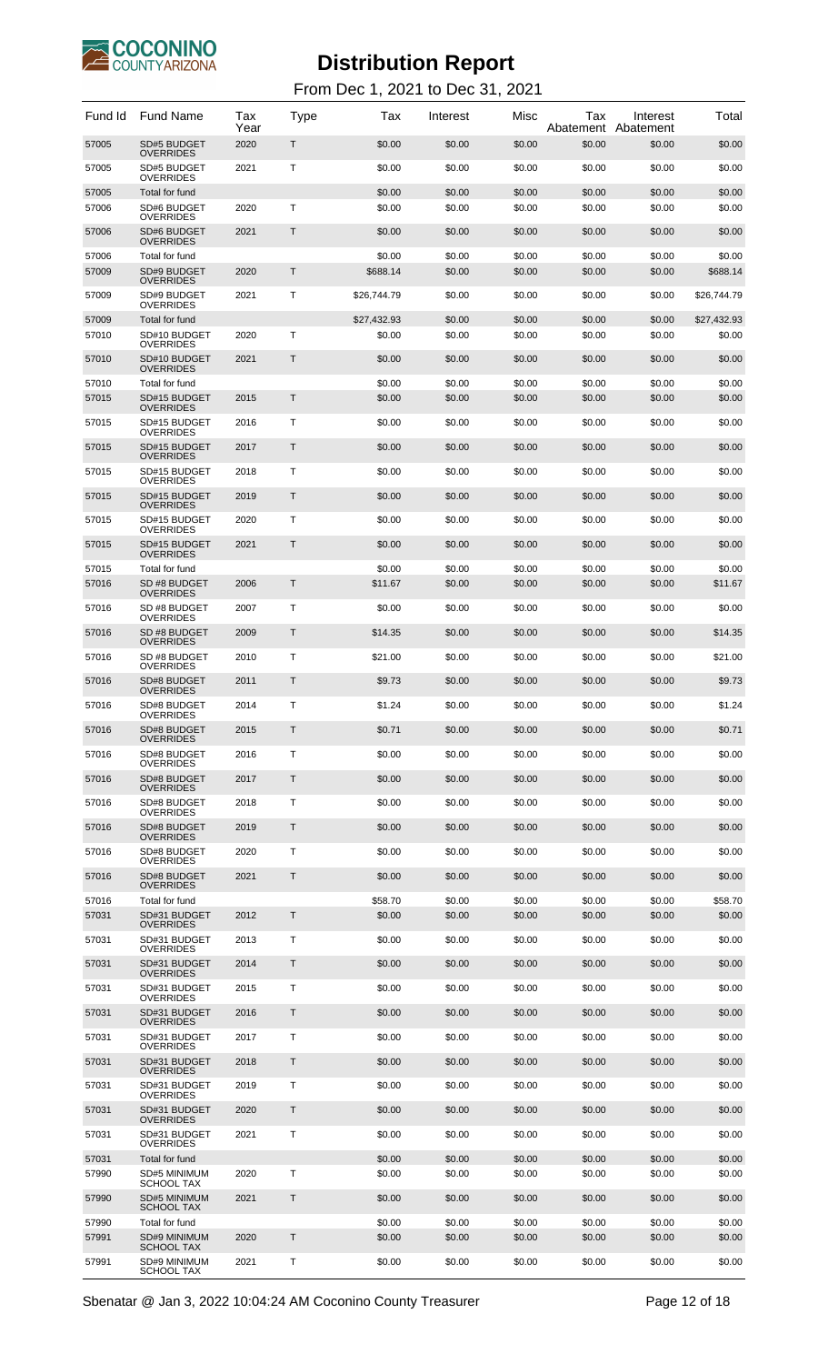# Distribution Report

From Dec 1, 2021 to Dec 31, 2021

| Fund Id | Fund Name | Tax Year | Type | Tax | Interest | Misc | Tax Abatement | Interest Abatement | Total |
|---|---|---|---|---|---|---|---|---|---|
| 57005 | SD#5 BUDGET OVERRIDES | 2020 | T | $0.00 | $0.00 | $0.00 | $0.00 | $0.00 | $0.00 |
| 57005 | SD#5 BUDGET OVERRIDES | 2021 | T | $0.00 | $0.00 | $0.00 | $0.00 | $0.00 | $0.00 |
| 57005 | Total for fund | | | $0.00 | $0.00 | $0.00 | $0.00 | $0.00 | $0.00 |
| 57006 | SD#6 BUDGET OVERRIDES | 2020 | T | $0.00 | $0.00 | $0.00 | $0.00 | $0.00 | $0.00 |
| 57006 | SD#6 BUDGET OVERRIDES | 2021 | T | $0.00 | $0.00 | $0.00 | $0.00 | $0.00 | $0.00 |
| 57006 | Total for fund | | | $0.00 | $0.00 | $0.00 | $0.00 | $0.00 | $0.00 |
| 57009 | SD#9 BUDGET OVERRIDES | 2020 | T | $688.14 | $0.00 | $0.00 | $0.00 | $0.00 | $688.14 |
| 57009 | SD#9 BUDGET OVERRIDES | 2021 | T | $26,744.79 | $0.00 | $0.00 | $0.00 | $0.00 | $26,744.79 |
| 57009 | Total for fund | | | $27,432.93 | $0.00 | $0.00 | $0.00 | $0.00 | $27,432.93 |
| 57010 | SD#10 BUDGET OVERRIDES | 2020 | T | $0.00 | $0.00 | $0.00 | $0.00 | $0.00 | $0.00 |
| 57010 | SD#10 BUDGET OVERRIDES | 2021 | T | $0.00 | $0.00 | $0.00 | $0.00 | $0.00 | $0.00 |
| 57010 | Total for fund | | | $0.00 | $0.00 | $0.00 | $0.00 | $0.00 | $0.00 |
| 57015 | SD#15 BUDGET OVERRIDES | 2015 | T | $0.00 | $0.00 | $0.00 | $0.00 | $0.00 | $0.00 |
| 57015 | SD#15 BUDGET OVERRIDES | 2016 | T | $0.00 | $0.00 | $0.00 | $0.00 | $0.00 | $0.00 |
| 57015 | SD#15 BUDGET OVERRIDES | 2017 | T | $0.00 | $0.00 | $0.00 | $0.00 | $0.00 | $0.00 |
| 57015 | SD#15 BUDGET OVERRIDES | 2018 | T | $0.00 | $0.00 | $0.00 | $0.00 | $0.00 | $0.00 |
| 57015 | SD#15 BUDGET OVERRIDES | 2019 | T | $0.00 | $0.00 | $0.00 | $0.00 | $0.00 | $0.00 |
| 57015 | SD#15 BUDGET OVERRIDES | 2020 | T | $0.00 | $0.00 | $0.00 | $0.00 | $0.00 | $0.00 |
| 57015 | SD#15 BUDGET OVERRIDES | 2021 | T | $0.00 | $0.00 | $0.00 | $0.00 | $0.00 | $0.00 |
| 57015 | Total for fund | | | $0.00 | $0.00 | $0.00 | $0.00 | $0.00 | $0.00 |
| 57016 | SD #8 BUDGET OVERRIDES | 2006 | T | $11.67 | $0.00 | $0.00 | $0.00 | $0.00 | $11.67 |
| 57016 | SD #8 BUDGET OVERRIDES | 2007 | T | $0.00 | $0.00 | $0.00 | $0.00 | $0.00 | $0.00 |
| 57016 | SD #8 BUDGET OVERRIDES | 2009 | T | $14.35 | $0.00 | $0.00 | $0.00 | $0.00 | $14.35 |
| 57016 | SD #8 BUDGET OVERRIDES | 2010 | T | $21.00 | $0.00 | $0.00 | $0.00 | $0.00 | $21.00 |
| 57016 | SD#8 BUDGET OVERRIDES | 2011 | T | $9.73 | $0.00 | $0.00 | $0.00 | $0.00 | $9.73 |
| 57016 | SD#8 BUDGET OVERRIDES | 2014 | T | $1.24 | $0.00 | $0.00 | $0.00 | $0.00 | $1.24 |
| 57016 | SD#8 BUDGET OVERRIDES | 2015 | T | $0.71 | $0.00 | $0.00 | $0.00 | $0.00 | $0.71 |
| 57016 | SD#8 BUDGET OVERRIDES | 2016 | T | $0.00 | $0.00 | $0.00 | $0.00 | $0.00 | $0.00 |
| 57016 | SD#8 BUDGET OVERRIDES | 2017 | T | $0.00 | $0.00 | $0.00 | $0.00 | $0.00 | $0.00 |
| 57016 | SD#8 BUDGET OVERRIDES | 2018 | T | $0.00 | $0.00 | $0.00 | $0.00 | $0.00 | $0.00 |
| 57016 | SD#8 BUDGET OVERRIDES | 2019 | T | $0.00 | $0.00 | $0.00 | $0.00 | $0.00 | $0.00 |
| 57016 | SD#8 BUDGET OVERRIDES | 2020 | T | $0.00 | $0.00 | $0.00 | $0.00 | $0.00 | $0.00 |
| 57016 | SD#8 BUDGET OVERRIDES | 2021 | T | $0.00 | $0.00 | $0.00 | $0.00 | $0.00 | $0.00 |
| 57016 | Total for fund | | | $58.70 | $0.00 | $0.00 | $0.00 | $0.00 | $58.70 |
| 57031 | SD#31 BUDGET OVERRIDES | 2012 | T | $0.00 | $0.00 | $0.00 | $0.00 | $0.00 | $0.00 |
| 57031 | SD#31 BUDGET OVERRIDES | 2013 | T | $0.00 | $0.00 | $0.00 | $0.00 | $0.00 | $0.00 |
| 57031 | SD#31 BUDGET OVERRIDES | 2014 | T | $0.00 | $0.00 | $0.00 | $0.00 | $0.00 | $0.00 |
| 57031 | SD#31 BUDGET OVERRIDES | 2015 | T | $0.00 | $0.00 | $0.00 | $0.00 | $0.00 | $0.00 |
| 57031 | SD#31 BUDGET OVERRIDES | 2016 | T | $0.00 | $0.00 | $0.00 | $0.00 | $0.00 | $0.00 |
| 57031 | SD#31 BUDGET OVERRIDES | 2017 | T | $0.00 | $0.00 | $0.00 | $0.00 | $0.00 | $0.00 |
| 57031 | SD#31 BUDGET OVERRIDES | 2018 | T | $0.00 | $0.00 | $0.00 | $0.00 | $0.00 | $0.00 |
| 57031 | SD#31 BUDGET OVERRIDES | 2019 | T | $0.00 | $0.00 | $0.00 | $0.00 | $0.00 | $0.00 |
| 57031 | SD#31 BUDGET OVERRIDES | 2020 | T | $0.00 | $0.00 | $0.00 | $0.00 | $0.00 | $0.00 |
| 57031 | SD#31 BUDGET OVERRIDES | 2021 | T | $0.00 | $0.00 | $0.00 | $0.00 | $0.00 | $0.00 |
| 57031 | Total for fund | | | $0.00 | $0.00 | $0.00 | $0.00 | $0.00 | $0.00 |
| 57990 | SD#5 MINIMUM SCHOOL TAX | 2020 | T | $0.00 | $0.00 | $0.00 | $0.00 | $0.00 | $0.00 |
| 57990 | SD#5 MINIMUM SCHOOL TAX | 2021 | T | $0.00 | $0.00 | $0.00 | $0.00 | $0.00 | $0.00 |
| 57990 | Total for fund | | | $0.00 | $0.00 | $0.00 | $0.00 | $0.00 | $0.00 |
| 57991 | SD#9 MINIMUM SCHOOL TAX | 2020 | T | $0.00 | $0.00 | $0.00 | $0.00 | $0.00 | $0.00 |
| 57991 | SD#9 MINIMUM SCHOOL TAX | 2021 | T | $0.00 | $0.00 | $0.00 | $0.00 | $0.00 | $0.00 |

Sbenatar @ Jan 3, 2022 10:04:24 AM Coconino County Treasurer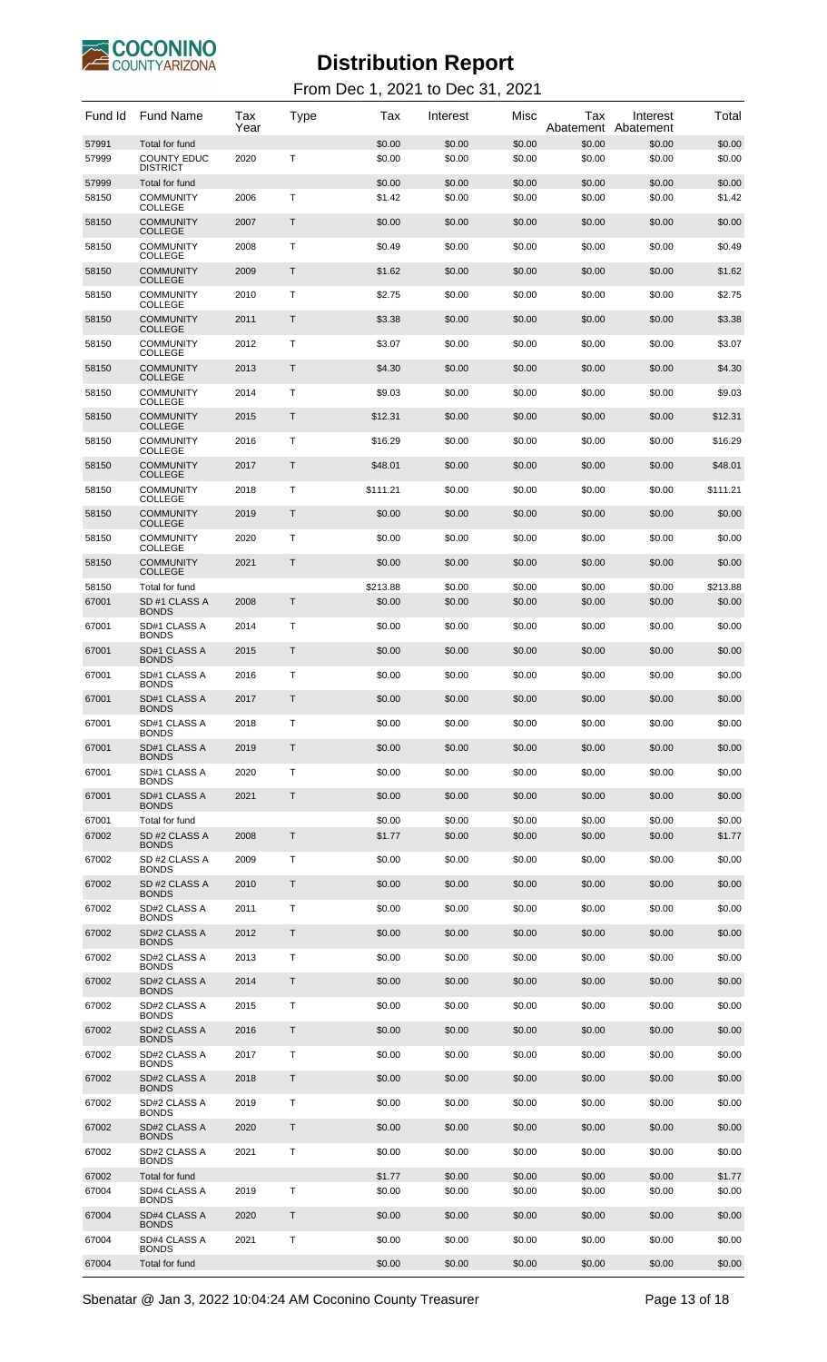# Distribution Report

From Dec 1, 2021 to Dec 31, 2021

| Fund Id | Fund Name | Tax Year | Type | Tax | Interest | Misc | Tax Abatement | Interest Abatement | Total |
|---|---|---|---|---|---|---|---|---|---|
| 57991 | Total for fund | | | $0.00 | $0.00 | $0.00 | $0.00 | $0.00 | $0.00 |
| 57999 | COUNTY EDUC DISTRICT | 2020 | T | $0.00 | $0.00 | $0.00 | $0.00 | $0.00 | $0.00 |
| 57999 | Total for fund | | | $0.00 | $0.00 | $0.00 | $0.00 | $0.00 | $0.00 |
| 58150 | COMMUNITY COLLEGE | 2006 | T | $1.42 | $0.00 | $0.00 | $0.00 | $0.00 | $1.42 |
| 58150 | COMMUNITY COLLEGE | 2007 | T | $0.00 | $0.00 | $0.00 | $0.00 | $0.00 | $0.00 |
| 58150 | COMMUNITY COLLEGE | 2008 | T | $0.49 | $0.00 | $0.00 | $0.00 | $0.00 | $0.49 |
| 58150 | COMMUNITY COLLEGE | 2009 | T | $1.62 | $0.00 | $0.00 | $0.00 | $0.00 | $1.62 |
| 58150 | COMMUNITY COLLEGE | 2010 | T | $2.75 | $0.00 | $0.00 | $0.00 | $0.00 | $2.75 |
| 58150 | COMMUNITY COLLEGE | 2011 | T | $3.38 | $0.00 | $0.00 | $0.00 | $0.00 | $3.38 |
| 58150 | COMMUNITY COLLEGE | 2012 | T | $3.07 | $0.00 | $0.00 | $0.00 | $0.00 | $3.07 |
| 58150 | COMMUNITY COLLEGE | 2013 | T | $4.30 | $0.00 | $0.00 | $0.00 | $0.00 | $4.30 |
| 58150 | COMMUNITY COLLEGE | 2014 | T | $9.03 | $0.00 | $0.00 | $0.00 | $0.00 | $9.03 |
| 58150 | COMMUNITY COLLEGE | 2015 | T | $12.31 | $0.00 | $0.00 | $0.00 | $0.00 | $12.31 |
| 58150 | COMMUNITY COLLEGE | 2016 | T | $16.29 | $0.00 | $0.00 | $0.00 | $0.00 | $16.29 |
| 58150 | COMMUNITY COLLEGE | 2017 | T | $48.01 | $0.00 | $0.00 | $0.00 | $0.00 | $48.01 |
| 58150 | COMMUNITY COLLEGE | 2018 | T | $111.21 | $0.00 | $0.00 | $0.00 | $0.00 | $111.21 |
| 58150 | COMMUNITY COLLEGE | 2019 | T | $0.00 | $0.00 | $0.00 | $0.00 | $0.00 | $0.00 |
| 58150 | COMMUNITY COLLEGE | 2020 | T | $0.00 | $0.00 | $0.00 | $0.00 | $0.00 | $0.00 |
| 58150 | COMMUNITY COLLEGE | 2021 | T | $0.00 | $0.00 | $0.00 | $0.00 | $0.00 | $0.00 |
| 58150 | Total for fund | | | $213.88 | $0.00 | $0.00 | $0.00 | $0.00 | $213.88 |
| 67001 | SD #1 CLASS A BONDS | 2008 | T | $0.00 | $0.00 | $0.00 | $0.00 | $0.00 | $0.00 |
| 67001 | SD#1 CLASS A BONDS | 2014 | T | $0.00 | $0.00 | $0.00 | $0.00 | $0.00 | $0.00 |
| 67001 | SD#1 CLASS A BONDS | 2015 | T | $0.00 | $0.00 | $0.00 | $0.00 | $0.00 | $0.00 |
| 67001 | SD#1 CLASS A BONDS | 2016 | T | $0.00 | $0.00 | $0.00 | $0.00 | $0.00 | $0.00 |
| 67001 | SD#1 CLASS A BONDS | 2017 | T | $0.00 | $0.00 | $0.00 | $0.00 | $0.00 | $0.00 |
| 67001 | SD#1 CLASS A BONDS | 2018 | T | $0.00 | $0.00 | $0.00 | $0.00 | $0.00 | $0.00 |
| 67001 | SD#1 CLASS A BONDS | 2019 | T | $0.00 | $0.00 | $0.00 | $0.00 | $0.00 | $0.00 |
| 67001 | SD#1 CLASS A BONDS | 2020 | T | $0.00 | $0.00 | $0.00 | $0.00 | $0.00 | $0.00 |
| 67001 | SD#1 CLASS A BONDS | 2021 | T | $0.00 | $0.00 | $0.00 | $0.00 | $0.00 | $0.00 |
| 67001 | Total for fund | | | $0.00 | $0.00 | $0.00 | $0.00 | $0.00 | $0.00 |
| 67002 | SD #2 CLASS A BONDS | 2008 | T | $1.77 | $0.00 | $0.00 | $0.00 | $0.00 | $1.77 |
| 67002 | SD #2 CLASS A BONDS | 2009 | T | $0.00 | $0.00 | $0.00 | $0.00 | $0.00 | $0.00 |
| 67002 | SD #2 CLASS A BONDS | 2010 | T | $0.00 | $0.00 | $0.00 | $0.00 | $0.00 | $0.00 |
| 67002 | SD#2 CLASS A BONDS | 2011 | T | $0.00 | $0.00 | $0.00 | $0.00 | $0.00 | $0.00 |
| 67002 | SD#2 CLASS A BONDS | 2012 | T | $0.00 | $0.00 | $0.00 | $0.00 | $0.00 | $0.00 |
| 67002 | SD#2 CLASS A BONDS | 2013 | T | $0.00 | $0.00 | $0.00 | $0.00 | $0.00 | $0.00 |
| 67002 | SD#2 CLASS A BONDS | 2014 | T | $0.00 | $0.00 | $0.00 | $0.00 | $0.00 | $0.00 |
| 67002 | SD#2 CLASS A BONDS | 2015 | T | $0.00 | $0.00 | $0.00 | $0.00 | $0.00 | $0.00 |
| 67002 | SD#2 CLASS A BONDS | 2016 | T | $0.00 | $0.00 | $0.00 | $0.00 | $0.00 | $0.00 |
| 67002 | SD#2 CLASS A BONDS | 2017 | T | $0.00 | $0.00 | $0.00 | $0.00 | $0.00 | $0.00 |
| 67002 | SD#2 CLASS A BONDS | 2018 | T | $0.00 | $0.00 | $0.00 | $0.00 | $0.00 | $0.00 |
| 67002 | SD#2 CLASS A BONDS | 2019 | T | $0.00 | $0.00 | $0.00 | $0.00 | $0.00 | $0.00 |
| 67002 | SD#2 CLASS A BONDS | 2020 | T | $0.00 | $0.00 | $0.00 | $0.00 | $0.00 | $0.00 |
| 67002 | SD#2 CLASS A BONDS | 2021 | T | $0.00 | $0.00 | $0.00 | $0.00 | $0.00 | $0.00 |
| 67002 | Total for fund | | | $1.77 | $0.00 | $0.00 | $0.00 | $0.00 | $1.77 |
| 67004 | SD#4 CLASS A BONDS | 2019 | T | $0.00 | $0.00 | $0.00 | $0.00 | $0.00 | $0.00 |
| 67004 | SD#4 CLASS A BONDS | 2020 | T | $0.00 | $0.00 | $0.00 | $0.00 | $0.00 | $0.00 |
| 67004 | SD#4 CLASS A BONDS | 2021 | T | $0.00 | $0.00 | $0.00 | $0.00 | $0.00 | $0.00 |
| 67004 | Total for fund | | | $0.00 | $0.00 | $0.00 | $0.00 | $0.00 | $0.00 |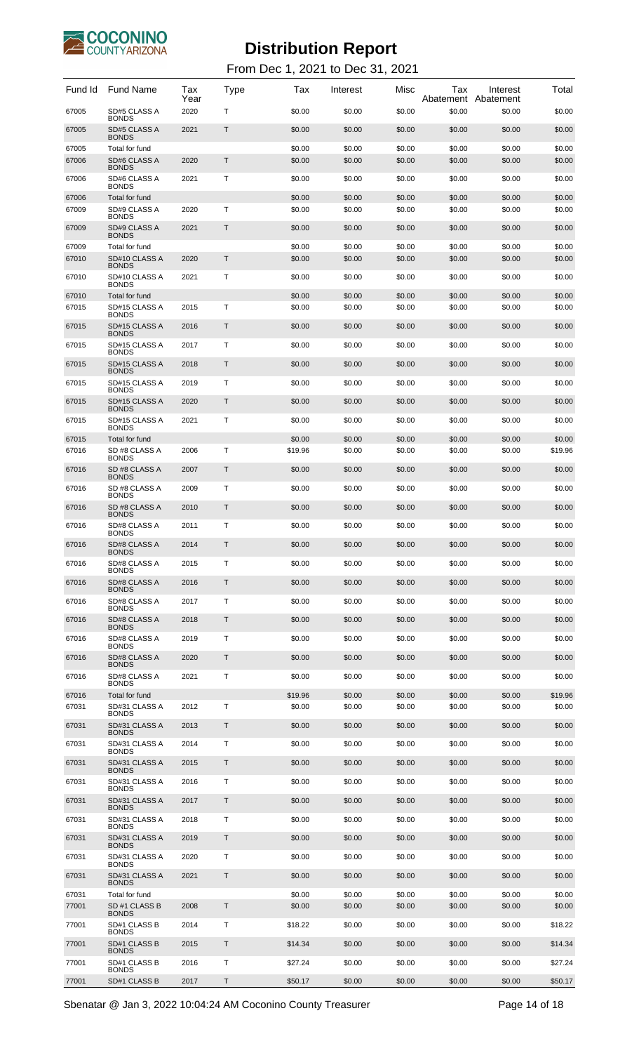# Distribution Report

From Dec 1, 2021 to Dec 31, 2021

| Fund Id | Fund Name | Tax Year | Type | Tax | Interest | Misc | Tax Abatement | Interest Abatement | Total |
|---|---|---|---|---|---|---|---|---|---|
| 67005 | SD#5 CLASS A BONDS | 2020 | T | $0.00 | $0.00 | $0.00 | $0.00 | $0.00 | $0.00 |
| 67005 | SD#5 CLASS A BONDS | 2021 | T | $0.00 | $0.00 | $0.00 | $0.00 | $0.00 | $0.00 |
| 67005 | Total for fund | | | $0.00 | $0.00 | $0.00 | $0.00 | $0.00 | $0.00 |
| 67006 | SD#6 CLASS A BONDS | 2020 | T | $0.00 | $0.00 | $0.00 | $0.00 | $0.00 | $0.00 |
| 67006 | SD#6 CLASS A BONDS | 2021 | T | $0.00 | $0.00 | $0.00 | $0.00 | $0.00 | $0.00 |
| 67006 | Total for fund | | | $0.00 | $0.00 | $0.00 | $0.00 | $0.00 | $0.00 |
| 67009 | SD#9 CLASS A BONDS | 2020 | T | $0.00 | $0.00 | $0.00 | $0.00 | $0.00 | $0.00 |
| 67009 | SD#9 CLASS A BONDS | 2021 | T | $0.00 | $0.00 | $0.00 | $0.00 | $0.00 | $0.00 |
| 67009 | Total for fund | | | $0.00 | $0.00 | $0.00 | $0.00 | $0.00 | $0.00 |
| 67010 | SD#10 CLASS A BONDS | 2020 | T | $0.00 | $0.00 | $0.00 | $0.00 | $0.00 | $0.00 |
| 67010 | SD#10 CLASS A BONDS | 2021 | T | $0.00 | $0.00 | $0.00 | $0.00 | $0.00 | $0.00 |
| 67010 | Total for fund | | | $0.00 | $0.00 | $0.00 | $0.00 | $0.00 | $0.00 |
| 67015 | SD#15 CLASS A BONDS | 2015 | T | $0.00 | $0.00 | $0.00 | $0.00 | $0.00 | $0.00 |
| 67015 | SD#15 CLASS A BONDS | 2016 | T | $0.00 | $0.00 | $0.00 | $0.00 | $0.00 | $0.00 |
| 67015 | SD#15 CLASS A BONDS | 2017 | T | $0.00 | $0.00 | $0.00 | $0.00 | $0.00 | $0.00 |
| 67015 | SD#15 CLASS A BONDS | 2018 | T | $0.00 | $0.00 | $0.00 | $0.00 | $0.00 | $0.00 |
| 67015 | SD#15 CLASS A BONDS | 2019 | T | $0.00 | $0.00 | $0.00 | $0.00 | $0.00 | $0.00 |
| 67015 | SD#15 CLASS A BONDS | 2020 | T | $0.00 | $0.00 | $0.00 | $0.00 | $0.00 | $0.00 |
| 67015 | SD#15 CLASS A BONDS | 2021 | T | $0.00 | $0.00 | $0.00 | $0.00 | $0.00 | $0.00 |
| 67015 | Total for fund | | | $0.00 | $0.00 | $0.00 | $0.00 | $0.00 | $0.00 |
| 67016 | SD #8 CLASS A BONDS | 2006 | T | $19.96 | $0.00 | $0.00 | $0.00 | $0.00 | $19.96 |
| 67016 | SD #8 CLASS A BONDS | 2007 | T | $0.00 | $0.00 | $0.00 | $0.00 | $0.00 | $0.00 |
| 67016 | SD #8 CLASS A BONDS | 2009 | T | $0.00 | $0.00 | $0.00 | $0.00 | $0.00 | $0.00 |
| 67016 | SD #8 CLASS A BONDS | 2010 | T | $0.00 | $0.00 | $0.00 | $0.00 | $0.00 | $0.00 |
| 67016 | SD#8 CLASS A BONDS | 2011 | T | $0.00 | $0.00 | $0.00 | $0.00 | $0.00 | $0.00 |
| 67016 | SD#8 CLASS A BONDS | 2014 | T | $0.00 | $0.00 | $0.00 | $0.00 | $0.00 | $0.00 |
| 67016 | SD#8 CLASS A BONDS | 2015 | T | $0.00 | $0.00 | $0.00 | $0.00 | $0.00 | $0.00 |
| 67016 | SD#8 CLASS A BONDS | 2016 | T | $0.00 | $0.00 | $0.00 | $0.00 | $0.00 | $0.00 |
| 67016 | SD#8 CLASS A BONDS | 2017 | T | $0.00 | $0.00 | $0.00 | $0.00 | $0.00 | $0.00 |
| 67016 | SD#8 CLASS A BONDS | 2018 | T | $0.00 | $0.00 | $0.00 | $0.00 | $0.00 | $0.00 |
| 67016 | SD#8 CLASS A BONDS | 2019 | T | $0.00 | $0.00 | $0.00 | $0.00 | $0.00 | $0.00 |
| 67016 | SD#8 CLASS A BONDS | 2020 | T | $0.00 | $0.00 | $0.00 | $0.00 | $0.00 | $0.00 |
| 67016 | SD#8 CLASS A BONDS | 2021 | T | $0.00 | $0.00 | $0.00 | $0.00 | $0.00 | $0.00 |
| 67016 | Total for fund | | | $19.96 | $0.00 | $0.00 | $0.00 | $0.00 | $19.96 |
| 67031 | SD#31 CLASS A BONDS | 2012 | T | $0.00 | $0.00 | $0.00 | $0.00 | $0.00 | $0.00 |
| 67031 | SD#31 CLASS A BONDS | 2013 | T | $0.00 | $0.00 | $0.00 | $0.00 | $0.00 | $0.00 |
| 67031 | SD#31 CLASS A BONDS | 2014 | T | $0.00 | $0.00 | $0.00 | $0.00 | $0.00 | $0.00 |
| 67031 | SD#31 CLASS A BONDS | 2015 | T | $0.00 | $0.00 | $0.00 | $0.00 | $0.00 | $0.00 |
| 67031 | SD#31 CLASS A BONDS | 2016 | T | $0.00 | $0.00 | $0.00 | $0.00 | $0.00 | $0.00 |
| 67031 | SD#31 CLASS A BONDS | 2017 | T | $0.00 | $0.00 | $0.00 | $0.00 | $0.00 | $0.00 |
| 67031 | SD#31 CLASS A BONDS | 2018 | T | $0.00 | $0.00 | $0.00 | $0.00 | $0.00 | $0.00 |
| 67031 | SD#31 CLASS A BONDS | 2019 | T | $0.00 | $0.00 | $0.00 | $0.00 | $0.00 | $0.00 |
| 67031 | SD#31 CLASS A BONDS | 2020 | T | $0.00 | $0.00 | $0.00 | $0.00 | $0.00 | $0.00 |
| 67031 | SD#31 CLASS A BONDS | 2021 | T | $0.00 | $0.00 | $0.00 | $0.00 | $0.00 | $0.00 |
| 67031 | Total for fund | | | $0.00 | $0.00 | $0.00 | $0.00 | $0.00 | $0.00 |
| 77001 | SD #1 CLASS B BONDS | 2008 | T | $0.00 | $0.00 | $0.00 | $0.00 | $0.00 | $0.00 |
| 77001 | SD#1 CLASS B BONDS | 2014 | T | $18.22 | $0.00 | $0.00 | $0.00 | $0.00 | $18.22 |
| 77001 | SD#1 CLASS B BONDS | 2015 | T | $14.34 | $0.00 | $0.00 | $0.00 | $0.00 | $14.34 |
| 77001 | SD#1 CLASS B BONDS | 2016 | T | $27.24 | $0.00 | $0.00 | $0.00 | $0.00 | $27.24 |
| 77001 | SD#1 CLASS B | 2017 | T | $50.17 | $0.00 | $0.00 | $0.00 | $0.00 | $50.17 |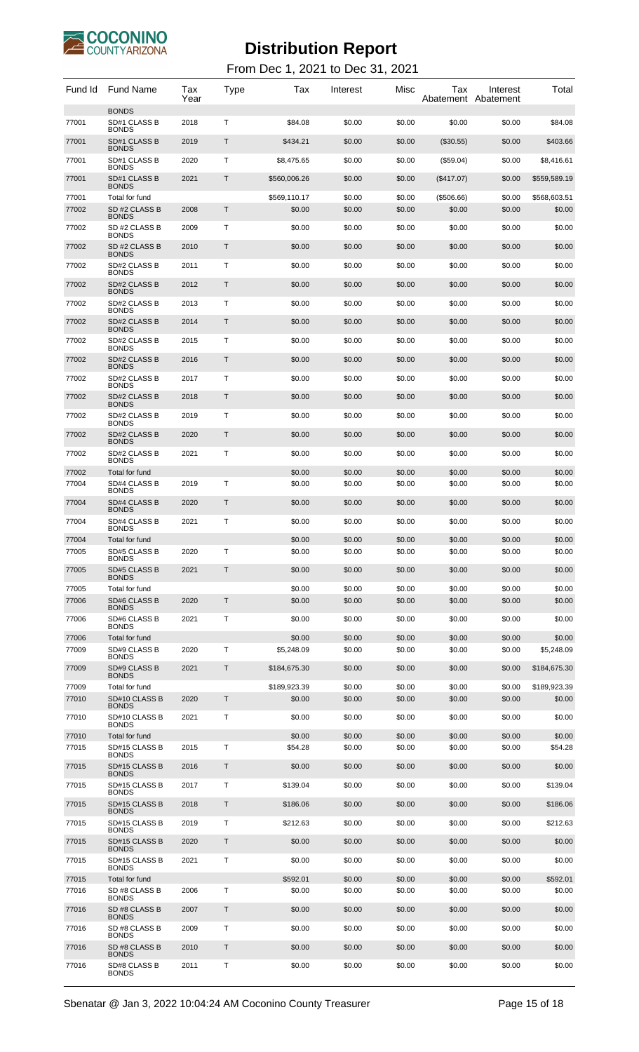# Distribution Report

From Dec 1, 2021 to Dec 31, 2021

| Fund Id | Fund Name | Tax Year | Type | Tax | Interest | Misc | Tax Abatement | Interest Abatement | Total |
|---|---|---|---|---|---|---|---|---|---|
| | BONDS | | | | | | | | |
| 77001 | SD#1 CLASS B BONDS | 2018 | T | $84.08 | $0.00 | $0.00 | $0.00 | $0.00 | $84.08 |
| 77001 | SD#1 CLASS B BONDS | 2019 | T | $434.21 | $0.00 | $0.00 | ($30.55) | $0.00 | $403.66 |
| 77001 | SD#1 CLASS B BONDS | 2020 | T | $8,475.65 | $0.00 | $0.00 | ($59.04) | $0.00 | $8,416.61 |
| 77001 | SD#1 CLASS B BONDS | 2021 | T | $560,006.26 | $0.00 | $0.00 | ($417.07) | $0.00 | $559,589.19 |
| 77001 | Total for fund | | | $569,110.17 | $0.00 | $0.00 | ($506.66) | $0.00 | $568,603.51 |
| 77002 | SD #2 CLASS B BONDS | 2008 | T | $0.00 | $0.00 | $0.00 | $0.00 | $0.00 | $0.00 |
| 77002 | SD #2 CLASS B BONDS | 2009 | T | $0.00 | $0.00 | $0.00 | $0.00 | $0.00 | $0.00 |
| 77002 | SD #2 CLASS B BONDS | 2010 | T | $0.00 | $0.00 | $0.00 | $0.00 | $0.00 | $0.00 |
| 77002 | SD#2 CLASS B BONDS | 2011 | T | $0.00 | $0.00 | $0.00 | $0.00 | $0.00 | $0.00 |
| 77002 | SD#2 CLASS B BONDS | 2012 | T | $0.00 | $0.00 | $0.00 | $0.00 | $0.00 | $0.00 |
| 77002 | SD#2 CLASS B BONDS | 2013 | T | $0.00 | $0.00 | $0.00 | $0.00 | $0.00 | $0.00 |
| 77002 | SD#2 CLASS B BONDS | 2014 | T | $0.00 | $0.00 | $0.00 | $0.00 | $0.00 | $0.00 |
| 77002 | SD#2 CLASS B BONDS | 2015 | T | $0.00 | $0.00 | $0.00 | $0.00 | $0.00 | $0.00 |
| 77002 | SD#2 CLASS B BONDS | 2016 | T | $0.00 | $0.00 | $0.00 | $0.00 | $0.00 | $0.00 |
| 77002 | SD#2 CLASS B BONDS | 2017 | T | $0.00 | $0.00 | $0.00 | $0.00 | $0.00 | $0.00 |
| 77002 | SD#2 CLASS B BONDS | 2018 | T | $0.00 | $0.00 | $0.00 | $0.00 | $0.00 | $0.00 |
| 77002 | SD#2 CLASS B BONDS | 2019 | T | $0.00 | $0.00 | $0.00 | $0.00 | $0.00 | $0.00 |
| 77002 | SD#2 CLASS B BONDS | 2020 | T | $0.00 | $0.00 | $0.00 | $0.00 | $0.00 | $0.00 |
| 77002 | SD#2 CLASS B BONDS | 2021 | T | $0.00 | $0.00 | $0.00 | $0.00 | $0.00 | $0.00 |
| 77002 | Total for fund | | | $0.00 | $0.00 | $0.00 | $0.00 | $0.00 | $0.00 |
| 77004 | SD#4 CLASS B BONDS | 2019 | T | $0.00 | $0.00 | $0.00 | $0.00 | $0.00 | $0.00 |
| 77004 | SD#4 CLASS B BONDS | 2020 | T | $0.00 | $0.00 | $0.00 | $0.00 | $0.00 | $0.00 |
| 77004 | SD#4 CLASS B BONDS | 2021 | T | $0.00 | $0.00 | $0.00 | $0.00 | $0.00 | $0.00 |
| 77004 | Total for fund | | | $0.00 | $0.00 | $0.00 | $0.00 | $0.00 | $0.00 |
| 77005 | SD#5 CLASS B BONDS | 2020 | T | $0.00 | $0.00 | $0.00 | $0.00 | $0.00 | $0.00 |
| 77005 | SD#5 CLASS B BONDS | 2021 | T | $0.00 | $0.00 | $0.00 | $0.00 | $0.00 | $0.00 |
| 77005 | Total for fund | | | $0.00 | $0.00 | $0.00 | $0.00 | $0.00 | $0.00 |
| 77006 | SD#6 CLASS B BONDS | 2020 | T | $0.00 | $0.00 | $0.00 | $0.00 | $0.00 | $0.00 |
| 77006 | SD#6 CLASS B BONDS | 2021 | T | $0.00 | $0.00 | $0.00 | $0.00 | $0.00 | $0.00 |
| 77006 | Total for fund | | | $0.00 | $0.00 | $0.00 | $0.00 | $0.00 | $0.00 |
| 77009 | SD#9 CLASS B BONDS | 2020 | T | $5,248.09 | $0.00 | $0.00 | $0.00 | $0.00 | $5,248.09 |
| 77009 | SD#9 CLASS B BONDS | 2021 | T | $184,675.30 | $0.00 | $0.00 | $0.00 | $0.00 | $184,675.30 |
| 77009 | Total for fund | | | $189,923.39 | $0.00 | $0.00 | $0.00 | $0.00 | $189,923.39 |
| 77010 | SD#10 CLASS B BONDS | 2020 | T | $0.00 | $0.00 | $0.00 | $0.00 | $0.00 | $0.00 |
| 77010 | SD#10 CLASS B BONDS | 2021 | T | $0.00 | $0.00 | $0.00 | $0.00 | $0.00 | $0.00 |
| 77010 | Total for fund | | | $0.00 | $0.00 | $0.00 | $0.00 | $0.00 | $0.00 |
| 77015 | SD#15 CLASS B BONDS | 2015 | T | $54.28 | $0.00 | $0.00 | $0.00 | $0.00 | $54.28 |
| 77015 | SD#15 CLASS B BONDS | 2016 | T | $0.00 | $0.00 | $0.00 | $0.00 | $0.00 | $0.00 |
| 77015 | SD#15 CLASS B BONDS | 2017 | T | $139.04 | $0.00 | $0.00 | $0.00 | $0.00 | $139.04 |
| 77015 | SD#15 CLASS B BONDS | 2018 | T | $186.06 | $0.00 | $0.00 | $0.00 | $0.00 | $186.06 |
| 77015 | SD#15 CLASS B BONDS | 2019 | T | $212.63 | $0.00 | $0.00 | $0.00 | $0.00 | $212.63 |
| 77015 | SD#15 CLASS B BONDS | 2020 | T | $0.00 | $0.00 | $0.00 | $0.00 | $0.00 | $0.00 |
| 77015 | SD#15 CLASS B BONDS | 2021 | T | $0.00 | $0.00 | $0.00 | $0.00 | $0.00 | $0.00 |
| 77015 | Total for fund | | | $592.01 | $0.00 | $0.00 | $0.00 | $0.00 | $592.01 |
| 77016 | SD #8 CLASS B BONDS | 2006 | T | $0.00 | $0.00 | $0.00 | $0.00 | $0.00 | $0.00 |
| 77016 | SD #8 CLASS B BONDS | 2007 | T | $0.00 | $0.00 | $0.00 | $0.00 | $0.00 | $0.00 |
| 77016 | SD #8 CLASS B BONDS | 2009 | T | $0.00 | $0.00 | $0.00 | $0.00 | $0.00 | $0.00 |
| 77016 | SD #8 CLASS B BONDS | 2010 | T | $0.00 | $0.00 | $0.00 | $0.00 | $0.00 | $0.00 |
| 77016 | SD#8 CLASS B BONDS | 2011 | T | $0.00 | $0.00 | $0.00 | $0.00 | $0.00 | $0.00 |

Sbenatar @ Jan 3, 2022 10:04:24 AM Coconino County Treasurer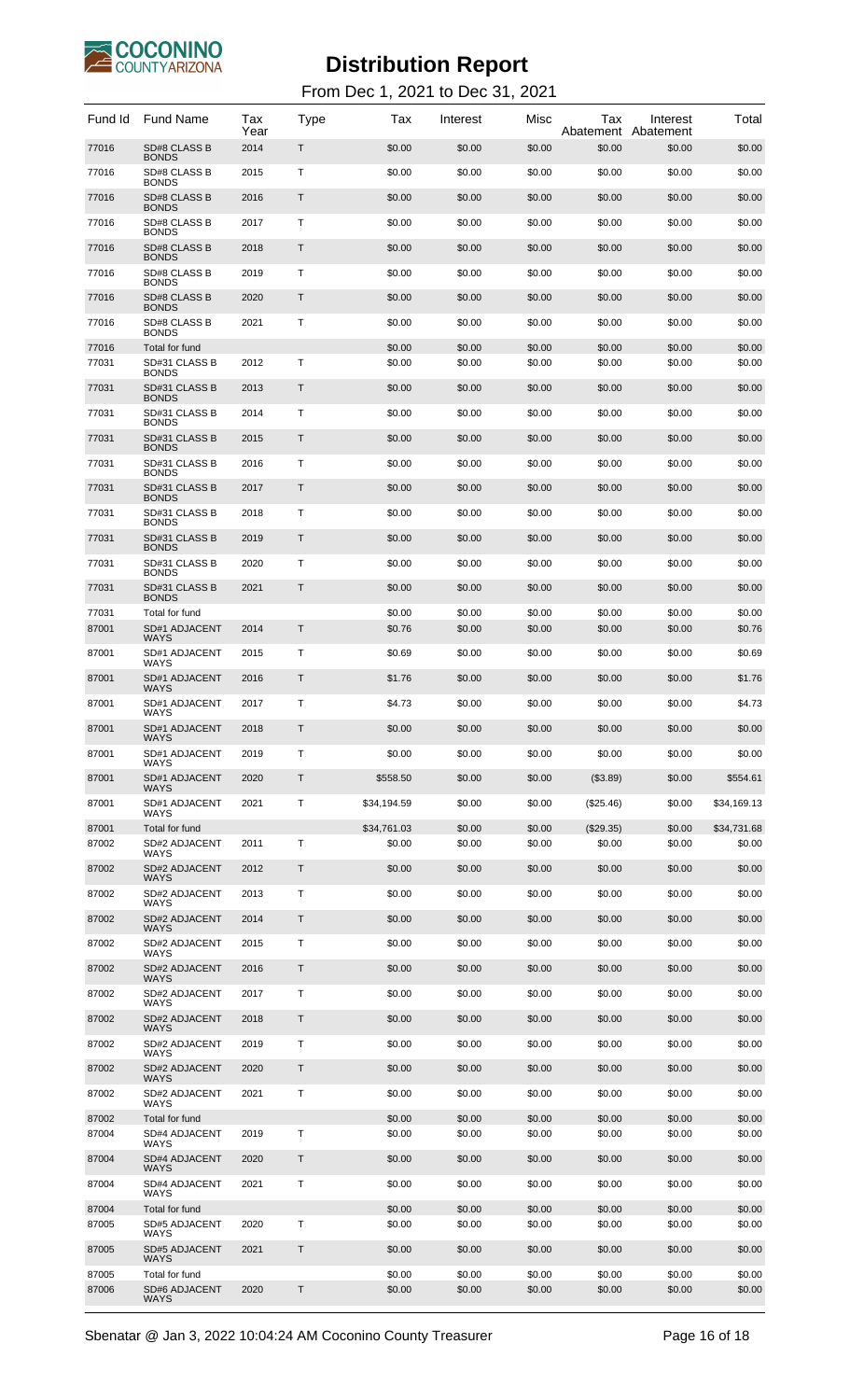# Distribution Report

From Dec 1, 2021 to Dec 31, 2021

| Fund Id | Fund Name | Tax Year | Type | Tax | Interest | Misc | Tax Abatement | Interest Abatement | Total |
|---|---|---|---|---|---|---|---|---|---|
| 77016 | SD#8 CLASS B BONDS | 2014 | T | $0.00 | $0.00 | $0.00 | $0.00 | $0.00 | $0.00 |
| 77016 | SD#8 CLASS B BONDS | 2015 | T | $0.00 | $0.00 | $0.00 | $0.00 | $0.00 | $0.00 |
| 77016 | SD#8 CLASS B BONDS | 2016 | T | $0.00 | $0.00 | $0.00 | $0.00 | $0.00 | $0.00 |
| 77016 | SD#8 CLASS B BONDS | 2017 | T | $0.00 | $0.00 | $0.00 | $0.00 | $0.00 | $0.00 |
| 77016 | SD#8 CLASS B BONDS | 2018 | T | $0.00 | $0.00 | $0.00 | $0.00 | $0.00 | $0.00 |
| 77016 | SD#8 CLASS B BONDS | 2019 | T | $0.00 | $0.00 | $0.00 | $0.00 | $0.00 | $0.00 |
| 77016 | SD#8 CLASS B BONDS | 2020 | T | $0.00 | $0.00 | $0.00 | $0.00 | $0.00 | $0.00 |
| 77016 | SD#8 CLASS B BONDS | 2021 | T | $0.00 | $0.00 | $0.00 | $0.00 | $0.00 | $0.00 |
| 77016 | Total for fund | | | $0.00 | $0.00 | $0.00 | $0.00 | $0.00 | $0.00 |
| 77031 | SD#31 CLASS B BONDS | 2012 | T | $0.00 | $0.00 | $0.00 | $0.00 | $0.00 | $0.00 |
| 77031 | SD#31 CLASS B BONDS | 2013 | T | $0.00 | $0.00 | $0.00 | $0.00 | $0.00 | $0.00 |
| 77031 | SD#31 CLASS B BONDS | 2014 | T | $0.00 | $0.00 | $0.00 | $0.00 | $0.00 | $0.00 |
| 77031 | SD#31 CLASS B BONDS | 2015 | T | $0.00 | $0.00 | $0.00 | $0.00 | $0.00 | $0.00 |
| 77031 | SD#31 CLASS B BONDS | 2016 | T | $0.00 | $0.00 | $0.00 | $0.00 | $0.00 | $0.00 |
| 77031 | SD#31 CLASS B BONDS | 2017 | T | $0.00 | $0.00 | $0.00 | $0.00 | $0.00 | $0.00 |
| 77031 | SD#31 CLASS B BONDS | 2018 | T | $0.00 | $0.00 | $0.00 | $0.00 | $0.00 | $0.00 |
| 77031 | SD#31 CLASS B BONDS | 2019 | T | $0.00 | $0.00 | $0.00 | $0.00 | $0.00 | $0.00 |
| 77031 | SD#31 CLASS B BONDS | 2020 | T | $0.00 | $0.00 | $0.00 | $0.00 | $0.00 | $0.00 |
| 77031 | SD#31 CLASS B BONDS | 2021 | T | $0.00 | $0.00 | $0.00 | $0.00 | $0.00 | $0.00 |
| 77031 | Total for fund | | | $0.00 | $0.00 | $0.00 | $0.00 | $0.00 | $0.00 |
| 87001 | SD#1 ADJACENT WAYS | 2014 | T | $0.76 | $0.00 | $0.00 | $0.00 | $0.00 | $0.76 |
| 87001 | SD#1 ADJACENT WAYS | 2015 | T | $0.69 | $0.00 | $0.00 | $0.00 | $0.00 | $0.69 |
| 87001 | SD#1 ADJACENT WAYS | 2016 | T | $1.76 | $0.00 | $0.00 | $0.00 | $0.00 | $1.76 |
| 87001 | SD#1 ADJACENT WAYS | 2017 | T | $4.73 | $0.00 | $0.00 | $0.00 | $0.00 | $4.73 |
| 87001 | SD#1 ADJACENT WAYS | 2018 | T | $0.00 | $0.00 | $0.00 | $0.00 | $0.00 | $0.00 |
| 87001 | SD#1 ADJACENT WAYS | 2019 | T | $0.00 | $0.00 | $0.00 | $0.00 | $0.00 | $0.00 |
| 87001 | SD#1 ADJACENT WAYS | 2020 | T | $558.50 | $0.00 | $0.00 | ($3.89) | $0.00 | $554.61 |
| 87001 | SD#1 ADJACENT WAYS | 2021 | T | $34,194.59 | $0.00 | $0.00 | ($25.46) | $0.00 | $34,169.13 |
| 87001 | Total for fund | | | $34,761.03 | $0.00 | $0.00 | ($29.35) | $0.00 | $34,731.68 |
| 87002 | SD#2 ADJACENT WAYS | 2011 | T | $0.00 | $0.00 | $0.00 | $0.00 | $0.00 | $0.00 |
| 87002 | SD#2 ADJACENT WAYS | 2012 | T | $0.00 | $0.00 | $0.00 | $0.00 | $0.00 | $0.00 |
| 87002 | SD#2 ADJACENT WAYS | 2013 | T | $0.00 | $0.00 | $0.00 | $0.00 | $0.00 | $0.00 |
| 87002 | SD#2 ADJACENT WAYS | 2014 | T | $0.00 | $0.00 | $0.00 | $0.00 | $0.00 | $0.00 |
| 87002 | SD#2 ADJACENT WAYS | 2015 | T | $0.00 | $0.00 | $0.00 | $0.00 | $0.00 | $0.00 |
| 87002 | SD#2 ADJACENT WAYS | 2016 | T | $0.00 | $0.00 | $0.00 | $0.00 | $0.00 | $0.00 |
| 87002 | SD#2 ADJACENT WAYS | 2017 | T | $0.00 | $0.00 | $0.00 | $0.00 | $0.00 | $0.00 |
| 87002 | SD#2 ADJACENT WAYS | 2018 | T | $0.00 | $0.00 | $0.00 | $0.00 | $0.00 | $0.00 |
| 87002 | SD#2 ADJACENT WAYS | 2019 | T | $0.00 | $0.00 | $0.00 | $0.00 | $0.00 | $0.00 |
| 87002 | SD#2 ADJACENT WAYS | 2020 | T | $0.00 | $0.00 | $0.00 | $0.00 | $0.00 | $0.00 |
| 87002 | SD#2 ADJACENT WAYS | 2021 | T | $0.00 | $0.00 | $0.00 | $0.00 | $0.00 | $0.00 |
| 87002 | Total for fund | | | $0.00 | $0.00 | $0.00 | $0.00 | $0.00 | $0.00 |
| 87004 | SD#4 ADJACENT WAYS | 2019 | T | $0.00 | $0.00 | $0.00 | $0.00 | $0.00 | $0.00 |
| 87004 | SD#4 ADJACENT WAYS | 2020 | T | $0.00 | $0.00 | $0.00 | $0.00 | $0.00 | $0.00 |
| 87004 | SD#4 ADJACENT WAYS | 2021 | T | $0.00 | $0.00 | $0.00 | $0.00 | $0.00 | $0.00 |
| 87004 | Total for fund | | | $0.00 | $0.00 | $0.00 | $0.00 | $0.00 | $0.00 |
| 87005 | SD#5 ADJACENT WAYS | 2020 | T | $0.00 | $0.00 | $0.00 | $0.00 | $0.00 | $0.00 |
| 87005 | SD#5 ADJACENT WAYS | 2021 | T | $0.00 | $0.00 | $0.00 | $0.00 | $0.00 | $0.00 |
| 87005 | Total for fund | | | $0.00 | $0.00 | $0.00 | $0.00 | $0.00 | $0.00 |
| 87006 | SD#6 ADJACENT WAYS | 2020 | T | $0.00 | $0.00 | $0.00 | $0.00 | $0.00 | $0.00 |

Sbenatar @ Jan 3, 2022 10:04:24 AM Coconino County Treasurer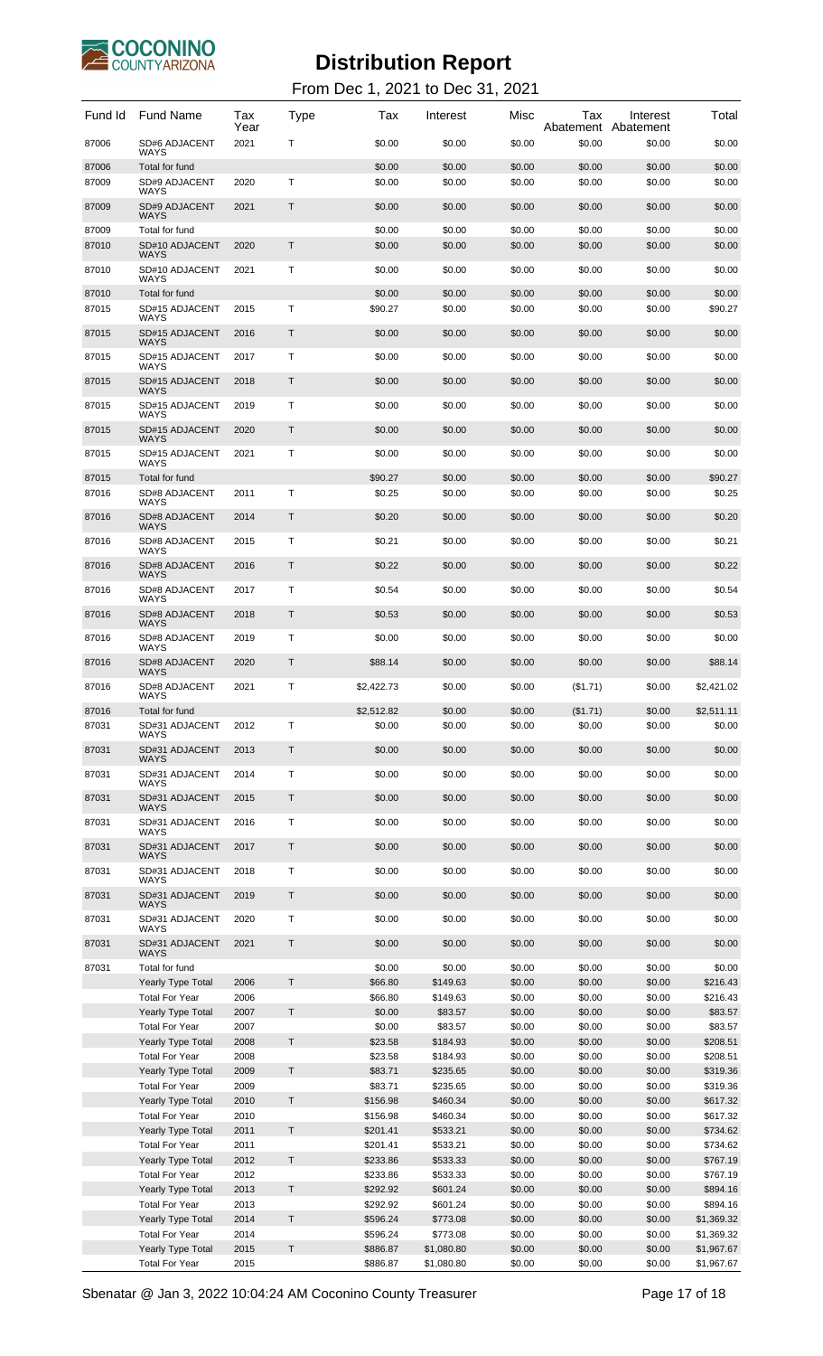# Distribution Report

From Dec 1, 2021 to Dec 31, 2021

| Fund Id | Fund Name | Tax Year | Type | Tax | Interest | Misc | Tax Abatement | Interest Abatement | Total |
|---|---|---|---|---|---|---|---|---|---|
| 87006 | SD#6 ADJACENT WAYS | 2021 | T | $0.00 | $0.00 | $0.00 | $0.00 | $0.00 | $0.00 |
| 87006 | Total for fund | | | $0.00 | $0.00 | $0.00 | $0.00 | $0.00 | $0.00 |
| 87009 | SD#9 ADJACENT WAYS | 2020 | T | $0.00 | $0.00 | $0.00 | $0.00 | $0.00 | $0.00 |
| 87009 | SD#9 ADJACENT WAYS | 2021 | T | $0.00 | $0.00 | $0.00 | $0.00 | $0.00 | $0.00 |
| 87009 | Total for fund | | | $0.00 | $0.00 | $0.00 | $0.00 | $0.00 | $0.00 |
| 87010 | SD#10 ADJACENT WAYS | 2020 | T | $0.00 | $0.00 | $0.00 | $0.00 | $0.00 | $0.00 |
| 87010 | SD#10 ADJACENT WAYS | 2021 | T | $0.00 | $0.00 | $0.00 | $0.00 | $0.00 | $0.00 |
| 87010 | Total for fund | | | $0.00 | $0.00 | $0.00 | $0.00 | $0.00 | $0.00 |
| 87015 | SD#15 ADJACENT WAYS | 2015 | T | $90.27 | $0.00 | $0.00 | $0.00 | $0.00 | $90.27 |
| 87015 | SD#15 ADJACENT WAYS | 2016 | T | $0.00 | $0.00 | $0.00 | $0.00 | $0.00 | $0.00 |
| 87015 | SD#15 ADJACENT WAYS | 2017 | T | $0.00 | $0.00 | $0.00 | $0.00 | $0.00 | $0.00 |
| 87015 | SD#15 ADJACENT WAYS | 2018 | T | $0.00 | $0.00 | $0.00 | $0.00 | $0.00 | $0.00 |
| 87015 | SD#15 ADJACENT WAYS | 2019 | T | $0.00 | $0.00 | $0.00 | $0.00 | $0.00 | $0.00 |
| 87015 | SD#15 ADJACENT WAYS | 2020 | T | $0.00 | $0.00 | $0.00 | $0.00 | $0.00 | $0.00 |
| 87015 | SD#15 ADJACENT WAYS | 2021 | T | $0.00 | $0.00 | $0.00 | $0.00 | $0.00 | $0.00 |
| 87015 | Total for fund | | | $90.27 | $0.00 | $0.00 | $0.00 | $0.00 | $90.27 |
| 87016 | SD#8 ADJACENT WAYS | 2011 | T | $0.25 | $0.00 | $0.00 | $0.00 | $0.00 | $0.25 |
| 87016 | SD#8 ADJACENT WAYS | 2014 | T | $0.20 | $0.00 | $0.00 | $0.00 | $0.00 | $0.20 |
| 87016 | SD#8 ADJACENT WAYS | 2015 | T | $0.21 | $0.00 | $0.00 | $0.00 | $0.00 | $0.21 |
| 87016 | SD#8 ADJACENT WAYS | 2016 | T | $0.22 | $0.00 | $0.00 | $0.00 | $0.00 | $0.22 |
| 87016 | SD#8 ADJACENT WAYS | 2017 | T | $0.54 | $0.00 | $0.00 | $0.00 | $0.00 | $0.54 |
| 87016 | SD#8 ADJACENT WAYS | 2018 | T | $0.53 | $0.00 | $0.00 | $0.00 | $0.00 | $0.53 |
| 87016 | SD#8 ADJACENT WAYS | 2019 | T | $0.00 | $0.00 | $0.00 | $0.00 | $0.00 | $0.00 |
| 87016 | SD#8 ADJACENT WAYS | 2020 | T | $88.14 | $0.00 | $0.00 | $0.00 | $0.00 | $88.14 |
| 87016 | SD#8 ADJACENT WAYS | 2021 | T | $2,422.73 | $0.00 | $0.00 | ($1.71) | $0.00 | $2,421.02 |
| 87016 | Total for fund | | | $2,512.82 | $0.00 | $0.00 | ($1.71) | $0.00 | $2,511.11 |
| 87031 | SD#31 ADJACENT WAYS | 2012 | T | $0.00 | $0.00 | $0.00 | $0.00 | $0.00 | $0.00 |
| 87031 | SD#31 ADJACENT WAYS | 2013 | T | $0.00 | $0.00 | $0.00 | $0.00 | $0.00 | $0.00 |
| 87031 | SD#31 ADJACENT WAYS | 2014 | T | $0.00 | $0.00 | $0.00 | $0.00 | $0.00 | $0.00 |
| 87031 | SD#31 ADJACENT WAYS | 2015 | T | $0.00 | $0.00 | $0.00 | $0.00 | $0.00 | $0.00 |
| 87031 | SD#31 ADJACENT WAYS | 2016 | T | $0.00 | $0.00 | $0.00 | $0.00 | $0.00 | $0.00 |
| 87031 | SD#31 ADJACENT WAYS | 2017 | T | $0.00 | $0.00 | $0.00 | $0.00 | $0.00 | $0.00 |
| 87031 | SD#31 ADJACENT WAYS | 2018 | T | $0.00 | $0.00 | $0.00 | $0.00 | $0.00 | $0.00 |
| 87031 | SD#31 ADJACENT WAYS | 2019 | T | $0.00 | $0.00 | $0.00 | $0.00 | $0.00 | $0.00 |
| 87031 | SD#31 ADJACENT WAYS | 2020 | T | $0.00 | $0.00 | $0.00 | $0.00 | $0.00 | $0.00 |
| 87031 | SD#31 ADJACENT WAYS | 2021 | T | $0.00 | $0.00 | $0.00 | $0.00 | $0.00 | $0.00 |
| 87031 | Total for fund | | | $0.00 | $0.00 | $0.00 | $0.00 | $0.00 | $0.00 |
| | Yearly Type Total | 2006 | T | $66.80 | $149.63 | $0.00 | $0.00 | $0.00 | $216.43 |
| | Total For Year | 2006 | | $66.80 | $149.63 | $0.00 | $0.00 | $0.00 | $216.43 |
| | Yearly Type Total | 2007 | T | $0.00 | $83.57 | $0.00 | $0.00 | $0.00 | $83.57 |
| | Total For Year | 2007 | | $0.00 | $83.57 | $0.00 | $0.00 | $0.00 | $83.57 |
| | Yearly Type Total | 2008 | T | $23.58 | $184.93 | $0.00 | $0.00 | $0.00 | $208.51 |
| | Total For Year | 2008 | | $23.58 | $184.93 | $0.00 | $0.00 | $0.00 | $208.51 |
| | Yearly Type Total | 2009 | T | $83.71 | $235.65 | $0.00 | $0.00 | $0.00 | $319.36 |
| | Total For Year | 2009 | | $83.71 | $235.65 | $0.00 | $0.00 | $0.00 | $319.36 |
| | Yearly Type Total | 2010 | T | $156.98 | $460.34 | $0.00 | $0.00 | $0.00 | $617.32 |
| | Total For Year | 2010 | | $156.98 | $460.34 | $0.00 | $0.00 | $0.00 | $617.32 |
| | Yearly Type Total | 2011 | T | $201.41 | $533.21 | $0.00 | $0.00 | $0.00 | $734.62 |
| | Total For Year | 2011 | | $201.41 | $533.21 | $0.00 | $0.00 | $0.00 | $734.62 |
| | Yearly Type Total | 2012 | T | $233.86 | $533.33 | $0.00 | $0.00 | $0.00 | $767.19 |
| | Total For Year | 2012 | | $233.86 | $533.33 | $0.00 | $0.00 | $0.00 | $767.19 |
| | Yearly Type Total | 2013 | T | $292.92 | $601.24 | $0.00 | $0.00 | $0.00 | $894.16 |
| | Total For Year | 2013 | | $292.92 | $601.24 | $0.00 | $0.00 | $0.00 | $894.16 |
| | Yearly Type Total | 2014 | T | $596.24 | $773.08 | $0.00 | $0.00 | $0.00 | $1,369.32 |
| | Total For Year | 2014 | | $596.24 | $773.08 | $0.00 | $0.00 | $0.00 | $1,369.32 |
| | Yearly Type Total | 2015 | T | $886.87 | $1,080.80 | $0.00 | $0.00 | $0.00 | $1,967.67 |
| | Total For Year | 2015 | | $886.87 | $1,080.80 | $0.00 | $0.00 | $0.00 | $1,967.67 |

Sbenatar @ Jan 3, 2022 10:04:24 AM Coconino County Treasurer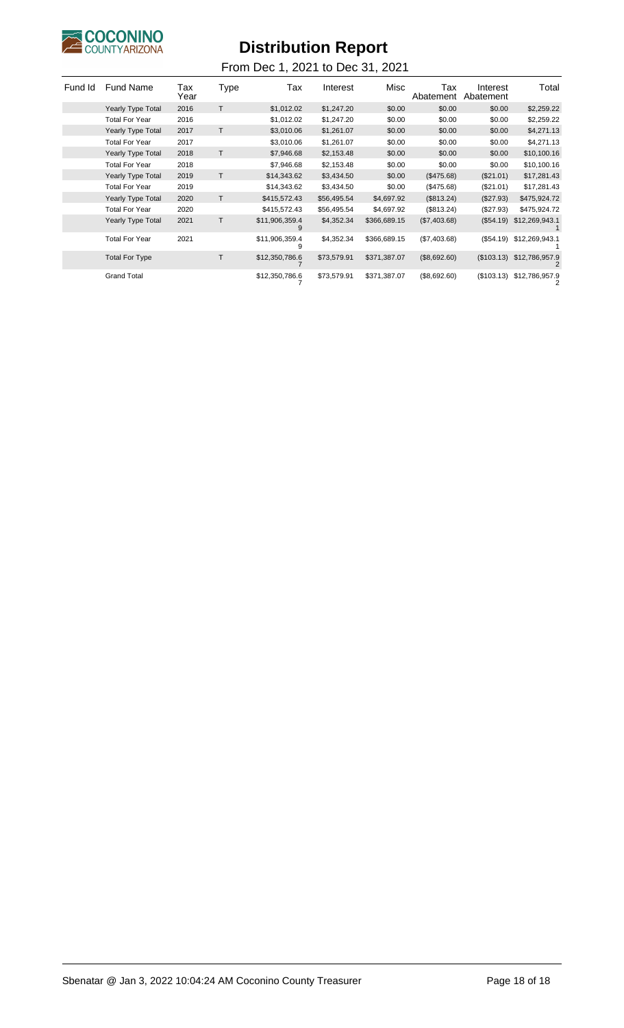# Distribution Report

From Dec 1, 2021 to Dec 31, 2021

| Fund Id | Fund Name | Tax Year | Type | Tax | Interest | Misc | Tax Abatement | Interest Abatement | Total |
|---|---|---|---|---|---|---|---|---|---|
| | Yearly Type Total | 2016 | T | $1,012.02 | $1,247.20 | $0.00 | $0.00 | $0.00 | $2,259.22 |
| | Total For Year | 2016 | | $1,012.02 | $1,247.20 | $0.00 | $0.00 | $0.00 | $2,259.22 |
| | Yearly Type Total | 2017 | T | $3,010.06 | $1,261.07 | $0.00 | $0.00 | $0.00 | $4,271.13 |
| | Total For Year | 2017 | | $3,010.06 | $1,261.07 | $0.00 | $0.00 | $0.00 | $4,271.13 |
| | Yearly Type Total | 2018 | T | $7,946.68 | $2,153.48 | $0.00 | $0.00 | $0.00 | $10,100.16 |
| | Total For Year | 2018 | | $7,946.68 | $2,153.48 | $0.00 | $0.00 | $0.00 | $10,100.16 |
| | Yearly Type Total | 2019 | T | $14,343.62 | $3,434.50 | $0.00 | ($475.68) | ($21.01) | $17,281.43 |
| | Total For Year | 2019 | | $14,343.62 | $3,434.50 | $0.00 | ($475.68) | ($21.01) | $17,281.43 |
| | Yearly Type Total | 2020 | T | $415,572.43 | $56,495.54 | $4,697.92 | ($813.24) | ($27.93) | $475,924.72 |
| | Total For Year | 2020 | | $415,572.43 | $56,495.54 | $4,697.92 | ($813.24) | ($27.93) | $475,924.72 |
| | Yearly Type Total | 2021 | T | $11,906,359.49 | $4,352.34 | $366,689.15 | ($7,403.68) | ($54.19) | $12,269,943.11 |
| | Total For Year | 2021 | | $11,906,359.49 | $4,352.34 | $366,689.15 | ($7,403.68) | ($54.19) | $12,269,943.11 |
| | Total For Type | | T | $12,350,786.67 | $73,579.91 | $371,387.07 | ($8,692.60) | ($103.13) | $12,786,957.92 |
| | Grand Total | | | $12,350,786.67 | $73,579.91 | $371,387.07 | ($8,692.60) | ($103.13) | $12,786,957.92 |

Sbenatar @ Jan 3, 2022 10:04:24 AM Coconino County Treasurer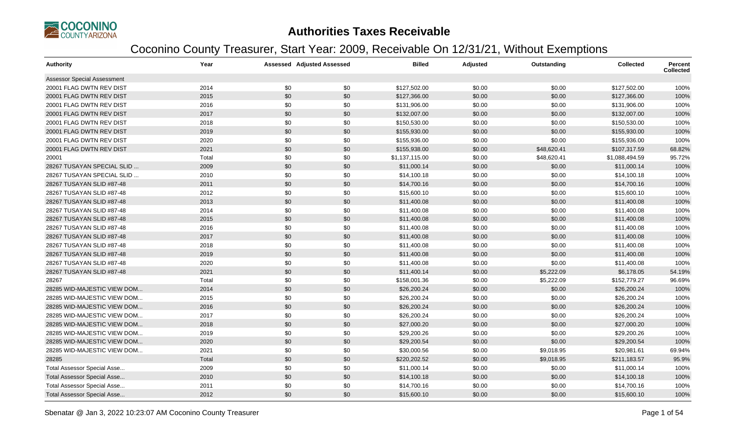# Authorities Taxes Receivable

## Coconino County Treasurer, Start Year: 2009, Receivable On 12/31/21, Without Exemptions

| Authority | Year | Assessed | Adjusted Assessed | Billed | Adjusted | Outstanding | Collected | Percent Collected |
|---|---|---|---|---|---|---|---|---|
| Assessor Special Assessment | | | | | | | | |
| 20001 FLAG DWTN REV DIST | 2014 | $0 | $0 | $127,502.00 | $0.00 | $0.00 | $127,502.00 | 100% |
| 20001 FLAG DWTN REV DIST | 2015 | $0 | $0 | $127,366.00 | $0.00 | $0.00 | $127,366.00 | 100% |
| 20001 FLAG DWTN REV DIST | 2016 | $0 | $0 | $131,906.00 | $0.00 | $0.00 | $131,906.00 | 100% |
| 20001 FLAG DWTN REV DIST | 2017 | $0 | $0 | $132,007.00 | $0.00 | $0.00 | $132,007.00 | 100% |
| 20001 FLAG DWTN REV DIST | 2018 | $0 | $0 | $150,530.00 | $0.00 | $0.00 | $150,530.00 | 100% |
| 20001 FLAG DWTN REV DIST | 2019 | $0 | $0 | $155,930.00 | $0.00 | $0.00 | $155,930.00 | 100% |
| 20001 FLAG DWTN REV DIST | 2020 | $0 | $0 | $155,936.00 | $0.00 | $0.00 | $155,936.00 | 100% |
| 20001 FLAG DWTN REV DIST | 2021 | $0 | $0 | $155,938.00 | $0.00 | $48,620.41 | $107,317.59 | 68.82% |
| 20001 | Total | $0 | $0 | $1,137,115.00 | $0.00 | $48,620.41 | $1,088,494.59 | 95.72% |
| 28267 TUSAYAN SPECIAL SLID ... | 2009 | $0 | $0 | $11,000.14 | $0.00 | $0.00 | $11,000.14 | 100% |
| 28267 TUSAYAN SPECIAL SLID ... | 2010 | $0 | $0 | $14,100.18 | $0.00 | $0.00 | $14,100.18 | 100% |
| 28267 TUSAYAN SLID #87-48 | 2011 | $0 | $0 | $14,700.16 | $0.00 | $0.00 | $14,700.16 | 100% |
| 28267 TUSAYAN SLID #87-48 | 2012 | $0 | $0 | $15,600.10 | $0.00 | $0.00 | $15,600.10 | 100% |
| 28267 TUSAYAN SLID #87-48 | 2013 | $0 | $0 | $11,400.08 | $0.00 | $0.00 | $11,400.08 | 100% |
| 28267 TUSAYAN SLID #87-48 | 2014 | $0 | $0 | $11,400.08 | $0.00 | $0.00 | $11,400.08 | 100% |
| 28267 TUSAYAN SLID #87-48 | 2015 | $0 | $0 | $11,400.08 | $0.00 | $0.00 | $11,400.08 | 100% |
| 28267 TUSAYAN SLID #87-48 | 2016 | $0 | $0 | $11,400.08 | $0.00 | $0.00 | $11,400.08 | 100% |
| 28267 TUSAYAN SLID #87-48 | 2017 | $0 | $0 | $11,400.08 | $0.00 | $0.00 | $11,400.08 | 100% |
| 28267 TUSAYAN SLID #87-48 | 2018 | $0 | $0 | $11,400.08 | $0.00 | $0.00 | $11,400.08 | 100% |
| 28267 TUSAYAN SLID #87-48 | 2019 | $0 | $0 | $11,400.08 | $0.00 | $0.00 | $11,400.08 | 100% |
| 28267 TUSAYAN SLID #87-48 | 2020 | $0 | $0 | $11,400.08 | $0.00 | $0.00 | $11,400.08 | 100% |
| 28267 TUSAYAN SLID #87-48 | 2021 | $0 | $0 | $11,400.14 | $0.00 | $5,222.09 | $6,178.05 | 54.19% |
| 28267 | Total | $0 | $0 | $158,001.36 | $0.00 | $5,222.09 | $152,779.27 | 96.69% |
| 28285 WID-MAJESTIC VIEW DOM... | 2014 | $0 | $0 | $26,200.24 | $0.00 | $0.00 | $26,200.24 | 100% |
| 28285 WID-MAJESTIC VIEW DOM... | 2015 | $0 | $0 | $26,200.24 | $0.00 | $0.00 | $26,200.24 | 100% |
| 28285 WID-MAJESTIC VIEW DOM... | 2016 | $0 | $0 | $26,200.24 | $0.00 | $0.00 | $26,200.24 | 100% |
| 28285 WID-MAJESTIC VIEW DOM... | 2017 | $0 | $0 | $26,200.24 | $0.00 | $0.00 | $26,200.24 | 100% |
| 28285 WID-MAJESTIC VIEW DOM... | 2018 | $0 | $0 | $27,000.20 | $0.00 | $0.00 | $27,000.20 | 100% |
| 28285 WID-MAJESTIC VIEW DOM... | 2019 | $0 | $0 | $29,200.26 | $0.00 | $0.00 | $29,200.26 | 100% |
| 28285 WID-MAJESTIC VIEW DOM... | 2020 | $0 | $0 | $29,200.54 | $0.00 | $0.00 | $29,200.54 | 100% |
| 28285 WID-MAJESTIC VIEW DOM... | 2021 | $0 | $0 | $30,000.56 | $0.00 | $9,018.95 | $20,981.61 | 69.94% |
| 28285 | Total | $0 | $0 | $220,202.52 | $0.00 | $9,018.95 | $211,183.57 | 95.9% |
| Total Assessor Special Asse... | 2009 | $0 | $0 | $11,000.14 | $0.00 | $0.00 | $11,000.14 | 100% |
| Total Assessor Special Asse... | 2010 | $0 | $0 | $14,100.18 | $0.00 | $0.00 | $14,100.18 | 100% |
| Total Assessor Special Asse... | 2011 | $0 | $0 | $14,700.16 | $0.00 | $0.00 | $14,700.16 | 100% |
| Total Assessor Special Asse... | 2012 | $0 | $0 | $15,600.10 | $0.00 | $0.00 | $15,600.10 | 100% |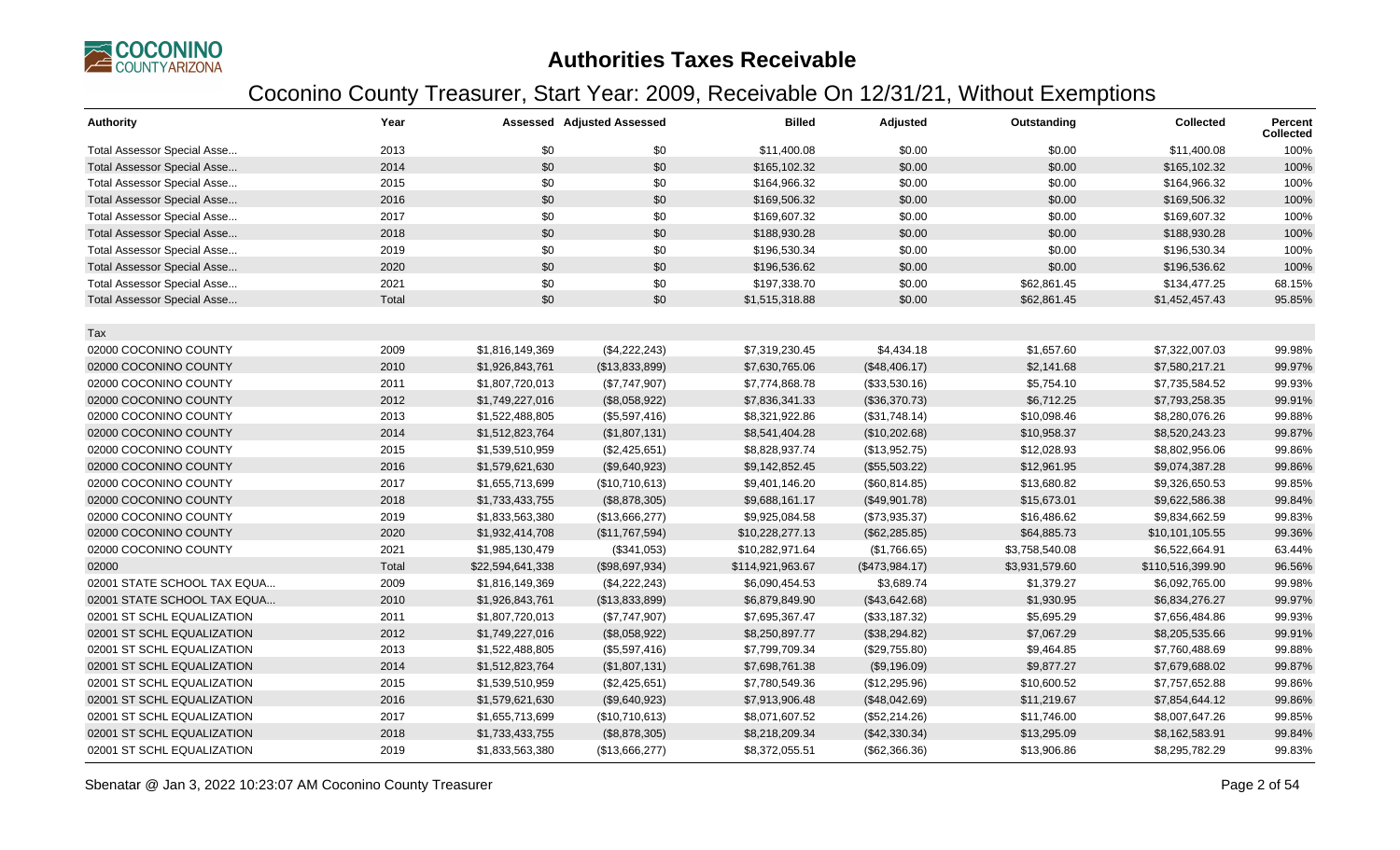# Authorities Taxes Receivable

## Coconino County Treasurer, Start Year: 2009, Receivable On 12/31/21, Without Exemptions

| Authority | Year | Assessed | Adjusted Assessed | Billed | Adjusted | Outstanding | Collected | Percent Collected |
|---|---|---|---|---|---|---|---|---|
| Total Assessor Special Asse... | 2013 | $0 | $0 | $11,400.08 | $0.00 | $0.00 | $11,400.08 | 100% |
| Total Assessor Special Asse... | 2014 | $0 | $0 | $165,102.32 | $0.00 | $0.00 | $165,102.32 | 100% |
| Total Assessor Special Asse... | 2015 | $0 | $0 | $164,966.32 | $0.00 | $0.00 | $164,966.32 | 100% |
| Total Assessor Special Asse... | 2016 | $0 | $0 | $169,506.32 | $0.00 | $0.00 | $169,506.32 | 100% |
| Total Assessor Special Asse... | 2017 | $0 | $0 | $169,607.32 | $0.00 | $0.00 | $169,607.32 | 100% |
| Total Assessor Special Asse... | 2018 | $0 | $0 | $188,930.28 | $0.00 | $0.00 | $188,930.28 | 100% |
| Total Assessor Special Asse... | 2019 | $0 | $0 | $196,530.34 | $0.00 | $0.00 | $196,530.34 | 100% |
| Total Assessor Special Asse... | 2020 | $0 | $0 | $196,536.62 | $0.00 | $0.00 | $196,536.62 | 100% |
| Total Assessor Special Asse... | 2021 | $0 | $0 | $197,338.70 | $0.00 | $62,861.45 | $134,477.25 | 68.15% |
| Total Assessor Special Asse... | Total | $0 | $0 | $1,515,318.88 | $0.00 | $62,861.45 | $1,452,457.43 | 95.85% |
| Tax | | | | | | | | |
| 02000 COCONINO COUNTY | 2009 | $1,816,149,369 | ($4,222,243) | $7,319,230.45 | $4,434.18 | $1,657.60 | $7,322,007.03 | 99.98% |
| 02000 COCONINO COUNTY | 2010 | $1,926,843,761 | ($13,833,899) | $7,630,765.06 | ($48,406.17) | $2,141.68 | $7,580,217.21 | 99.97% |
| 02000 COCONINO COUNTY | 2011 | $1,807,720,013 | ($7,747,907) | $7,774,868.78 | ($33,530.16) | $5,754.10 | $7,735,584.52 | 99.93% |
| 02000 COCONINO COUNTY | 2012 | $1,749,227,016 | ($8,058,922) | $7,836,341.33 | ($36,370.73) | $6,712.25 | $7,793,258.35 | 99.91% |
| 02000 COCONINO COUNTY | 2013 | $1,522,488,805 | ($5,597,416) | $8,321,922.86 | ($31,748.14) | $10,098.46 | $8,280,076.26 | 99.88% |
| 02000 COCONINO COUNTY | 2014 | $1,512,823,764 | ($1,807,131) | $8,541,404.28 | ($10,202.68) | $10,958.37 | $8,520,243.23 | 99.87% |
| 02000 COCONINO COUNTY | 2015 | $1,539,510,959 | ($2,425,651) | $8,828,937.74 | ($13,952.75) | $12,028.93 | $8,802,956.06 | 99.86% |
| 02000 COCONINO COUNTY | 2016 | $1,579,621,630 | ($9,640,923) | $9,142,852.45 | ($55,503.22) | $12,961.95 | $9,074,387.28 | 99.86% |
| 02000 COCONINO COUNTY | 2017 | $1,655,713,699 | ($10,710,613) | $9,401,146.20 | ($60,814.85) | $13,680.82 | $9,326,650.53 | 99.85% |
| 02000 COCONINO COUNTY | 2018 | $1,733,433,755 | ($8,878,305) | $9,688,161.17 | ($49,901.78) | $15,673.01 | $9,622,586.38 | 99.84% |
| 02000 COCONINO COUNTY | 2019 | $1,833,563,380 | ($13,666,277) | $9,925,084.58 | ($73,935.37) | $16,486.62 | $9,834,662.59 | 99.83% |
| 02000 COCONINO COUNTY | 2020 | $1,932,414,708 | ($11,767,594) | $10,228,277.13 | ($62,285.85) | $64,885.73 | $10,101,105.55 | 99.36% |
| 02000 COCONINO COUNTY | 2021 | $1,985,130,479 | ($341,053) | $10,282,971.64 | ($1,766.65) | $3,758,540.08 | $6,522,664.91 | 63.44% |
| 02000 | Total | $22,594,641,338 | ($98,697,934) | $114,921,963.67 | ($473,984.17) | $3,931,579.60 | $110,516,399.90 | 96.56% |
| 02001 STATE SCHOOL TAX EQUA... | 2009 | $1,816,149,369 | ($4,222,243) | $6,090,454.53 | $3,689.74 | $1,379.27 | $6,092,765.00 | 99.98% |
| 02001 STATE SCHOOL TAX EQUA... | 2010 | $1,926,843,761 | ($13,833,899) | $6,879,849.90 | ($43,642.68) | $1,930.95 | $6,834,276.27 | 99.97% |
| 02001 ST SCHL EQUALIZATION | 2011 | $1,807,720,013 | ($7,747,907) | $7,695,367.47 | ($33,187.32) | $5,695.29 | $7,656,484.86 | 99.93% |
| 02001 ST SCHL EQUALIZATION | 2012 | $1,749,227,016 | ($8,058,922) | $8,250,897.77 | ($38,294.82) | $7,067.29 | $8,205,535.66 | 99.91% |
| 02001 ST SCHL EQUALIZATION | 2013 | $1,522,488,805 | ($5,597,416) | $7,799,709.34 | ($29,755.80) | $9,464.85 | $7,760,488.69 | 99.88% |
| 02001 ST SCHL EQUALIZATION | 2014 | $1,512,823,764 | ($1,807,131) | $7,698,761.38 | ($9,196.09) | $9,877.27 | $7,679,688.02 | 99.87% |
| 02001 ST SCHL EQUALIZATION | 2015 | $1,539,510,959 | ($2,425,651) | $7,780,549.36 | ($12,295.96) | $10,600.52 | $7,757,652.88 | 99.86% |
| 02001 ST SCHL EQUALIZATION | 2016 | $1,579,621,630 | ($9,640,923) | $7,913,906.48 | ($48,042.69) | $11,219.67 | $7,854,644.12 | 99.86% |
| 02001 ST SCHL EQUALIZATION | 2017 | $1,655,713,699 | ($10,710,613) | $8,071,607.52 | ($52,214.26) | $11,746.00 | $8,007,647.26 | 99.85% |
| 02001 ST SCHL EQUALIZATION | 2018 | $1,733,433,755 | ($8,878,305) | $8,218,209.34 | ($42,330.34) | $13,295.09 | $8,162,583.91 | 99.84% |
| 02001 ST SCHL EQUALIZATION | 2019 | $1,833,563,380 | ($13,666,277) | $8,372,055.51 | ($62,366.36) | $13,906.86 | $8,295,782.29 | 99.83% |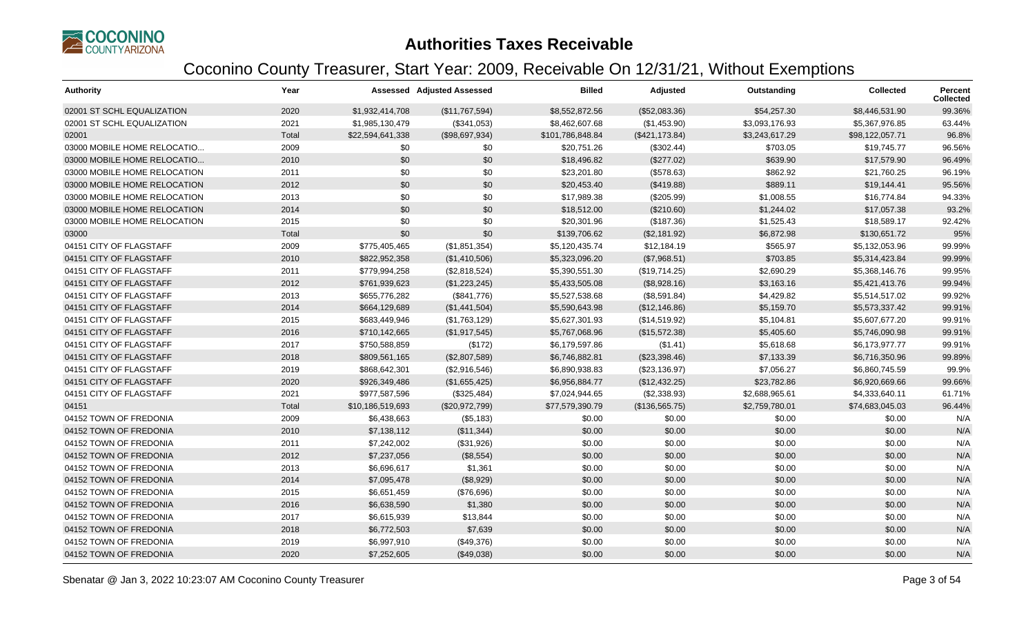# Authorities Taxes Receivable

## Coconino County Treasurer, Start Year: 2009, Receivable On 12/31/21, Without Exemptions

| Authority | Year | Assessed | Adjusted Assessed | Billed | Adjusted | Outstanding | Collected | Percent Collected |
|---|---|---|---|---|---|---|---|---|
| 02001 ST SCHL EQUALIZATION | 2020 | $1,932,414,708 | ($11,767,594) | $8,552,872.56 | ($52,083.36) | $54,257.30 | $8,446,531.90 | 99.36% |
| 02001 ST SCHL EQUALIZATION | 2021 | $1,985,130,479 | ($341,053) | $8,462,607.68 | ($1,453.90) | $3,093,176.93 | $5,367,976.85 | 63.44% |
| 02001 | Total | $22,594,641,338 | ($98,697,934) | $101,786,848.84 | ($421,173.84) | $3,243,617.29 | $98,122,057.71 | 96.8% |
| 03000 MOBILE HOME RELOCATIO... | 2009 | $0 | $0 | $20,751.26 | ($302.44) | $703.05 | $19,745.77 | 96.56% |
| 03000 MOBILE HOME RELOCATIO... | 2010 | $0 | $0 | $18,496.82 | ($277.02) | $639.90 | $17,579.90 | 96.49% |
| 03000 MOBILE HOME RELOCATION | 2011 | $0 | $0 | $23,201.80 | ($578.63) | $862.92 | $21,760.25 | 96.19% |
| 03000 MOBILE HOME RELOCATION | 2012 | $0 | $0 | $20,453.40 | ($419.88) | $889.11 | $19,144.41 | 95.56% |
| 03000 MOBILE HOME RELOCATION | 2013 | $0 | $0 | $17,989.38 | ($205.99) | $1,008.55 | $16,774.84 | 94.33% |
| 03000 MOBILE HOME RELOCATION | 2014 | $0 | $0 | $18,512.00 | ($210.60) | $1,244.02 | $17,057.38 | 93.2% |
| 03000 MOBILE HOME RELOCATION | 2015 | $0 | $0 | $20,301.96 | ($187.36) | $1,525.43 | $18,589.17 | 92.42% |
| 03000 | Total | $0 | $0 | $139,706.62 | ($2,181.92) | $6,872.98 | $130,651.72 | 95% |
| 04151 CITY OF FLAGSTAFF | 2009 | $775,405,465 | ($1,851,354) | $5,120,435.74 | $12,184.19 | $565.97 | $5,132,053.96 | 99.99% |
| 04151 CITY OF FLAGSTAFF | 2010 | $822,952,358 | ($1,410,506) | $5,323,096.20 | ($7,968.51) | $703.85 | $5,314,423.84 | 99.99% |
| 04151 CITY OF FLAGSTAFF | 2011 | $779,994,258 | ($2,818,524) | $5,390,551.30 | ($19,714.25) | $2,690.29 | $5,368,146.76 | 99.95% |
| 04151 CITY OF FLAGSTAFF | 2012 | $761,939,623 | ($1,223,245) | $5,433,505.08 | ($8,928.16) | $3,163.16 | $5,421,413.76 | 99.94% |
| 04151 CITY OF FLAGSTAFF | 2013 | $655,776,282 | ($841,776) | $5,527,538.68 | ($8,591.84) | $4,429.82 | $5,514,517.02 | 99.92% |
| 04151 CITY OF FLAGSTAFF | 2014 | $664,129,689 | ($1,441,504) | $5,590,643.98 | ($12,146.86) | $5,159.70 | $5,573,337.42 | 99.91% |
| 04151 CITY OF FLAGSTAFF | 2015 | $683,449,946 | ($1,763,129) | $5,627,301.93 | ($14,519.92) | $5,104.81 | $5,607,677.20 | 99.91% |
| 04151 CITY OF FLAGSTAFF | 2016 | $710,142,665 | ($1,917,545) | $5,767,068.96 | ($15,572.38) | $5,405.60 | $5,746,090.98 | 99.91% |
| 04151 CITY OF FLAGSTAFF | 2017 | $750,588,859 | ($172) | $6,179,597.86 | ($1.41) | $5,618.68 | $6,173,977.77 | 99.91% |
| 04151 CITY OF FLAGSTAFF | 2018 | $809,561,165 | ($2,807,589) | $6,746,882.81 | ($23,398.46) | $7,133.39 | $6,716,350.96 | 99.89% |
| 04151 CITY OF FLAGSTAFF | 2019 | $868,642,301 | ($2,916,546) | $6,890,938.83 | ($23,136.97) | $7,056.27 | $6,860,745.59 | 99.9% |
| 04151 CITY OF FLAGSTAFF | 2020 | $926,349,486 | ($1,655,425) | $6,956,884.77 | ($12,432.25) | $23,782.86 | $6,920,669.66 | 99.66% |
| 04151 CITY OF FLAGSTAFF | 2021 | $977,587,596 | ($325,484) | $7,024,944.65 | ($2,338.93) | $2,688,965.61 | $4,333,640.11 | 61.71% |
| 04151 | Total | $10,186,519,693 | ($20,972,799) | $77,579,390.79 | ($136,565.75) | $2,759,780.01 | $74,683,045.03 | 96.44% |
| 04152 TOWN OF FREDONIA | 2009 | $6,438,663 | ($5,183) | $0.00 | $0.00 | $0.00 | $0.00 | N/A |
| 04152 TOWN OF FREDONIA | 2010 | $7,138,112 | ($11,344) | $0.00 | $0.00 | $0.00 | $0.00 | N/A |
| 04152 TOWN OF FREDONIA | 2011 | $7,242,002 | ($31,926) | $0.00 | $0.00 | $0.00 | $0.00 | N/A |
| 04152 TOWN OF FREDONIA | 2012 | $7,237,056 | ($8,554) | $0.00 | $0.00 | $0.00 | $0.00 | N/A |
| 04152 TOWN OF FREDONIA | 2013 | $6,696,617 | $1,361 | $0.00 | $0.00 | $0.00 | $0.00 | N/A |
| 04152 TOWN OF FREDONIA | 2014 | $7,095,478 | ($8,929) | $0.00 | $0.00 | $0.00 | $0.00 | N/A |
| 04152 TOWN OF FREDONIA | 2015 | $6,651,459 | ($76,696) | $0.00 | $0.00 | $0.00 | $0.00 | N/A |
| 04152 TOWN OF FREDONIA | 2016 | $6,638,590 | $1,380 | $0.00 | $0.00 | $0.00 | $0.00 | N/A |
| 04152 TOWN OF FREDONIA | 2017 | $6,615,939 | $13,844 | $0.00 | $0.00 | $0.00 | $0.00 | N/A |
| 04152 TOWN OF FREDONIA | 2018 | $6,772,503 | $7,639 | $0.00 | $0.00 | $0.00 | $0.00 | N/A |
| 04152 TOWN OF FREDONIA | 2019 | $6,997,910 | ($49,376) | $0.00 | $0.00 | $0.00 | $0.00 | N/A |
| 04152 TOWN OF FREDONIA | 2020 | $7,252,605 | ($49,038) | $0.00 | $0.00 | $0.00 | $0.00 | N/A |

Sbenatar @ Jan 3, 2022 10:23:07 AM Coconino County Treasurer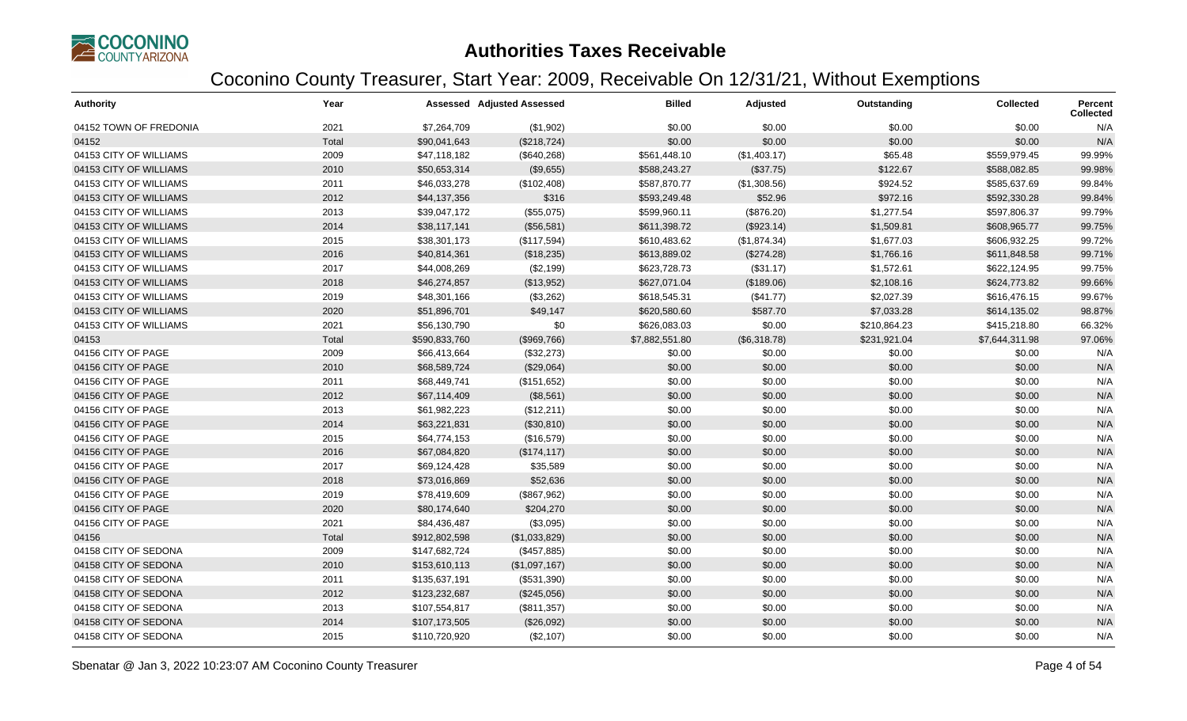# Authorities Taxes Receivable

## Coconino County Treasurer, Start Year: 2009, Receivable On 12/31/21, Without Exemptions

| Authority | Year | Assessed | Adjusted Assessed | Billed | Adjusted | Outstanding | Collected | Percent Collected |
|---|---|---|---|---|---|---|---|---|
| 04152 TOWN OF FREDONIA | 2021 | $7,264,709 | ($1,902) | $0.00 | $0.00 | $0.00 | $0.00 | N/A |
| 04152 | Total | $90,041,643 | ($218,724) | $0.00 | $0.00 | $0.00 | $0.00 | N/A |
| 04153 CITY OF WILLIAMS | 2009 | $47,118,182 | ($640,268) | $561,448.10 | ($1,403.17) | $65.48 | $559,979.45 | 99.99% |
| 04153 CITY OF WILLIAMS | 2010 | $50,653,314 | ($9,655) | $588,243.27 | ($37.75) | $122.67 | $588,082.85 | 99.98% |
| 04153 CITY OF WILLIAMS | 2011 | $46,033,278 | ($102,408) | $587,870.77 | ($1,308.56) | $924.52 | $585,637.69 | 99.84% |
| 04153 CITY OF WILLIAMS | 2012 | $44,137,356 | $316 | $593,249.48 | $52.96 | $972.16 | $592,330.28 | 99.84% |
| 04153 CITY OF WILLIAMS | 2013 | $39,047,172 | ($55,075) | $599,960.11 | ($876.20) | $1,277.54 | $597,806.37 | 99.79% |
| 04153 CITY OF WILLIAMS | 2014 | $38,117,141 | ($56,581) | $611,398.72 | ($923.14) | $1,509.81 | $608,965.77 | 99.75% |
| 04153 CITY OF WILLIAMS | 2015 | $38,301,173 | ($117,594) | $610,483.62 | ($1,874.34) | $1,677.03 | $606,932.25 | 99.72% |
| 04153 CITY OF WILLIAMS | 2016 | $40,814,361 | ($18,235) | $613,889.02 | ($274.28) | $1,766.16 | $611,848.58 | 99.71% |
| 04153 CITY OF WILLIAMS | 2017 | $44,008,269 | ($2,199) | $623,728.73 | ($31.17) | $1,572.61 | $622,124.95 | 99.75% |
| 04153 CITY OF WILLIAMS | 2018 | $46,274,857 | ($13,952) | $627,071.04 | ($189.06) | $2,108.16 | $624,773.82 | 99.66% |
| 04153 CITY OF WILLIAMS | 2019 | $48,301,166 | ($3,262) | $618,545.31 | ($41.77) | $2,027.39 | $616,476.15 | 99.67% |
| 04153 CITY OF WILLIAMS | 2020 | $51,896,701 | $49,147 | $620,580.60 | $587.70 | $7,033.28 | $614,135.02 | 98.87% |
| 04153 CITY OF WILLIAMS | 2021 | $56,130,790 | $0 | $626,083.03 | $0.00 | $210,864.23 | $415,218.80 | 66.32% |
| 04153 | Total | $590,833,760 | ($969,766) | $7,882,551.80 | ($6,318.78) | $231,921.04 | $7,644,311.98 | 97.06% |
| 04156 CITY OF PAGE | 2009 | $66,413,664 | ($32,273) | $0.00 | $0.00 | $0.00 | $0.00 | N/A |
| 04156 CITY OF PAGE | 2010 | $68,589,724 | ($29,064) | $0.00 | $0.00 | $0.00 | $0.00 | N/A |
| 04156 CITY OF PAGE | 2011 | $68,449,741 | ($151,652) | $0.00 | $0.00 | $0.00 | $0.00 | N/A |
| 04156 CITY OF PAGE | 2012 | $67,114,409 | ($8,561) | $0.00 | $0.00 | $0.00 | $0.00 | N/A |
| 04156 CITY OF PAGE | 2013 | $61,982,223 | ($12,211) | $0.00 | $0.00 | $0.00 | $0.00 | N/A |
| 04156 CITY OF PAGE | 2014 | $63,221,831 | ($30,810) | $0.00 | $0.00 | $0.00 | $0.00 | N/A |
| 04156 CITY OF PAGE | 2015 | $64,774,153 | ($16,579) | $0.00 | $0.00 | $0.00 | $0.00 | N/A |
| 04156 CITY OF PAGE | 2016 | $67,084,820 | ($174,117) | $0.00 | $0.00 | $0.00 | $0.00 | N/A |
| 04156 CITY OF PAGE | 2017 | $69,124,428 | $35,589 | $0.00 | $0.00 | $0.00 | $0.00 | N/A |
| 04156 CITY OF PAGE | 2018 | $73,016,869 | $52,636 | $0.00 | $0.00 | $0.00 | $0.00 | N/A |
| 04156 CITY OF PAGE | 2019 | $78,419,609 | ($867,962) | $0.00 | $0.00 | $0.00 | $0.00 | N/A |
| 04156 CITY OF PAGE | 2020 | $80,174,640 | $204,270 | $0.00 | $0.00 | $0.00 | $0.00 | N/A |
| 04156 CITY OF PAGE | 2021 | $84,436,487 | ($3,095) | $0.00 | $0.00 | $0.00 | $0.00 | N/A |
| 04156 | Total | $912,802,598 | ($1,033,829) | $0.00 | $0.00 | $0.00 | $0.00 | N/A |
| 04158 CITY OF SEDONA | 2009 | $147,682,724 | ($457,885) | $0.00 | $0.00 | $0.00 | $0.00 | N/A |
| 04158 CITY OF SEDONA | 2010 | $153,610,113 | ($1,097,167) | $0.00 | $0.00 | $0.00 | $0.00 | N/A |
| 04158 CITY OF SEDONA | 2011 | $135,637,191 | ($531,390) | $0.00 | $0.00 | $0.00 | $0.00 | N/A |
| 04158 CITY OF SEDONA | 2012 | $123,232,687 | ($245,056) | $0.00 | $0.00 | $0.00 | $0.00 | N/A |
| 04158 CITY OF SEDONA | 2013 | $107,554,817 | ($811,357) | $0.00 | $0.00 | $0.00 | $0.00 | N/A |
| 04158 CITY OF SEDONA | 2014 | $107,173,505 | ($26,092) | $0.00 | $0.00 | $0.00 | $0.00 | N/A |
| 04158 CITY OF SEDONA | 2015 | $110,720,920 | ($2,107) | $0.00 | $0.00 | $0.00 | $0.00 | N/A |

Sbenatar @ Jan 3, 2022 10:23:07 AM Coconino County Treasurer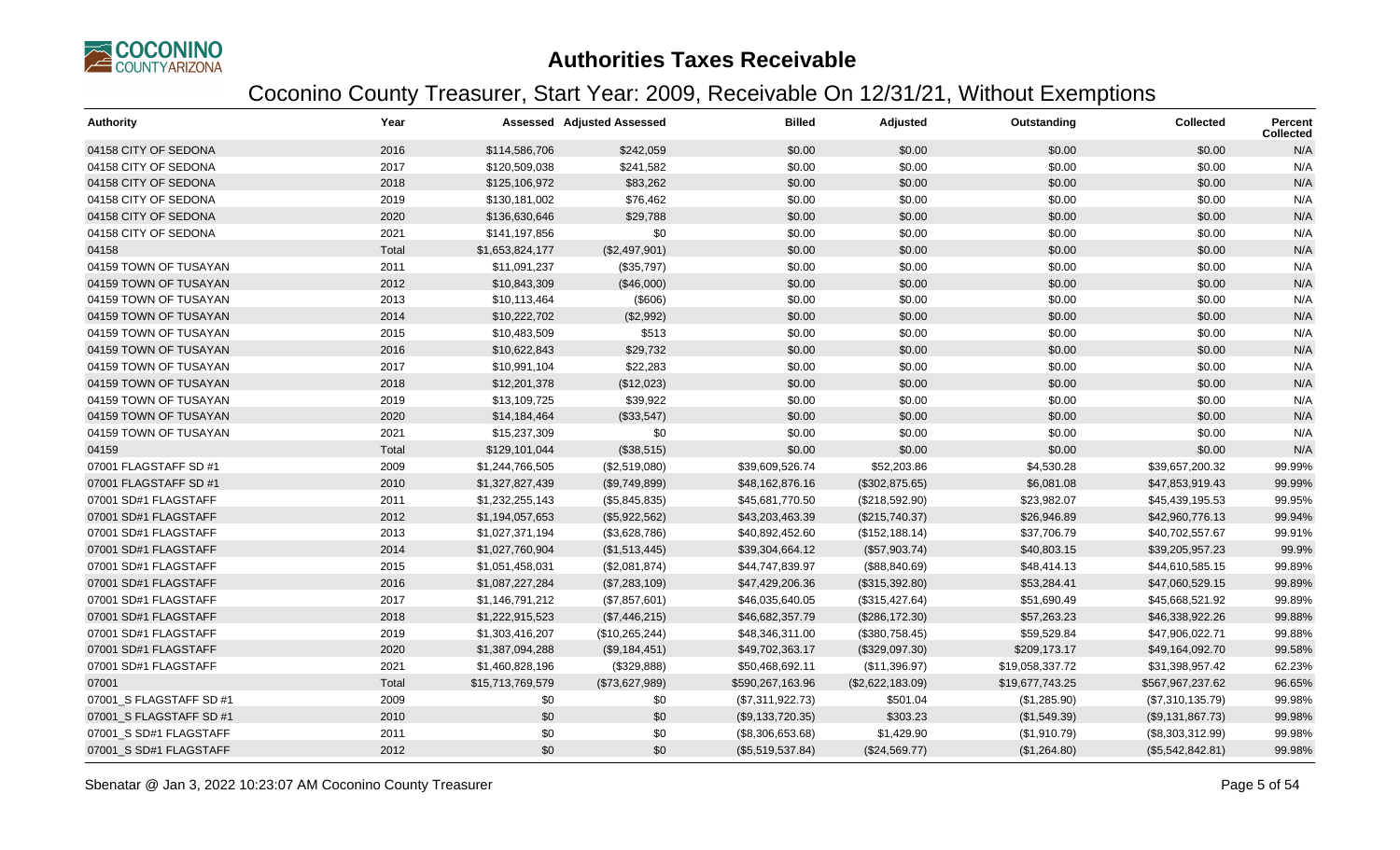# Authorities Taxes Receivable

## Coconino County Treasurer, Start Year: 2009, Receivable On 12/31/21, Without Exemptions

| Authority | Year | Assessed | Adjusted Assessed | Billed | Adjusted | Outstanding | Collected | Percent Collected |
|---|---|---|---|---|---|---|---|---|
| 04158 CITY OF SEDONA | 2016 | $114,586,706 | $242,059 | $0.00 | $0.00 | $0.00 | $0.00 | N/A |
| 04158 CITY OF SEDONA | 2017 | $120,509,038 | $241,582 | $0.00 | $0.00 | $0.00 | $0.00 | N/A |
| 04158 CITY OF SEDONA | 2018 | $125,106,972 | $83,262 | $0.00 | $0.00 | $0.00 | $0.00 | N/A |
| 04158 CITY OF SEDONA | 2019 | $130,181,002 | $76,462 | $0.00 | $0.00 | $0.00 | $0.00 | N/A |
| 04158 CITY OF SEDONA | 2020 | $136,630,646 | $29,788 | $0.00 | $0.00 | $0.00 | $0.00 | N/A |
| 04158 CITY OF SEDONA | 2021 | $141,197,856 | $0 | $0.00 | $0.00 | $0.00 | $0.00 | N/A |
| 04158 | Total | $1,653,824,177 | ($2,497,901) | $0.00 | $0.00 | $0.00 | $0.00 | N/A |
| 04159 TOWN OF TUSAYAN | 2011 | $11,091,237 | ($35,797) | $0.00 | $0.00 | $0.00 | $0.00 | N/A |
| 04159 TOWN OF TUSAYAN | 2012 | $10,843,309 | ($46,000) | $0.00 | $0.00 | $0.00 | $0.00 | N/A |
| 04159 TOWN OF TUSAYAN | 2013 | $10,113,464 | ($606) | $0.00 | $0.00 | $0.00 | $0.00 | N/A |
| 04159 TOWN OF TUSAYAN | 2014 | $10,222,702 | ($2,992) | $0.00 | $0.00 | $0.00 | $0.00 | N/A |
| 04159 TOWN OF TUSAYAN | 2015 | $10,483,509 | $513 | $0.00 | $0.00 | $0.00 | $0.00 | N/A |
| 04159 TOWN OF TUSAYAN | 2016 | $10,622,843 | $29,732 | $0.00 | $0.00 | $0.00 | $0.00 | N/A |
| 04159 TOWN OF TUSAYAN | 2017 | $10,991,104 | $22,283 | $0.00 | $0.00 | $0.00 | $0.00 | N/A |
| 04159 TOWN OF TUSAYAN | 2018 | $12,201,378 | ($12,023) | $0.00 | $0.00 | $0.00 | $0.00 | N/A |
| 04159 TOWN OF TUSAYAN | 2019 | $13,109,725 | $39,922 | $0.00 | $0.00 | $0.00 | $0.00 | N/A |
| 04159 TOWN OF TUSAYAN | 2020 | $14,184,464 | ($33,547) | $0.00 | $0.00 | $0.00 | $0.00 | N/A |
| 04159 TOWN OF TUSAYAN | 2021 | $15,237,309 | $0 | $0.00 | $0.00 | $0.00 | $0.00 | N/A |
| 04159 | Total | $129,101,044 | ($38,515) | $0.00 | $0.00 | $0.00 | $0.00 | N/A |
| 07001 FLAGSTAFF SD #1 | 2009 | $1,244,766,505 | ($2,519,080) | $39,609,526.74 | $52,203.86 | $4,530.28 | $39,657,200.32 | 99.99% |
| 07001 FLAGSTAFF SD #1 | 2010 | $1,327,827,439 | ($9,749,899) | $48,162,876.16 | ($302,875.65) | $6,081.08 | $47,853,919.43 | 99.99% |
| 07001 SD#1 FLAGSTAFF | 2011 | $1,232,255,143 | ($5,845,835) | $45,681,770.50 | ($218,592.90) | $23,987.07 | $45,439,195.53 | 99.95% |
| 07001 SD#1 FLAGSTAFF | 2012 | $1,194,057,653 | ($5,922,562) | $43,203,463.39 | ($215,740.37) | $26,946.89 | $42,960,776.13 | 99.94% |
| 07001 SD#1 FLAGSTAFF | 2013 | $1,027,371,194 | ($3,628,786) | $40,892,452.60 | ($152,188.14) | $37,706.79 | $40,702,557.67 | 99.91% |
| 07001 SD#1 FLAGSTAFF | 2014 | $1,027,760,904 | ($1,513,445) | $39,304,664.12 | ($57,903.74) | $40,803.15 | $39,205,957.23 | 99.9% |
| 07001 SD#1 FLAGSTAFF | 2015 | $1,051,458,031 | ($2,081,874) | $44,747,839.97 | ($88,840.69) | $48,414.13 | $44,610,585.15 | 99.89% |
| 07001 SD#1 FLAGSTAFF | 2016 | $1,087,227,284 | ($7,283,109) | $47,429,206.36 | ($315,392.80) | $53,284.41 | $47,060,529.15 | 99.89% |
| 07001 SD#1 FLAGSTAFF | 2017 | $1,146,791,212 | ($7,857,601) | $46,035,640.05 | ($315,427.64) | $51,690.49 | $45,668,521.92 | 99.89% |
| 07001 SD#1 FLAGSTAFF | 2018 | $1,222,915,523 | ($7,446,215) | $46,682,357.79 | ($286,172.30) | $57,263.23 | $46,338,922.26 | 99.88% |
| 07001 SD#1 FLAGSTAFF | 2019 | $1,303,416,207 | ($10,265,244) | $48,346,311.00 | ($380,758.45) | $59,529.84 | $47,906,022.71 | 99.88% |
| 07001 SD#1 FLAGSTAFF | 2020 | $1,387,094,288 | ($9,184,451) | $49,702,363.17 | ($329,097.30) | $209,173.17 | $49,164,092.70 | 99.58% |
| 07001 SD#1 FLAGSTAFF | 2021 | $1,460,828,196 | ($329,888) | $50,468,692.11 | ($11,396.97) | $19,058,337.72 | $31,398,957.42 | 62.23% |
| 07001 | Total | $15,713,769,579 | ($73,627,989) | $590,267,163.96 | ($2,622,183.09) | $19,677,743.25 | $567,967,237.62 | 96.65% |
| 07001_S FLAGSTAFF SD #1 | 2009 | $0 | $0 | ($7,311,922.73) | $501.04 | ($1,285.90) | ($7,310,135.79) | 99.98% |
| 07001_S FLAGSTAFF SD #1 | 2010 | $0 | $0 | ($9,133,720.35) | $303.23 | ($1,549.39) | ($9,131,867.73) | 99.98% |
| 07001_S SD#1 FLAGSTAFF | 2011 | $0 | $0 | ($8,306,653.68) | $1,429.90 | ($1,910.79) | ($8,303,312.99) | 99.98% |
| 07001_S SD#1 FLAGSTAFF | 2012 | $0 | $0 | ($5,519,537.84) | ($24,569.77) | ($1,264.80) | ($5,542,842.81) | 99.98% |

Sbenatar @ Jan 3, 2022 10:23:07 AM Coconino County Treasurer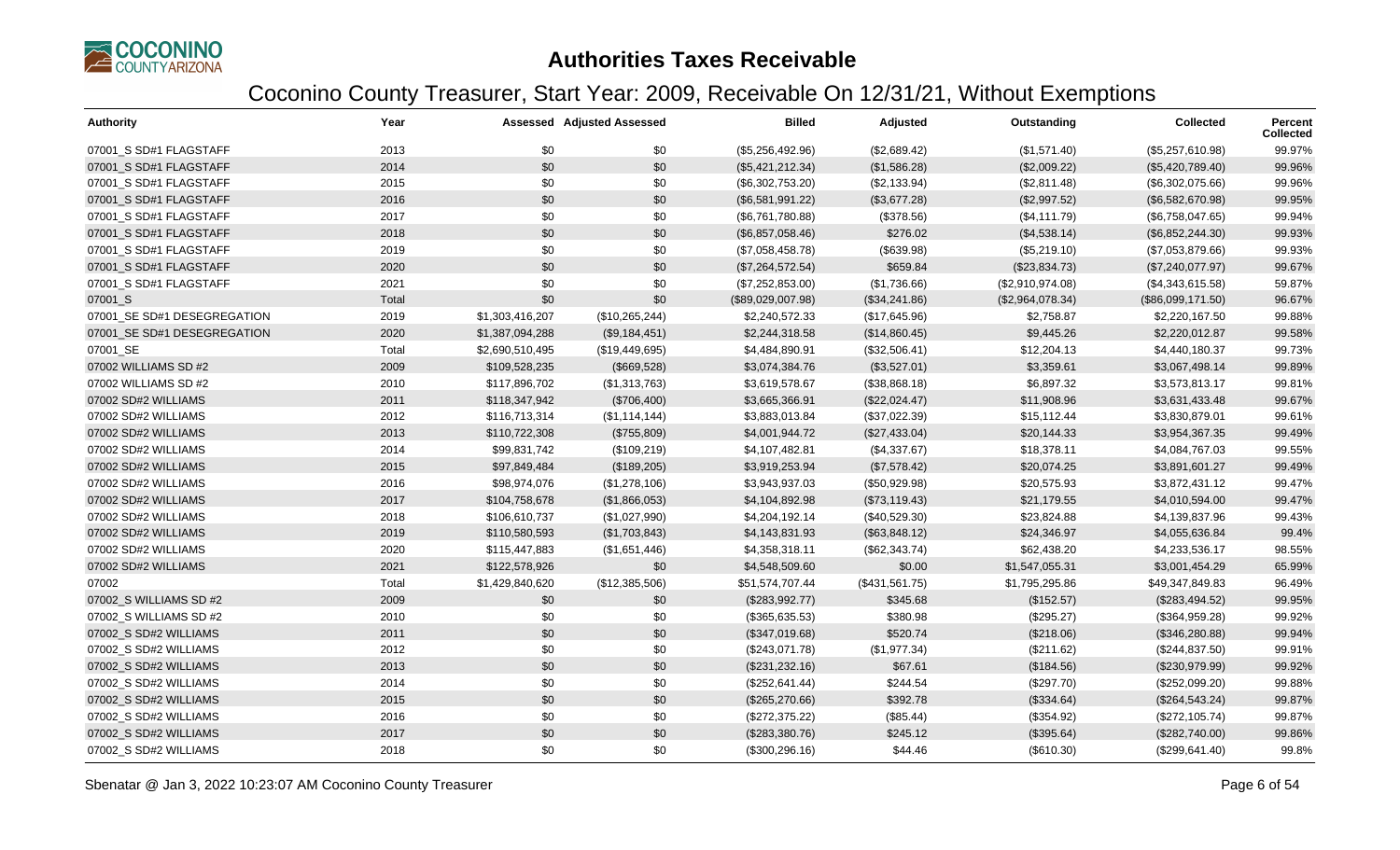# Authorities Taxes Receivable

## Coconino County Treasurer, Start Year: 2009, Receivable On 12/31/21, Without Exemptions

| Authority | Year | Assessed | Adjusted Assessed | Billed | Adjusted | Outstanding | Collected | Percent Collected |
|---|---|---|---|---|---|---|---|---|
| 07001_S SD#1 FLAGSTAFF | 2013 | $0 | $0 | ($5,256,492.96) | ($2,689.42) | ($1,571.40) | ($5,257,610.98) | 99.97% |
| 07001_S SD#1 FLAGSTAFF | 2014 | $0 | $0 | ($5,421,212.34) | ($1,586.28) | ($2,009.22) | ($5,420,789.40) | 99.96% |
| 07001_S SD#1 FLAGSTAFF | 2015 | $0 | $0 | ($6,302,753.20) | ($2,133.94) | ($2,811.48) | ($6,302,075.66) | 99.96% |
| 07001_S SD#1 FLAGSTAFF | 2016 | $0 | $0 | ($6,581,991.22) | ($3,677.28) | ($2,997.52) | ($6,582,670.98) | 99.95% |
| 07001_S SD#1 FLAGSTAFF | 2017 | $0 | $0 | ($6,761,780.88) | ($378.56) | ($4,111.79) | ($6,758,047.65) | 99.94% |
| 07001_S SD#1 FLAGSTAFF | 2018 | $0 | $0 | ($6,857,058.46) | $276.02 | ($4,538.14) | ($6,852,244.30) | 99.93% |
| 07001_S SD#1 FLAGSTAFF | 2019 | $0 | $0 | ($7,058,458.78) | ($639.98) | ($5,219.10) | ($7,053,879.66) | 99.93% |
| 07001_S SD#1 FLAGSTAFF | 2020 | $0 | $0 | ($7,264,572.54) | $659.84 | ($23,834.73) | ($7,240,077.97) | 99.67% |
| 07001_S SD#1 FLAGSTAFF | 2021 | $0 | $0 | ($7,252,853.00) | ($1,736.66) | ($2,910,974.08) | ($4,343,615.58) | 59.87% |
| 07001_S | Total | $0 | $0 | ($89,029,007.98) | ($34,241.86) | ($2,964,078.34) | ($86,099,171.50) | 96.67% |
| 07001_SE SD#1 DESEGREGATION | 2019 | $1,303,416,207 | ($10,265,244) | $2,240,572.33 | ($17,645.96) | $2,758.87 | $2,220,167.50 | 99.88% |
| 07001_SE SD#1 DESEGREGATION | 2020 | $1,387,094,288 | ($9,184,451) | $2,244,318.58 | ($14,860.45) | $9,445.26 | $2,220,012.87 | 99.58% |
| 07001_SE | Total | $2,690,510,495 | ($19,449,695) | $4,484,890.91 | ($32,506.41) | $12,204.13 | $4,440,180.37 | 99.73% |
| 07002 WILLIAMS SD #2 | 2009 | $109,528,235 | ($669,528) | $3,074,384.76 | ($3,527.01) | $3,359.61 | $3,067,498.14 | 99.89% |
| 07002 WILLIAMS SD #2 | 2010 | $117,896,702 | ($1,313,763) | $3,619,578.67 | ($38,868.18) | $6,897.32 | $3,573,813.17 | 99.81% |
| 07002 SD#2 WILLIAMS | 2011 | $118,347,942 | ($706,400) | $3,665,366.91 | ($22,024.47) | $11,908.96 | $3,631,433.48 | 99.67% |
| 07002 SD#2 WILLIAMS | 2012 | $116,713,314 | ($1,114,144) | $3,883,013.84 | ($37,022.39) | $15,112.44 | $3,830,879.01 | 99.61% |
| 07002 SD#2 WILLIAMS | 2013 | $110,722,308 | ($755,809) | $4,001,944.72 | ($27,433.04) | $20,144.33 | $3,954,367.35 | 99.49% |
| 07002 SD#2 WILLIAMS | 2014 | $99,831,742 | ($109,219) | $4,107,482.81 | ($4,337.67) | $18,378.11 | $4,084,767.03 | 99.55% |
| 07002 SD#2 WILLIAMS | 2015 | $97,849,484 | ($189,205) | $3,919,253.94 | ($7,578.42) | $20,074.25 | $3,891,601.27 | 99.49% |
| 07002 SD#2 WILLIAMS | 2016 | $98,974,076 | ($1,278,106) | $3,943,937.03 | ($50,929.98) | $20,575.93 | $3,872,431.12 | 99.47% |
| 07002 SD#2 WILLIAMS | 2017 | $104,758,678 | ($1,866,053) | $4,104,892.98 | ($73,119.43) | $21,179.55 | $4,010,594.00 | 99.47% |
| 07002 SD#2 WILLIAMS | 2018 | $106,610,737 | ($1,027,990) | $4,204,192.14 | ($40,529.30) | $23,824.88 | $4,139,837.96 | 99.43% |
| 07002 SD#2 WILLIAMS | 2019 | $110,580,593 | ($1,703,843) | $4,143,831.93 | ($63,848.12) | $24,346.97 | $4,055,636.84 | 99.4% |
| 07002 SD#2 WILLIAMS | 2020 | $115,447,883 | ($1,651,446) | $4,358,318.11 | ($62,343.74) | $62,438.20 | $4,233,536.17 | 98.55% |
| 07002 SD#2 WILLIAMS | 2021 | $122,578,926 | $0 | $4,548,509.60 | $0.00 | $1,547,055.31 | $3,001,454.29 | 65.99% |
| 07002 | Total | $1,429,840,620 | ($12,385,506) | $51,574,707.44 | ($431,561.75) | $1,795,295.86 | $49,347,849.83 | 96.49% |
| 07002_S WILLIAMS SD #2 | 2009 | $0 | $0 | ($283,992.77) | $345.68 | ($152.57) | ($283,494.52) | 99.95% |
| 07002_S WILLIAMS SD #2 | 2010 | $0 | $0 | ($365,635.53) | $380.98 | ($295.27) | ($364,959.28) | 99.92% |
| 07002_S SD#2 WILLIAMS | 2011 | $0 | $0 | ($347,019.68) | $520.74 | ($218.06) | ($346,280.88) | 99.94% |
| 07002_S SD#2 WILLIAMS | 2012 | $0 | $0 | ($243,071.78) | ($1,977.34) | ($211.62) | ($244,837.50) | 99.91% |
| 07002_S SD#2 WILLIAMS | 2013 | $0 | $0 | ($231,232.16) | $67.61 | ($184.56) | ($230,979.99) | 99.92% |
| 07002_S SD#2 WILLIAMS | 2014 | $0 | $0 | ($252,641.44) | $244.54 | ($297.70) | ($252,099.20) | 99.88% |
| 07002_S SD#2 WILLIAMS | 2015 | $0 | $0 | ($265,270.66) | $392.78 | ($334.64) | ($264,543.24) | 99.87% |
| 07002_S SD#2 WILLIAMS | 2016 | $0 | $0 | ($272,375.22) | ($85.44) | ($354.92) | ($272,105.74) | 99.87% |
| 07002_S SD#2 WILLIAMS | 2017 | $0 | $0 | ($283,380.76) | $245.12 | ($395.64) | ($282,740.00) | 99.86% |
| 07002_S SD#2 WILLIAMS | 2018 | $0 | $0 | ($300,296.16) | $44.46 | ($610.30) | ($299,641.40) | 99.8% |

Sbenatar @ Jan 3, 2022 10:23:07 AM Coconino County Treasurer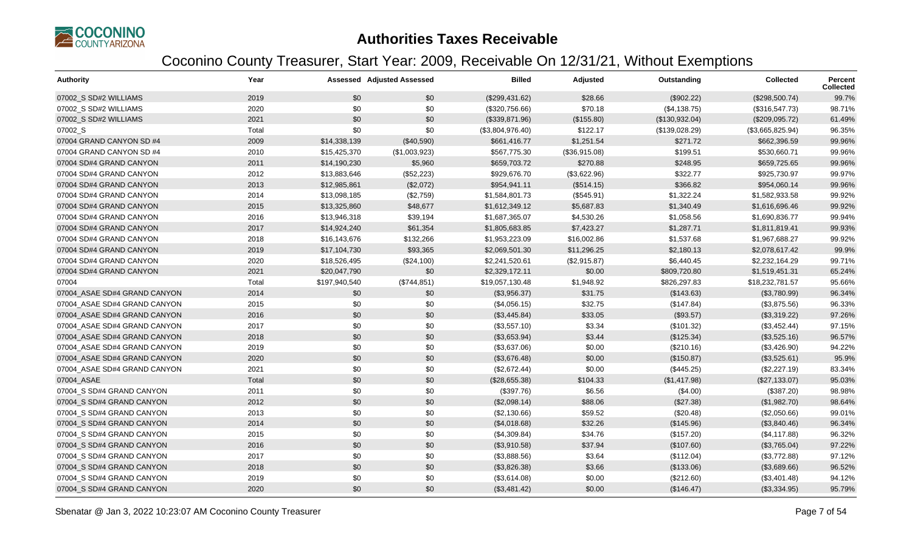# Authorities Taxes Receivable

## Coconino County Treasurer, Start Year: 2009, Receivable On 12/31/21, Without Exemptions

| Authority | Year | Assessed | Adjusted Assessed | Billed | Adjusted | Outstanding | Collected | Percent Collected |
|---|---|---|---|---|---|---|---|---|
| 07002_S SD#2 WILLIAMS | 2019 | $0 | $0 | ($299,431.62) | $28.66 | ($902.22) | ($298,500.74) | 99.7% |
| 07002_S SD#2 WILLIAMS | 2020 | $0 | $0 | ($320,756.66) | $70.18 | ($4,138.75) | ($316,547.73) | 98.71% |
| 07002_S SD#2 WILLIAMS | 2021 | $0 | $0 | ($339,871.96) | ($155.80) | ($130,932.04) | ($209,095.72) | 61.49% |
| 07002_S | Total | $0 | $0 | ($3,804,976.40) | $122.17 | ($139,028.29) | ($3,665,825.94) | 96.35% |
| 07004 GRAND CANYON SD #4 | 2009 | $14,338,139 | ($40,590) | $661,416.77 | $1,251.54 | $271.72 | $662,396.59 | 99.96% |
| 07004 GRAND CANYON SD #4 | 2010 | $15,425,370 | ($1,003,923) | $567,775.30 | ($36,915.08) | $199.51 | $530,660.71 | 99.96% |
| 07004 SD#4 GRAND CANYON | 2011 | $14,190,230 | $5,960 | $659,703.72 | $270.88 | $248.95 | $659,725.65 | 99.96% |
| 07004 SD#4 GRAND CANYON | 2012 | $13,883,646 | ($52,223) | $929,676.70 | ($3,622.96) | $322.77 | $925,730.97 | 99.97% |
| 07004 SD#4 GRAND CANYON | 2013 | $12,985,861 | ($2,072) | $954,941.11 | ($514.15) | $366.82 | $954,060.14 | 99.96% |
| 07004 SD#4 GRAND CANYON | 2014 | $13,098,185 | ($2,759) | $1,584,801.73 | ($545.91) | $1,322.24 | $1,582,933.58 | 99.92% |
| 07004 SD#4 GRAND CANYON | 2015 | $13,325,860 | $48,677 | $1,612,349.12 | $5,687.83 | $1,340.49 | $1,616,696.46 | 99.92% |
| 07004 SD#4 GRAND CANYON | 2016 | $13,946,318 | $39,194 | $1,687,365.07 | $4,530.26 | $1,058.56 | $1,690,836.77 | 99.94% |
| 07004 SD#4 GRAND CANYON | 2017 | $14,924,240 | $61,354 | $1,805,683.85 | $7,423.27 | $1,287.71 | $1,811,819.41 | 99.93% |
| 07004 SD#4 GRAND CANYON | 2018 | $16,143,676 | $132,266 | $1,953,223.09 | $16,002.86 | $1,537.68 | $1,967,688.27 | 99.92% |
| 07004 SD#4 GRAND CANYON | 2019 | $17,104,730 | $93,365 | $2,069,501.30 | $11,296.25 | $2,180.13 | $2,078,617.42 | 99.9% |
| 07004 SD#4 GRAND CANYON | 2020 | $18,526,495 | ($24,100) | $2,241,520.61 | ($2,915.87) | $6,440.45 | $2,232,164.29 | 99.71% |
| 07004 SD#4 GRAND CANYON | 2021 | $20,047,790 | $0 | $2,329,172.11 | $0.00 | $809,720.80 | $1,519,451.31 | 65.24% |
| 07004 | Total | $197,940,540 | ($744,851) | $19,057,130.48 | $1,948.92 | $826,297.83 | $18,232,781.57 | 95.66% |
| 07004_ASAE SD#4 GRAND CANYON | 2014 | $0 | $0 | ($3,956.37) | $31.75 | ($143.63) | ($3,780.99) | 96.34% |
| 07004_ASAE SD#4 GRAND CANYON | 2015 | $0 | $0 | ($4,056.15) | $32.75 | ($147.84) | ($3,875.56) | 96.33% |
| 07004_ASAE SD#4 GRAND CANYON | 2016 | $0 | $0 | ($3,445.84) | $33.05 | ($93.57) | ($3,319.22) | 97.26% |
| 07004_ASAE SD#4 GRAND CANYON | 2017 | $0 | $0 | ($3,557.10) | $3.34 | ($101.32) | ($3,452.44) | 97.15% |
| 07004_ASAE SD#4 GRAND CANYON | 2018 | $0 | $0 | ($3,653.94) | $3.44 | ($125.34) | ($3,525.16) | 96.57% |
| 07004_ASAE SD#4 GRAND CANYON | 2019 | $0 | $0 | ($3,637.06) | $0.00 | ($210.16) | ($3,426.90) | 94.22% |
| 07004_ASAE SD#4 GRAND CANYON | 2020 | $0 | $0 | ($3,676.48) | $0.00 | ($150.87) | ($3,525.61) | 95.9% |
| 07004_ASAE SD#4 GRAND CANYON | 2021 | $0 | $0 | ($2,672.44) | $0.00 | ($445.25) | ($2,227.19) | 83.34% |
| 07004_ASAE | Total | $0 | $0 | ($28,655.38) | $104.33 | ($1,417.98) | ($27,133.07) | 95.03% |
| 07004_S SD#4 GRAND CANYON | 2011 | $0 | $0 | ($397.76) | $6.56 | ($4.00) | ($387.20) | 98.98% |
| 07004_S SD#4 GRAND CANYON | 2012 | $0 | $0 | ($2,098.14) | $88.06 | ($27.38) | ($1,982.70) | 98.64% |
| 07004_S SD#4 GRAND CANYON | 2013 | $0 | $0 | ($2,130.66) | $59.52 | ($20.48) | ($2,050.66) | 99.01% |
| 07004_S SD#4 GRAND CANYON | 2014 | $0 | $0 | ($4,018.68) | $32.26 | ($145.96) | ($3,840.46) | 96.34% |
| 07004_S SD#4 GRAND CANYON | 2015 | $0 | $0 | ($4,309.84) | $34.76 | ($157.20) | ($4,117.88) | 96.32% |
| 07004_S SD#4 GRAND CANYON | 2016 | $0 | $0 | ($3,910.58) | $37.94 | ($107.60) | ($3,765.04) | 97.22% |
| 07004_S SD#4 GRAND CANYON | 2017 | $0 | $0 | ($3,888.56) | $3.64 | ($112.04) | ($3,772.88) | 97.12% |
| 07004_S SD#4 GRAND CANYON | 2018 | $0 | $0 | ($3,826.38) | $3.66 | ($133.06) | ($3,689.66) | 96.52% |
| 07004_S SD#4 GRAND CANYON | 2019 | $0 | $0 | ($3,614.08) | $0.00 | ($212.60) | ($3,401.48) | 94.12% |
| 07004_S SD#4 GRAND CANYON | 2020 | $0 | $0 | ($3,481.42) | $0.00 | ($146.47) | ($3,334.95) | 95.79% |

Sbenatar @ Jan 3, 2022 10:23:07 AM Coconino County Treasurer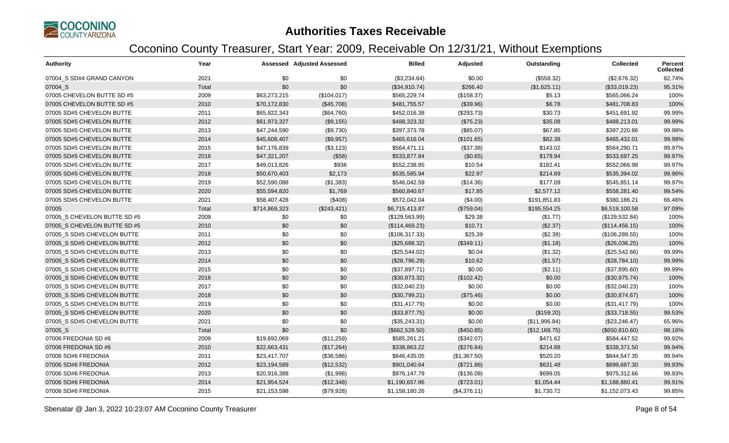# Authorities Taxes Receivable

## Coconino County Treasurer, Start Year: 2009, Receivable On 12/31/21, Without Exemptions

| Authority | Year | Assessed | Adjusted Assessed | Billed | Adjusted | Outstanding | Collected | Percent Collected |
|---|---|---|---|---|---|---|---|---|
| 07004_S SD#4 GRAND CANYON | 2021 | $0 | $0 | ($3,234.64) | $0.00 | ($558.32) | ($2,676.32) | 82.74% |
| 07004_S | Total | $0 | $0 | ($34,910.74) | $266.40 | ($1,625.11) | ($33,019.23) | 95.31% |
| 07005 CHEVELON BUTTE SD #5 | 2009 | $63,273,215 | ($104,017) | $565,229.74 | ($158.37) | $5.13 | $565,066.24 | 100% |
| 07005 CHEVELON BUTTE SD #5 | 2010 | $70,172,830 | ($45,708) | $481,755.57 | ($39.96) | $6.78 | $481,708.83 | 100% |
| 07005 SD#5 CHEVELON BUTTE | 2011 | $65,822,343 | ($64,760) | $452,016.38 | ($293.73) | $30.73 | $451,691.92 | 99.99% |
| 07005 SD#5 CHEVELON BUTTE | 2012 | $61,973,327 | ($9,155) | $488,323.32 | ($75.23) | $35.08 | $488,213.01 | 99.99% |
| 07005 SD#5 CHEVELON BUTTE | 2013 | $47,244,590 | ($9,730) | $397,373.78 | ($85.07) | $67.85 | $397,220.86 | 99.98% |
| 07005 SD#5 CHEVELON BUTTE | 2014 | $45,608,407 | ($9,957) | $465,616.04 | ($101.65) | $82.38 | $465,432.01 | 99.98% |
| 07005 SD#5 CHEVELON BUTTE | 2015 | $47,176,839 | ($3,123) | $564,471.11 | ($37.38) | $143.02 | $564,290.71 | 99.97% |
| 07005 SD#5 CHEVELON BUTTE | 2016 | $47,321,207 | ($58) | $533,877.84 | ($0.65) | $179.94 | $533,697.25 | 99.97% |
| 07005 SD#5 CHEVELON BUTTE | 2017 | $49,013,826 | $936 | $552,238.85 | $10.54 | $182.41 | $552,066.98 | 99.97% |
| 07005 SD#5 CHEVELON BUTTE | 2018 | $50,670,403 | $2,173 | $535,585.94 | $22.97 | $214.89 | $535,394.02 | 99.96% |
| 07005 SD#5 CHEVELON BUTTE | 2019 | $52,590,088 | ($1,383) | $546,042.59 | ($14.36) | $177.09 | $545,851.14 | 99.97% |
| 07005 SD#5 CHEVELON BUTTE | 2020 | $55,594,820 | $1,769 | $560,840.67 | $17.85 | $2,577.12 | $558,281.40 | 99.54% |
| 07005 SD#5 CHEVELON BUTTE | 2021 | $58,407,428 | ($408) | $572,042.04 | ($4.00) | $191,851.83 | $380,186.21 | 66.46% |
| 07005 | Total | $714,869,323 | ($243,421) | $6,715,413.87 | ($759.04) | $195,554.25 | $6,519,100.58 | 97.09% |
| 07005_S CHEVELON BUTTE SD #5 | 2009 | $0 | $0 | ($129,563.99) | $29.38 | ($1.77) | ($129,532.84) | 100% |
| 07005_S CHEVELON BUTTE SD #5 | 2010 | $0 | $0 | ($114,469.23) | $10.71 | ($2.37) | ($114,456.15) | 100% |
| 07005_S SD#5 CHEVELON BUTTE | 2011 | $0 | $0 | ($106,317.33) | $25.39 | ($2.39) | ($106,289.55) | 100% |
| 07005_S SD#5 CHEVELON BUTTE | 2012 | $0 | $0 | ($25,688.32) | ($349.11) | ($1.18) | ($26,036.25) | 100% |
| 07005_S SD#5 CHEVELON BUTTE | 2013 | $0 | $0 | ($25,544.02) | $0.04 | ($1.32) | ($25,542.66) | 99.99% |
| 07005_S SD#5 CHEVELON BUTTE | 2014 | $0 | $0 | ($28,796.29) | $10.62 | ($1.57) | ($28,784.10) | 99.99% |
| 07005_S SD#5 CHEVELON BUTTE | 2015 | $0 | $0 | ($37,897.71) | $0.00 | ($2.11) | ($37,895.60) | 99.99% |
| 07005_S SD#5 CHEVELON BUTTE | 2016 | $0 | $0 | ($30,873.32) | ($102.42) | $0.00 | ($30,975.74) | 100% |
| 07005_S SD#5 CHEVELON BUTTE | 2017 | $0 | $0 | ($32,040.23) | $0.00 | $0.00 | ($32,040.23) | 100% |
| 07005_S SD#5 CHEVELON BUTTE | 2018 | $0 | $0 | ($30,799.21) | ($75.46) | $0.00 | ($30,874.67) | 100% |
| 07005_S SD#5 CHEVELON BUTTE | 2019 | $0 | $0 | ($31,417.79) | $0.00 | $0.00 | ($31,417.79) | 100% |
| 07005_S SD#5 CHEVELON BUTTE | 2020 | $0 | $0 | ($33,877.75) | $0.00 | ($159.20) | ($33,718.55) | 99.53% |
| 07005_S SD#5 CHEVELON BUTTE | 2021 | $0 | $0 | ($35,243.31) | $0.00 | ($11,996.84) | ($23,246.47) | 65.96% |
| 07005_S | Total | $0 | $0 | ($662,528.50) | ($450.85) | ($12,168.75) | ($650,810.60) | 98.16% |
| 07006 FREDONIA SD #6 | 2009 | $19,692,069 | ($11,259) | $585,261.21 | ($342.07) | $471.62 | $584,447.52 | 99.92% |
| 07006 FREDONIA SD #6 | 2010 | $22,663,431 | ($17,264) | $338,863.22 | ($276.84) | $214.88 | $338,371.50 | 99.94% |
| 07006 SD#6 FREDONIA | 2011 | $23,417,707 | ($36,586) | $846,435.05 | ($1,367.50) | $520.20 | $844,547.35 | 99.94% |
| 07006 SD#6 FREDONIA | 2012 | $23,194,589 | ($12,532) | $901,040.64 | ($721.86) | $631.48 | $899,687.30 | 99.93% |
| 07006 SD#6 FREDONIA | 2013 | $20,916,388 | ($1,998) | $976,147.79 | ($136.08) | $699.05 | $975,312.66 | 99.93% |
| 07006 SD#6 FREDONIA | 2014 | $21,954,524 | ($12,348) | $1,190,657.86 | ($723.01) | $1,054.44 | $1,188,880.41 | 99.91% |
| 07006 SD#6 FREDONIA | 2015 | $21,153,598 | ($79,928) | $1,158,180.26 | ($4,376.11) | $1,730.72 | $1,152,073.43 | 99.85% |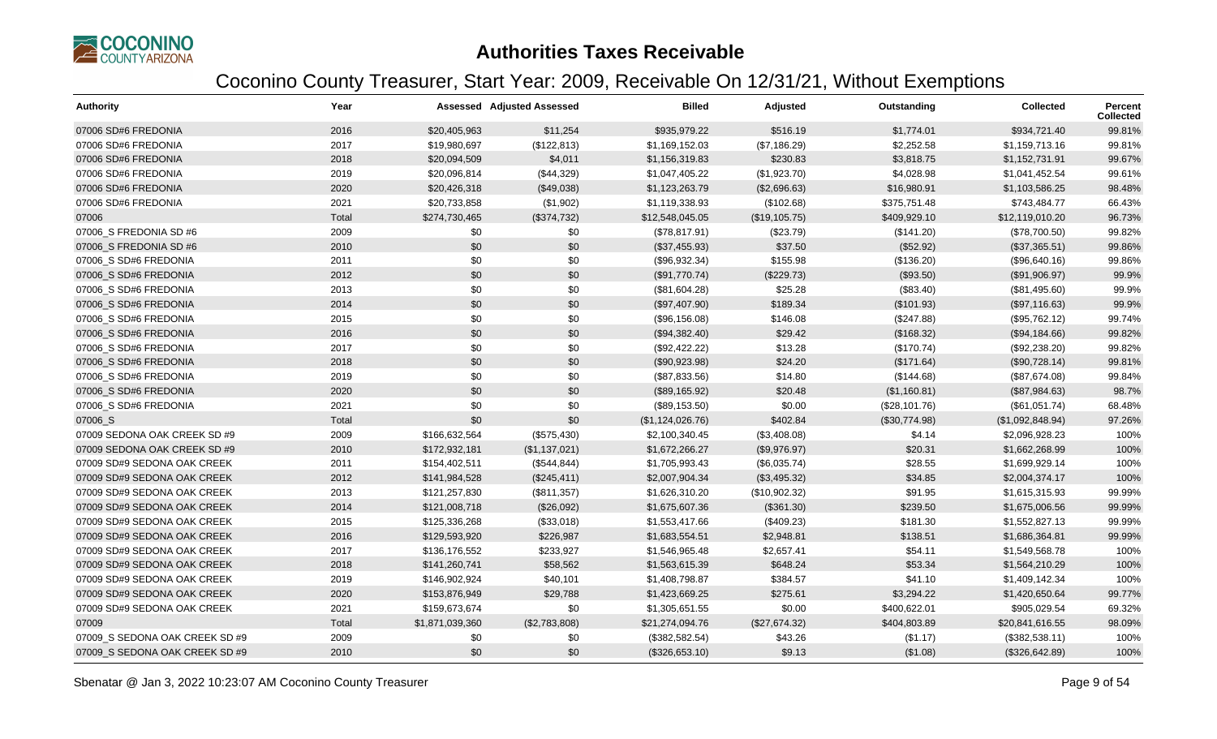# Authorities Taxes Receivable

## Coconino County Treasurer, Start Year: 2009, Receivable On 12/31/21, Without Exemptions

| Authority | Year | Assessed | Adjusted Assessed | Billed | Adjusted | Outstanding | Collected | Percent Collected |
|---|---|---|---|---|---|---|---|---|
| 07006 SD#6 FREDONIA | 2016 | $20,405,963 | $11,254 | $935,979.22 | $516.19 | $1,774.01 | $934,721.40 | 99.81% |
| 07006 SD#6 FREDONIA | 2017 | $19,980,697 | ($122,813) | $1,169,152.03 | ($7,186.29) | $2,252.58 | $1,159,713.16 | 99.81% |
| 07006 SD#6 FREDONIA | 2018 | $20,094,509 | $4,011 | $1,156,319.83 | $230.83 | $3,818.75 | $1,152,731.91 | 99.67% |
| 07006 SD#6 FREDONIA | 2019 | $20,096,814 | ($44,329) | $1,047,405.22 | ($1,923.70) | $4,028.98 | $1,041,452.54 | 99.61% |
| 07006 SD#6 FREDONIA | 2020 | $20,426,318 | ($49,038) | $1,123,263.79 | ($2,696.63) | $16,980.91 | $1,103,586.25 | 98.48% |
| 07006 SD#6 FREDONIA | 2021 | $20,733,858 | ($1,902) | $1,119,338.93 | ($102.68) | $375,751.48 | $743,484.77 | 66.43% |
| 07006 | Total | $274,730,465 | ($374,732) | $12,548,045.05 | ($19,105.75) | $409,929.10 | $12,119,010.20 | 96.73% |
| 07006_S FREDONIA SD #6 | 2009 | $0 | $0 | ($78,817.91) | ($23.79) | ($141.20) | ($78,700.50) | 99.82% |
| 07006_S FREDONIA SD #6 | 2010 | $0 | $0 | ($37,455.93) | $37.50 | ($52.92) | ($37,365.51) | 99.86% |
| 07006_S SD#6 FREDONIA | 2011 | $0 | $0 | ($96,932.34) | $155.98 | ($136.20) | ($96,640.16) | 99.86% |
| 07006_S SD#6 FREDONIA | 2012 | $0 | $0 | ($91,770.74) | ($229.73) | ($93.50) | ($91,906.97) | 99.9% |
| 07006_S SD#6 FREDONIA | 2013 | $0 | $0 | ($81,604.28) | $25.28 | ($83.40) | ($81,495.60) | 99.9% |
| 07006_S SD#6 FREDONIA | 2014 | $0 | $0 | ($97,407.90) | $189.34 | ($101.93) | ($97,116.63) | 99.9% |
| 07006_S SD#6 FREDONIA | 2015 | $0 | $0 | ($96,156.08) | $146.08 | ($247.88) | ($95,762.12) | 99.74% |
| 07006_S SD#6 FREDONIA | 2016 | $0 | $0 | ($94,382.40) | $29.42 | ($168.32) | ($94,184.66) | 99.82% |
| 07006_S SD#6 FREDONIA | 2017 | $0 | $0 | ($92,422.22) | $13.28 | ($170.74) | ($92,238.20) | 99.82% |
| 07006_S SD#6 FREDONIA | 2018 | $0 | $0 | ($90,923.98) | $24.20 | ($171.64) | ($90,728.14) | 99.81% |
| 07006_S SD#6 FREDONIA | 2019 | $0 | $0 | ($87,833.56) | $14.80 | ($144.68) | ($87,674.08) | 99.84% |
| 07006_S SD#6 FREDONIA | 2020 | $0 | $0 | ($89,165.92) | $20.48 | ($1,160.81) | ($87,984.63) | 98.7% |
| 07006_S SD#6 FREDONIA | 2021 | $0 | $0 | ($89,153.50) | $0.00 | ($28,101.76) | ($61,051.74) | 68.48% |
| 07006_S | Total | $0 | $0 | ($1,124,026.76) | $402.84 | ($30,774.98) | ($1,092,848.94) | 97.26% |
| 07009 SEDONA OAK CREEK SD #9 | 2009 | $166,632,564 | ($575,430) | $2,100,340.45 | ($3,408.08) | $4.14 | $2,096,928.23 | 100% |
| 07009 SEDONA OAK CREEK SD #9 | 2010 | $172,932,181 | ($1,137,021) | $1,672,266.27 | ($9,976.97) | $20.31 | $1,662,268.99 | 100% |
| 07009 SD#9 SEDONA OAK CREEK | 2011 | $154,402,511 | ($544,844) | $1,705,993.43 | ($6,035.74) | $28.55 | $1,699,929.14 | 100% |
| 07009 SD#9 SEDONA OAK CREEK | 2012 | $141,984,528 | ($245,411) | $2,007,904.34 | ($3,495.32) | $34.85 | $2,004,374.17 | 100% |
| 07009 SD#9 SEDONA OAK CREEK | 2013 | $121,257,830 | ($811,357) | $1,626,310.20 | ($10,902.32) | $91.95 | $1,615,315.93 | 99.99% |
| 07009 SD#9 SEDONA OAK CREEK | 2014 | $121,008,718 | ($26,092) | $1,675,607.36 | ($361.30) | $239.50 | $1,675,006.56 | 99.99% |
| 07009 SD#9 SEDONA OAK CREEK | 2015 | $125,336,268 | ($33,018) | $1,553,417.66 | ($409.23) | $181.30 | $1,552,827.13 | 99.99% |
| 07009 SD#9 SEDONA OAK CREEK | 2016 | $129,593,920 | $226,987 | $1,683,554.51 | $2,948.81 | $138.51 | $1,686,364.81 | 99.99% |
| 07009 SD#9 SEDONA OAK CREEK | 2017 | $136,176,552 | $233,927 | $1,546,965.48 | $2,657.41 | $54.11 | $1,549,568.78 | 100% |
| 07009 SD#9 SEDONA OAK CREEK | 2018 | $141,260,741 | $58,562 | $1,563,615.39 | $648.24 | $53.34 | $1,564,210.29 | 100% |
| 07009 SD#9 SEDONA OAK CREEK | 2019 | $146,902,924 | $40,101 | $1,408,798.87 | $384.57 | $41.10 | $1,409,142.34 | 100% |
| 07009 SD#9 SEDONA OAK CREEK | 2020 | $153,876,949 | $29,788 | $1,423,669.25 | $275.61 | $3,294.22 | $1,420,650.64 | 99.77% |
| 07009 SD#9 SEDONA OAK CREEK | 2021 | $159,673,674 | $0 | $1,305,651.55 | $0.00 | $400,622.01 | $905,029.54 | 69.32% |
| 07009 | Total | $1,871,039,360 | ($2,783,808) | $21,274,094.76 | ($27,674.32) | $404,803.89 | $20,841,616.55 | 98.09% |
| 07009_S SEDONA OAK CREEK SD #9 | 2009 | $0 | $0 | ($382,582.54) | $43.26 | ($1.17) | ($382,538.11) | 100% |
| 07009_S SEDONA OAK CREEK SD #9 | 2010 | $0 | $0 | ($326,653.10) | $9.13 | ($1.08) | ($326,642.89) | 100% |

Sbenatar @ Jan 3, 2022 10:23:07 AM Coconino County Treasurer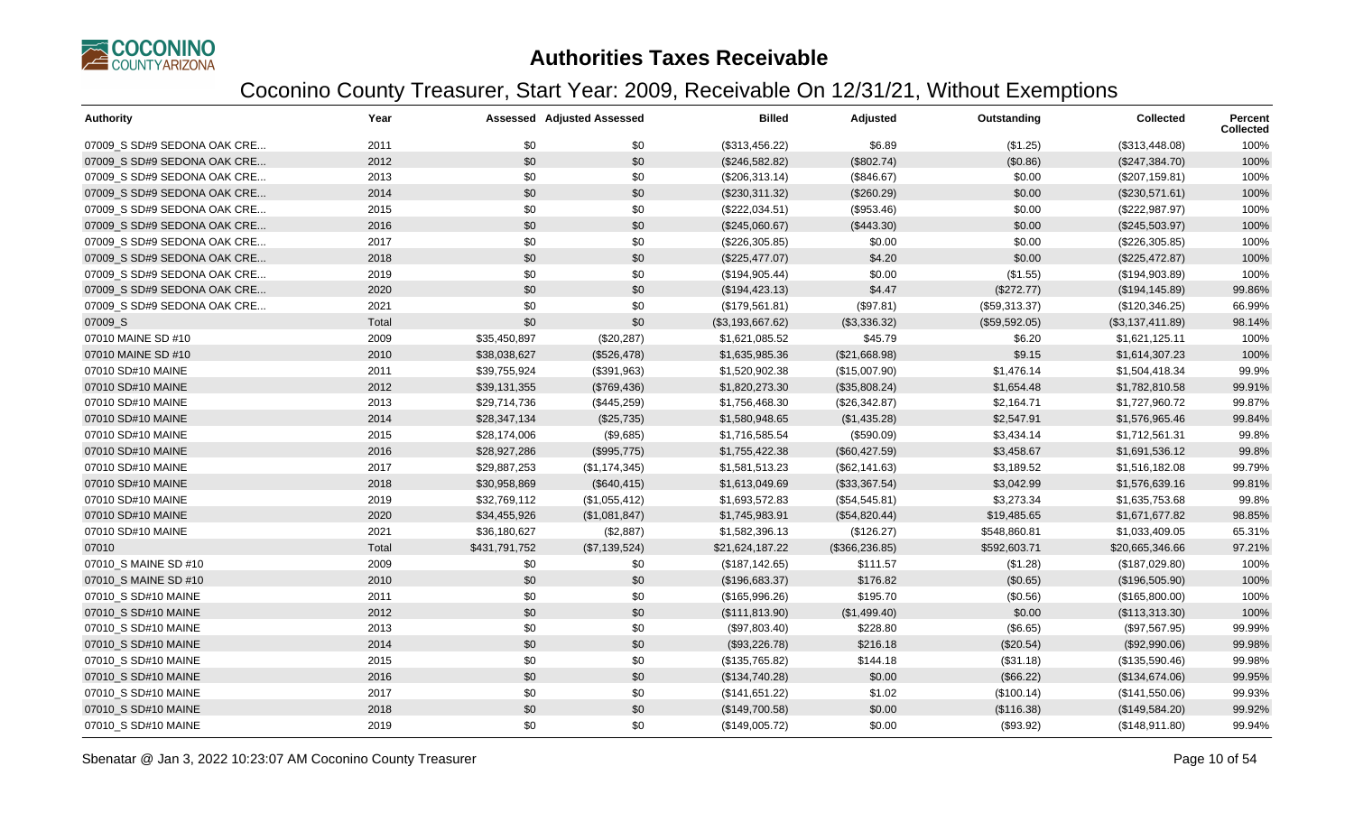# Authorities Taxes Receivable

## Coconino County Treasurer, Start Year: 2009, Receivable On 12/31/21, Without Exemptions

| Authority | Year | Assessed | Adjusted Assessed | Billed | Adjusted | Outstanding | Collected | Percent Collected |
|---|---|---|---|---|---|---|---|---|
| 07009_S SD#9 SEDONA OAK CRE... | 2011 | $0 | $0 | ($313,456.22) | $6.89 | ($1.25) | ($313,448.08) | 100% |
| 07009_S SD#9 SEDONA OAK CRE... | 2012 | $0 | $0 | ($246,582.82) | ($802.74) | ($0.86) | ($247,384.70) | 100% |
| 07009_S SD#9 SEDONA OAK CRE... | 2013 | $0 | $0 | ($206,313.14) | ($846.67) | $0.00 | ($207,159.81) | 100% |
| 07009_S SD#9 SEDONA OAK CRE... | 2014 | $0 | $0 | ($230,311.32) | ($260.29) | $0.00 | ($230,571.61) | 100% |
| 07009_S SD#9 SEDONA OAK CRE... | 2015 | $0 | $0 | ($222,034.51) | ($953.46) | $0.00 | ($222,987.97) | 100% |
| 07009_S SD#9 SEDONA OAK CRE... | 2016 | $0 | $0 | ($245,060.67) | ($443.30) | $0.00 | ($245,503.97) | 100% |
| 07009_S SD#9 SEDONA OAK CRE... | 2017 | $0 | $0 | ($226,305.85) | $0.00 | $0.00 | ($226,305.85) | 100% |
| 07009_S SD#9 SEDONA OAK CRE... | 2018 | $0 | $0 | ($225,477.07) | $4.20 | $0.00 | ($225,472.87) | 100% |
| 07009_S SD#9 SEDONA OAK CRE... | 2019 | $0 | $0 | ($194,905.44) | $0.00 | ($1.55) | ($194,903.89) | 100% |
| 07009_S SD#9 SEDONA OAK CRE... | 2020 | $0 | $0 | ($194,423.13) | $4.47 | ($272.77) | ($194,145.89) | 99.86% |
| 07009_S SD#9 SEDONA OAK CRE... | 2021 | $0 | $0 | ($179,561.81) | ($97.81) | ($59,313.37) | ($120,346.25) | 66.99% |
| 07009_S | Total | $0 | $0 | ($3,193,667.62) | ($3,336.32) | ($59,592.05) | ($3,137,411.89) | 98.14% |
| 07010 MAINE SD #10 | 2009 | $35,450,897 | ($20,287) | $1,621,085.52 | $45.79 | $6.20 | $1,621,125.11 | 100% |
| 07010 MAINE SD #10 | 2010 | $38,038,627 | ($526,478) | $1,635,985.36 | ($21,668.98) | $9.15 | $1,614,307.23 | 100% |
| 07010 SD#10 MAINE | 2011 | $39,755,924 | ($391,963) | $1,520,902.38 | ($15,007.90) | $1,476.14 | $1,504,418.34 | 99.9% |
| 07010 SD#10 MAINE | 2012 | $39,131,355 | ($769,436) | $1,820,273.30 | ($35,808.24) | $1,654.48 | $1,782,810.58 | 99.91% |
| 07010 SD#10 MAINE | 2013 | $29,714,736 | ($445,259) | $1,756,468.30 | ($26,342.87) | $2,164.71 | $1,727,960.72 | 99.87% |
| 07010 SD#10 MAINE | 2014 | $28,347,134 | ($25,735) | $1,580,948.65 | ($1,435.28) | $2,547.91 | $1,576,965.46 | 99.84% |
| 07010 SD#10 MAINE | 2015 | $28,174,006 | ($9,685) | $1,716,585.54 | ($590.09) | $3,434.14 | $1,712,561.31 | 99.8% |
| 07010 SD#10 MAINE | 2016 | $28,927,286 | ($995,775) | $1,755,422.38 | ($60,427.59) | $3,458.67 | $1,691,536.12 | 99.8% |
| 07010 SD#10 MAINE | 2017 | $29,887,253 | ($1,174,345) | $1,581,513.23 | ($62,141.63) | $3,189.52 | $1,516,182.08 | 99.79% |
| 07010 SD#10 MAINE | 2018 | $30,958,869 | ($640,415) | $1,613,049.69 | ($33,367.54) | $3,042.99 | $1,576,639.16 | 99.81% |
| 07010 SD#10 MAINE | 2019 | $32,769,112 | ($1,055,412) | $1,693,572.83 | ($54,545.81) | $3,273.34 | $1,635,753.68 | 99.8% |
| 07010 SD#10 MAINE | 2020 | $34,455,926 | ($1,081,847) | $1,745,983.91 | ($54,820.44) | $19,485.65 | $1,671,677.82 | 98.85% |
| 07010 SD#10 MAINE | 2021 | $36,180,627 | ($2,887) | $1,582,396.13 | ($126.27) | $548,860.81 | $1,033,409.05 | 65.31% |
| 07010 | Total | $431,791,752 | ($7,139,524) | $21,624,187.22 | ($366,236.85) | $592,603.71 | $20,665,346.66 | 97.21% |
| 07010_S MAINE SD #10 | 2009 | $0 | $0 | ($187,142.65) | $111.57 | ($1.28) | ($187,029.80) | 100% |
| 07010_S MAINE SD #10 | 2010 | $0 | $0 | ($196,683.37) | $176.82 | ($0.65) | ($196,505.90) | 100% |
| 07010_S SD#10 MAINE | 2011 | $0 | $0 | ($165,996.26) | $195.70 | ($0.56) | ($165,800.00) | 100% |
| 07010_S SD#10 MAINE | 2012 | $0 | $0 | ($111,813.90) | ($1,499.40) | $0.00 | ($113,313.30) | 100% |
| 07010_S SD#10 MAINE | 2013 | $0 | $0 | ($97,803.40) | $228.80 | ($6.65) | ($97,567.95) | 99.99% |
| 07010_S SD#10 MAINE | 2014 | $0 | $0 | ($93,226.78) | $216.18 | ($20.54) | ($92,990.06) | 99.98% |
| 07010_S SD#10 MAINE | 2015 | $0 | $0 | ($135,765.82) | $144.18 | ($31.18) | ($135,590.46) | 99.98% |
| 07010_S SD#10 MAINE | 2016 | $0 | $0 | ($134,740.28) | $0.00 | ($66.22) | ($134,674.06) | 99.95% |
| 07010_S SD#10 MAINE | 2017 | $0 | $0 | ($141,651.22) | $1.02 | ($100.14) | ($141,550.06) | 99.93% |
| 07010_S SD#10 MAINE | 2018 | $0 | $0 | ($149,700.58) | $0.00 | ($116.38) | ($149,584.20) | 99.92% |
| 07010_S SD#10 MAINE | 2019 | $0 | $0 | ($149,005.72) | $0.00 | ($93.92) | ($148,911.80) | 99.94% |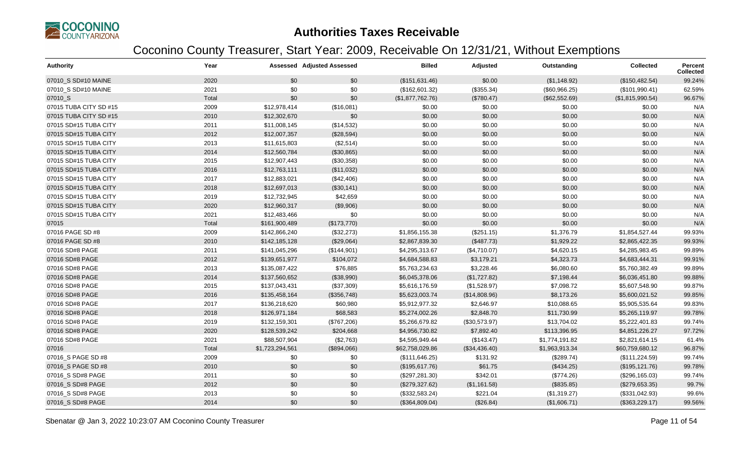# Authorities Taxes Receivable

## Coconino County Treasurer, Start Year: 2009, Receivable On 12/31/21, Without Exemptions

| Authority | Year | Assessed | Adjusted Assessed | Billed | Adjusted | Outstanding | Collected | Percent Collected |
|---|---|---|---|---|---|---|---|---|
| 07010_S SD#10 MAINE | 2020 | $0 | $0 | ($151,631.46) | $0.00 | ($1,148.92) | ($150,482.54) | 99.24% |
| 07010_S SD#10 MAINE | 2021 | $0 | $0 | ($162,601.32) | ($355.34) | ($60,966.25) | ($101,990.41) | 62.59% |
| 07010_S | Total | $0 | $0 | ($1,877,762.76) | ($780.47) | ($62,552.69) | ($1,815,990.54) | 96.67% |
| 07015 TUBA CITY SD #15 | 2009 | $12,978,414 | ($16,081) | $0.00 | $0.00 | $0.00 | $0.00 | N/A |
| 07015 TUBA CITY SD #15 | 2010 | $12,302,670 | $0 | $0.00 | $0.00 | $0.00 | $0.00 | N/A |
| 07015 SD#15 TUBA CITY | 2011 | $11,008,145 | ($14,532) | $0.00 | $0.00 | $0.00 | $0.00 | N/A |
| 07015 SD#15 TUBA CITY | 2012 | $12,007,357 | ($28,594) | $0.00 | $0.00 | $0.00 | $0.00 | N/A |
| 07015 SD#15 TUBA CITY | 2013 | $11,615,803 | ($2,514) | $0.00 | $0.00 | $0.00 | $0.00 | N/A |
| 07015 SD#15 TUBA CITY | 2014 | $12,560,784 | ($30,865) | $0.00 | $0.00 | $0.00 | $0.00 | N/A |
| 07015 SD#15 TUBA CITY | 2015 | $12,907,443 | ($30,358) | $0.00 | $0.00 | $0.00 | $0.00 | N/A |
| 07015 SD#15 TUBA CITY | 2016 | $12,763,111 | ($11,032) | $0.00 | $0.00 | $0.00 | $0.00 | N/A |
| 07015 SD#15 TUBA CITY | 2017 | $12,883,021 | ($42,406) | $0.00 | $0.00 | $0.00 | $0.00 | N/A |
| 07015 SD#15 TUBA CITY | 2018 | $12,697,013 | ($30,141) | $0.00 | $0.00 | $0.00 | $0.00 | N/A |
| 07015 SD#15 TUBA CITY | 2019 | $12,732,945 | $42,659 | $0.00 | $0.00 | $0.00 | $0.00 | N/A |
| 07015 SD#15 TUBA CITY | 2020 | $12,960,317 | ($9,906) | $0.00 | $0.00 | $0.00 | $0.00 | N/A |
| 07015 SD#15 TUBA CITY | 2021 | $12,483,466 | $0 | $0.00 | $0.00 | $0.00 | $0.00 | N/A |
| 07015 | Total | $161,900,489 | ($173,770) | $0.00 | $0.00 | $0.00 | $0.00 | N/A |
| 07016 PAGE SD #8 | 2009 | $142,866,240 | ($32,273) | $1,856,155.38 | ($251.15) | $1,376.79 | $1,854,527.44 | 99.93% |
| 07016 PAGE SD #8 | 2010 | $142,185,128 | ($29,064) | $2,867,839.30 | ($487.73) | $1,929.22 | $2,865,422.35 | 99.93% |
| 07016 SD#8 PAGE | 2011 | $141,045,296 | ($144,901) | $4,295,313.67 | ($4,710.07) | $4,620.15 | $4,285,983.45 | 99.89% |
| 07016 SD#8 PAGE | 2012 | $139,651,977 | $104,072 | $4,684,588.83 | $3,179.21 | $4,323.73 | $4,683,444.31 | 99.91% |
| 07016 SD#8 PAGE | 2013 | $135,087,422 | $76,885 | $5,763,234.63 | $3,228.46 | $6,080.60 | $5,760,382.49 | 99.89% |
| 07016 SD#8 PAGE | 2014 | $137,560,652 | ($38,990) | $6,045,378.06 | ($1,727.82) | $7,198.44 | $6,036,451.80 | 99.88% |
| 07016 SD#8 PAGE | 2015 | $137,043,431 | ($37,309) | $5,616,176.59 | ($1,528.97) | $7,098.72 | $5,607,548.90 | 99.87% |
| 07016 SD#8 PAGE | 2016 | $135,458,164 | ($356,748) | $5,623,003.74 | ($14,808.96) | $8,173.26 | $5,600,021.52 | 99.85% |
| 07016 SD#8 PAGE | 2017 | $136,218,620 | $60,980 | $5,912,977.32 | $2,646.97 | $10,088.65 | $5,905,535.64 | 99.83% |
| 07016 SD#8 PAGE | 2018 | $126,971,184 | $68,583 | $5,274,002.26 | $2,848.70 | $11,730.99 | $5,265,119.97 | 99.78% |
| 07016 SD#8 PAGE | 2019 | $132,159,301 | ($767,206) | $5,266,679.82 | ($30,573.97) | $13,704.02 | $5,222,401.83 | 99.74% |
| 07016 SD#8 PAGE | 2020 | $128,539,242 | $204,668 | $4,956,730.82 | $7,892.40 | $113,396.95 | $4,851,226.27 | 97.72% |
| 07016 SD#8 PAGE | 2021 | $88,507,904 | ($2,763) | $4,595,949.44 | ($143.47) | $1,774,191.82 | $2,821,614.15 | 61.4% |
| 07016 | Total | $1,723,294,561 | ($894,066) | $62,758,029.86 | ($34,436.40) | $1,963,913.34 | $60,759,680.12 | 96.87% |
| 07016_S PAGE SD #8 | 2009 | $0 | $0 | ($111,646.25) | $131.92 | ($289.74) | ($111,224.59) | 99.74% |
| 07016_S PAGE SD #8 | 2010 | $0 | $0 | ($195,617.76) | $61.75 | ($434.25) | ($195,121.76) | 99.78% |
| 07016_S SD#8 PAGE | 2011 | $0 | $0 | ($297,281.30) | $342.01 | ($774.26) | ($296,165.03) | 99.74% |
| 07016_S SD#8 PAGE | 2012 | $0 | $0 | ($279,327.62) | ($1,161.58) | ($835.85) | ($279,653.35) | 99.7% |
| 07016_S SD#8 PAGE | 2013 | $0 | $0 | ($332,583.24) | $221.04 | ($1,319.27) | ($331,042.93) | 99.6% |
| 07016_S SD#8 PAGE | 2014 | $0 | $0 | ($364,809.04) | ($26.84) | ($1,606.71) | ($363,229.17) | 99.56% |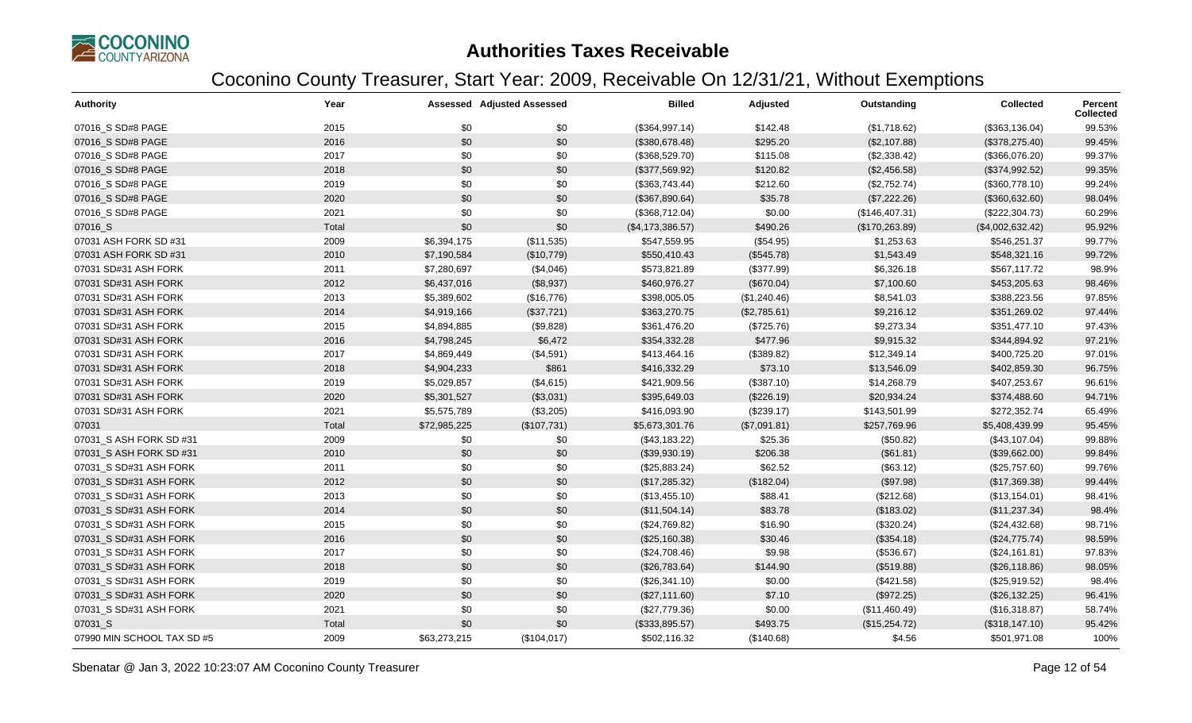# Authorities Taxes Receivable

## Coconino County Treasurer, Start Year: 2009, Receivable On 12/31/21, Without Exemptions

| Authority | Year | Assessed | Adjusted Assessed | Billed | Adjusted | Outstanding | Collected | Percent Collected |
|---|---|---|---|---|---|---|---|---|
| 07016_S SD#8 PAGE | 2015 | $0 | $0 | ($364,997.14) | $142.48 | ($1,718.62) | ($363,136.04) | 99.53% |
| 07016_S SD#8 PAGE | 2016 | $0 | $0 | ($380,678.48) | $295.20 | ($2,107.88) | ($378,275.40) | 99.45% |
| 07016_S SD#8 PAGE | 2017 | $0 | $0 | ($368,529.70) | $115.08 | ($2,338.42) | ($366,076.20) | 99.37% |
| 07016_S SD#8 PAGE | 2018 | $0 | $0 | ($377,569.92) | $120.82 | ($2,456.58) | ($374,992.52) | 99.35% |
| 07016_S SD#8 PAGE | 2019 | $0 | $0 | ($363,743.44) | $212.60 | ($2,752.74) | ($360,778.10) | 99.24% |
| 07016_S SD#8 PAGE | 2020 | $0 | $0 | ($367,890.64) | $35.78 | ($7,222.26) | ($360,632.60) | 98.04% |
| 07016_S SD#8 PAGE | 2021 | $0 | $0 | ($368,712.04) | $0.00 | ($146,407.31) | ($222,304.73) | 60.29% |
| 07016_S | Total | $0 | $0 | ($4,173,386.57) | $490.26 | ($170,263.89) | ($4,002,632.42) | 95.92% |
| 07031 ASH FORK SD #31 | 2009 | $6,394,175 | ($11,535) | $547,559.95 | ($54.95) | $1,253.63 | $546,251.37 | 99.77% |
| 07031 ASH FORK SD #31 | 2010 | $7,190,584 | ($10,779) | $550,410.43 | ($545.78) | $1,543.49 | $548,321.16 | 99.72% |
| 07031 SD#31 ASH FORK | 2011 | $7,280,697 | ($4,046) | $573,821.89 | ($377.99) | $6,326.18 | $567,117.72 | 98.9% |
| 07031 SD#31 ASH FORK | 2012 | $6,437,016 | ($8,937) | $460,976.27 | ($670.04) | $7,100.60 | $453,205.63 | 98.46% |
| 07031 SD#31 ASH FORK | 2013 | $5,389,602 | ($16,776) | $398,005.05 | ($1,240.46) | $8,541.03 | $388,223.56 | 97.85% |
| 07031 SD#31 ASH FORK | 2014 | $4,919,166 | ($37,721) | $363,270.75 | ($2,785.61) | $9,216.12 | $351,269.02 | 97.44% |
| 07031 SD#31 ASH FORK | 2015 | $4,894,885 | ($9,828) | $361,476.20 | ($725.76) | $9,273.34 | $351,477.10 | 97.43% |
| 07031 SD#31 ASH FORK | 2016 | $4,798,245 | $6,472 | $354,332.28 | $477.96 | $9,915.32 | $344,894.92 | 97.21% |
| 07031 SD#31 ASH FORK | 2017 | $4,869,449 | ($4,591) | $413,464.16 | ($389.82) | $12,349.14 | $400,725.20 | 97.01% |
| 07031 SD#31 ASH FORK | 2018 | $4,904,233 | $861 | $416,332.29 | $73.10 | $13,546.09 | $402,859.30 | 96.75% |
| 07031 SD#31 ASH FORK | 2019 | $5,029,857 | ($4,615) | $421,909.56 | ($387.10) | $14,268.79 | $407,253.67 | 96.61% |
| 07031 SD#31 ASH FORK | 2020 | $5,301,527 | ($3,031) | $395,649.03 | ($226.19) | $20,934.24 | $374,488.60 | 94.71% |
| 07031 SD#31 ASH FORK | 2021 | $5,575,789 | ($3,205) | $416,093.90 | ($239.17) | $143,501.99 | $272,352.74 | 65.49% |
| 07031 | Total | $72,985,225 | ($107,731) | $5,673,301.76 | ($7,091.81) | $257,769.96 | $5,408,439.99 | 95.45% |
| 07031_S ASH FORK SD #31 | 2009 | $0 | $0 | ($43,183.22) | $25.36 | ($50.82) | ($43,107.04) | 99.88% |
| 07031_S ASH FORK SD #31 | 2010 | $0 | $0 | ($39,930.19) | $206.38 | ($61.81) | ($39,662.00) | 99.84% |
| 07031_S SD#31 ASH FORK | 2011 | $0 | $0 | ($25,883.24) | $62.52 | ($63.12) | ($25,757.60) | 99.76% |
| 07031_S SD#31 ASH FORK | 2012 | $0 | $0 | ($17,285.32) | ($182.04) | ($97.98) | ($17,369.38) | 99.44% |
| 07031_S SD#31 ASH FORK | 2013 | $0 | $0 | ($13,455.10) | $88.41 | ($212.68) | ($13,154.01) | 98.41% |
| 07031_S SD#31 ASH FORK | 2014 | $0 | $0 | ($11,504.14) | $83.78 | ($183.02) | ($11,237.34) | 98.4% |
| 07031_S SD#31 ASH FORK | 2015 | $0 | $0 | ($24,769.82) | $16.90 | ($320.24) | ($24,432.68) | 98.71% |
| 07031_S SD#31 ASH FORK | 2016 | $0 | $0 | ($25,160.38) | $30.46 | ($354.18) | ($24,775.74) | 98.59% |
| 07031_S SD#31 ASH FORK | 2017 | $0 | $0 | ($24,708.46) | $9.98 | ($536.67) | ($24,161.81) | 97.83% |
| 07031_S SD#31 ASH FORK | 2018 | $0 | $0 | ($26,783.64) | $144.90 | ($519.88) | ($26,118.86) | 98.05% |
| 07031_S SD#31 ASH FORK | 2019 | $0 | $0 | ($26,341.10) | $0.00 | ($421.58) | ($25,919.52) | 98.4% |
| 07031_S SD#31 ASH FORK | 2020 | $0 | $0 | ($27,111.60) | $7.10 | ($972.25) | ($26,132.25) | 96.41% |
| 07031_S SD#31 ASH FORK | 2021 | $0 | $0 | ($27,779.36) | $0.00 | ($11,460.49) | ($16,318.87) | 58.74% |
| 07031_S | Total | $0 | $0 | ($333,895.57) | $493.75 | ($15,254.72) | ($318,147.10) | 95.42% |
| 07990 MIN SCHOOL TAX SD #5 | 2009 | $63,273,215 | ($104,017) | $502,116.32 | ($140.68) | $4.56 | $501,971.08 | 100% |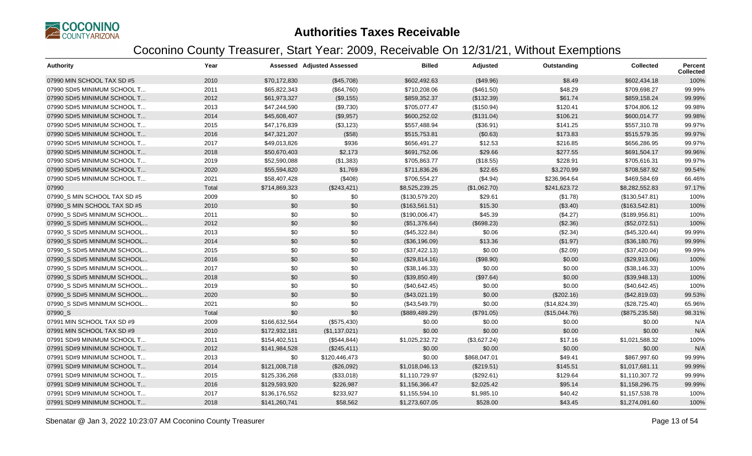# Authorities Taxes Receivable

## Coconino County Treasurer, Start Year: 2009, Receivable On 12/31/21, Without Exemptions

| Authority | Year | Assessed | Adjusted Assessed | Billed | Adjusted | Outstanding | Collected | Percent Collected |
|---|---|---|---|---|---|---|---|---|
| 07990 MIN SCHOOL TAX SD #5 | 2010 | $70,172,830 | ($45,708) | $602,492.63 | ($49.96) | $8.49 | $602,434.18 | 100% |
| 07990 SD#5 MINIMUM SCHOOL T... | 2011 | $65,822,343 | ($64,760) | $710,208.06 | ($461.50) | $48.29 | $709,698.27 | 99.99% |
| 07990 SD#5 MINIMUM SCHOOL T... | 2012 | $61,973,327 | ($9,155) | $859,352.37 | ($132.39) | $61.74 | $859,158.24 | 99.99% |
| 07990 SD#5 MINIMUM SCHOOL T... | 2013 | $47,244,590 | ($9,730) | $705,077.47 | ($150.94) | $120.41 | $704,806.12 | 99.98% |
| 07990 SD#5 MINIMUM SCHOOL T... | 2014 | $45,608,407 | ($9,957) | $600,252.02 | ($131.04) | $106.21 | $600,014.77 | 99.98% |
| 07990 SD#5 MINIMUM SCHOOL T... | 2015 | $47,176,839 | ($3,123) | $557,488.94 | ($36.91) | $141.25 | $557,310.78 | 99.97% |
| 07990 SD#5 MINIMUM SCHOOL T... | 2016 | $47,321,207 | ($58) | $515,753.81 | ($0.63) | $173.83 | $515,579.35 | 99.97% |
| 07990 SD#5 MINIMUM SCHOOL T... | 2017 | $49,013,826 | $936 | $656,491.27 | $12.53 | $216.85 | $656,286.95 | 99.97% |
| 07990 SD#5 MINIMUM SCHOOL T... | 2018 | $50,670,403 | $2,173 | $691,752.06 | $29.66 | $277.55 | $691,504.17 | 99.96% |
| 07990 SD#5 MINIMUM SCHOOL T... | 2019 | $52,590,088 | ($1,383) | $705,863.77 | ($18.55) | $228.91 | $705,616.31 | 99.97% |
| 07990 SD#5 MINIMUM SCHOOL T... | 2020 | $55,594,820 | $1,769 | $711,836.26 | $22.65 | $3,270.99 | $708,587.92 | 99.54% |
| 07990 SD#5 MINIMUM SCHOOL T... | 2021 | $58,407,428 | ($408) | $706,554.27 | ($4.94) | $236,964.64 | $469,584.69 | 66.46% |
| 07990 | Total | $714,869,323 | ($243,421) | $8,525,239.25 | ($1,062.70) | $241,623.72 | $8,282,552.83 | 97.17% |
| 07990_S MIN SCHOOL TAX SD #5 | 2009 | $0 | $0 | ($130,579.20) | $29.61 | ($1.78) | ($130,547.81) | 100% |
| 07990_S MIN SCHOOL TAX SD #5 | 2010 | $0 | $0 | ($163,561.51) | $15.30 | ($3.40) | ($163,542.81) | 100% |
| 07990_S SD#5 MINIMUM SCHOOL... | 2011 | $0 | $0 | ($190,006.47) | $45.39 | ($4.27) | ($189,956.81) | 100% |
| 07990_S SD#5 MINIMUM SCHOOL... | 2012 | $0 | $0 | ($51,376.64) | ($698.23) | ($2.36) | ($52,072.51) | 100% |
| 07990_S SD#5 MINIMUM SCHOOL... | 2013 | $0 | $0 | ($45,322.84) | $0.06 | ($2.34) | ($45,320.44) | 99.99% |
| 07990_S SD#5 MINIMUM SCHOOL... | 2014 | $0 | $0 | ($36,196.09) | $13.36 | ($1.97) | ($36,180.76) | 99.99% |
| 07990_S SD#5 MINIMUM SCHOOL... | 2015 | $0 | $0 | ($37,422.13) | $0.00 | ($2.09) | ($37,420.04) | 99.99% |
| 07990_S SD#5 MINIMUM SCHOOL... | 2016 | $0 | $0 | ($29,814.16) | ($98.90) | $0.00 | ($29,913.06) | 100% |
| 07990_S SD#5 MINIMUM SCHOOL... | 2017 | $0 | $0 | ($38,146.33) | $0.00 | $0.00 | ($38,146.33) | 100% |
| 07990_S SD#5 MINIMUM SCHOOL... | 2018 | $0 | $0 | ($39,850.49) | ($97.64) | $0.00 | ($39,948.13) | 100% |
| 07990_S SD#5 MINIMUM SCHOOL... | 2019 | $0 | $0 | ($40,642.45) | $0.00 | $0.00 | ($40,642.45) | 100% |
| 07990_S SD#5 MINIMUM SCHOOL... | 2020 | $0 | $0 | ($43,021.19) | $0.00 | ($202.16) | ($42,819.03) | 99.53% |
| 07990_S SD#5 MINIMUM SCHOOL... | 2021 | $0 | $0 | ($43,549.79) | $0.00 | ($14,824.39) | ($28,725.40) | 65.96% |
| 07990_S | Total | $0 | $0 | ($889,489.29) | ($791.05) | ($15,044.76) | ($875,235.58) | 98.31% |
| 07991 MIN SCHOOL TAX SD #9 | 2009 | $166,632,564 | ($575,430) | $0.00 | $0.00 | $0.00 | $0.00 | N/A |
| 07991 MIN SCHOOL TAX SD #9 | 2010 | $172,932,181 | ($1,137,021) | $0.00 | $0.00 | $0.00 | $0.00 | N/A |
| 07991 SD#9 MINIMUM SCHOOL T... | 2011 | $154,402,511 | ($544,844) | $1,025,232.72 | ($3,627.24) | $17.16 | $1,021,588.32 | 100% |
| 07991 SD#9 MINIMUM SCHOOL T... | 2012 | $141,984,528 | ($245,411) | $0.00 | $0.00 | $0.00 | $0.00 | N/A |
| 07991 SD#9 MINIMUM SCHOOL T... | 2013 | $0 | $120,446,473 | $0.00 | $868,047.01 | $49.41 | $867,997.60 | 99.99% |
| 07991 SD#9 MINIMUM SCHOOL T... | 2014 | $121,008,718 | ($26,092) | $1,018,046.13 | ($219.51) | $145.51 | $1,017,681.11 | 99.99% |
| 07991 SD#9 MINIMUM SCHOOL T... | 2015 | $125,336,268 | ($33,018) | $1,110,729.97 | ($292.61) | $129.64 | $1,110,307.72 | 99.99% |
| 07991 SD#9 MINIMUM SCHOOL T... | 2016 | $129,593,920 | $226,987 | $1,156,366.47 | $2,025.42 | $95.14 | $1,158,296.75 | 99.99% |
| 07991 SD#9 MINIMUM SCHOOL T... | 2017 | $136,176,552 | $233,927 | $1,155,594.10 | $1,985.10 | $40.42 | $1,157,538.78 | 100% |
| 07991 SD#9 MINIMUM SCHOOL T... | 2018 | $141,260,741 | $58,562 | $1,273,607.05 | $528.00 | $43.45 | $1,274,091.60 | 100% |

Sbenatar @ Jan 3, 2022 10:23:07 AM Coconino County Treasurer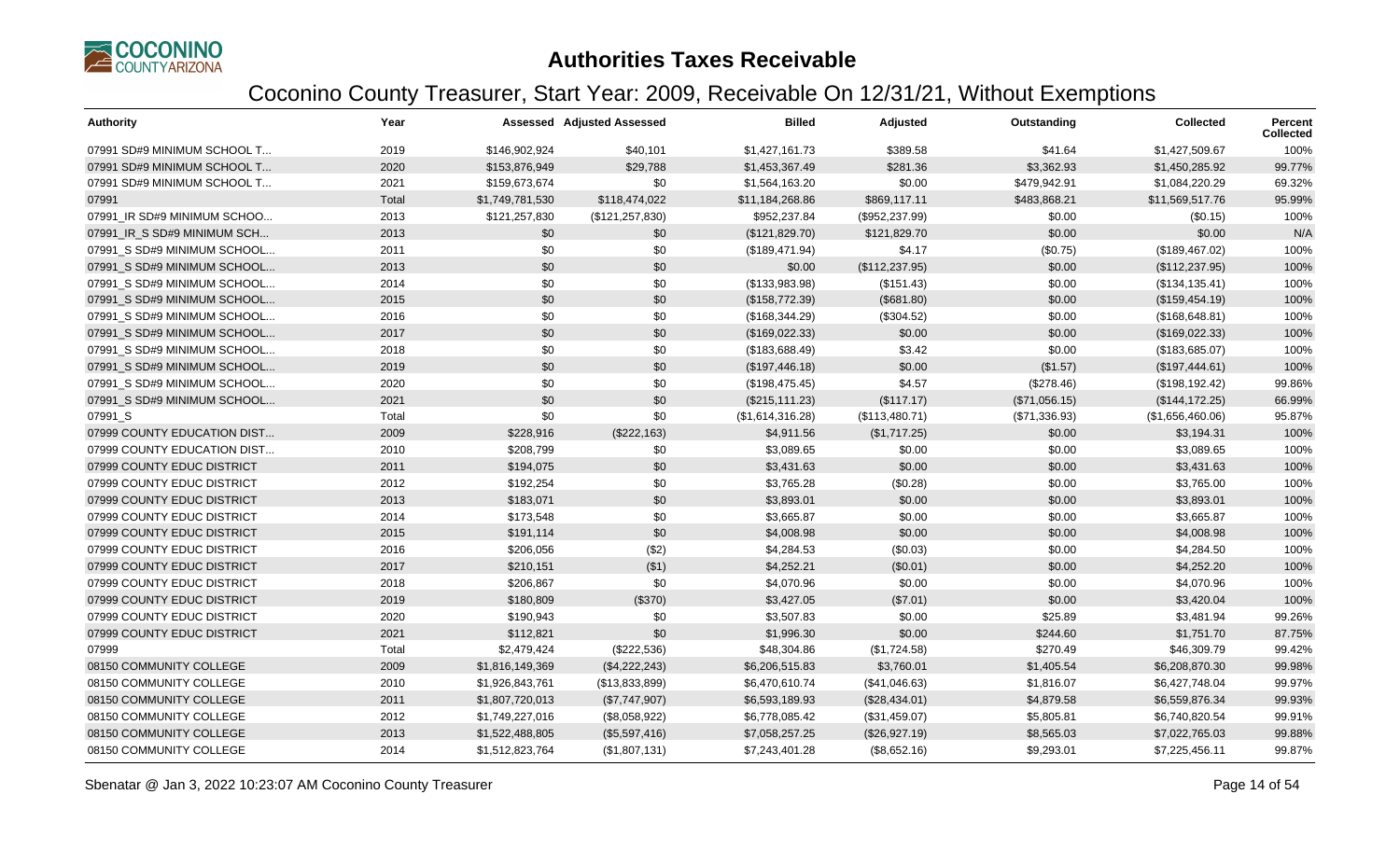# Authorities Taxes Receivable

## Coconino County Treasurer, Start Year: 2009, Receivable On 12/31/21, Without Exemptions

| Authority | Year | Assessed | Adjusted Assessed | Billed | Adjusted | Outstanding | Collected | Percent Collected |
|---|---|---|---|---|---|---|---|---|
| 07991 SD#9 MINIMUM SCHOOL T... | 2019 | $146,902,924 | $40,101 | $1,427,161.73 | $389.58 | $41.64 | $1,427,509.67 | 100% |
| 07991 SD#9 MINIMUM SCHOOL T... | 2020 | $153,876,949 | $29,788 | $1,453,367.49 | $281.36 | $3,362.93 | $1,450,285.92 | 99.77% |
| 07991 SD#9 MINIMUM SCHOOL T... | 2021 | $159,673,674 | $0 | $1,564,163.20 | $0.00 | $479,942.91 | $1,084,220.29 | 69.32% |
| 07991 | Total | $1,749,781,530 | $118,474,022 | $11,184,268.86 | $869,117.11 | $483,868.21 | $11,569,517.76 | 95.99% |
| 07991_IR SD#9 MINIMUM SCHOO... | 2013 | $121,257,830 | ($121,257,830) | $952,237.84 | ($952,237.99) | $0.00 | ($0.15) | 100% |
| 07991_IR_S SD#9 MINIMUM SCH... | 2013 | $0 | $0 | ($121,829.70) | $121,829.70 | $0.00 | $0.00 | N/A |
| 07991_S SD#9 MINIMUM SCHOOL... | 2011 | $0 | $0 | ($189,471.94) | $4.17 | ($0.75) | ($189,467.02) | 100% |
| 07991_S SD#9 MINIMUM SCHOOL... | 2013 | $0 | $0 | $0.00 | ($112,237.95) | $0.00 | ($112,237.95) | 100% |
| 07991_S SD#9 MINIMUM SCHOOL... | 2014 | $0 | $0 | ($133,983.98) | ($151.43) | $0.00 | ($134,135.41) | 100% |
| 07991_S SD#9 MINIMUM SCHOOL... | 2015 | $0 | $0 | ($158,772.39) | ($681.80) | $0.00 | ($159,454.19) | 100% |
| 07991_S SD#9 MINIMUM SCHOOL... | 2016 | $0 | $0 | ($168,344.29) | ($304.52) | $0.00 | ($168,648.81) | 100% |
| 07991_S SD#9 MINIMUM SCHOOL... | 2017 | $0 | $0 | ($169,022.33) | $0.00 | $0.00 | ($169,022.33) | 100% |
| 07991_S SD#9 MINIMUM SCHOOL... | 2018 | $0 | $0 | ($183,688.49) | $3.42 | $0.00 | ($183,685.07) | 100% |
| 07991_S SD#9 MINIMUM SCHOOL... | 2019 | $0 | $0 | ($197,446.18) | $0.00 | ($1.57) | ($197,444.61) | 100% |
| 07991_S SD#9 MINIMUM SCHOOL... | 2020 | $0 | $0 | ($198,475.45) | $4.57 | ($278.46) | ($198,192.42) | 99.86% |
| 07991_S SD#9 MINIMUM SCHOOL... | 2021 | $0 | $0 | ($215,111.23) | ($117.17) | ($71,056.15) | ($144,172.25) | 66.99% |
| 07991_S | Total | $0 | $0 | ($1,614,316.28) | ($113,480.71) | ($71,336.93) | ($1,656,460.06) | 95.87% |
| 07999 COUNTY EDUCATION DIST... | 2009 | $228,916 | ($222,163) | $4,911.56 | ($1,717.25) | $0.00 | $3,194.31 | 100% |
| 07999 COUNTY EDUCATION DIST... | 2010 | $208,799 | $0 | $3,089.65 | $0.00 | $0.00 | $3,089.65 | 100% |
| 07999 COUNTY EDUC DISTRICT | 2011 | $194,075 | $0 | $3,431.63 | $0.00 | $0.00 | $3,431.63 | 100% |
| 07999 COUNTY EDUC DISTRICT | 2012 | $192,254 | $0 | $3,765.28 | ($0.28) | $0.00 | $3,765.00 | 100% |
| 07999 COUNTY EDUC DISTRICT | 2013 | $183,071 | $0 | $3,893.01 | $0.00 | $0.00 | $3,893.01 | 100% |
| 07999 COUNTY EDUC DISTRICT | 2014 | $173,548 | $0 | $3,665.87 | $0.00 | $0.00 | $3,665.87 | 100% |
| 07999 COUNTY EDUC DISTRICT | 2015 | $191,114 | $0 | $4,008.98 | $0.00 | $0.00 | $4,008.98 | 100% |
| 07999 COUNTY EDUC DISTRICT | 2016 | $206,056 | ($2) | $4,284.53 | ($0.03) | $0.00 | $4,284.50 | 100% |
| 07999 COUNTY EDUC DISTRICT | 2017 | $210,151 | ($1) | $4,252.21 | ($0.01) | $0.00 | $4,252.20 | 100% |
| 07999 COUNTY EDUC DISTRICT | 2018 | $206,867 | $0 | $4,070.96 | $0.00 | $0.00 | $4,070.96 | 100% |
| 07999 COUNTY EDUC DISTRICT | 2019 | $180,809 | ($370) | $3,427.05 | ($7.01) | $0.00 | $3,420.04 | 100% |
| 07999 COUNTY EDUC DISTRICT | 2020 | $190,943 | $0 | $3,507.83 | $0.00 | $25.89 | $3,481.94 | 99.26% |
| 07999 COUNTY EDUC DISTRICT | 2021 | $112,821 | $0 | $1,996.30 | $0.00 | $244.60 | $1,751.70 | 87.75% |
| 07999 | Total | $2,479,424 | ($222,536) | $48,304.86 | ($1,724.58) | $270.49 | $46,309.79 | 99.42% |
| 08150 COMMUNITY COLLEGE | 2009 | $1,816,149,369 | ($4,222,243) | $6,206,515.83 | $3,760.01 | $1,405.54 | $6,208,870.30 | 99.98% |
| 08150 COMMUNITY COLLEGE | 2010 | $1,926,843,761 | ($13,833,899) | $6,470,610.74 | ($41,046.63) | $1,816.07 | $6,427,748.04 | 99.97% |
| 08150 COMMUNITY COLLEGE | 2011 | $1,807,720,013 | ($7,747,907) | $6,593,189.93 | ($28,434.01) | $4,879.58 | $6,559,876.34 | 99.93% |
| 08150 COMMUNITY COLLEGE | 2012 | $1,749,227,016 | ($8,058,922) | $6,778,085.42 | ($31,459.07) | $5,805.81 | $6,740,820.54 | 99.91% |
| 08150 COMMUNITY COLLEGE | 2013 | $1,522,488,805 | ($5,597,416) | $7,058,257.25 | ($26,927.19) | $8,565.03 | $7,022,765.03 | 99.88% |
| 08150 COMMUNITY COLLEGE | 2014 | $1,512,823,764 | ($1,807,131) | $7,243,401.28 | ($8,652.16) | $9,293.01 | $7,225,456.11 | 99.87% |

Sbenatar @ Jan 3, 2022 10:23:07 AM Coconino County Treasurer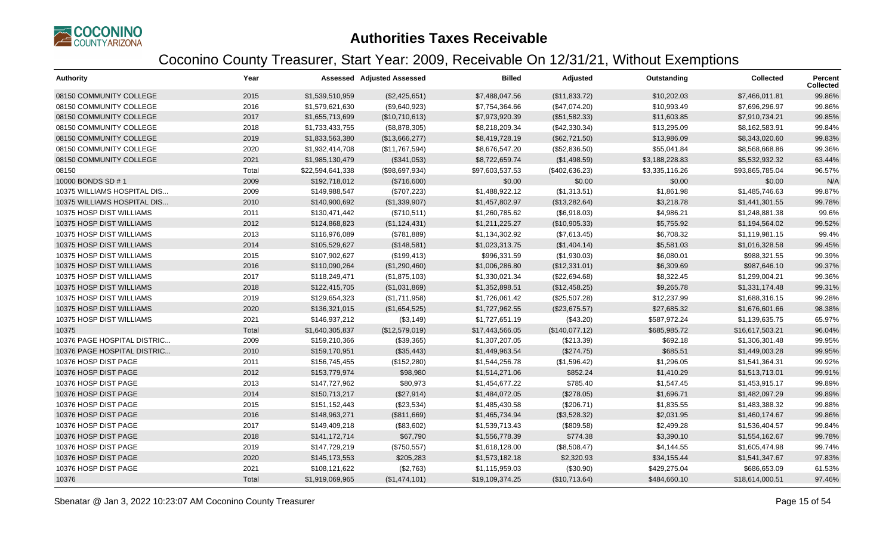# Authorities Taxes Receivable

## Coconino County Treasurer, Start Year: 2009, Receivable On 12/31/21, Without Exemptions

| Authority | Year | Assessed | Adjusted Assessed | Billed | Adjusted | Outstanding | Collected | Percent Collected |
|---|---|---|---|---|---|---|---|---|
| 08150 COMMUNITY COLLEGE | 2015 | $1,539,510,959 | ($2,425,651) | $7,488,047.56 | ($11,833.72) | $10,202.03 | $7,466,011.81 | 99.86% |
| 08150 COMMUNITY COLLEGE | 2016 | $1,579,621,630 | ($9,640,923) | $7,754,364.66 | ($47,074.20) | $10,993.49 | $7,696,296.97 | 99.86% |
| 08150 COMMUNITY COLLEGE | 2017 | $1,655,713,699 | ($10,710,613) | $7,973,920.39 | ($51,582.33) | $11,603.85 | $7,910,734.21 | 99.85% |
| 08150 COMMUNITY COLLEGE | 2018 | $1,733,433,755 | ($8,878,305) | $8,218,209.34 | ($42,330.34) | $13,295.09 | $8,162,583.91 | 99.84% |
| 08150 COMMUNITY COLLEGE | 2019 | $1,833,563,380 | ($13,666,277) | $8,419,728.19 | ($62,721.50) | $13,986.09 | $8,343,020.60 | 99.83% |
| 08150 COMMUNITY COLLEGE | 2020 | $1,932,414,708 | ($11,767,594) | $8,676,547.20 | ($52,836.50) | $55,041.84 | $8,568,668.86 | 99.36% |
| 08150 COMMUNITY COLLEGE | 2021 | $1,985,130,479 | ($341,053) | $8,722,659.74 | ($1,498.59) | $3,188,228.83 | $5,532,932.32 | 63.44% |
| 08150 | Total | $22,594,641,338 | ($98,697,934) | $97,603,537.53 | ($402,636.23) | $3,335,116.26 | $93,865,785.04 | 96.57% |
| 10000 BONDS SD # 1 | 2009 | $192,718,012 | ($716,600) | $0.00 | $0.00 | $0.00 | $0.00 | N/A |
| 10375 WILLIAMS HOSPITAL DIS... | 2009 | $149,988,547 | ($707,223) | $1,488,922.12 | ($1,313.51) | $1,861.98 | $1,485,746.63 | 99.87% |
| 10375 WILLIAMS HOSPITAL DIS... | 2010 | $140,900,692 | ($1,339,907) | $1,457,802.97 | ($13,282.64) | $3,218.78 | $1,441,301.55 | 99.78% |
| 10375 HOSP DIST WILLIAMS | 2011 | $130,471,442 | ($710,511) | $1,260,785.62 | ($6,918.03) | $4,986.21 | $1,248,881.38 | 99.6% |
| 10375 HOSP DIST WILLIAMS | 2012 | $124,868,823 | ($1,124,431) | $1,211,225.27 | ($10,905.33) | $5,755.92 | $1,194,564.02 | 99.52% |
| 10375 HOSP DIST WILLIAMS | 2013 | $116,976,089 | ($781,889) | $1,134,302.92 | ($7,613.45) | $6,708.32 | $1,119,981.15 | 99.4% |
| 10375 HOSP DIST WILLIAMS | 2014 | $105,529,627 | ($148,581) | $1,023,313.75 | ($1,404.14) | $5,581.03 | $1,016,328.58 | 99.45% |
| 10375 HOSP DIST WILLIAMS | 2015 | $107,902,627 | ($199,413) | $996,331.59 | ($1,930.03) | $6,080.01 | $988,321.55 | 99.39% |
| 10375 HOSP DIST WILLIAMS | 2016 | $110,090,264 | ($1,290,460) | $1,006,286.80 | ($12,331.01) | $6,309.69 | $987,646.10 | 99.37% |
| 10375 HOSP DIST WILLIAMS | 2017 | $118,249,471 | ($1,875,103) | $1,330,021.34 | ($22,694.68) | $8,322.45 | $1,299,004.21 | 99.36% |
| 10375 HOSP DIST WILLIAMS | 2018 | $122,415,705 | ($1,031,869) | $1,352,898.51 | ($12,458.25) | $9,265.78 | $1,331,174.48 | 99.31% |
| 10375 HOSP DIST WILLIAMS | 2019 | $129,654,323 | ($1,711,958) | $1,726,061.42 | ($25,507.28) | $12,237.99 | $1,688,316.15 | 99.28% |
| 10375 HOSP DIST WILLIAMS | 2020 | $136,321,015 | ($1,654,525) | $1,727,962.55 | ($23,675.57) | $27,685.32 | $1,676,601.66 | 98.38% |
| 10375 HOSP DIST WILLIAMS | 2021 | $146,937,212 | ($3,149) | $1,727,651.19 | ($43.20) | $587,972.24 | $1,139,635.75 | 65.97% |
| 10375 | Total | $1,640,305,837 | ($12,579,019) | $17,443,566.05 | ($140,077.12) | $685,985.72 | $16,617,503.21 | 96.04% |
| 10376 PAGE HOSPITAL DISTRIC... | 2009 | $159,210,366 | ($39,365) | $1,307,207.05 | ($213.39) | $692.18 | $1,306,301.48 | 99.95% |
| 10376 PAGE HOSPITAL DISTRIC... | 2010 | $159,170,951 | ($35,443) | $1,449,963.54 | ($274.75) | $685.51 | $1,449,003.28 | 99.95% |
| 10376 HOSP DIST PAGE | 2011 | $156,745,455 | ($152,280) | $1,544,256.78 | ($1,596.42) | $1,296.05 | $1,541,364.31 | 99.92% |
| 10376 HOSP DIST PAGE | 2012 | $153,779,974 | $98,980 | $1,514,271.06 | $852.24 | $1,410.29 | $1,513,713.01 | 99.91% |
| 10376 HOSP DIST PAGE | 2013 | $147,727,962 | $80,973 | $1,454,677.22 | $785.40 | $1,547.45 | $1,453,915.17 | 99.89% |
| 10376 HOSP DIST PAGE | 2014 | $150,713,217 | ($27,914) | $1,484,072.05 | ($278.05) | $1,696.71 | $1,482,097.29 | 99.89% |
| 10376 HOSP DIST PAGE | 2015 | $151,152,443 | ($23,534) | $1,485,430.58 | ($206.71) | $1,835.55 | $1,483,388.32 | 99.88% |
| 10376 HOSP DIST PAGE | 2016 | $148,963,271 | ($811,669) | $1,465,734.94 | ($3,528.32) | $2,031.95 | $1,460,174.67 | 99.86% |
| 10376 HOSP DIST PAGE | 2017 | $149,409,218 | ($83,602) | $1,539,713.43 | ($809.58) | $2,499.28 | $1,536,404.57 | 99.84% |
| 10376 HOSP DIST PAGE | 2018 | $141,172,714 | $67,790 | $1,556,778.39 | $774.38 | $3,390.10 | $1,554,162.67 | 99.78% |
| 10376 HOSP DIST PAGE | 2019 | $147,729,219 | ($750,557) | $1,618,128.00 | ($8,508.47) | $4,144.55 | $1,605,474.98 | 99.74% |
| 10376 HOSP DIST PAGE | 2020 | $145,173,553 | $205,283 | $1,573,182.18 | $2,320.93 | $34,155.44 | $1,541,347.67 | 97.83% |
| 10376 HOSP DIST PAGE | 2021 | $108,121,622 | ($2,763) | $1,115,959.03 | ($30.90) | $429,275.04 | $686,653.09 | 61.53% |
| 10376 | Total | $1,919,069,965 | ($1,474,101) | $19,109,374.25 | ($10,713.64) | $484,660.10 | $18,614,000.51 | 97.46% |

Sbenatar @ Jan 3, 2022 10:23:07 AM Coconino County Treasurer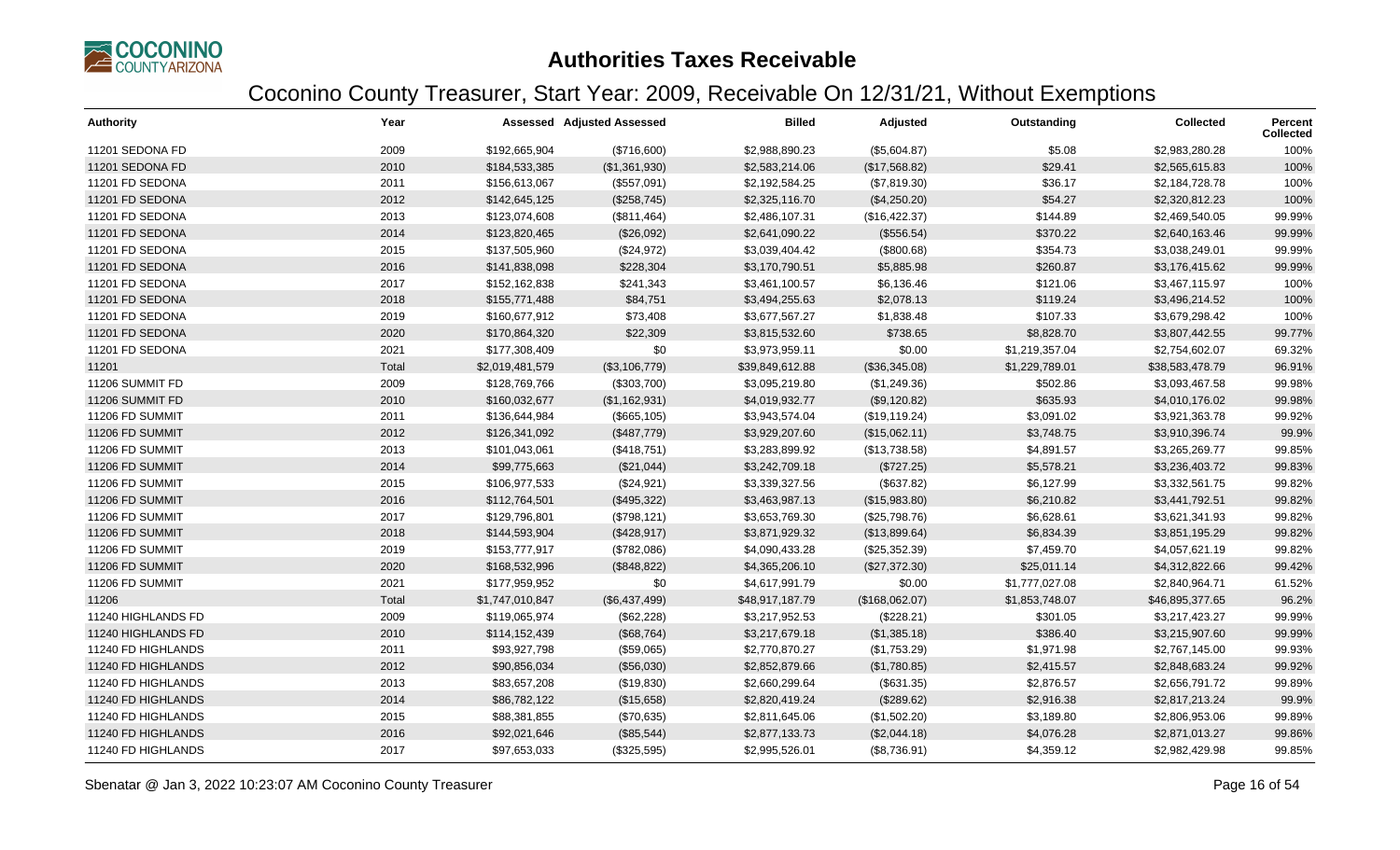# Authorities Taxes Receivable

## Coconino County Treasurer, Start Year: 2009, Receivable On 12/31/21, Without Exemptions

| Authority | Year | Assessed | Adjusted Assessed | Billed | Adjusted | Outstanding | Collected | Percent Collected |
|---|---|---|---|---|---|---|---|---|
| 11201 SEDONA FD | 2009 | $192,665,904 | ($716,600) | $2,988,890.23 | ($5,604.87) | $5.08 | $2,983,280.28 | 100% |
| 11201 SEDONA FD | 2010 | $184,533,385 | ($1,361,930) | $2,583,214.06 | ($17,568.82) | $29.41 | $2,565,615.83 | 100% |
| 11201 FD SEDONA | 2011 | $156,613,067 | ($557,091) | $2,192,584.25 | ($7,819.30) | $36.17 | $2,184,728.78 | 100% |
| 11201 FD SEDONA | 2012 | $142,645,125 | ($258,745) | $2,325,116.70 | ($4,250.20) | $54.27 | $2,320,812.23 | 100% |
| 11201 FD SEDONA | 2013 | $123,074,608 | ($811,464) | $2,486,107.31 | ($16,422.37) | $144.89 | $2,469,540.05 | 99.99% |
| 11201 FD SEDONA | 2014 | $123,820,465 | ($26,092) | $2,641,090.22 | ($556.54) | $370.22 | $2,640,163.46 | 99.99% |
| 11201 FD SEDONA | 2015 | $137,505,960 | ($24,972) | $3,039,404.42 | ($800.68) | $354.73 | $3,038,249.01 | 99.99% |
| 11201 FD SEDONA | 2016 | $141,838,098 | $228,304 | $3,170,790.51 | $5,885.98 | $260.87 | $3,176,415.62 | 99.99% |
| 11201 FD SEDONA | 2017 | $152,162,838 | $241,343 | $3,461,100.57 | $6,136.46 | $121.06 | $3,467,115.97 | 100% |
| 11201 FD SEDONA | 2018 | $155,771,488 | $84,751 | $3,494,255.63 | $2,078.13 | $119.24 | $3,496,214.52 | 100% |
| 11201 FD SEDONA | 2019 | $160,677,912 | $73,408 | $3,677,567.27 | $1,838.48 | $107.33 | $3,679,298.42 | 100% |
| 11201 FD SEDONA | 2020 | $170,864,320 | $22,309 | $3,815,532.60 | $738.65 | $8,828.70 | $3,807,442.55 | 99.77% |
| 11201 FD SEDONA | 2021 | $177,308,409 | $0 | $3,973,959.11 | $0.00 | $1,219,357.04 | $2,754,602.07 | 69.32% |
| 11201 | Total | $2,019,481,579 | ($3,106,779) | $39,849,612.88 | ($36,345.08) | $1,229,789.01 | $38,583,478.79 | 96.91% |
| 11206 SUMMIT FD | 2009 | $128,769,766 | ($303,700) | $3,095,219.80 | ($1,249.36) | $502.86 | $3,093,467.58 | 99.98% |
| 11206 SUMMIT FD | 2010 | $160,032,677 | ($1,162,931) | $4,019,932.77 | ($9,120.82) | $635.93 | $4,010,176.02 | 99.98% |
| 11206 FD SUMMIT | 2011 | $136,644,984 | ($665,105) | $3,943,574.04 | ($19,119.24) | $3,091.02 | $3,921,363.78 | 99.92% |
| 11206 FD SUMMIT | 2012 | $126,341,092 | ($487,779) | $3,929,207.60 | ($15,062.11) | $3,748.75 | $3,910,396.74 | 99.9% |
| 11206 FD SUMMIT | 2013 | $101,043,061 | ($418,751) | $3,283,899.92 | ($13,738.58) | $4,891.57 | $3,265,269.77 | 99.85% |
| 11206 FD SUMMIT | 2014 | $99,775,663 | ($21,044) | $3,242,709.18 | ($727.25) | $5,578.21 | $3,236,403.72 | 99.83% |
| 11206 FD SUMMIT | 2015 | $106,977,533 | ($24,921) | $3,339,327.56 | ($637.82) | $6,127.99 | $3,332,561.75 | 99.82% |
| 11206 FD SUMMIT | 2016 | $112,764,501 | ($495,322) | $3,463,987.13 | ($15,983.80) | $6,210.82 | $3,441,792.51 | 99.82% |
| 11206 FD SUMMIT | 2017 | $129,796,801 | ($798,121) | $3,653,769.30 | ($25,798.76) | $6,628.61 | $3,621,341.93 | 99.82% |
| 11206 FD SUMMIT | 2018 | $144,593,904 | ($428,917) | $3,871,929.32 | ($13,899.64) | $6,834.39 | $3,851,195.29 | 99.82% |
| 11206 FD SUMMIT | 2019 | $153,777,917 | ($782,086) | $4,090,433.28 | ($25,352.39) | $7,459.70 | $4,057,621.19 | 99.82% |
| 11206 FD SUMMIT | 2020 | $168,532,996 | ($848,822) | $4,365,206.10 | ($27,372.30) | $25,011.14 | $4,312,822.66 | 99.42% |
| 11206 FD SUMMIT | 2021 | $177,959,952 | $0 | $4,617,991.79 | $0.00 | $1,777,027.08 | $2,840,964.71 | 61.52% |
| 11206 | Total | $1,747,010,847 | ($6,437,499) | $48,917,187.79 | ($168,062.07) | $1,853,748.07 | $46,895,377.65 | 96.2% |
| 11240 HIGHLANDS FD | 2009 | $119,065,974 | ($62,228) | $3,217,952.53 | ($228.21) | $301.05 | $3,217,423.27 | 99.99% |
| 11240 HIGHLANDS FD | 2010 | $114,152,439 | ($68,764) | $3,217,679.18 | ($1,385.18) | $386.40 | $3,215,907.60 | 99.99% |
| 11240 FD HIGHLANDS | 2011 | $93,927,798 | ($59,065) | $2,770,870.27 | ($1,753.29) | $1,971.98 | $2,767,145.00 | 99.93% |
| 11240 FD HIGHLANDS | 2012 | $90,856,034 | ($56,030) | $2,852,879.66 | ($1,780.85) | $2,415.57 | $2,848,683.24 | 99.92% |
| 11240 FD HIGHLANDS | 2013 | $83,657,208 | ($19,830) | $2,660,299.64 | ($631.35) | $2,876.57 | $2,656,791.72 | 99.89% |
| 11240 FD HIGHLANDS | 2014 | $86,782,122 | ($15,658) | $2,820,419.24 | ($289.62) | $2,916.38 | $2,817,213.24 | 99.9% |
| 11240 FD HIGHLANDS | 2015 | $88,381,855 | ($70,635) | $2,811,645.06 | ($1,502.20) | $3,189.80 | $2,806,953.06 | 99.89% |
| 11240 FD HIGHLANDS | 2016 | $92,021,646 | ($85,544) | $2,877,133.73 | ($2,044.18) | $4,076.28 | $2,871,013.27 | 99.86% |
| 11240 FD HIGHLANDS | 2017 | $97,653,033 | ($325,595) | $2,995,526.01 | ($8,736.91) | $4,359.12 | $2,982,429.98 | 99.85% |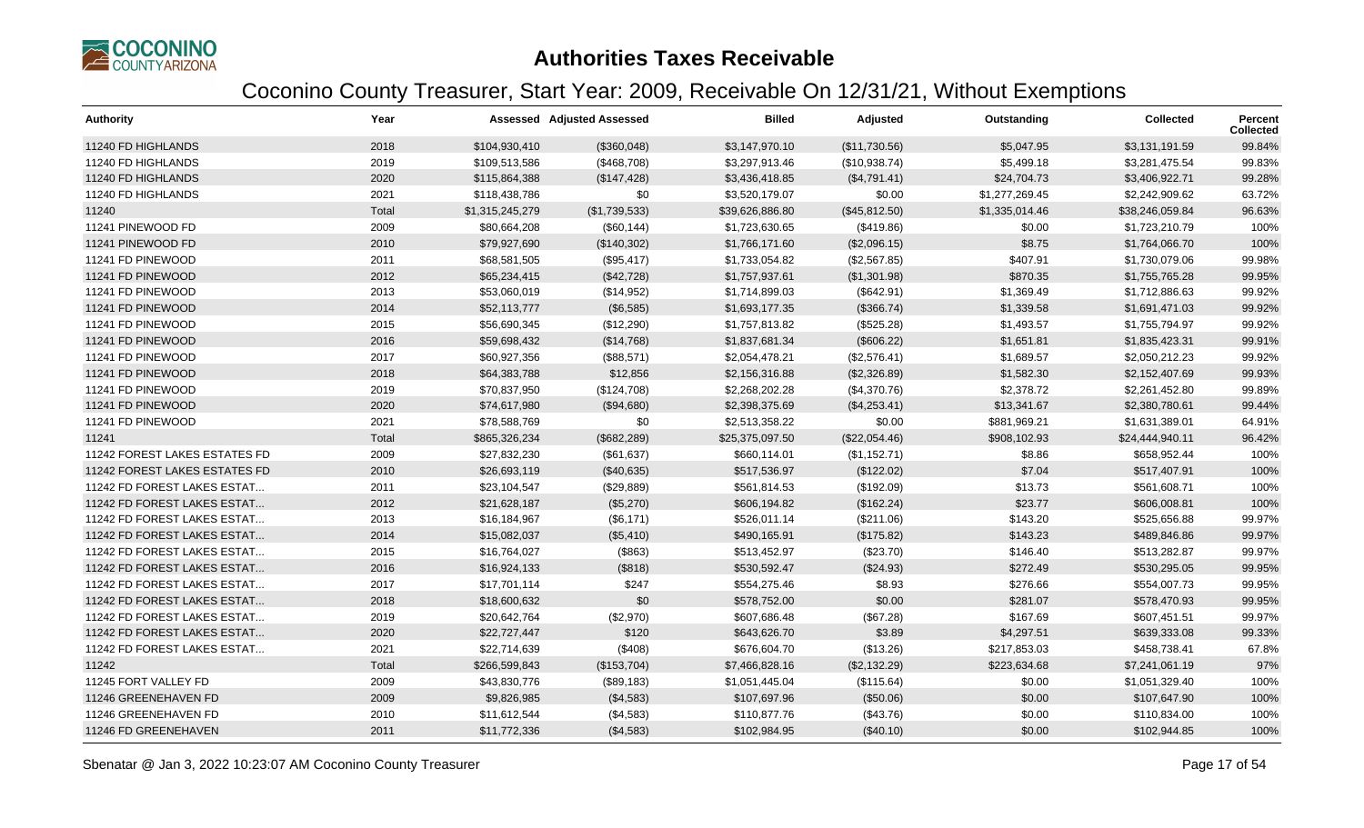# Authorities Taxes Receivable

## Coconino County Treasurer, Start Year: 2009, Receivable On 12/31/21, Without Exemptions

| Authority | Year | Assessed | Adjusted Assessed | Billed | Adjusted | Outstanding | Collected | Percent Collected |
|---|---|---|---|---|---|---|---|---|
| 11240 FD HIGHLANDS | 2018 | $104,930,410 | ($360,048) | $3,147,970.10 | ($11,730.56) | $5,047.95 | $3,131,191.59 | 99.84% |
| 11240 FD HIGHLANDS | 2019 | $109,513,586 | ($468,708) | $3,297,913.46 | ($10,938.74) | $5,499.18 | $3,281,475.54 | 99.83% |
| 11240 FD HIGHLANDS | 2020 | $115,864,388 | ($147,428) | $3,436,418.85 | ($4,791.41) | $24,704.73 | $3,406,922.71 | 99.28% |
| 11240 FD HIGHLANDS | 2021 | $118,438,786 | $0 | $3,520,179.07 | $0.00 | $1,277,269.45 | $2,242,909.62 | 63.72% |
| 11240 | Total | $1,315,245,279 | ($1,739,533) | $39,626,886.80 | ($45,812.50) | $1,335,014.46 | $38,246,059.84 | 96.63% |
| 11241 PINEWOOD FD | 2009 | $80,664,208 | ($60,144) | $1,723,630.65 | ($419.86) | $0.00 | $1,723,210.79 | 100% |
| 11241 PINEWOOD FD | 2010 | $79,927,690 | ($140,302) | $1,766,171.60 | ($2,096.15) | $8.75 | $1,764,066.70 | 100% |
| 11241 FD PINEWOOD | 2011 | $68,581,505 | ($95,417) | $1,733,054.82 | ($2,567.85) | $407.91 | $1,730,079.06 | 99.98% |
| 11241 FD PINEWOOD | 2012 | $65,234,415 | ($42,728) | $1,757,937.61 | ($1,301.98) | $870.35 | $1,755,765.28 | 99.95% |
| 11241 FD PINEWOOD | 2013 | $53,060,019 | ($14,952) | $1,714,899.03 | ($642.91) | $1,369.49 | $1,712,886.63 | 99.92% |
| 11241 FD PINEWOOD | 2014 | $52,113,777 | ($6,585) | $1,693,177.35 | ($366.74) | $1,339.58 | $1,691,471.03 | 99.92% |
| 11241 FD PINEWOOD | 2015 | $56,690,345 | ($12,290) | $1,757,813.82 | ($525.28) | $1,493.57 | $1,755,794.97 | 99.92% |
| 11241 FD PINEWOOD | 2016 | $59,698,432 | ($14,768) | $1,837,681.34 | ($606.22) | $1,651.81 | $1,835,423.31 | 99.91% |
| 11241 FD PINEWOOD | 2017 | $60,927,356 | ($88,571) | $2,054,478.21 | ($2,576.41) | $1,689.57 | $2,050,212.23 | 99.92% |
| 11241 FD PINEWOOD | 2018 | $64,383,788 | $12,856 | $2,156,316.88 | ($2,326.89) | $1,582.30 | $2,152,407.69 | 99.93% |
| 11241 FD PINEWOOD | 2019 | $70,837,950 | ($124,708) | $2,268,202.28 | ($4,370.76) | $2,378.72 | $2,261,452.80 | 99.89% |
| 11241 FD PINEWOOD | 2020 | $74,617,980 | ($94,680) | $2,398,375.69 | ($4,253.41) | $13,341.67 | $2,380,780.61 | 99.44% |
| 11241 FD PINEWOOD | 2021 | $78,588,769 | $0 | $2,513,358.22 | $0.00 | $881,969.21 | $1,631,389.01 | 64.91% |
| 11241 | Total | $865,326,234 | ($682,289) | $25,375,097.50 | ($22,054.46) | $908,102.93 | $24,444,940.11 | 96.42% |
| 11242 FOREST LAKES ESTATES FD | 2009 | $27,832,230 | ($61,637) | $660,114.01 | ($1,152.71) | $8.86 | $658,952.44 | 100% |
| 11242 FOREST LAKES ESTATES FD | 2010 | $26,693,119 | ($40,635) | $517,536.97 | ($122.02) | $7.04 | $517,407.91 | 100% |
| 11242 FD FOREST LAKES ESTAT... | 2011 | $23,104,547 | ($29,889) | $561,814.53 | ($192.09) | $13.73 | $561,608.71 | 100% |
| 11242 FD FOREST LAKES ESTAT... | 2012 | $21,628,187 | ($5,270) | $606,194.82 | ($162.24) | $23.77 | $606,008.81 | 100% |
| 11242 FD FOREST LAKES ESTAT... | 2013 | $16,184,967 | ($6,171) | $526,011.14 | ($211.06) | $143.20 | $525,656.88 | 99.97% |
| 11242 FD FOREST LAKES ESTAT... | 2014 | $15,082,037 | ($5,410) | $490,165.91 | ($175.82) | $143.23 | $489,846.86 | 99.97% |
| 11242 FD FOREST LAKES ESTAT... | 2015 | $16,764,027 | ($863) | $513,452.97 | ($23.70) | $146.40 | $513,282.87 | 99.97% |
| 11242 FD FOREST LAKES ESTAT... | 2016 | $16,924,133 | ($818) | $530,592.47 | ($24.93) | $272.49 | $530,295.05 | 99.95% |
| 11242 FD FOREST LAKES ESTAT... | 2017 | $17,701,114 | $247 | $554,275.46 | $8.93 | $276.66 | $554,007.73 | 99.95% |
| 11242 FD FOREST LAKES ESTAT... | 2018 | $18,600,632 | $0 | $578,752.00 | $0.00 | $281.07 | $578,470.93 | 99.95% |
| 11242 FD FOREST LAKES ESTAT... | 2019 | $20,642,764 | ($2,970) | $607,686.48 | ($67.28) | $167.69 | $607,451.51 | 99.97% |
| 11242 FD FOREST LAKES ESTAT... | 2020 | $22,727,447 | $120 | $643,626.70 | $3.89 | $4,297.51 | $639,333.08 | 99.33% |
| 11242 FD FOREST LAKES ESTAT... | 2021 | $22,714,639 | ($408) | $676,604.70 | ($13.26) | $217,853.03 | $458,738.41 | 67.8% |
| 11242 | Total | $266,599,843 | ($153,704) | $7,466,828.16 | ($2,132.29) | $223,634.68 | $7,241,061.19 | 97% |
| 11245 FORT VALLEY FD | 2009 | $43,830,776 | ($89,183) | $1,051,445.04 | ($115.64) | $0.00 | $1,051,329.40 | 100% |
| 11246 GREENEHAVEN FD | 2009 | $9,826,985 | ($4,583) | $107,697.96 | ($50.06) | $0.00 | $107,647.90 | 100% |
| 11246 GREENEHAVEN FD | 2010 | $11,612,544 | ($4,583) | $110,877.76 | ($43.76) | $0.00 | $110,834.00 | 100% |
| 11246 FD GREENEHAVEN | 2011 | $11,772,336 | ($4,583) | $102,984.95 | ($40.10) | $0.00 | $102,944.85 | 100% |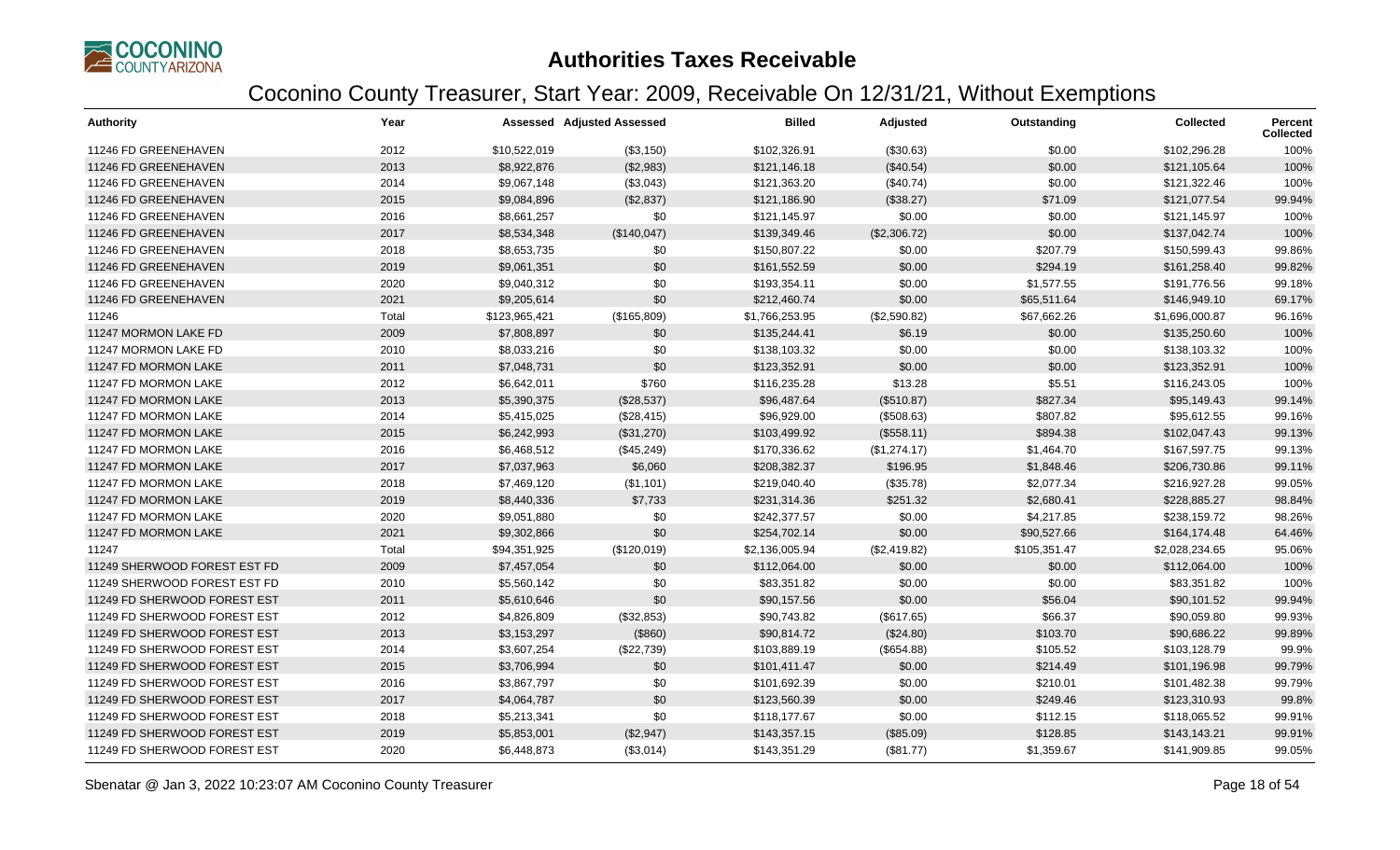# Authorities Taxes Receivable

## Coconino County Treasurer, Start Year: 2009, Receivable On 12/31/21, Without Exemptions

| Authority | Year | Assessed | Adjusted Assessed | Billed | Adjusted | Outstanding | Collected | Percent Collected |
|---|---|---|---|---|---|---|---|---|
| 11246 FD GREENEHAVEN | 2012 | $10,522,019 | ($3,150) | $102,326.91 | ($30.63) | $0.00 | $102,296.28 | 100% |
| 11246 FD GREENEHAVEN | 2013 | $8,922,876 | ($2,983) | $121,146.18 | ($40.54) | $0.00 | $121,105.64 | 100% |
| 11246 FD GREENEHAVEN | 2014 | $9,067,148 | ($3,043) | $121,363.20 | ($40.74) | $0.00 | $121,322.46 | 100% |
| 11246 FD GREENEHAVEN | 2015 | $9,084,896 | ($2,837) | $121,186.90 | ($38.27) | $71.09 | $121,077.54 | 99.94% |
| 11246 FD GREENEHAVEN | 2016 | $8,661,257 | $0 | $121,145.97 | $0.00 | $0.00 | $121,145.97 | 100% |
| 11246 FD GREENEHAVEN | 2017 | $8,534,348 | ($140,047) | $139,349.46 | ($2,306.72) | $0.00 | $137,042.74 | 100% |
| 11246 FD GREENEHAVEN | 2018 | $8,653,735 | $0 | $150,807.22 | $0.00 | $207.79 | $150,599.43 | 99.86% |
| 11246 FD GREENEHAVEN | 2019 | $9,061,351 | $0 | $161,552.59 | $0.00 | $294.19 | $161,258.40 | 99.82% |
| 11246 FD GREENEHAVEN | 2020 | $9,040,312 | $0 | $193,354.11 | $0.00 | $1,577.55 | $191,776.56 | 99.18% |
| 11246 FD GREENEHAVEN | 2021 | $9,205,614 | $0 | $212,460.74 | $0.00 | $65,511.64 | $146,949.10 | 69.17% |
| 11246 | Total | $123,965,421 | ($165,809) | $1,766,253.95 | ($2,590.82) | $67,662.26 | $1,696,000.87 | 96.16% |
| 11247 MORMON LAKE FD | 2009 | $7,808,897 | $0 | $135,244.41 | $6.19 | $0.00 | $135,250.60 | 100% |
| 11247 MORMON LAKE FD | 2010 | $8,033,216 | $0 | $138,103.32 | $0.00 | $0.00 | $138,103.32 | 100% |
| 11247 FD MORMON LAKE | 2011 | $7,048,731 | $0 | $123,352.91 | $0.00 | $0.00 | $123,352.91 | 100% |
| 11247 FD MORMON LAKE | 2012 | $6,642,011 | $760 | $116,235.28 | $13.28 | $5.51 | $116,243.05 | 100% |
| 11247 FD MORMON LAKE | 2013 | $5,390,375 | ($28,537) | $96,487.64 | ($510.87) | $827.34 | $95,149.43 | 99.14% |
| 11247 FD MORMON LAKE | 2014 | $5,415,025 | ($28,415) | $96,929.00 | ($508.63) | $807.82 | $95,612.55 | 99.16% |
| 11247 FD MORMON LAKE | 2015 | $6,242,993 | ($31,270) | $103,499.92 | ($558.11) | $894.38 | $102,047.43 | 99.13% |
| 11247 FD MORMON LAKE | 2016 | $6,468,512 | ($45,249) | $170,336.62 | ($1,274.17) | $1,464.70 | $167,597.75 | 99.13% |
| 11247 FD MORMON LAKE | 2017 | $7,037,963 | $6,060 | $208,382.37 | $196.95 | $1,848.46 | $206,730.86 | 99.11% |
| 11247 FD MORMON LAKE | 2018 | $7,469,120 | ($1,101) | $219,040.40 | ($35.78) | $2,077.34 | $216,927.28 | 99.05% |
| 11247 FD MORMON LAKE | 2019 | $8,440,336 | $7,733 | $231,314.36 | $251.32 | $2,680.41 | $228,885.27 | 98.84% |
| 11247 FD MORMON LAKE | 2020 | $9,051,880 | $0 | $242,377.57 | $0.00 | $4,217.85 | $238,159.72 | 98.26% |
| 11247 FD MORMON LAKE | 2021 | $9,302,866 | $0 | $254,702.14 | $0.00 | $90,527.66 | $164,174.48 | 64.46% |
| 11247 | Total | $94,351,925 | ($120,019) | $2,136,005.94 | ($2,419.82) | $105,351.47 | $2,028,234.65 | 95.06% |
| 11249 SHERWOOD FOREST EST FD | 2009 | $7,457,054 | $0 | $112,064.00 | $0.00 | $0.00 | $112,064.00 | 100% |
| 11249 SHERWOOD FOREST EST FD | 2010 | $5,560,142 | $0 | $83,351.82 | $0.00 | $0.00 | $83,351.82 | 100% |
| 11249 FD SHERWOOD FOREST EST | 2011 | $5,610,646 | $0 | $90,157.56 | $0.00 | $56.04 | $90,101.52 | 99.94% |
| 11249 FD SHERWOOD FOREST EST | 2012 | $4,826,809 | ($32,853) | $90,743.82 | ($617.65) | $66.37 | $90,059.80 | 99.93% |
| 11249 FD SHERWOOD FOREST EST | 2013 | $3,153,297 | ($860) | $90,814.72 | ($24.80) | $103.70 | $90,686.22 | 99.89% |
| 11249 FD SHERWOOD FOREST EST | 2014 | $3,607,254 | ($22,739) | $103,889.19 | ($654.88) | $105.52 | $103,128.79 | 99.9% |
| 11249 FD SHERWOOD FOREST EST | 2015 | $3,706,994 | $0 | $101,411.47 | $0.00 | $214.49 | $101,196.98 | 99.79% |
| 11249 FD SHERWOOD FOREST EST | 2016 | $3,867,797 | $0 | $101,692.39 | $0.00 | $210.01 | $101,482.38 | 99.79% |
| 11249 FD SHERWOOD FOREST EST | 2017 | $4,064,787 | $0 | $123,560.39 | $0.00 | $249.46 | $123,310.93 | 99.8% |
| 11249 FD SHERWOOD FOREST EST | 2018 | $5,213,341 | $0 | $118,177.67 | $0.00 | $112.15 | $118,065.52 | 99.91% |
| 11249 FD SHERWOOD FOREST EST | 2019 | $5,853,001 | ($2,947) | $143,357.15 | ($85.09) | $128.85 | $143,143.21 | 99.91% |
| 11249 FD SHERWOOD FOREST EST | 2020 | $6,448,873 | ($3,014) | $143,351.29 | ($81.77) | $1,359.67 | $141,909.85 | 99.05% |

Sbenatar @ Jan 3, 2022 10:23:07 AM Coconino County Treasurer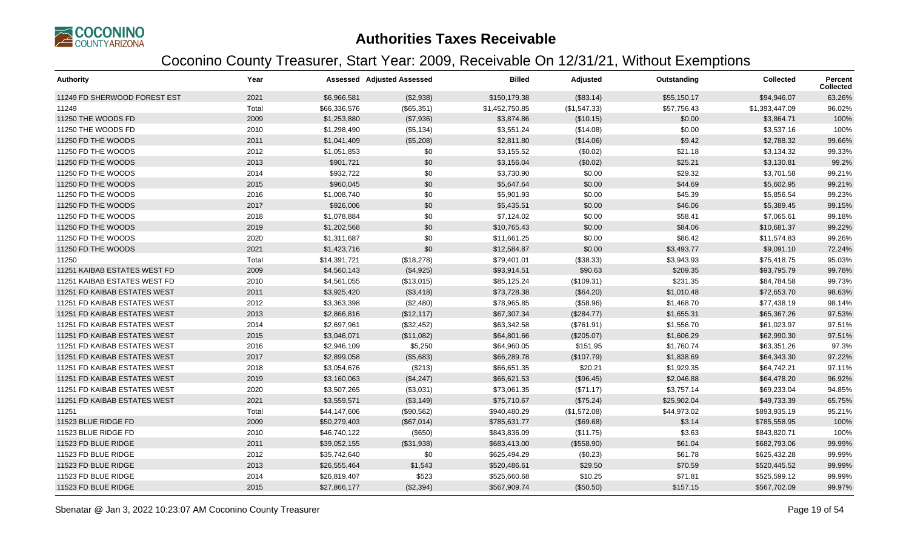# Authorities Taxes Receivable

## Coconino County Treasurer, Start Year: 2009, Receivable On 12/31/21, Without Exemptions

| Authority | Year | Assessed | Adjusted Assessed | Billed | Adjusted | Outstanding | Collected | Percent Collected |
|---|---|---|---|---|---|---|---|---|
| 11249 FD SHERWOOD FOREST EST | 2021 | $6,966,581 | ($2,938) | $150,179.38 | ($83.14) | $55,150.17 | $94,946.07 | 63.26% |
| 11249 | Total | $66,336,576 | ($65,351) | $1,452,750.85 | ($1,547.33) | $57,756.43 | $1,393,447.09 | 96.02% |
| 11250 THE WOODS FD | 2009 | $1,253,880 | ($7,936) | $3,874.86 | ($10.15) | $0.00 | $3,864.71 | 100% |
| 11250 THE WOODS FD | 2010 | $1,298,490 | ($5,134) | $3,551.24 | ($14.08) | $0.00 | $3,537.16 | 100% |
| 11250 FD THE WOODS | 2011 | $1,041,409 | ($5,208) | $2,811.80 | ($14.06) | $9.42 | $2,788.32 | 99.66% |
| 11250 FD THE WOODS | 2012 | $1,051,853 | $0 | $3,155.52 | ($0.02) | $21.18 | $3,134.32 | 99.33% |
| 11250 FD THE WOODS | 2013 | $901,721 | $0 | $3,156.04 | ($0.02) | $25.21 | $3,130.81 | 99.2% |
| 11250 FD THE WOODS | 2014 | $932,722 | $0 | $3,730.90 | $0.00 | $29.32 | $3,701.58 | 99.21% |
| 11250 FD THE WOODS | 2015 | $960,045 | $0 | $5,647.64 | $0.00 | $44.69 | $5,602.95 | 99.21% |
| 11250 FD THE WOODS | 2016 | $1,008,740 | $0 | $5,901.93 | $0.00 | $45.39 | $5,856.54 | 99.23% |
| 11250 FD THE WOODS | 2017 | $926,006 | $0 | $5,435.51 | $0.00 | $46.06 | $5,389.45 | 99.15% |
| 11250 FD THE WOODS | 2018 | $1,078,884 | $0 | $7,124.02 | $0.00 | $58.41 | $7,065.61 | 99.18% |
| 11250 FD THE WOODS | 2019 | $1,202,568 | $0 | $10,765.43 | $0.00 | $84.06 | $10,681.37 | 99.22% |
| 11250 FD THE WOODS | 2020 | $1,311,687 | $0 | $11,661.25 | $0.00 | $86.42 | $11,574.83 | 99.26% |
| 11250 FD THE WOODS | 2021 | $1,423,716 | $0 | $12,584.87 | $0.00 | $3,493.77 | $9,091.10 | 72.24% |
| 11250 | Total | $14,391,721 | ($18,278) | $79,401.01 | ($38.33) | $3,943.93 | $75,418.75 | 95.03% |
| 11251 KAIBAB ESTATES WEST FD | 2009 | $4,560,143 | ($4,925) | $93,914.51 | $90.63 | $209.35 | $93,795.79 | 99.78% |
| 11251 KAIBAB ESTATES WEST FD | 2010 | $4,561,055 | ($13,015) | $85,125.24 | ($109.31) | $231.35 | $84,784.58 | 99.73% |
| 11251 FD KAIBAB ESTATES WEST | 2011 | $3,925,420 | ($3,418) | $73,728.38 | ($64.20) | $1,010.48 | $72,653.70 | 98.63% |
| 11251 FD KAIBAB ESTATES WEST | 2012 | $3,363,398 | ($2,480) | $78,965.85 | ($58.96) | $1,468.70 | $77,438.19 | 98.14% |
| 11251 FD KAIBAB ESTATES WEST | 2013 | $2,866,816 | ($12,117) | $67,307.34 | ($284.77) | $1,655.31 | $65,367.26 | 97.53% |
| 11251 FD KAIBAB ESTATES WEST | 2014 | $2,697,961 | ($32,452) | $63,342.58 | ($761.91) | $1,556.70 | $61,023.97 | 97.51% |
| 11251 FD KAIBAB ESTATES WEST | 2015 | $3,046,071 | ($11,082) | $64,801.66 | ($205.07) | $1,606.29 | $62,990.30 | 97.51% |
| 11251 FD KAIBAB ESTATES WEST | 2016 | $2,946,109 | $5,250 | $64,960.05 | $151.95 | $1,760.74 | $63,351.26 | 97.3% |
| 11251 FD KAIBAB ESTATES WEST | 2017 | $2,899,058 | ($5,683) | $66,289.78 | ($107.79) | $1,838.69 | $64,343.30 | 97.22% |
| 11251 FD KAIBAB ESTATES WEST | 2018 | $3,054,676 | ($213) | $66,651.35 | $20.21 | $1,929.35 | $64,742.21 | 97.11% |
| 11251 FD KAIBAB ESTATES WEST | 2019 | $3,160,063 | ($4,247) | $66,621.53 | ($96.45) | $2,046.88 | $64,478.20 | 96.92% |
| 11251 FD KAIBAB ESTATES WEST | 2020 | $3,507,265 | ($3,031) | $73,061.35 | ($71.17) | $3,757.14 | $69,233.04 | 94.85% |
| 11251 FD KAIBAB ESTATES WEST | 2021 | $3,559,571 | ($3,149) | $75,710.67 | ($75.24) | $25,902.04 | $49,733.39 | 65.75% |
| 11251 | Total | $44,147,606 | ($90,562) | $940,480.29 | ($1,572.08) | $44,973.02 | $893,935.19 | 95.21% |
| 11523 BLUE RIDGE FD | 2009 | $50,279,403 | ($67,014) | $785,631.77 | ($69.68) | $3.14 | $785,558.95 | 100% |
| 11523 BLUE RIDGE FD | 2010 | $46,740,122 | ($650) | $843,836.09 | ($11.75) | $3.63 | $843,820.71 | 100% |
| 11523 FD BLUE RIDGE | 2011 | $39,052,155 | ($31,938) | $683,413.00 | ($558.90) | $61.04 | $682,793.06 | 99.99% |
| 11523 FD BLUE RIDGE | 2012 | $35,742,640 | $0 | $625,494.29 | ($0.23) | $61.78 | $625,432.28 | 99.99% |
| 11523 FD BLUE RIDGE | 2013 | $26,555,464 | $1,543 | $520,486.61 | $29.50 | $70.59 | $520,445.52 | 99.99% |
| 11523 FD BLUE RIDGE | 2014 | $26,819,407 | $523 | $525,660.68 | $10.25 | $71.81 | $525,599.12 | 99.99% |
| 11523 FD BLUE RIDGE | 2015 | $27,866,177 | ($2,394) | $567,909.74 | ($50.50) | $157.15 | $567,702.09 | 99.97% |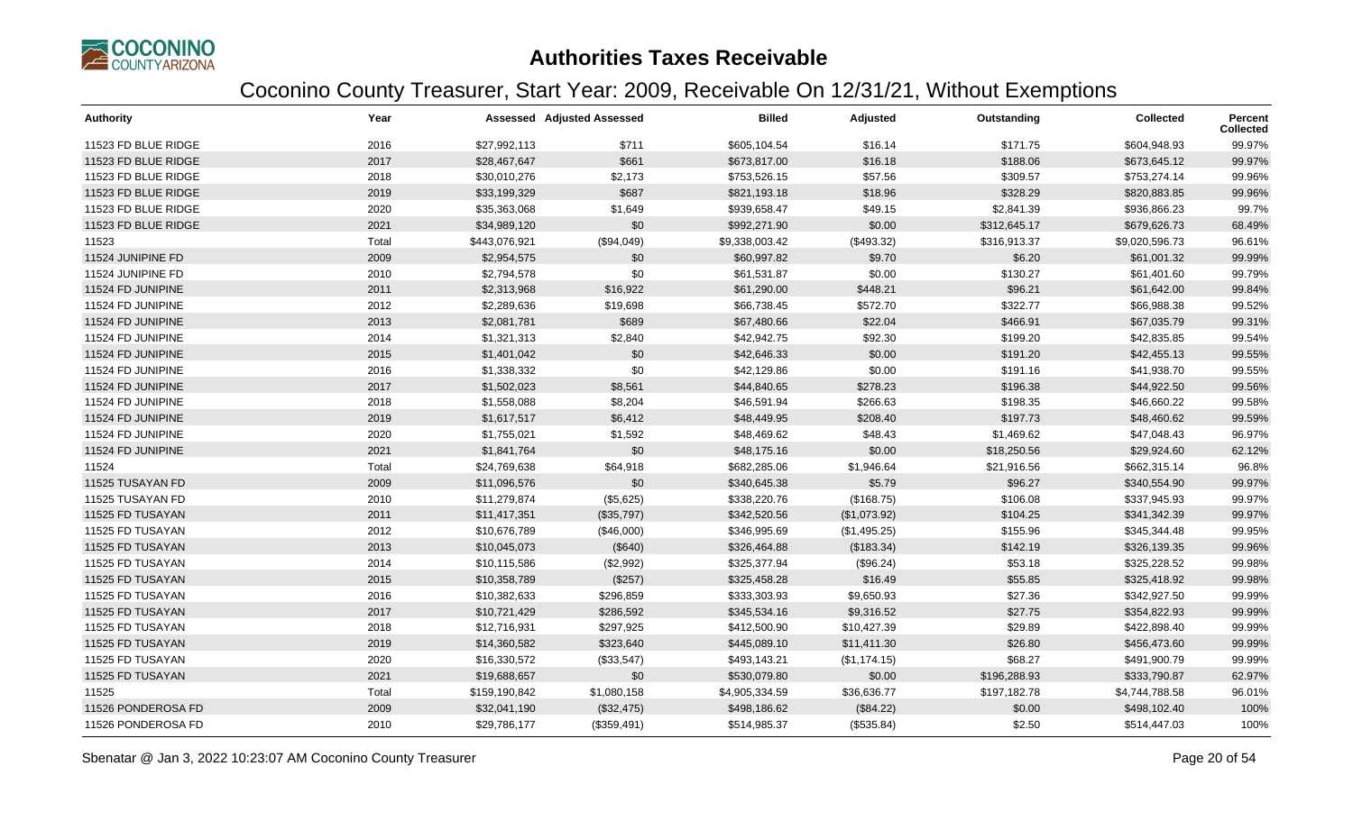# Authorities Taxes Receivable

## Coconino County Treasurer, Start Year: 2009, Receivable On 12/31/21, Without Exemptions

| Authority | Year | Assessed | Adjusted Assessed | Billed | Adjusted | Outstanding | Collected | Percent Collected |
|---|---|---|---|---|---|---|---|---|
| 11523 FD BLUE RIDGE | 2016 | $27,992,113 | $711 | $605,104.54 | $16.14 | $171.75 | $604,948.93 | 99.97% |
| 11523 FD BLUE RIDGE | 2017 | $28,467,647 | $661 | $673,817.00 | $16.18 | $188.06 | $673,645.12 | 99.97% |
| 11523 FD BLUE RIDGE | 2018 | $30,010,276 | $2,173 | $753,526.15 | $57.56 | $309.57 | $753,274.14 | 99.96% |
| 11523 FD BLUE RIDGE | 2019 | $33,199,329 | $687 | $821,193.18 | $18.96 | $328.29 | $820,883.85 | 99.96% |
| 11523 FD BLUE RIDGE | 2020 | $35,363,068 | $1,649 | $939,658.47 | $49.15 | $2,841.39 | $936,866.23 | 99.7% |
| 11523 FD BLUE RIDGE | 2021 | $34,989,120 | $0 | $992,271.90 | $0.00 | $312,645.17 | $679,626.73 | 68.49% |
| 11523 | Total | $443,076,921 | ($94,049) | $9,338,003.42 | ($493.32) | $316,913.37 | $9,020,596.73 | 96.61% |
| 11524 JUNIPINE FD | 2009 | $2,954,575 | $0 | $60,997.82 | $9.70 | $6.20 | $61,001.32 | 99.99% |
| 11524 JUNIPINE FD | 2010 | $2,794,578 | $0 | $61,531.87 | $0.00 | $130.27 | $61,401.60 | 99.79% |
| 11524 FD JUNIPINE | 2011 | $2,313,968 | $16,922 | $61,290.00 | $448.21 | $96.21 | $61,642.00 | 99.84% |
| 11524 FD JUNIPINE | 2012 | $2,289,636 | $19,698 | $66,738.45 | $572.70 | $322.77 | $66,988.38 | 99.52% |
| 11524 FD JUNIPINE | 2013 | $2,081,781 | $689 | $67,480.66 | $22.04 | $466.91 | $67,035.79 | 99.31% |
| 11524 FD JUNIPINE | 2014 | $1,321,313 | $2,840 | $42,942.75 | $92.30 | $199.20 | $42,835.85 | 99.54% |
| 11524 FD JUNIPINE | 2015 | $1,401,042 | $0 | $42,646.33 | $0.00 | $191.20 | $42,455.13 | 99.55% |
| 11524 FD JUNIPINE | 2016 | $1,338,332 | $0 | $42,129.86 | $0.00 | $191.16 | $41,938.70 | 99.55% |
| 11524 FD JUNIPINE | 2017 | $1,502,023 | $8,561 | $44,840.65 | $278.23 | $196.38 | $44,922.50 | 99.56% |
| 11524 FD JUNIPINE | 2018 | $1,558,088 | $8,204 | $46,591.94 | $266.63 | $198.35 | $46,660.22 | 99.58% |
| 11524 FD JUNIPINE | 2019 | $1,617,517 | $6,412 | $48,449.95 | $208.40 | $197.73 | $48,460.62 | 99.59% |
| 11524 FD JUNIPINE | 2020 | $1,755,021 | $1,592 | $48,469.62 | $48.43 | $1,469.62 | $47,048.43 | 96.97% |
| 11524 FD JUNIPINE | 2021 | $1,841,764 | $0 | $48,175.16 | $0.00 | $18,250.56 | $29,924.60 | 62.12% |
| 11524 | Total | $24,769,638 | $64,918 | $682,285.06 | $1,946.64 | $21,916.56 | $662,315.14 | 96.8% |
| 11525 TUSAYAN FD | 2009 | $11,096,576 | $0 | $340,645.38 | $5.79 | $96.27 | $340,554.90 | 99.97% |
| 11525 TUSAYAN FD | 2010 | $11,279,874 | ($5,625) | $338,220.76 | ($168.75) | $106.08 | $337,945.93 | 99.97% |
| 11525 FD TUSAYAN | 2011 | $11,417,351 | ($35,797) | $342,520.56 | ($1,073.92) | $104.25 | $341,342.39 | 99.97% |
| 11525 FD TUSAYAN | 2012 | $10,676,789 | ($46,000) | $346,995.69 | ($1,495.25) | $155.96 | $345,344.48 | 99.95% |
| 11525 FD TUSAYAN | 2013 | $10,045,073 | ($640) | $326,464.88 | ($183.34) | $142.19 | $326,139.35 | 99.96% |
| 11525 FD TUSAYAN | 2014 | $10,115,586 | ($2,992) | $325,377.94 | ($96.24) | $53.18 | $325,228.52 | 99.98% |
| 11525 FD TUSAYAN | 2015 | $10,358,789 | ($257) | $325,458.28 | $16.49 | $55.85 | $325,418.92 | 99.98% |
| 11525 FD TUSAYAN | 2016 | $10,382,633 | $296,859 | $333,303.93 | $9,650.93 | $27.36 | $342,927.50 | 99.99% |
| 11525 FD TUSAYAN | 2017 | $10,721,429 | $286,592 | $345,534.16 | $9,316.52 | $27.75 | $354,822.93 | 99.99% |
| 11525 FD TUSAYAN | 2018 | $12,716,931 | $297,925 | $412,500.90 | $10,427.39 | $29.89 | $422,898.40 | 99.99% |
| 11525 FD TUSAYAN | 2019 | $14,360,582 | $323,640 | $445,089.10 | $11,411.30 | $26.80 | $456,473.60 | 99.99% |
| 11525 FD TUSAYAN | 2020 | $16,330,572 | ($33,547) | $493,143.21 | ($1,174.15) | $68.27 | $491,900.79 | 99.99% |
| 11525 FD TUSAYAN | 2021 | $19,688,657 | $0 | $530,079.80 | $0.00 | $196,288.93 | $333,790.87 | 62.97% |
| 11525 | Total | $159,190,842 | $1,080,158 | $4,905,334.59 | $36,636.77 | $197,182.78 | $4,744,788.58 | 96.01% |
| 11526 PONDEROSA FD | 2009 | $32,041,190 | ($32,475) | $498,186.62 | ($84.22) | $0.00 | $498,102.40 | 100% |
| 11526 PONDEROSA FD | 2010 | $29,786,177 | ($359,491) | $514,985.37 | ($535.84) | $2.50 | $514,447.03 | 100% |

Sbenatar @ Jan 3, 2022 10:23:07 AM Coconino County Treasurer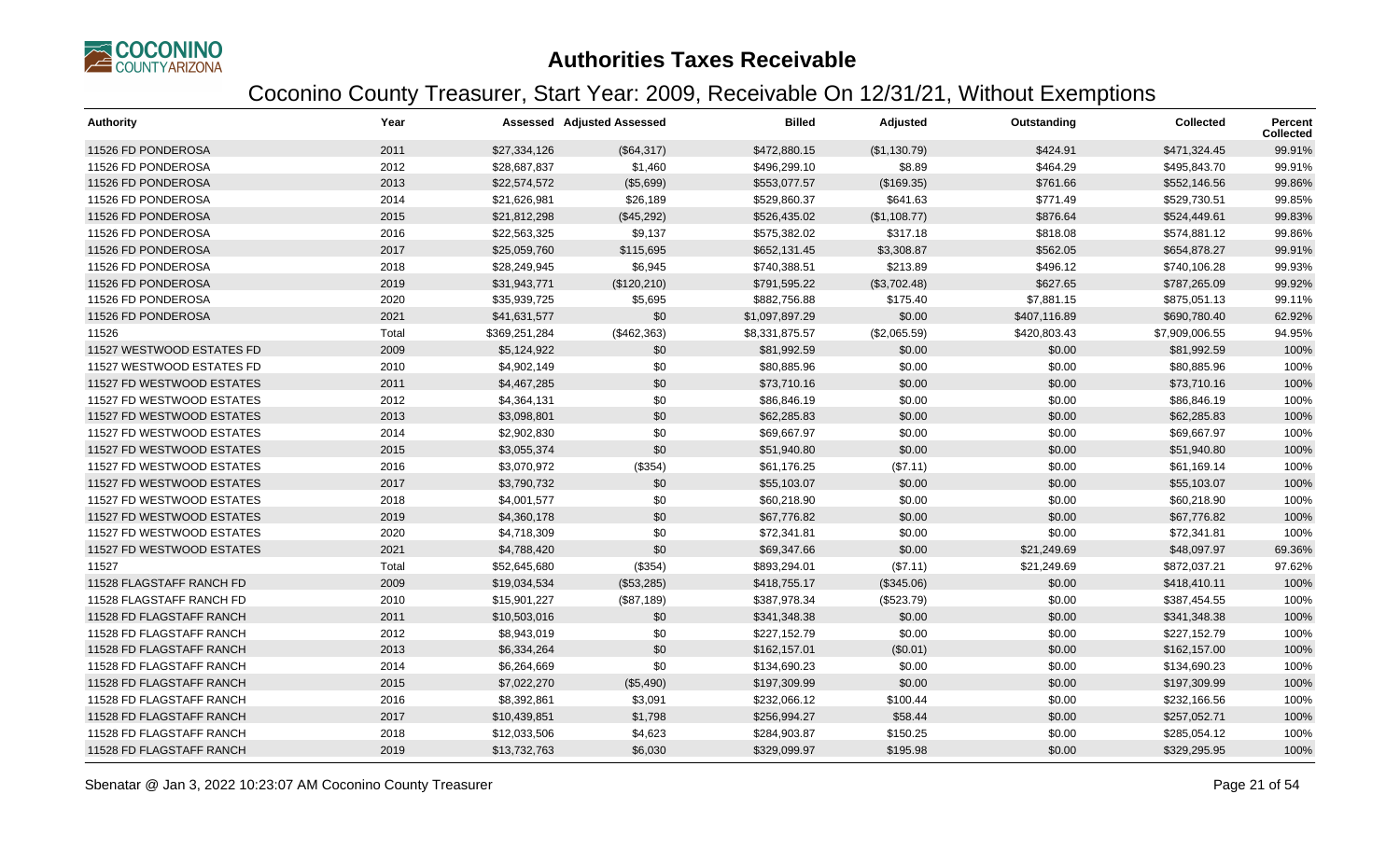# Authorities Taxes Receivable

## Coconino County Treasurer, Start Year: 2009, Receivable On 12/31/21, Without Exemptions

| Authority | Year | Assessed | Adjusted Assessed | Billed | Adjusted | Outstanding | Collected | Percent Collected |
|---|---|---|---|---|---|---|---|---|
| 11526 FD PONDEROSA | 2011 | $27,334,126 | ($64,317) | $472,880.15 | ($1,130.79) | $424.91 | $471,324.45 | 99.91% |
| 11526 FD PONDEROSA | 2012 | $28,687,837 | $1,460 | $496,299.10 | $8.89 | $464.29 | $495,843.70 | 99.91% |
| 11526 FD PONDEROSA | 2013 | $22,574,572 | ($5,699) | $553,077.57 | ($169.35) | $761.66 | $552,146.56 | 99.86% |
| 11526 FD PONDEROSA | 2014 | $21,626,981 | $26,189 | $529,860.37 | $641.63 | $771.49 | $529,730.51 | 99.85% |
| 11526 FD PONDEROSA | 2015 | $21,812,298 | ($45,292) | $526,435.02 | ($1,108.77) | $876.64 | $524,449.61 | 99.83% |
| 11526 FD PONDEROSA | 2016 | $22,563,325 | $9,137 | $575,382.02 | $317.18 | $818.08 | $574,881.12 | 99.86% |
| 11526 FD PONDEROSA | 2017 | $25,059,760 | $115,695 | $652,131.45 | $3,308.87 | $562.05 | $654,878.27 | 99.91% |
| 11526 FD PONDEROSA | 2018 | $28,249,945 | $6,945 | $740,388.51 | $213.89 | $496.12 | $740,106.28 | 99.93% |
| 11526 FD PONDEROSA | 2019 | $31,943,771 | ($120,210) | $791,595.22 | ($3,702.48) | $627.65 | $787,265.09 | 99.92% |
| 11526 FD PONDEROSA | 2020 | $35,939,725 | $5,695 | $882,756.88 | $175.40 | $7,881.15 | $875,051.13 | 99.11% |
| 11526 FD PONDEROSA | 2021 | $41,631,577 | $0 | $1,097,897.29 | $0.00 | $407,116.89 | $690,780.40 | 62.92% |
| 11526 | Total | $369,251,284 | ($462,363) | $8,331,875.57 | ($2,065.59) | $420,803.43 | $7,909,006.55 | 94.95% |
| 11527 WESTWOOD ESTATES FD | 2009 | $5,124,922 | $0 | $81,992.59 | $0.00 | $0.00 | $81,992.59 | 100% |
| 11527 WESTWOOD ESTATES FD | 2010 | $4,902,149 | $0 | $80,885.96 | $0.00 | $0.00 | $80,885.96 | 100% |
| 11527 FD WESTWOOD ESTATES | 2011 | $4,467,285 | $0 | $73,710.16 | $0.00 | $0.00 | $73,710.16 | 100% |
| 11527 FD WESTWOOD ESTATES | 2012 | $4,364,131 | $0 | $86,846.19 | $0.00 | $0.00 | $86,846.19 | 100% |
| 11527 FD WESTWOOD ESTATES | 2013 | $3,098,801 | $0 | $62,285.83 | $0.00 | $0.00 | $62,285.83 | 100% |
| 11527 FD WESTWOOD ESTATES | 2014 | $2,902,830 | $0 | $69,667.97 | $0.00 | $0.00 | $69,667.97 | 100% |
| 11527 FD WESTWOOD ESTATES | 2015 | $3,055,374 | $0 | $51,940.80 | $0.00 | $0.00 | $51,940.80 | 100% |
| 11527 FD WESTWOOD ESTATES | 2016 | $3,070,972 | ($354) | $61,176.25 | ($7.11) | $0.00 | $61,169.14 | 100% |
| 11527 FD WESTWOOD ESTATES | 2017 | $3,790,732 | $0 | $55,103.07 | $0.00 | $0.00 | $55,103.07 | 100% |
| 11527 FD WESTWOOD ESTATES | 2018 | $4,001,577 | $0 | $60,218.90 | $0.00 | $0.00 | $60,218.90 | 100% |
| 11527 FD WESTWOOD ESTATES | 2019 | $4,360,178 | $0 | $67,776.82 | $0.00 | $0.00 | $67,776.82 | 100% |
| 11527 FD WESTWOOD ESTATES | 2020 | $4,718,309 | $0 | $72,341.81 | $0.00 | $0.00 | $72,341.81 | 100% |
| 11527 FD WESTWOOD ESTATES | 2021 | $4,788,420 | $0 | $69,347.66 | $0.00 | $21,249.69 | $48,097.97 | 69.36% |
| 11527 | Total | $52,645,680 | ($354) | $893,294.01 | ($7.11) | $21,249.69 | $872,037.21 | 97.62% |
| 11528 FLAGSTAFF RANCH FD | 2009 | $19,034,534 | ($53,285) | $418,755.17 | ($345.06) | $0.00 | $418,410.11 | 100% |
| 11528 FLAGSTAFF RANCH FD | 2010 | $15,901,227 | ($87,189) | $387,978.34 | ($523.79) | $0.00 | $387,454.55 | 100% |
| 11528 FD FLAGSTAFF RANCH | 2011 | $10,503,016 | $0 | $341,348.38 | $0.00 | $0.00 | $341,348.38 | 100% |
| 11528 FD FLAGSTAFF RANCH | 2012 | $8,943,019 | $0 | $227,152.79 | $0.00 | $0.00 | $227,152.79 | 100% |
| 11528 FD FLAGSTAFF RANCH | 2013 | $6,334,264 | $0 | $162,157.01 | ($0.01) | $0.00 | $162,157.00 | 100% |
| 11528 FD FLAGSTAFF RANCH | 2014 | $6,264,669 | $0 | $134,690.23 | $0.00 | $0.00 | $134,690.23 | 100% |
| 11528 FD FLAGSTAFF RANCH | 2015 | $7,022,270 | ($5,490) | $197,309.99 | $0.00 | $0.00 | $197,309.99 | 100% |
| 11528 FD FLAGSTAFF RANCH | 2016 | $8,392,861 | $3,091 | $232,066.12 | $100.44 | $0.00 | $232,166.56 | 100% |
| 11528 FD FLAGSTAFF RANCH | 2017 | $10,439,851 | $1,798 | $256,994.27 | $58.44 | $0.00 | $257,052.71 | 100% |
| 11528 FD FLAGSTAFF RANCH | 2018 | $12,033,506 | $4,623 | $284,903.87 | $150.25 | $0.00 | $285,054.12 | 100% |
| 11528 FD FLAGSTAFF RANCH | 2019 | $13,732,763 | $6,030 | $329,099.97 | $195.98 | $0.00 | $329,295.95 | 100% |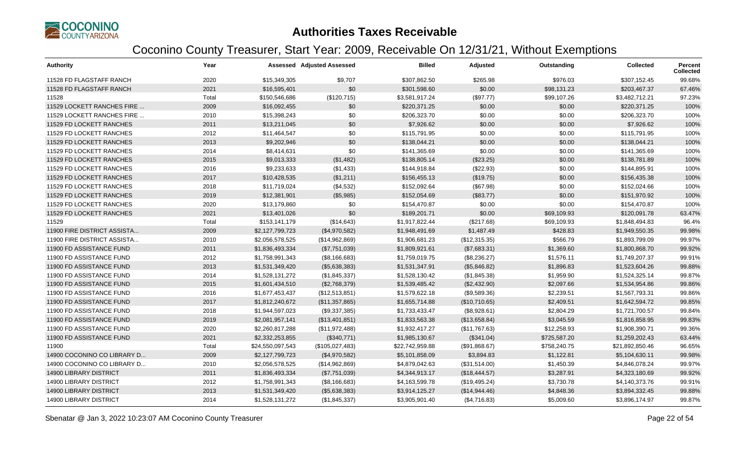# Authorities Taxes Receivable

## Coconino County Treasurer, Start Year: 2009, Receivable On 12/31/21, Without Exemptions

| Authority | Year | Assessed | Adjusted Assessed | Billed | Adjusted | Outstanding | Collected | Percent Collected |
|---|---|---|---|---|---|---|---|---|
| 11528 FD FLAGSTAFF RANCH | 2020 | $15,349,305 | $9,707 | $307,862.50 | $265.98 | $976.03 | $307,152.45 | 99.68% |
| 11528 FD FLAGSTAFF RANCH | 2021 | $16,595,401 | $0 | $301,598.60 | $0.00 | $98,131.23 | $203,467.37 | 67.46% |
| 11528 | Total | $150,546,686 | ($120,715) | $3,581,917.24 | ($97.77) | $99,107.26 | $3,482,712.21 | 97.23% |
| 11529 LOCKETT RANCHES FIRE ... | 2009 | $16,092,455 | $0 | $220,371.25 | $0.00 | $0.00 | $220,371.25 | 100% |
| 11529 LOCKETT RANCHES FIRE ... | 2010 | $15,398,243 | $0 | $206,323.70 | $0.00 | $0.00 | $206,323.70 | 100% |
| 11529 FD LOCKETT RANCHES | 2011 | $13,211,045 | $0 | $7,926.62 | $0.00 | $0.00 | $7,926.62 | 100% |
| 11529 FD LOCKETT RANCHES | 2012 | $11,464,547 | $0 | $115,791.95 | $0.00 | $0.00 | $115,791.95 | 100% |
| 11529 FD LOCKETT RANCHES | 2013 | $9,202,946 | $0 | $138,044.21 | $0.00 | $0.00 | $138,044.21 | 100% |
| 11529 FD LOCKETT RANCHES | 2014 | $8,414,631 | $0 | $141,365.69 | $0.00 | $0.00 | $141,365.69 | 100% |
| 11529 FD LOCKETT RANCHES | 2015 | $9,013,333 | ($1,482) | $138,805.14 | ($23.25) | $0.00 | $138,781.89 | 100% |
| 11529 FD LOCKETT RANCHES | 2016 | $9,233,633 | ($1,433) | $144,918.84 | ($22.93) | $0.00 | $144,895.91 | 100% |
| 11529 FD LOCKETT RANCHES | 2017 | $10,428,535 | ($1,211) | $156,455.13 | ($19.75) | $0.00 | $156,435.38 | 100% |
| 11529 FD LOCKETT RANCHES | 2018 | $11,719,024 | ($4,532) | $152,092.64 | ($67.98) | $0.00 | $152,024.66 | 100% |
| 11529 FD LOCKETT RANCHES | 2019 | $12,381,901 | ($5,985) | $152,054.69 | ($83.77) | $0.00 | $151,970.92 | 100% |
| 11529 FD LOCKETT RANCHES | 2020 | $13,179,860 | $0 | $154,470.87 | $0.00 | $0.00 | $154,470.87 | 100% |
| 11529 FD LOCKETT RANCHES | 2021 | $13,401,026 | $0 | $189,201.71 | $0.00 | $69,109.93 | $120,091.78 | 63.47% |
| 11529 | Total | $153,141,179 | ($14,643) | $1,917,822.44 | ($217.68) | $69,109.93 | $1,848,494.83 | 96.4% |
| 11900 FIRE DISTRICT ASSISTA... | 2009 | $2,127,799,723 | ($4,970,582) | $1,948,491.69 | $1,487.49 | $428.83 | $1,949,550.35 | 99.98% |
| 11900 FIRE DISTRICT ASSISTA... | 2010 | $2,056,578,525 | ($14,962,869) | $1,906,681.23 | ($12,315.35) | $566.79 | $1,893,799.09 | 99.97% |
| 11900 FD ASSISTANCE FUND | 2011 | $1,836,493,334 | ($7,751,039) | $1,809,921.61 | ($7,683.31) | $1,369.60 | $1,800,868.70 | 99.92% |
| 11900 FD ASSISTANCE FUND | 2012 | $1,758,991,343 | ($8,166,683) | $1,759,019.75 | ($8,236.27) | $1,576.11 | $1,749,207.37 | 99.91% |
| 11900 FD ASSISTANCE FUND | 2013 | $1,531,349,420 | ($5,638,383) | $1,531,347.91 | ($5,846.82) | $1,896.83 | $1,523,604.26 | 99.88% |
| 11900 FD ASSISTANCE FUND | 2014 | $1,528,131,272 | ($1,845,337) | $1,528,130.42 | ($1,845.38) | $1,959.90 | $1,524,325.14 | 99.87% |
| 11900 FD ASSISTANCE FUND | 2015 | $1,601,434,510 | ($2,768,379) | $1,539,485.42 | ($2,432.90) | $2,097.66 | $1,534,954.86 | 99.86% |
| 11900 FD ASSISTANCE FUND | 2016 | $1,677,453,437 | ($12,513,851) | $1,579,622.18 | ($9,589.36) | $2,239.51 | $1,567,793.31 | 99.86% |
| 11900 FD ASSISTANCE FUND | 2017 | $1,812,240,672 | ($11,357,865) | $1,655,714.88 | ($10,710.65) | $2,409.51 | $1,642,594.72 | 99.85% |
| 11900 FD ASSISTANCE FUND | 2018 | $1,944,597,023 | ($9,337,385) | $1,733,433.47 | ($8,928.61) | $2,804.29 | $1,721,700.57 | 99.84% |
| 11900 FD ASSISTANCE FUND | 2019 | $2,081,957,141 | ($13,401,851) | $1,833,563.38 | ($13,658.84) | $3,045.59 | $1,816,858.95 | 99.83% |
| 11900 FD ASSISTANCE FUND | 2020 | $2,260,817,288 | ($11,972,488) | $1,932,417.27 | ($11,767.63) | $12,258.93 | $1,908,390.71 | 99.36% |
| 11900 FD ASSISTANCE FUND | 2021 | $2,332,253,855 | ($340,771) | $1,985,130.67 | ($341.04) | $725,587.20 | $1,259,202.43 | 63.44% |
| 11900 | Total | $24,550,097,543 | ($105,027,483) | $22,742,959.88 | ($91,868.67) | $758,240.75 | $21,892,850.46 | 96.65% |
| 14900 COCONINO CO LIBRARY D... | 2009 | $2,127,799,723 | ($4,970,582) | $5,101,858.09 | $3,894.83 | $1,122.81 | $5,104,630.11 | 99.98% |
| 14900 COCONINO CO LIBRARY D... | 2010 | $2,056,578,525 | ($14,962,869) | $4,879,042.63 | ($31,514.00) | $1,450.39 | $4,846,078.24 | 99.97% |
| 14900 LIBRARY DISTRICT | 2011 | $1,836,493,334 | ($7,751,039) | $4,344,913.17 | ($18,444.57) | $3,287.91 | $4,323,180.69 | 99.92% |
| 14900 LIBRARY DISTRICT | 2012 | $1,758,991,343 | ($8,166,683) | $4,163,599.78 | ($19,495.24) | $3,730.78 | $4,140,373.76 | 99.91% |
| 14900 LIBRARY DISTRICT | 2013 | $1,531,349,420 | ($5,638,383) | $3,914,125.27 | ($14,944.46) | $4,848.36 | $3,894,332.45 | 99.88% |
| 14900 LIBRARY DISTRICT | 2014 | $1,528,131,272 | ($1,845,337) | $3,905,901.40 | ($4,716.83) | $5,009.60 | $3,896,174.97 | 99.87% |

Sbenatar @ Jan 3, 2022 10:23:07 AM Coconino County Treasurer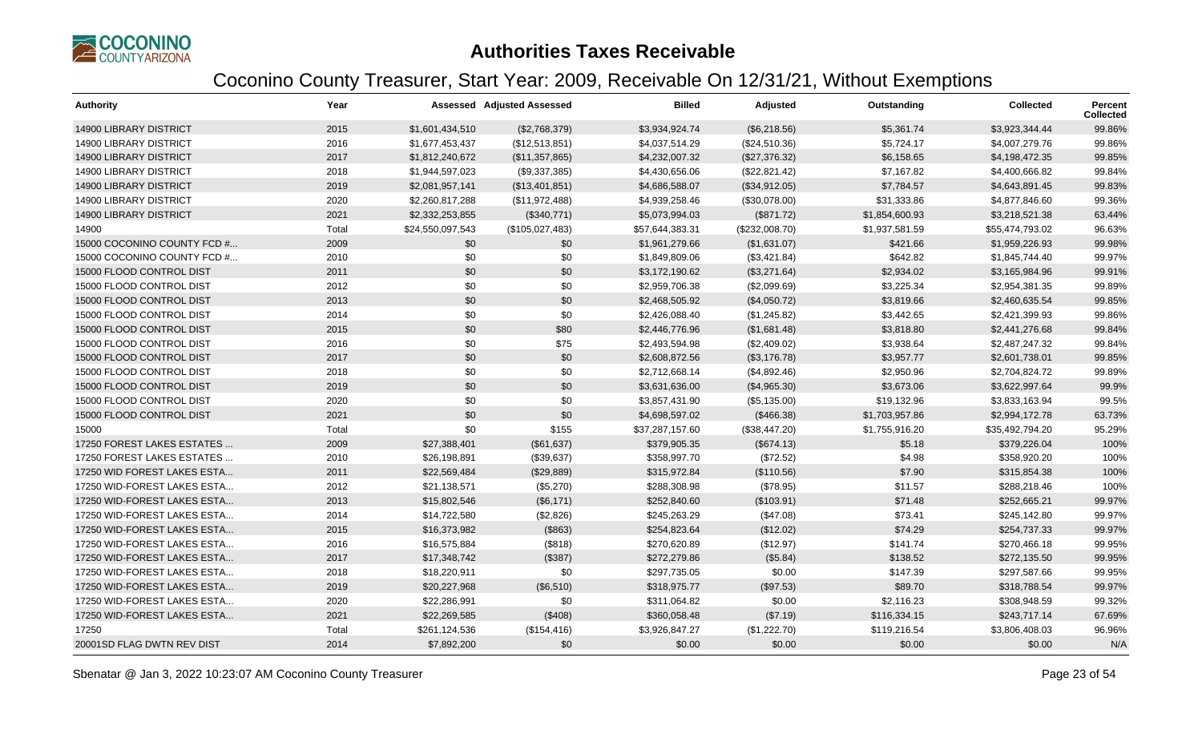# Authorities Taxes Receivable

## Coconino County Treasurer, Start Year: 2009, Receivable On 12/31/21, Without Exemptions

| Authority | Year | Assessed | Adjusted Assessed | Billed | Adjusted | Outstanding | Collected | Percent Collected |
|---|---|---|---|---|---|---|---|---|
| 14900 LIBRARY DISTRICT | 2015 | $1,601,434,510 | ($2,768,379) | $3,934,924.74 | ($6,218.56) | $5,361.74 | $3,923,344.44 | 99.86% |
| 14900 LIBRARY DISTRICT | 2016 | $1,677,453,437 | ($12,513,851) | $4,037,514.29 | ($24,510.36) | $5,724.17 | $4,007,279.76 | 99.86% |
| 14900 LIBRARY DISTRICT | 2017 | $1,812,240,672 | ($11,357,865) | $4,232,007.32 | ($27,376.32) | $6,158.65 | $4,198,472.35 | 99.85% |
| 14900 LIBRARY DISTRICT | 2018 | $1,944,597,023 | ($9,337,385) | $4,430,656.06 | ($22,821.42) | $7,167.82 | $4,400,666.82 | 99.84% |
| 14900 LIBRARY DISTRICT | 2019 | $2,081,957,141 | ($13,401,851) | $4,686,588.07 | ($34,912.05) | $7,784.57 | $4,643,891.45 | 99.83% |
| 14900 LIBRARY DISTRICT | 2020 | $2,260,817,288 | ($11,972,488) | $4,939,258.46 | ($30,078.00) | $31,333.86 | $4,877,846.60 | 99.36% |
| 14900 LIBRARY DISTRICT | 2021 | $2,332,253,855 | ($340,771) | $5,073,994.03 | ($871.72) | $1,854,600.93 | $3,218,521.38 | 63.44% |
| 14900 | Total | $24,550,097,543 | ($105,027,483) | $57,644,383.31 | ($232,008.70) | $1,937,581.59 | $55,474,793.02 | 96.63% |
| 15000 COCONINO COUNTY FCD #... | 2009 | $0 | $0 | $1,961,279.66 | ($1,631.07) | $421.66 | $1,959,226.93 | 99.98% |
| 15000 COCONINO COUNTY FCD #... | 2010 | $0 | $0 | $1,849,809.06 | ($3,421.84) | $642.82 | $1,845,744.40 | 99.97% |
| 15000 FLOOD CONTROL DIST | 2011 | $0 | $0 | $3,172,190.62 | ($3,271.64) | $2,934.02 | $3,165,984.96 | 99.91% |
| 15000 FLOOD CONTROL DIST | 2012 | $0 | $0 | $2,959,706.38 | ($2,099.69) | $3,225.34 | $2,954,381.35 | 99.89% |
| 15000 FLOOD CONTROL DIST | 2013 | $0 | $0 | $2,468,505.92 | ($4,050.72) | $3,819.66 | $2,460,635.54 | 99.85% |
| 15000 FLOOD CONTROL DIST | 2014 | $0 | $0 | $2,426,088.40 | ($1,245.82) | $3,442.65 | $2,421,399.93 | 99.86% |
| 15000 FLOOD CONTROL DIST | 2015 | $0 | $80 | $2,446,776.96 | ($1,681.48) | $3,818.80 | $2,441,276.68 | 99.84% |
| 15000 FLOOD CONTROL DIST | 2016 | $0 | $75 | $2,493,594.98 | ($2,409.02) | $3,938.64 | $2,487,247.32 | 99.84% |
| 15000 FLOOD CONTROL DIST | 2017 | $0 | $0 | $2,608,872.56 | ($3,176.78) | $3,957.77 | $2,601,738.01 | 99.85% |
| 15000 FLOOD CONTROL DIST | 2018 | $0 | $0 | $2,712,668.14 | ($4,892.46) | $2,950.96 | $2,704,824.72 | 99.89% |
| 15000 FLOOD CONTROL DIST | 2019 | $0 | $0 | $3,631,636.00 | ($4,965.30) | $3,673.06 | $3,622,997.64 | 99.9% |
| 15000 FLOOD CONTROL DIST | 2020 | $0 | $0 | $3,857,431.90 | ($5,135.00) | $19,132.96 | $3,833,163.94 | 99.5% |
| 15000 FLOOD CONTROL DIST | 2021 | $0 | $0 | $4,698,597.02 | ($466.38) | $1,703,957.86 | $2,994,172.78 | 63.73% |
| 15000 | Total | $0 | $155 | $37,287,157.60 | ($38,447.20) | $1,755,916.20 | $35,492,794.20 | 95.29% |
| 17250 FOREST LAKES ESTATES ... | 2009 | $27,388,401 | ($61,637) | $379,905.35 | ($674.13) | $5.18 | $379,226.04 | 100% |
| 17250 FOREST LAKES ESTATES ... | 2010 | $26,198,891 | ($39,637) | $358,997.70 | ($72.52) | $4.98 | $358,920.20 | 100% |
| 17250 WID FOREST LAKES ESTA... | 2011 | $22,569,484 | ($29,889) | $315,972.84 | ($110.56) | $7.90 | $315,854.38 | 100% |
| 17250 WID-FOREST LAKES ESTA... | 2012 | $21,138,571 | ($5,270) | $288,308.98 | ($78.95) | $11.57 | $288,218.46 | 100% |
| 17250 WID-FOREST LAKES ESTA... | 2013 | $15,802,546 | ($6,171) | $252,840.60 | ($103.91) | $71.48 | $252,665.21 | 99.97% |
| 17250 WID-FOREST LAKES ESTA... | 2014 | $14,722,580 | ($2,826) | $245,263.29 | ($47.08) | $73.41 | $245,142.80 | 99.97% |
| 17250 WID-FOREST LAKES ESTA... | 2015 | $16,373,982 | ($863) | $254,823.64 | ($12.02) | $74.29 | $254,737.33 | 99.97% |
| 17250 WID-FOREST LAKES ESTA... | 2016 | $16,575,884 | ($818) | $270,620.89 | ($12.97) | $141.74 | $270,466.18 | 99.95% |
| 17250 WID-FOREST LAKES ESTA... | 2017 | $17,348,742 | ($387) | $272,279.86 | ($5.84) | $138.52 | $272,135.50 | 99.95% |
| 17250 WID-FOREST LAKES ESTA... | 2018 | $18,220,911 | $0 | $297,735.05 | $0.00 | $147.39 | $297,587.66 | 99.95% |
| 17250 WID-FOREST LAKES ESTA... | 2019 | $20,227,968 | ($6,510) | $318,975.77 | ($97.53) | $89.70 | $318,788.54 | 99.97% |
| 17250 WID-FOREST LAKES ESTA... | 2020 | $22,286,991 | $0 | $311,064.82 | $0.00 | $2,116.23 | $308,948.59 | 99.32% |
| 17250 WID-FOREST LAKES ESTA... | 2021 | $22,269,585 | ($408) | $360,058.48 | ($7.19) | $116,334.15 | $243,717.14 | 67.69% |
| 17250 | Total | $261,124,536 | ($154,416) | $3,926,847.27 | ($1,222.70) | $119,216.54 | $3,806,408.03 | 96.96% |
| 20001SD FLAG DWTN REV DIST | 2014 | $7,892,200 | $0 | $0.00 | $0.00 | $0.00 | $0.00 | N/A |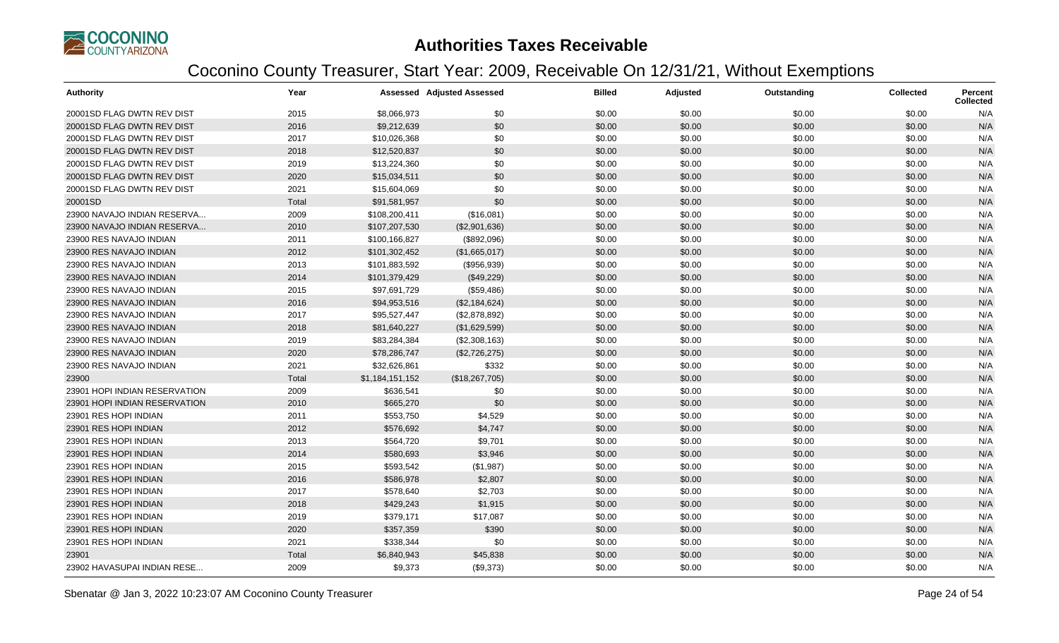# Authorities Taxes Receivable

## Coconino County Treasurer, Start Year: 2009, Receivable On 12/31/21, Without Exemptions

| Authority | Year | Assessed | Adjusted Assessed | Billed | Adjusted | Outstanding | Collected | Percent Collected |
|---|---|---|---|---|---|---|---|---|
| 20001SD FLAG DWTN REV DIST | 2015 | $8,066,973 | $0 | $0.00 | $0.00 | $0.00 | $0.00 | N/A |
| 20001SD FLAG DWTN REV DIST | 2016 | $9,212,639 | $0 | $0.00 | $0.00 | $0.00 | $0.00 | N/A |
| 20001SD FLAG DWTN REV DIST | 2017 | $10,026,368 | $0 | $0.00 | $0.00 | $0.00 | $0.00 | N/A |
| 20001SD FLAG DWTN REV DIST | 2018 | $12,520,837 | $0 | $0.00 | $0.00 | $0.00 | $0.00 | N/A |
| 20001SD FLAG DWTN REV DIST | 2019 | $13,224,360 | $0 | $0.00 | $0.00 | $0.00 | $0.00 | N/A |
| 20001SD FLAG DWTN REV DIST | 2020 | $15,034,511 | $0 | $0.00 | $0.00 | $0.00 | $0.00 | N/A |
| 20001SD FLAG DWTN REV DIST | 2021 | $15,604,069 | $0 | $0.00 | $0.00 | $0.00 | $0.00 | N/A |
| 20001SD | Total | $91,581,957 | $0 | $0.00 | $0.00 | $0.00 | $0.00 | N/A |
| 23900 NAVAJO INDIAN RESERVA... | 2009 | $108,200,411 | ($16,081) | $0.00 | $0.00 | $0.00 | $0.00 | N/A |
| 23900 NAVAJO INDIAN RESERVA... | 2010 | $107,207,530 | ($2,901,636) | $0.00 | $0.00 | $0.00 | $0.00 | N/A |
| 23900 RES NAVAJO INDIAN | 2011 | $100,166,827 | ($892,096) | $0.00 | $0.00 | $0.00 | $0.00 | N/A |
| 23900 RES NAVAJO INDIAN | 2012 | $101,302,452 | ($1,665,017) | $0.00 | $0.00 | $0.00 | $0.00 | N/A |
| 23900 RES NAVAJO INDIAN | 2013 | $101,883,592 | ($956,939) | $0.00 | $0.00 | $0.00 | $0.00 | N/A |
| 23900 RES NAVAJO INDIAN | 2014 | $101,379,429 | ($49,229) | $0.00 | $0.00 | $0.00 | $0.00 | N/A |
| 23900 RES NAVAJO INDIAN | 2015 | $97,691,729 | ($59,486) | $0.00 | $0.00 | $0.00 | $0.00 | N/A |
| 23900 RES NAVAJO INDIAN | 2016 | $94,953,516 | ($2,184,624) | $0.00 | $0.00 | $0.00 | $0.00 | N/A |
| 23900 RES NAVAJO INDIAN | 2017 | $95,527,447 | ($2,878,892) | $0.00 | $0.00 | $0.00 | $0.00 | N/A |
| 23900 RES NAVAJO INDIAN | 2018 | $81,640,227 | ($1,629,599) | $0.00 | $0.00 | $0.00 | $0.00 | N/A |
| 23900 RES NAVAJO INDIAN | 2019 | $83,284,384 | ($2,308,163) | $0.00 | $0.00 | $0.00 | $0.00 | N/A |
| 23900 RES NAVAJO INDIAN | 2020 | $78,286,747 | ($2,726,275) | $0.00 | $0.00 | $0.00 | $0.00 | N/A |
| 23900 RES NAVAJO INDIAN | 2021 | $32,626,861 | $332 | $0.00 | $0.00 | $0.00 | $0.00 | N/A |
| 23900 | Total | $1,184,151,152 | ($18,267,705) | $0.00 | $0.00 | $0.00 | $0.00 | N/A |
| 23901 HOPI INDIAN RESERVATION | 2009 | $636,541 | $0 | $0.00 | $0.00 | $0.00 | $0.00 | N/A |
| 23901 HOPI INDIAN RESERVATION | 2010 | $665,270 | $0 | $0.00 | $0.00 | $0.00 | $0.00 | N/A |
| 23901 RES HOPI INDIAN | 2011 | $553,750 | $4,529 | $0.00 | $0.00 | $0.00 | $0.00 | N/A |
| 23901 RES HOPI INDIAN | 2012 | $576,692 | $4,747 | $0.00 | $0.00 | $0.00 | $0.00 | N/A |
| 23901 RES HOPI INDIAN | 2013 | $564,720 | $9,701 | $0.00 | $0.00 | $0.00 | $0.00 | N/A |
| 23901 RES HOPI INDIAN | 2014 | $580,693 | $3,946 | $0.00 | $0.00 | $0.00 | $0.00 | N/A |
| 23901 RES HOPI INDIAN | 2015 | $593,542 | ($1,987) | $0.00 | $0.00 | $0.00 | $0.00 | N/A |
| 23901 RES HOPI INDIAN | 2016 | $586,978 | $2,807 | $0.00 | $0.00 | $0.00 | $0.00 | N/A |
| 23901 RES HOPI INDIAN | 2017 | $578,640 | $2,703 | $0.00 | $0.00 | $0.00 | $0.00 | N/A |
| 23901 RES HOPI INDIAN | 2018 | $429,243 | $1,915 | $0.00 | $0.00 | $0.00 | $0.00 | N/A |
| 23901 RES HOPI INDIAN | 2019 | $379,171 | $17,087 | $0.00 | $0.00 | $0.00 | $0.00 | N/A |
| 23901 RES HOPI INDIAN | 2020 | $357,359 | $390 | $0.00 | $0.00 | $0.00 | $0.00 | N/A |
| 23901 RES HOPI INDIAN | 2021 | $338,344 | $0 | $0.00 | $0.00 | $0.00 | $0.00 | N/A |
| 23901 | Total | $6,840,943 | $45,838 | $0.00 | $0.00 | $0.00 | $0.00 | N/A |
| 23902 HAVASUPAI INDIAN RESE... | 2009 | $9,373 | ($9,373) | $0.00 | $0.00 | $0.00 | $0.00 | N/A |

Sbenatar @ Jan 3, 2022 10:23:07 AM Coconino County Treasurer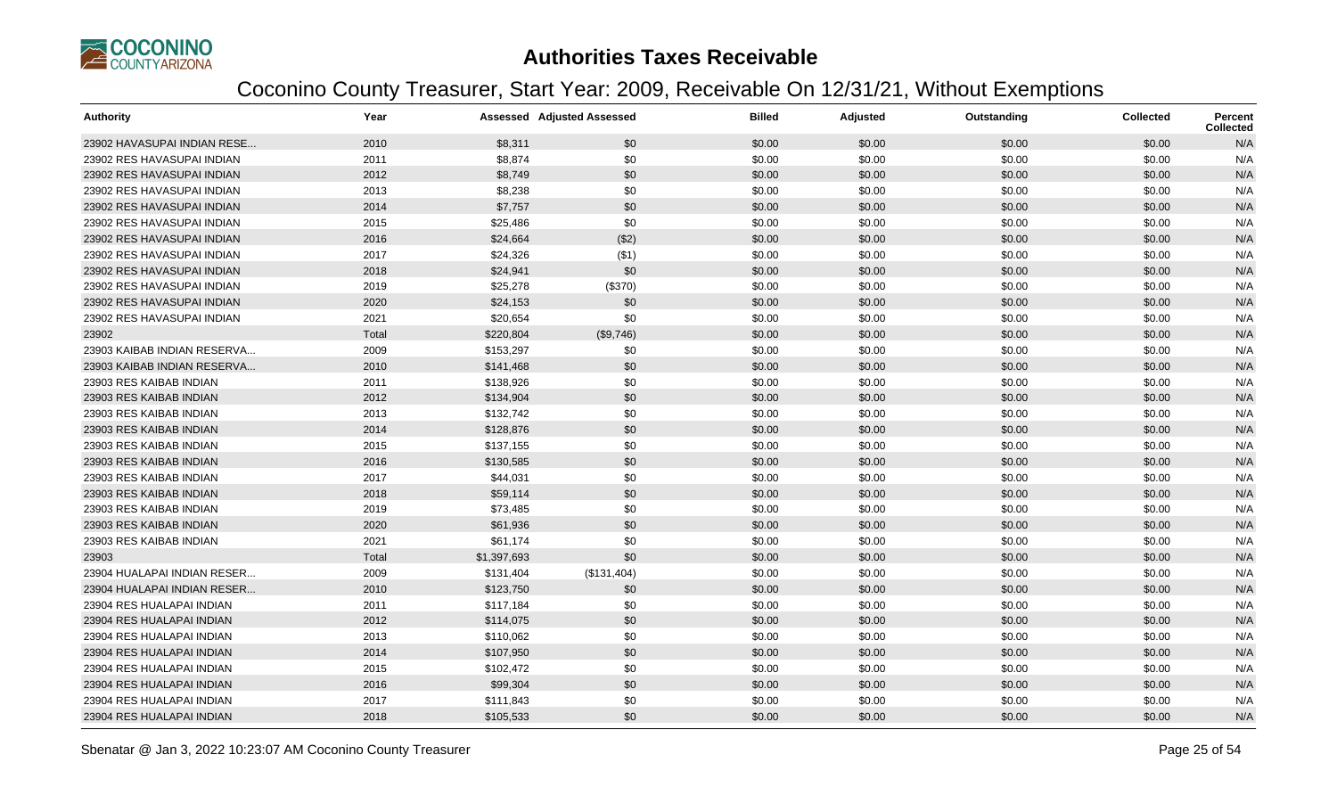# Authorities Taxes Receivable

## Coconino County Treasurer, Start Year: 2009, Receivable On 12/31/21, Without Exemptions

| Authority | Year | Assessed | Adjusted Assessed | Billed | Adjusted | Outstanding | Collected | Percent Collected |
|---|---|---|---|---|---|---|---|---|
| 23902 HAVASUPAI INDIAN RESE... | 2010 | $8,311 | $0 | $0.00 | $0.00 | $0.00 | $0.00 | N/A |
| 23902 RES HAVASUPAI INDIAN | 2011 | $8,874 | $0 | $0.00 | $0.00 | $0.00 | $0.00 | N/A |
| 23902 RES HAVASUPAI INDIAN | 2012 | $8,749 | $0 | $0.00 | $0.00 | $0.00 | $0.00 | N/A |
| 23902 RES HAVASUPAI INDIAN | 2013 | $8,238 | $0 | $0.00 | $0.00 | $0.00 | $0.00 | N/A |
| 23902 RES HAVASUPAI INDIAN | 2014 | $7,757 | $0 | $0.00 | $0.00 | $0.00 | $0.00 | N/A |
| 23902 RES HAVASUPAI INDIAN | 2015 | $25,486 | $0 | $0.00 | $0.00 | $0.00 | $0.00 | N/A |
| 23902 RES HAVASUPAI INDIAN | 2016 | $24,664 | ($2) | $0.00 | $0.00 | $0.00 | $0.00 | N/A |
| 23902 RES HAVASUPAI INDIAN | 2017 | $24,326 | ($1) | $0.00 | $0.00 | $0.00 | $0.00 | N/A |
| 23902 RES HAVASUPAI INDIAN | 2018 | $24,941 | $0 | $0.00 | $0.00 | $0.00 | $0.00 | N/A |
| 23902 RES HAVASUPAI INDIAN | 2019 | $25,278 | ($370) | $0.00 | $0.00 | $0.00 | $0.00 | N/A |
| 23902 RES HAVASUPAI INDIAN | 2020 | $24,153 | $0 | $0.00 | $0.00 | $0.00 | $0.00 | N/A |
| 23902 RES HAVASUPAI INDIAN | 2021 | $20,654 | $0 | $0.00 | $0.00 | $0.00 | $0.00 | N/A |
| 23902 | Total | $220,804 | ($9,746) | $0.00 | $0.00 | $0.00 | $0.00 | N/A |
| 23903 KAIBAB INDIAN RESERVA... | 2009 | $153,297 | $0 | $0.00 | $0.00 | $0.00 | $0.00 | N/A |
| 23903 KAIBAB INDIAN RESERVA... | 2010 | $141,468 | $0 | $0.00 | $0.00 | $0.00 | $0.00 | N/A |
| 23903 RES KAIBAB INDIAN | 2011 | $138,926 | $0 | $0.00 | $0.00 | $0.00 | $0.00 | N/A |
| 23903 RES KAIBAB INDIAN | 2012 | $134,904 | $0 | $0.00 | $0.00 | $0.00 | $0.00 | N/A |
| 23903 RES KAIBAB INDIAN | 2013 | $132,742 | $0 | $0.00 | $0.00 | $0.00 | $0.00 | N/A |
| 23903 RES KAIBAB INDIAN | 2014 | $128,876 | $0 | $0.00 | $0.00 | $0.00 | $0.00 | N/A |
| 23903 RES KAIBAB INDIAN | 2015 | $137,155 | $0 | $0.00 | $0.00 | $0.00 | $0.00 | N/A |
| 23903 RES KAIBAB INDIAN | 2016 | $130,585 | $0 | $0.00 | $0.00 | $0.00 | $0.00 | N/A |
| 23903 RES KAIBAB INDIAN | 2017 | $44,031 | $0 | $0.00 | $0.00 | $0.00 | $0.00 | N/A |
| 23903 RES KAIBAB INDIAN | 2018 | $59,114 | $0 | $0.00 | $0.00 | $0.00 | $0.00 | N/A |
| 23903 RES KAIBAB INDIAN | 2019 | $73,485 | $0 | $0.00 | $0.00 | $0.00 | $0.00 | N/A |
| 23903 RES KAIBAB INDIAN | 2020 | $61,936 | $0 | $0.00 | $0.00 | $0.00 | $0.00 | N/A |
| 23903 RES KAIBAB INDIAN | 2021 | $61,174 | $0 | $0.00 | $0.00 | $0.00 | $0.00 | N/A |
| 23903 | Total | $1,397,693 | $0 | $0.00 | $0.00 | $0.00 | $0.00 | N/A |
| 23904 HUALAPAI INDIAN RESER... | 2009 | $131,404 | ($131,404) | $0.00 | $0.00 | $0.00 | $0.00 | N/A |
| 23904 HUALAPAI INDIAN RESER... | 2010 | $123,750 | $0 | $0.00 | $0.00 | $0.00 | $0.00 | N/A |
| 23904 RES HUALAPAI INDIAN | 2011 | $117,184 | $0 | $0.00 | $0.00 | $0.00 | $0.00 | N/A |
| 23904 RES HUALAPAI INDIAN | 2012 | $114,075 | $0 | $0.00 | $0.00 | $0.00 | $0.00 | N/A |
| 23904 RES HUALAPAI INDIAN | 2013 | $110,062 | $0 | $0.00 | $0.00 | $0.00 | $0.00 | N/A |
| 23904 RES HUALAPAI INDIAN | 2014 | $107,950 | $0 | $0.00 | $0.00 | $0.00 | $0.00 | N/A |
| 23904 RES HUALAPAI INDIAN | 2015 | $102,472 | $0 | $0.00 | $0.00 | $0.00 | $0.00 | N/A |
| 23904 RES HUALAPAI INDIAN | 2016 | $99,304 | $0 | $0.00 | $0.00 | $0.00 | $0.00 | N/A |
| 23904 RES HUALAPAI INDIAN | 2017 | $111,843 | $0 | $0.00 | $0.00 | $0.00 | $0.00 | N/A |
| 23904 RES HUALAPAI INDIAN | 2018 | $105,533 | $0 | $0.00 | $0.00 | $0.00 | $0.00 | N/A |

Sbenatar @ Jan 3, 2022 10:23:07 AM Coconino County Treasurer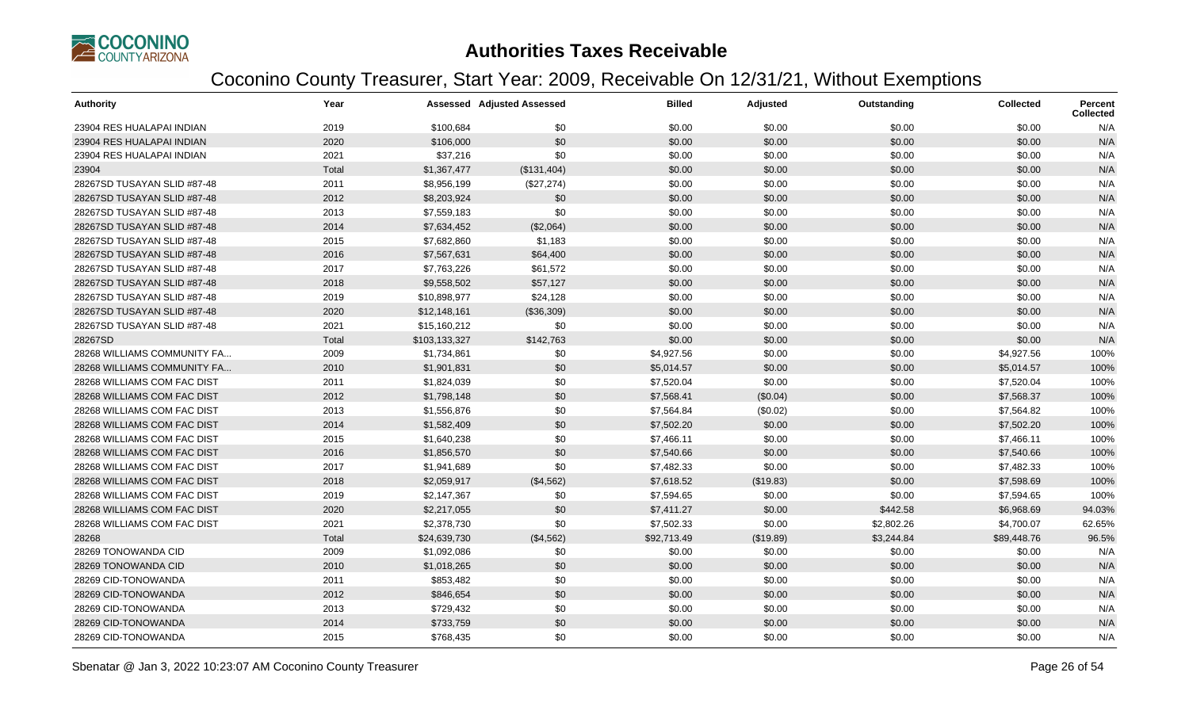# Authorities Taxes Receivable

## Coconino County Treasurer, Start Year: 2009, Receivable On 12/31/21, Without Exemptions

| Authority | Year | Assessed | Adjusted Assessed | Billed | Adjusted | Outstanding | Collected | Percent Collected |
|---|---|---|---|---|---|---|---|---|
| 23904 RES HUALAPAI INDIAN | 2019 | $100,684 | $0 | $0.00 | $0.00 | $0.00 | $0.00 | N/A |
| 23904 RES HUALAPAI INDIAN | 2020 | $106,000 | $0 | $0.00 | $0.00 | $0.00 | $0.00 | N/A |
| 23904 RES HUALAPAI INDIAN | 2021 | $37,216 | $0 | $0.00 | $0.00 | $0.00 | $0.00 | N/A |
| 23904 | Total | $1,367,477 | ($131,404) | $0.00 | $0.00 | $0.00 | $0.00 | N/A |
| 28267SD TUSAYAN SLID #87-48 | 2011 | $8,956,199 | ($27,274) | $0.00 | $0.00 | $0.00 | $0.00 | N/A |
| 28267SD TUSAYAN SLID #87-48 | 2012 | $8,203,924 | $0 | $0.00 | $0.00 | $0.00 | $0.00 | N/A |
| 28267SD TUSAYAN SLID #87-48 | 2013 | $7,559,183 | $0 | $0.00 | $0.00 | $0.00 | $0.00 | N/A |
| 28267SD TUSAYAN SLID #87-48 | 2014 | $7,634,452 | ($2,064) | $0.00 | $0.00 | $0.00 | $0.00 | N/A |
| 28267SD TUSAYAN SLID #87-48 | 2015 | $7,682,860 | $1,183 | $0.00 | $0.00 | $0.00 | $0.00 | N/A |
| 28267SD TUSAYAN SLID #87-48 | 2016 | $7,567,631 | $64,400 | $0.00 | $0.00 | $0.00 | $0.00 | N/A |
| 28267SD TUSAYAN SLID #87-48 | 2017 | $7,763,226 | $61,572 | $0.00 | $0.00 | $0.00 | $0.00 | N/A |
| 28267SD TUSAYAN SLID #87-48 | 2018 | $9,558,502 | $57,127 | $0.00 | $0.00 | $0.00 | $0.00 | N/A |
| 28267SD TUSAYAN SLID #87-48 | 2019 | $10,898,977 | $24,128 | $0.00 | $0.00 | $0.00 | $0.00 | N/A |
| 28267SD TUSAYAN SLID #87-48 | 2020 | $12,148,161 | ($36,309) | $0.00 | $0.00 | $0.00 | $0.00 | N/A |
| 28267SD TUSAYAN SLID #87-48 | 2021 | $15,160,212 | $0 | $0.00 | $0.00 | $0.00 | $0.00 | N/A |
| 28267SD | Total | $103,133,327 | $142,763 | $0.00 | $0.00 | $0.00 | $0.00 | N/A |
| 28268 WILLIAMS COMMUNITY FA... | 2009 | $1,734,861 | $0 | $4,927.56 | $0.00 | $0.00 | $4,927.56 | 100% |
| 28268 WILLIAMS COMMUNITY FA... | 2010 | $1,901,831 | $0 | $5,014.57 | $0.00 | $0.00 | $5,014.57 | 100% |
| 28268 WILLIAMS COM FAC DIST | 2011 | $1,824,039 | $0 | $7,520.04 | $0.00 | $0.00 | $7,520.04 | 100% |
| 28268 WILLIAMS COM FAC DIST | 2012 | $1,798,148 | $0 | $7,568.41 | ($0.04) | $0.00 | $7,568.37 | 100% |
| 28268 WILLIAMS COM FAC DIST | 2013 | $1,556,876 | $0 | $7,564.84 | ($0.02) | $0.00 | $7,564.82 | 100% |
| 28268 WILLIAMS COM FAC DIST | 2014 | $1,582,409 | $0 | $7,502.20 | $0.00 | $0.00 | $7,502.20 | 100% |
| 28268 WILLIAMS COM FAC DIST | 2015 | $1,640,238 | $0 | $7,466.11 | $0.00 | $0.00 | $7,466.11 | 100% |
| 28268 WILLIAMS COM FAC DIST | 2016 | $1,856,570 | $0 | $7,540.66 | $0.00 | $0.00 | $7,540.66 | 100% |
| 28268 WILLIAMS COM FAC DIST | 2017 | $1,941,689 | $0 | $7,482.33 | $0.00 | $0.00 | $7,482.33 | 100% |
| 28268 WILLIAMS COM FAC DIST | 2018 | $2,059,917 | ($4,562) | $7,618.52 | ($19.83) | $0.00 | $7,598.69 | 100% |
| 28268 WILLIAMS COM FAC DIST | 2019 | $2,147,367 | $0 | $7,594.65 | $0.00 | $0.00 | $7,594.65 | 100% |
| 28268 WILLIAMS COM FAC DIST | 2020 | $2,217,055 | $0 | $7,411.27 | $0.00 | $442.58 | $6,968.69 | 94.03% |
| 28268 WILLIAMS COM FAC DIST | 2021 | $2,378,730 | $0 | $7,502.33 | $0.00 | $2,802.26 | $4,700.07 | 62.65% |
| 28268 | Total | $24,639,730 | ($4,562) | $92,713.49 | ($19.89) | $3,244.84 | $89,448.76 | 96.5% |
| 28269 TONOWANDA CID | 2009 | $1,092,086 | $0 | $0.00 | $0.00 | $0.00 | $0.00 | N/A |
| 28269 TONOWANDA CID | 2010 | $1,018,265 | $0 | $0.00 | $0.00 | $0.00 | $0.00 | N/A |
| 28269 CID-TONOWANDA | 2011 | $853,482 | $0 | $0.00 | $0.00 | $0.00 | $0.00 | N/A |
| 28269 CID-TONOWANDA | 2012 | $846,654 | $0 | $0.00 | $0.00 | $0.00 | $0.00 | N/A |
| 28269 CID-TONOWANDA | 2013 | $729,432 | $0 | $0.00 | $0.00 | $0.00 | $0.00 | N/A |
| 28269 CID-TONOWANDA | 2014 | $733,759 | $0 | $0.00 | $0.00 | $0.00 | $0.00 | N/A |
| 28269 CID-TONOWANDA | 2015 | $768,435 | $0 | $0.00 | $0.00 | $0.00 | $0.00 | N/A |

Sbenatar @ Jan 3, 2022 10:23:07 AM Coconino County Treasurer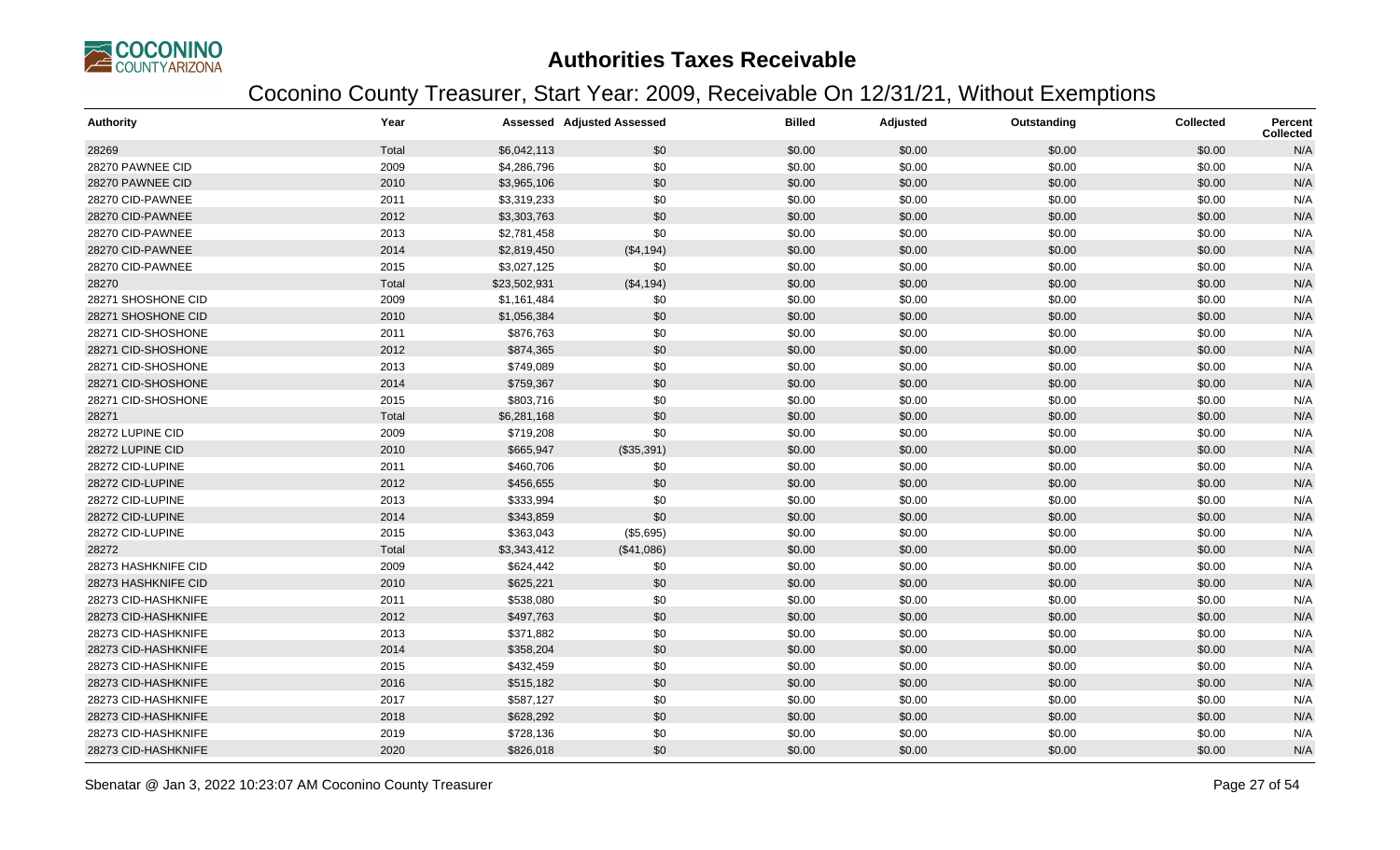# Authorities Taxes Receivable

## Coconino County Treasurer, Start Year: 2009, Receivable On 12/31/21, Without Exemptions

| Authority | Year | Assessed | Adjusted Assessed | Billed | Adjusted | Outstanding | Collected | Percent Collected |
|---|---|---|---|---|---|---|---|---|
| 28269 | Total | $6,042,113 | $0 | $0.00 | $0.00 | $0.00 | $0.00 | N/A |
| 28270 PAWNEE CID | 2009 | $4,286,796 | $0 | $0.00 | $0.00 | $0.00 | $0.00 | N/A |
| 28270 PAWNEE CID | 2010 | $3,965,106 | $0 | $0.00 | $0.00 | $0.00 | $0.00 | N/A |
| 28270 CID-PAWNEE | 2011 | $3,319,233 | $0 | $0.00 | $0.00 | $0.00 | $0.00 | N/A |
| 28270 CID-PAWNEE | 2012 | $3,303,763 | $0 | $0.00 | $0.00 | $0.00 | $0.00 | N/A |
| 28270 CID-PAWNEE | 2013 | $2,781,458 | $0 | $0.00 | $0.00 | $0.00 | $0.00 | N/A |
| 28270 CID-PAWNEE | 2014 | $2,819,450 | ($4,194) | $0.00 | $0.00 | $0.00 | $0.00 | N/A |
| 28270 CID-PAWNEE | 2015 | $3,027,125 | $0 | $0.00 | $0.00 | $0.00 | $0.00 | N/A |
| 28270 | Total | $23,502,931 | ($4,194) | $0.00 | $0.00 | $0.00 | $0.00 | N/A |
| 28271 SHOSHONE CID | 2009 | $1,161,484 | $0 | $0.00 | $0.00 | $0.00 | $0.00 | N/A |
| 28271 SHOSHONE CID | 2010 | $1,056,384 | $0 | $0.00 | $0.00 | $0.00 | $0.00 | N/A |
| 28271 CID-SHOSHONE | 2011 | $876,763 | $0 | $0.00 | $0.00 | $0.00 | $0.00 | N/A |
| 28271 CID-SHOSHONE | 2012 | $874,365 | $0 | $0.00 | $0.00 | $0.00 | $0.00 | N/A |
| 28271 CID-SHOSHONE | 2013 | $749,089 | $0 | $0.00 | $0.00 | $0.00 | $0.00 | N/A |
| 28271 CID-SHOSHONE | 2014 | $759,367 | $0 | $0.00 | $0.00 | $0.00 | $0.00 | N/A |
| 28271 CID-SHOSHONE | 2015 | $803,716 | $0 | $0.00 | $0.00 | $0.00 | $0.00 | N/A |
| 28271 | Total | $6,281,168 | $0 | $0.00 | $0.00 | $0.00 | $0.00 | N/A |
| 28272 LUPINE CID | 2009 | $719,208 | $0 | $0.00 | $0.00 | $0.00 | $0.00 | N/A |
| 28272 LUPINE CID | 2010 | $665,947 | ($35,391) | $0.00 | $0.00 | $0.00 | $0.00 | N/A |
| 28272 CID-LUPINE | 2011 | $460,706 | $0 | $0.00 | $0.00 | $0.00 | $0.00 | N/A |
| 28272 CID-LUPINE | 2012 | $456,655 | $0 | $0.00 | $0.00 | $0.00 | $0.00 | N/A |
| 28272 CID-LUPINE | 2013 | $333,994 | $0 | $0.00 | $0.00 | $0.00 | $0.00 | N/A |
| 28272 CID-LUPINE | 2014 | $343,859 | $0 | $0.00 | $0.00 | $0.00 | $0.00 | N/A |
| 28272 CID-LUPINE | 2015 | $363,043 | ($5,695) | $0.00 | $0.00 | $0.00 | $0.00 | N/A |
| 28272 | Total | $3,343,412 | ($41,086) | $0.00 | $0.00 | $0.00 | $0.00 | N/A |
| 28273 HASHKNIFE CID | 2009 | $624,442 | $0 | $0.00 | $0.00 | $0.00 | $0.00 | N/A |
| 28273 HASHKNIFE CID | 2010 | $625,221 | $0 | $0.00 | $0.00 | $0.00 | $0.00 | N/A |
| 28273 CID-HASHKNIFE | 2011 | $538,080 | $0 | $0.00 | $0.00 | $0.00 | $0.00 | N/A |
| 28273 CID-HASHKNIFE | 2012 | $497,763 | $0 | $0.00 | $0.00 | $0.00 | $0.00 | N/A |
| 28273 CID-HASHKNIFE | 2013 | $371,882 | $0 | $0.00 | $0.00 | $0.00 | $0.00 | N/A |
| 28273 CID-HASHKNIFE | 2014 | $358,204 | $0 | $0.00 | $0.00 | $0.00 | $0.00 | N/A |
| 28273 CID-HASHKNIFE | 2015 | $432,459 | $0 | $0.00 | $0.00 | $0.00 | $0.00 | N/A |
| 28273 CID-HASHKNIFE | 2016 | $515,182 | $0 | $0.00 | $0.00 | $0.00 | $0.00 | N/A |
| 28273 CID-HASHKNIFE | 2017 | $587,127 | $0 | $0.00 | $0.00 | $0.00 | $0.00 | N/A |
| 28273 CID-HASHKNIFE | 2018 | $628,292 | $0 | $0.00 | $0.00 | $0.00 | $0.00 | N/A |
| 28273 CID-HASHKNIFE | 2019 | $728,136 | $0 | $0.00 | $0.00 | $0.00 | $0.00 | N/A |
| 28273 CID-HASHKNIFE | 2020 | $826,018 | $0 | $0.00 | $0.00 | $0.00 | $0.00 | N/A |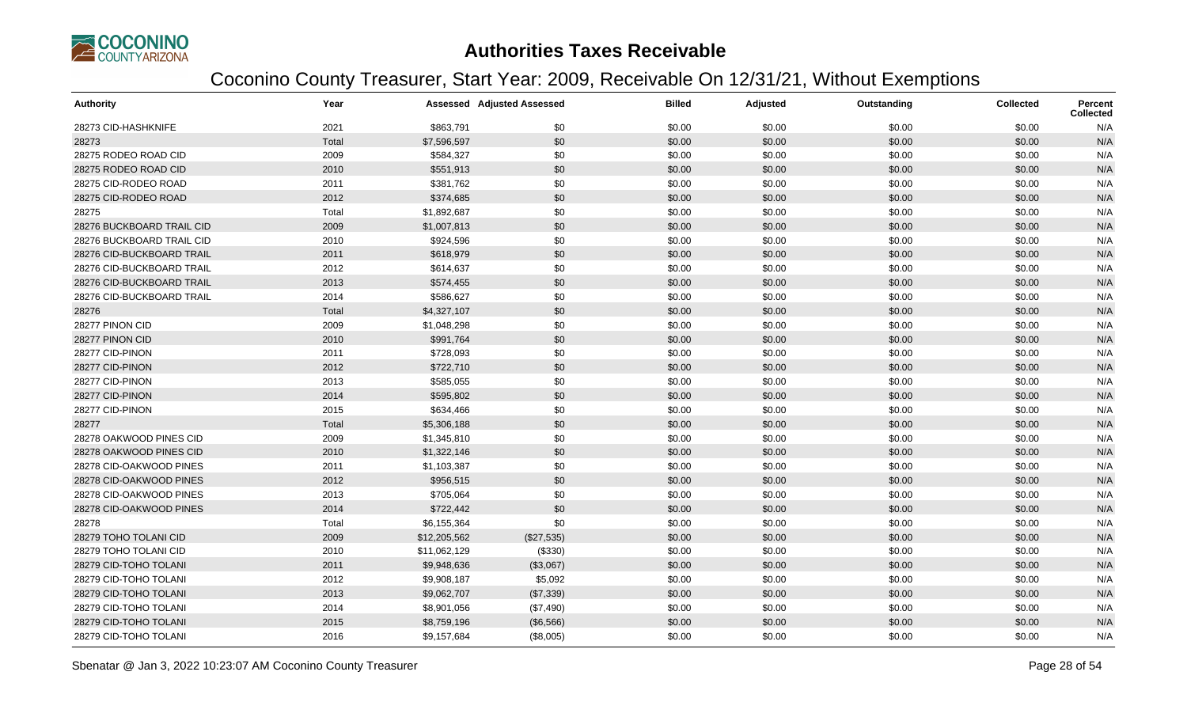# Authorities Taxes Receivable

## Coconino County Treasurer, Start Year: 2009, Receivable On 12/31/21, Without Exemptions

| Authority | Year | Assessed | Adjusted Assessed | Billed | Adjusted | Outstanding | Collected | Percent Collected |
|---|---|---|---|---|---|---|---|---|
| 28273 CID-HASHKNIFE | 2021 | $863,791 | $0 | $0.00 | $0.00 | $0.00 | $0.00 | N/A |
| 28273 | Total | $7,596,597 | $0 | $0.00 | $0.00 | $0.00 | $0.00 | N/A |
| 28275 RODEO ROAD CID | 2009 | $584,327 | $0 | $0.00 | $0.00 | $0.00 | $0.00 | N/A |
| 28275 RODEO ROAD CID | 2010 | $551,913 | $0 | $0.00 | $0.00 | $0.00 | $0.00 | N/A |
| 28275 CID-RODEO ROAD | 2011 | $381,762 | $0 | $0.00 | $0.00 | $0.00 | $0.00 | N/A |
| 28275 CID-RODEO ROAD | 2012 | $374,685 | $0 | $0.00 | $0.00 | $0.00 | $0.00 | N/A |
| 28275 | Total | $1,892,687 | $0 | $0.00 | $0.00 | $0.00 | $0.00 | N/A |
| 28276 BUCKBOARD TRAIL CID | 2009 | $1,007,813 | $0 | $0.00 | $0.00 | $0.00 | $0.00 | N/A |
| 28276 BUCKBOARD TRAIL CID | 2010 | $924,596 | $0 | $0.00 | $0.00 | $0.00 | $0.00 | N/A |
| 28276 CID-BUCKBOARD TRAIL | 2011 | $618,979 | $0 | $0.00 | $0.00 | $0.00 | $0.00 | N/A |
| 28276 CID-BUCKBOARD TRAIL | 2012 | $614,637 | $0 | $0.00 | $0.00 | $0.00 | $0.00 | N/A |
| 28276 CID-BUCKBOARD TRAIL | 2013 | $574,455 | $0 | $0.00 | $0.00 | $0.00 | $0.00 | N/A |
| 28276 CID-BUCKBOARD TRAIL | 2014 | $586,627 | $0 | $0.00 | $0.00 | $0.00 | $0.00 | N/A |
| 28276 | Total | $4,327,107 | $0 | $0.00 | $0.00 | $0.00 | $0.00 | N/A |
| 28277 PINON CID | 2009 | $1,048,298 | $0 | $0.00 | $0.00 | $0.00 | $0.00 | N/A |
| 28277 PINON CID | 2010 | $991,764 | $0 | $0.00 | $0.00 | $0.00 | $0.00 | N/A |
| 28277 CID-PINON | 2011 | $728,093 | $0 | $0.00 | $0.00 | $0.00 | $0.00 | N/A |
| 28277 CID-PINON | 2012 | $722,710 | $0 | $0.00 | $0.00 | $0.00 | $0.00 | N/A |
| 28277 CID-PINON | 2013 | $585,055 | $0 | $0.00 | $0.00 | $0.00 | $0.00 | N/A |
| 28277 CID-PINON | 2014 | $595,802 | $0 | $0.00 | $0.00 | $0.00 | $0.00 | N/A |
| 28277 CID-PINON | 2015 | $634,466 | $0 | $0.00 | $0.00 | $0.00 | $0.00 | N/A |
| 28277 | Total | $5,306,188 | $0 | $0.00 | $0.00 | $0.00 | $0.00 | N/A |
| 28278 OAKWOOD PINES CID | 2009 | $1,345,810 | $0 | $0.00 | $0.00 | $0.00 | $0.00 | N/A |
| 28278 OAKWOOD PINES CID | 2010 | $1,322,146 | $0 | $0.00 | $0.00 | $0.00 | $0.00 | N/A |
| 28278 CID-OAKWOOD PINES | 2011 | $1,103,387 | $0 | $0.00 | $0.00 | $0.00 | $0.00 | N/A |
| 28278 CID-OAKWOOD PINES | 2012 | $956,515 | $0 | $0.00 | $0.00 | $0.00 | $0.00 | N/A |
| 28278 CID-OAKWOOD PINES | 2013 | $705,064 | $0 | $0.00 | $0.00 | $0.00 | $0.00 | N/A |
| 28278 CID-OAKWOOD PINES | 2014 | $722,442 | $0 | $0.00 | $0.00 | $0.00 | $0.00 | N/A |
| 28278 | Total | $6,155,364 | $0 | $0.00 | $0.00 | $0.00 | $0.00 | N/A |
| 28279 TOHO TOLANI CID | 2009 | $12,205,562 | ($27,535) | $0.00 | $0.00 | $0.00 | $0.00 | N/A |
| 28279 TOHO TOLANI CID | 2010 | $11,062,129 | ($330) | $0.00 | $0.00 | $0.00 | $0.00 | N/A |
| 28279 CID-TOHO TOLANI | 2011 | $9,948,636 | ($3,067) | $0.00 | $0.00 | $0.00 | $0.00 | N/A |
| 28279 CID-TOHO TOLANI | 2012 | $9,908,187 | $5,092 | $0.00 | $0.00 | $0.00 | $0.00 | N/A |
| 28279 CID-TOHO TOLANI | 2013 | $9,062,707 | ($7,339) | $0.00 | $0.00 | $0.00 | $0.00 | N/A |
| 28279 CID-TOHO TOLANI | 2014 | $8,901,056 | ($7,490) | $0.00 | $0.00 | $0.00 | $0.00 | N/A |
| 28279 CID-TOHO TOLANI | 2015 | $8,759,196 | ($6,566) | $0.00 | $0.00 | $0.00 | $0.00 | N/A |
| 28279 CID-TOHO TOLANI | 2016 | $9,157,684 | ($8,005) | $0.00 | $0.00 | $0.00 | $0.00 | N/A |

Sbenatar @ Jan 3, 2022 10:23:07 AM Coconino County Treasurer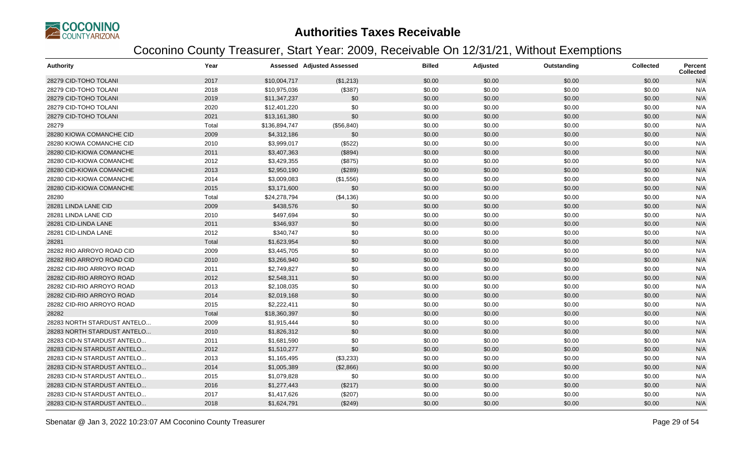# Authorities Taxes Receivable

## Coconino County Treasurer, Start Year: 2009, Receivable On 12/31/21, Without Exemptions

| Authority | Year | Assessed | Adjusted Assessed | Billed | Adjusted | Outstanding | Collected | Percent Collected |
|---|---|---|---|---|---|---|---|---|
| 28279 CID-TOHO TOLANI | 2017 | $10,004,717 | ($1,213) | $0.00 | $0.00 | $0.00 | $0.00 | N/A |
| 28279 CID-TOHO TOLANI | 2018 | $10,975,036 | ($387) | $0.00 | $0.00 | $0.00 | $0.00 | N/A |
| 28279 CID-TOHO TOLANI | 2019 | $11,347,237 | $0 | $0.00 | $0.00 | $0.00 | $0.00 | N/A |
| 28279 CID-TOHO TOLANI | 2020 | $12,401,220 | $0 | $0.00 | $0.00 | $0.00 | $0.00 | N/A |
| 28279 CID-TOHO TOLANI | 2021 | $13,161,380 | $0 | $0.00 | $0.00 | $0.00 | $0.00 | N/A |
| 28279 | Total | $136,894,747 | ($56,840) | $0.00 | $0.00 | $0.00 | $0.00 | N/A |
| 28280 KIOWA COMANCHE CID | 2009 | $4,312,186 | $0 | $0.00 | $0.00 | $0.00 | $0.00 | N/A |
| 28280 KIOWA COMANCHE CID | 2010 | $3,999,017 | ($522) | $0.00 | $0.00 | $0.00 | $0.00 | N/A |
| 28280 CID-KIOWA COMANCHE | 2011 | $3,407,363 | ($894) | $0.00 | $0.00 | $0.00 | $0.00 | N/A |
| 28280 CID-KIOWA COMANCHE | 2012 | $3,429,355 | ($875) | $0.00 | $0.00 | $0.00 | $0.00 | N/A |
| 28280 CID-KIOWA COMANCHE | 2013 | $2,950,190 | ($289) | $0.00 | $0.00 | $0.00 | $0.00 | N/A |
| 28280 CID-KIOWA COMANCHE | 2014 | $3,009,083 | ($1,556) | $0.00 | $0.00 | $0.00 | $0.00 | N/A |
| 28280 CID-KIOWA COMANCHE | 2015 | $3,171,600 | $0 | $0.00 | $0.00 | $0.00 | $0.00 | N/A |
| 28280 | Total | $24,278,794 | ($4,136) | $0.00 | $0.00 | $0.00 | $0.00 | N/A |
| 28281 LINDA LANE CID | 2009 | $438,576 | $0 | $0.00 | $0.00 | $0.00 | $0.00 | N/A |
| 28281 LINDA LANE CID | 2010 | $497,694 | $0 | $0.00 | $0.00 | $0.00 | $0.00 | N/A |
| 28281 CID-LINDA LANE | 2011 | $346,937 | $0 | $0.00 | $0.00 | $0.00 | $0.00 | N/A |
| 28281 CID-LINDA LANE | 2012 | $340,747 | $0 | $0.00 | $0.00 | $0.00 | $0.00 | N/A |
| 28281 | Total | $1,623,954 | $0 | $0.00 | $0.00 | $0.00 | $0.00 | N/A |
| 28282 RIO ARROYO ROAD CID | 2009 | $3,445,705 | $0 | $0.00 | $0.00 | $0.00 | $0.00 | N/A |
| 28282 RIO ARROYO ROAD CID | 2010 | $3,266,940 | $0 | $0.00 | $0.00 | $0.00 | $0.00 | N/A |
| 28282 CID-RIO ARROYO ROAD | 2011 | $2,749,827 | $0 | $0.00 | $0.00 | $0.00 | $0.00 | N/A |
| 28282 CID-RIO ARROYO ROAD | 2012 | $2,548,311 | $0 | $0.00 | $0.00 | $0.00 | $0.00 | N/A |
| 28282 CID-RIO ARROYO ROAD | 2013 | $2,108,035 | $0 | $0.00 | $0.00 | $0.00 | $0.00 | N/A |
| 28282 CID-RIO ARROYO ROAD | 2014 | $2,019,168 | $0 | $0.00 | $0.00 | $0.00 | $0.00 | N/A |
| 28282 CID-RIO ARROYO ROAD | 2015 | $2,222,411 | $0 | $0.00 | $0.00 | $0.00 | $0.00 | N/A |
| 28282 | Total | $18,360,397 | $0 | $0.00 | $0.00 | $0.00 | $0.00 | N/A |
| 28283 NORTH STARDUST ANTELO... | 2009 | $1,915,444 | $0 | $0.00 | $0.00 | $0.00 | $0.00 | N/A |
| 28283 NORTH STARDUST ANTELO... | 2010 | $1,826,312 | $0 | $0.00 | $0.00 | $0.00 | $0.00 | N/A |
| 28283 CID-N STARDUST ANTELO... | 2011 | $1,681,590 | $0 | $0.00 | $0.00 | $0.00 | $0.00 | N/A |
| 28283 CID-N STARDUST ANTELO... | 2012 | $1,510,277 | $0 | $0.00 | $0.00 | $0.00 | $0.00 | N/A |
| 28283 CID-N STARDUST ANTELO... | 2013 | $1,165,495 | ($3,233) | $0.00 | $0.00 | $0.00 | $0.00 | N/A |
| 28283 CID-N STARDUST ANTELO... | 2014 | $1,005,389 | ($2,866) | $0.00 | $0.00 | $0.00 | $0.00 | N/A |
| 28283 CID-N STARDUST ANTELO... | 2015 | $1,079,828 | $0 | $0.00 | $0.00 | $0.00 | $0.00 | N/A |
| 28283 CID-N STARDUST ANTELO... | 2016 | $1,277,443 | ($217) | $0.00 | $0.00 | $0.00 | $0.00 | N/A |
| 28283 CID-N STARDUST ANTELO... | 2017 | $1,417,626 | ($207) | $0.00 | $0.00 | $0.00 | $0.00 | N/A |
| 28283 CID-N STARDUST ANTELO... | 2018 | $1,624,791 | ($249) | $0.00 | $0.00 | $0.00 | $0.00 | N/A |

Sbenatar @ Jan 3, 2022 10:23:07 AM Coconino County Treasurer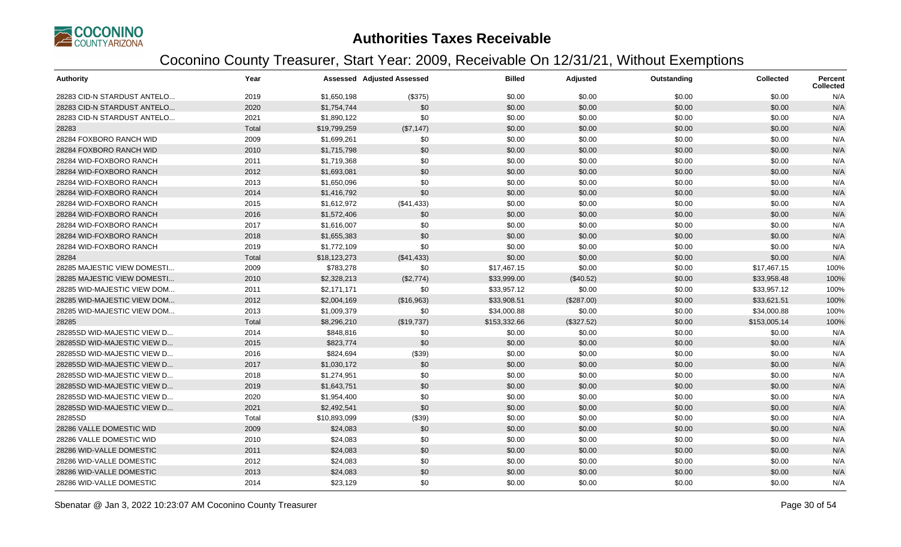# Authorities Taxes Receivable

## Coconino County Treasurer, Start Year: 2009, Receivable On 12/31/21, Without Exemptions

| Authority | Year | Assessed | Adjusted Assessed | Billed | Adjusted | Outstanding | Collected | Percent Collected |
|---|---|---|---|---|---|---|---|---|
| 28283 CID-N STARDUST ANTELO... | 2019 | $1,650,198 | ($375) | $0.00 | $0.00 | $0.00 | $0.00 | N/A |
| 28283 CID-N STARDUST ANTELO... | 2020 | $1,754,744 | $0 | $0.00 | $0.00 | $0.00 | $0.00 | N/A |
| 28283 CID-N STARDUST ANTELO... | 2021 | $1,890,122 | $0 | $0.00 | $0.00 | $0.00 | $0.00 | N/A |
| 28283 | Total | $19,799,259 | ($7,147) | $0.00 | $0.00 | $0.00 | $0.00 | N/A |
| 28284 FOXBORO RANCH WID | 2009 | $1,699,261 | $0 | $0.00 | $0.00 | $0.00 | $0.00 | N/A |
| 28284 FOXBORO RANCH WID | 2010 | $1,715,798 | $0 | $0.00 | $0.00 | $0.00 | $0.00 | N/A |
| 28284 WID-FOXBORO RANCH | 2011 | $1,719,368 | $0 | $0.00 | $0.00 | $0.00 | $0.00 | N/A |
| 28284 WID-FOXBORO RANCH | 2012 | $1,693,081 | $0 | $0.00 | $0.00 | $0.00 | $0.00 | N/A |
| 28284 WID-FOXBORO RANCH | 2013 | $1,650,096 | $0 | $0.00 | $0.00 | $0.00 | $0.00 | N/A |
| 28284 WID-FOXBORO RANCH | 2014 | $1,416,792 | $0 | $0.00 | $0.00 | $0.00 | $0.00 | N/A |
| 28284 WID-FOXBORO RANCH | 2015 | $1,612,972 | ($41,433) | $0.00 | $0.00 | $0.00 | $0.00 | N/A |
| 28284 WID-FOXBORO RANCH | 2016 | $1,572,406 | $0 | $0.00 | $0.00 | $0.00 | $0.00 | N/A |
| 28284 WID-FOXBORO RANCH | 2017 | $1,616,007 | $0 | $0.00 | $0.00 | $0.00 | $0.00 | N/A |
| 28284 WID-FOXBORO RANCH | 2018 | $1,655,383 | $0 | $0.00 | $0.00 | $0.00 | $0.00 | N/A |
| 28284 WID-FOXBORO RANCH | 2019 | $1,772,109 | $0 | $0.00 | $0.00 | $0.00 | $0.00 | N/A |
| 28284 | Total | $18,123,273 | ($41,433) | $0.00 | $0.00 | $0.00 | $0.00 | N/A |
| 28285 MAJESTIC VIEW DOMESTI... | 2009 | $783,278 | $0 | $17,467.15 | $0.00 | $0.00 | $17,467.15 | 100% |
| 28285 MAJESTIC VIEW DOMESTI... | 2010 | $2,328,213 | ($2,774) | $33,999.00 | ($40.52) | $0.00 | $33,958.48 | 100% |
| 28285 WID-MAJESTIC VIEW DOM... | 2011 | $2,171,171 | $0 | $33,957.12 | $0.00 | $0.00 | $33,957.12 | 100% |
| 28285 WID-MAJESTIC VIEW DOM... | 2012 | $2,004,169 | ($16,963) | $33,908.51 | ($287.00) | $0.00 | $33,621.51 | 100% |
| 28285 WID-MAJESTIC VIEW DOM... | 2013 | $1,009,379 | $0 | $34,000.88 | $0.00 | $0.00 | $34,000.88 | 100% |
| 28285 | Total | $8,296,210 | ($19,737) | $153,332.66 | ($327.52) | $0.00 | $153,005.14 | 100% |
| 28285SD WID-MAJESTIC VIEW D... | 2014 | $848,816 | $0 | $0.00 | $0.00 | $0.00 | $0.00 | N/A |
| 28285SD WID-MAJESTIC VIEW D... | 2015 | $823,774 | $0 | $0.00 | $0.00 | $0.00 | $0.00 | N/A |
| 28285SD WID-MAJESTIC VIEW D... | 2016 | $824,694 | ($39) | $0.00 | $0.00 | $0.00 | $0.00 | N/A |
| 28285SD WID-MAJESTIC VIEW D... | 2017 | $1,030,172 | $0 | $0.00 | $0.00 | $0.00 | $0.00 | N/A |
| 28285SD WID-MAJESTIC VIEW D... | 2018 | $1,274,951 | $0 | $0.00 | $0.00 | $0.00 | $0.00 | N/A |
| 28285SD WID-MAJESTIC VIEW D... | 2019 | $1,643,751 | $0 | $0.00 | $0.00 | $0.00 | $0.00 | N/A |
| 28285SD WID-MAJESTIC VIEW D... | 2020 | $1,954,400 | $0 | $0.00 | $0.00 | $0.00 | $0.00 | N/A |
| 28285SD WID-MAJESTIC VIEW D... | 2021 | $2,492,541 | $0 | $0.00 | $0.00 | $0.00 | $0.00 | N/A |
| 28285SD | Total | $10,893,099 | ($39) | $0.00 | $0.00 | $0.00 | $0.00 | N/A |
| 28286 VALLE DOMESTIC WID | 2009 | $24,083 | $0 | $0.00 | $0.00 | $0.00 | $0.00 | N/A |
| 28286 VALLE DOMESTIC WID | 2010 | $24,083 | $0 | $0.00 | $0.00 | $0.00 | $0.00 | N/A |
| 28286 WID-VALLE DOMESTIC | 2011 | $24,083 | $0 | $0.00 | $0.00 | $0.00 | $0.00 | N/A |
| 28286 WID-VALLE DOMESTIC | 2012 | $24,083 | $0 | $0.00 | $0.00 | $0.00 | $0.00 | N/A |
| 28286 WID-VALLE DOMESTIC | 2013 | $24,083 | $0 | $0.00 | $0.00 | $0.00 | $0.00 | N/A |
| 28286 WID-VALLE DOMESTIC | 2014 | $23,129 | $0 | $0.00 | $0.00 | $0.00 | $0.00 | N/A |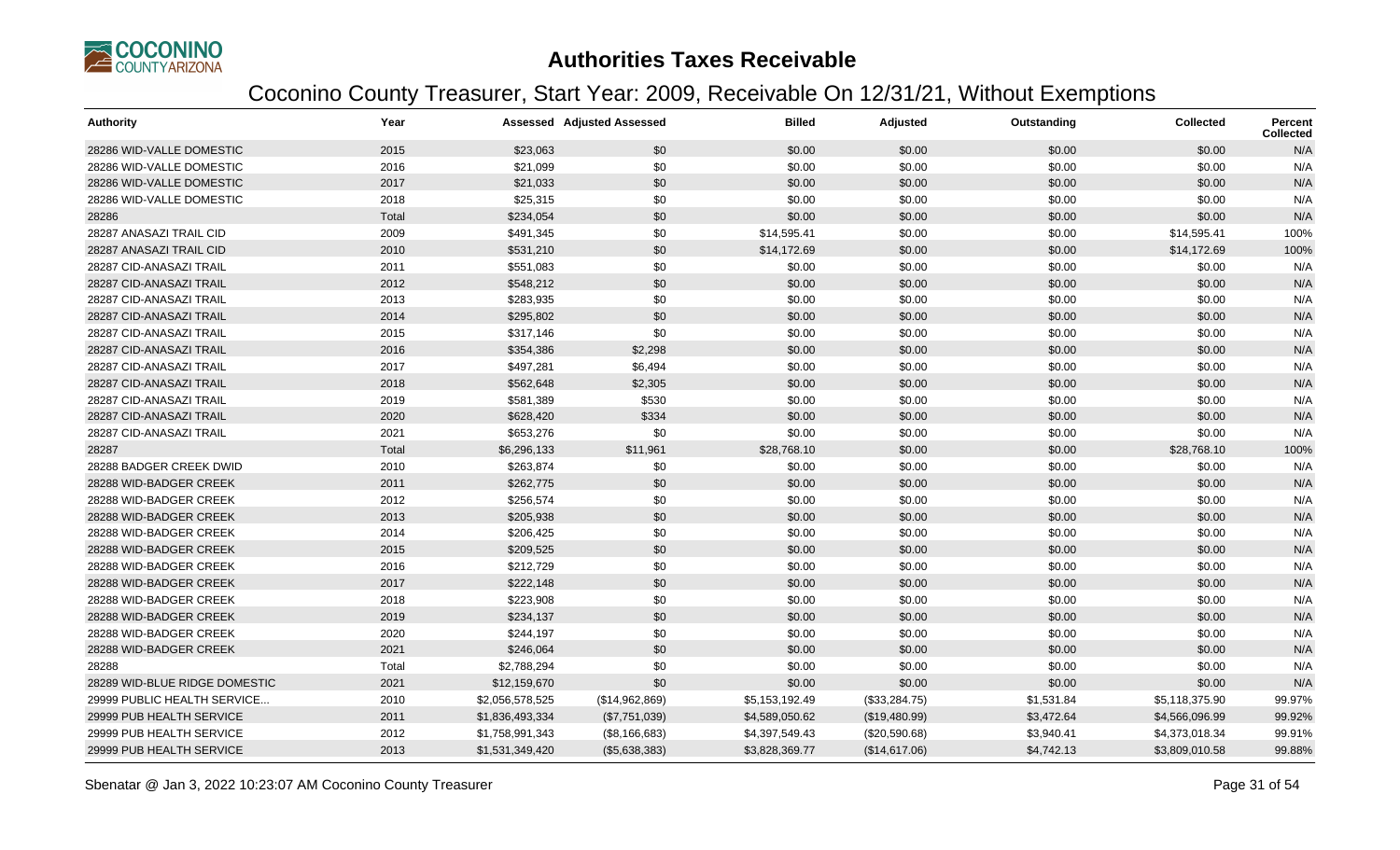# Authorities Taxes Receivable

## Coconino County Treasurer, Start Year: 2009, Receivable On 12/31/21, Without Exemptions

| Authority | Year | Assessed | Adjusted Assessed | Billed | Adjusted | Outstanding | Collected | Percent Collected |
|---|---|---|---|---|---|---|---|---|
| 28286 WID-VALLE DOMESTIC | 2015 | $23,063 | $0 | $0.00 | $0.00 | $0.00 | $0.00 | N/A |
| 28286 WID-VALLE DOMESTIC | 2016 | $21,099 | $0 | $0.00 | $0.00 | $0.00 | $0.00 | N/A |
| 28286 WID-VALLE DOMESTIC | 2017 | $21,033 | $0 | $0.00 | $0.00 | $0.00 | $0.00 | N/A |
| 28286 WID-VALLE DOMESTIC | 2018 | $25,315 | $0 | $0.00 | $0.00 | $0.00 | $0.00 | N/A |
| 28286 | Total | $234,054 | $0 | $0.00 | $0.00 | $0.00 | $0.00 | N/A |
| 28287 ANASAZI TRAIL CID | 2009 | $491,345 | $0 | $14,595.41 | $0.00 | $0.00 | $14,595.41 | 100% |
| 28287 ANASAZI TRAIL CID | 2010 | $531,210 | $0 | $14,172.69 | $0.00 | $0.00 | $14,172.69 | 100% |
| 28287 CID-ANASAZI TRAIL | 2011 | $551,083 | $0 | $0.00 | $0.00 | $0.00 | $0.00 | N/A |
| 28287 CID-ANASAZI TRAIL | 2012 | $548,212 | $0 | $0.00 | $0.00 | $0.00 | $0.00 | N/A |
| 28287 CID-ANASAZI TRAIL | 2013 | $283,935 | $0 | $0.00 | $0.00 | $0.00 | $0.00 | N/A |
| 28287 CID-ANASAZI TRAIL | 2014 | $295,802 | $0 | $0.00 | $0.00 | $0.00 | $0.00 | N/A |
| 28287 CID-ANASAZI TRAIL | 2015 | $317,146 | $0 | $0.00 | $0.00 | $0.00 | $0.00 | N/A |
| 28287 CID-ANASAZI TRAIL | 2016 | $354,386 | $2,298 | $0.00 | $0.00 | $0.00 | $0.00 | N/A |
| 28287 CID-ANASAZI TRAIL | 2017 | $497,281 | $6,494 | $0.00 | $0.00 | $0.00 | $0.00 | N/A |
| 28287 CID-ANASAZI TRAIL | 2018 | $562,648 | $2,305 | $0.00 | $0.00 | $0.00 | $0.00 | N/A |
| 28287 CID-ANASAZI TRAIL | 2019 | $581,389 | $530 | $0.00 | $0.00 | $0.00 | $0.00 | N/A |
| 28287 CID-ANASAZI TRAIL | 2020 | $628,420 | $334 | $0.00 | $0.00 | $0.00 | $0.00 | N/A |
| 28287 CID-ANASAZI TRAIL | 2021 | $653,276 | $0 | $0.00 | $0.00 | $0.00 | $0.00 | N/A |
| 28287 | Total | $6,296,133 | $11,961 | $28,768.10 | $0.00 | $0.00 | $28,768.10 | 100% |
| 28288 BADGER CREEK DWID | 2010 | $263,874 | $0 | $0.00 | $0.00 | $0.00 | $0.00 | N/A |
| 28288 WID-BADGER CREEK | 2011 | $262,775 | $0 | $0.00 | $0.00 | $0.00 | $0.00 | N/A |
| 28288 WID-BADGER CREEK | 2012 | $256,574 | $0 | $0.00 | $0.00 | $0.00 | $0.00 | N/A |
| 28288 WID-BADGER CREEK | 2013 | $205,938 | $0 | $0.00 | $0.00 | $0.00 | $0.00 | N/A |
| 28288 WID-BADGER CREEK | 2014 | $206,425 | $0 | $0.00 | $0.00 | $0.00 | $0.00 | N/A |
| 28288 WID-BADGER CREEK | 2015 | $209,525 | $0 | $0.00 | $0.00 | $0.00 | $0.00 | N/A |
| 28288 WID-BADGER CREEK | 2016 | $212,729 | $0 | $0.00 | $0.00 | $0.00 | $0.00 | N/A |
| 28288 WID-BADGER CREEK | 2017 | $222,148 | $0 | $0.00 | $0.00 | $0.00 | $0.00 | N/A |
| 28288 WID-BADGER CREEK | 2018 | $223,908 | $0 | $0.00 | $0.00 | $0.00 | $0.00 | N/A |
| 28288 WID-BADGER CREEK | 2019 | $234,137 | $0 | $0.00 | $0.00 | $0.00 | $0.00 | N/A |
| 28288 WID-BADGER CREEK | 2020 | $244,197 | $0 | $0.00 | $0.00 | $0.00 | $0.00 | N/A |
| 28288 WID-BADGER CREEK | 2021 | $246,064 | $0 | $0.00 | $0.00 | $0.00 | $0.00 | N/A |
| 28288 | Total | $2,788,294 | $0 | $0.00 | $0.00 | $0.00 | $0.00 | N/A |
| 28289 WID-BLUE RIDGE DOMESTIC | 2021 | $12,159,670 | $0 | $0.00 | $0.00 | $0.00 | $0.00 | N/A |
| 29999 PUBLIC HEALTH SERVICE... | 2010 | $2,056,578,525 | ($14,962,869) | $5,153,192.49 | ($33,284.75) | $1,531.84 | $5,118,375.90 | 99.97% |
| 29999 PUB HEALTH SERVICE | 2011 | $1,836,493,334 | ($7,751,039) | $4,589,050.62 | ($19,480.99) | $3,472.64 | $4,566,096.99 | 99.92% |
| 29999 PUB HEALTH SERVICE | 2012 | $1,758,991,343 | ($8,166,683) | $4,397,549.43 | ($20,590.68) | $3,940.41 | $4,373,018.34 | 99.91% |
| 29999 PUB HEALTH SERVICE | 2013 | $1,531,349,420 | ($5,638,383) | $3,828,369.77 | ($14,617.06) | $4,742.13 | $3,809,010.58 | 99.88% |

Sbenatar @ Jan 3, 2022 10:23:07 AM Coconino County Treasurer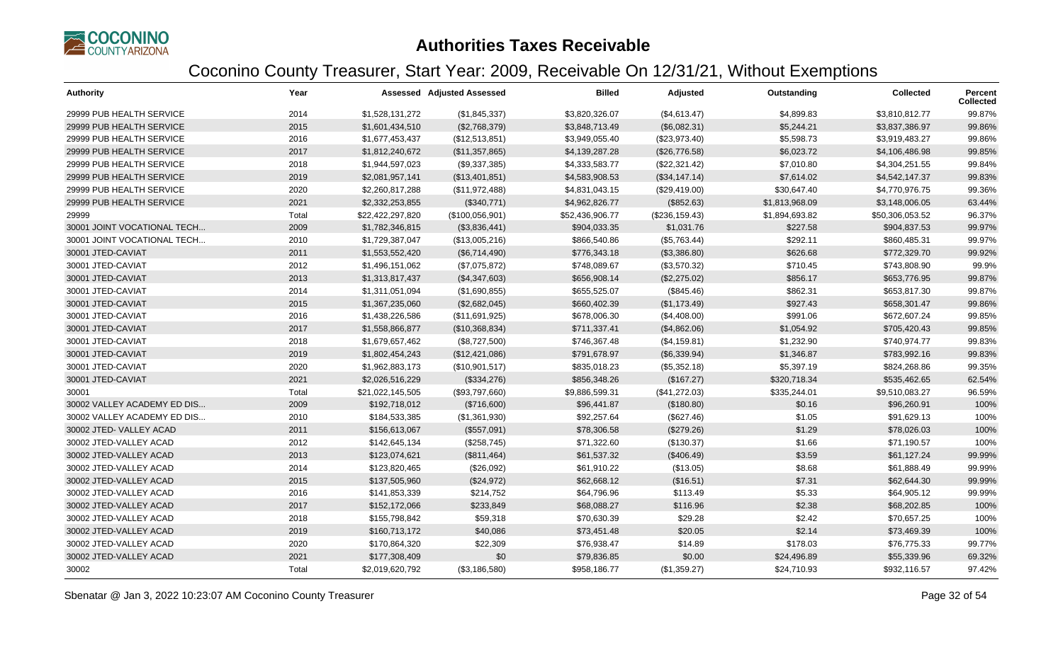# Authorities Taxes Receivable

## Coconino County Treasurer, Start Year: 2009, Receivable On 12/31/21, Without Exemptions

| Authority | Year | Assessed | Adjusted Assessed | Billed | Adjusted | Outstanding | Collected | Percent Collected |
|---|---|---|---|---|---|---|---|---|
| 29999 PUB HEALTH SERVICE | 2014 | $1,528,131,272 | ($1,845,337) | $3,820,326.07 | ($4,613.47) | $4,899.83 | $3,810,812.77 | 99.87% |
| 29999 PUB HEALTH SERVICE | 2015 | $1,601,434,510 | ($2,768,379) | $3,848,713.49 | ($6,082.31) | $5,244.21 | $3,837,386.97 | 99.86% |
| 29999 PUB HEALTH SERVICE | 2016 | $1,677,453,437 | ($12,513,851) | $3,949,055.40 | ($23,973.40) | $5,598.73 | $3,919,483.27 | 99.86% |
| 29999 PUB HEALTH SERVICE | 2017 | $1,812,240,672 | ($11,357,865) | $4,139,287.28 | ($26,776.58) | $6,023.72 | $4,106,486.98 | 99.85% |
| 29999 PUB HEALTH SERVICE | 2018 | $1,944,597,023 | ($9,337,385) | $4,333,583.77 | ($22,321.42) | $7,010.80 | $4,304,251.55 | 99.84% |
| 29999 PUB HEALTH SERVICE | 2019 | $2,081,957,141 | ($13,401,851) | $4,583,908.53 | ($34,147.14) | $7,614.02 | $4,542,147.37 | 99.83% |
| 29999 PUB HEALTH SERVICE | 2020 | $2,260,817,288 | ($11,972,488) | $4,831,043.15 | ($29,419.00) | $30,647.40 | $4,770,976.75 | 99.36% |
| 29999 PUB HEALTH SERVICE | 2021 | $2,332,253,855 | ($340,771) | $4,962,826.77 | ($852.63) | $1,813,968.09 | $3,148,006.05 | 63.44% |
| 29999 | Total | $22,422,297,820 | ($100,056,901) | $52,436,906.77 | ($236,159.43) | $1,894,693.82 | $50,306,053.52 | 96.37% |
| 30001 JOINT VOCATIONAL TECH... | 2009 | $1,782,346,815 | ($3,836,441) | $904,033.35 | $1,031.76 | $227.58 | $904,837.53 | 99.97% |
| 30001 JOINT VOCATIONAL TECH... | 2010 | $1,729,387,047 | ($13,005,216) | $866,540.86 | ($5,763.44) | $292.11 | $860,485.31 | 99.97% |
| 30001 JTED-CAVIAT | 2011 | $1,553,552,420 | ($6,714,490) | $776,343.18 | ($3,386.80) | $626.68 | $772,329.70 | 99.92% |
| 30001 JTED-CAVIAT | 2012 | $1,496,151,062 | ($7,075,872) | $748,089.67 | ($3,570.32) | $710.45 | $743,808.90 | 99.9% |
| 30001 JTED-CAVIAT | 2013 | $1,313,817,437 | ($4,347,603) | $656,908.14 | ($2,275.02) | $856.17 | $653,776.95 | 99.87% |
| 30001 JTED-CAVIAT | 2014 | $1,311,051,094 | ($1,690,855) | $655,525.07 | ($845.46) | $862.31 | $653,817.30 | 99.87% |
| 30001 JTED-CAVIAT | 2015 | $1,367,235,060 | ($2,682,045) | $660,402.39 | ($1,173.49) | $927.43 | $658,301.47 | 99.86% |
| 30001 JTED-CAVIAT | 2016 | $1,438,226,586 | ($11,691,925) | $678,006.30 | ($4,408.00) | $991.06 | $672,607.24 | 99.85% |
| 30001 JTED-CAVIAT | 2017 | $1,558,866,877 | ($10,368,834) | $711,337.41 | ($4,862.06) | $1,054.92 | $705,420.43 | 99.85% |
| 30001 JTED-CAVIAT | 2018 | $1,679,657,462 | ($8,727,500) | $746,367.48 | ($4,159.81) | $1,232.90 | $740,974.77 | 99.83% |
| 30001 JTED-CAVIAT | 2019 | $1,802,454,243 | ($12,421,086) | $791,678.97 | ($6,339.94) | $1,346.87 | $783,992.16 | 99.83% |
| 30001 JTED-CAVIAT | 2020 | $1,962,883,173 | ($10,901,517) | $835,018.23 | ($5,352.18) | $5,397.19 | $824,268.86 | 99.35% |
| 30001 JTED-CAVIAT | 2021 | $2,026,516,229 | ($334,276) | $856,348.26 | ($167.27) | $320,718.34 | $535,462.65 | 62.54% |
| 30001 | Total | $21,022,145,505 | ($93,797,660) | $9,886,599.31 | ($41,272.03) | $335,244.01 | $9,510,083.27 | 96.59% |
| 30002 VALLEY ACADEMY ED DIS... | 2009 | $192,718,012 | ($716,600) | $96,441.87 | ($180.80) | $0.16 | $96,260.91 | 100% |
| 30002 VALLEY ACADEMY ED DIS... | 2010 | $184,533,385 | ($1,361,930) | $92,257.64 | ($627.46) | $1.05 | $91,629.13 | 100% |
| 30002 JTED- VALLEY ACAD | 2011 | $156,613,067 | ($557,091) | $78,306.58 | ($279.26) | $1.29 | $78,026.03 | 100% |
| 30002 JTED-VALLEY ACAD | 2012 | $142,645,134 | ($258,745) | $71,322.60 | ($130.37) | $1.66 | $71,190.57 | 100% |
| 30002 JTED-VALLEY ACAD | 2013 | $123,074,621 | ($811,464) | $61,537.32 | ($406.49) | $3.59 | $61,127.24 | 99.99% |
| 30002 JTED-VALLEY ACAD | 2014 | $123,820,465 | ($26,092) | $61,910.22 | ($13.05) | $8.68 | $61,888.49 | 99.99% |
| 30002 JTED-VALLEY ACAD | 2015 | $137,505,960 | ($24,972) | $62,668.12 | ($16.51) | $7.31 | $62,644.30 | 99.99% |
| 30002 JTED-VALLEY ACAD | 2016 | $141,853,339 | $214,752 | $64,796.96 | $113.49 | $5.33 | $64,905.12 | 99.99% |
| 30002 JTED-VALLEY ACAD | 2017 | $152,172,066 | $233,849 | $68,088.27 | $116.96 | $2.38 | $68,202.85 | 100% |
| 30002 JTED-VALLEY ACAD | 2018 | $155,798,842 | $59,318 | $70,630.39 | $29.28 | $2.42 | $70,657.25 | 100% |
| 30002 JTED-VALLEY ACAD | 2019 | $160,713,172 | $40,086 | $73,451.48 | $20.05 | $2.14 | $73,469.39 | 100% |
| 30002 JTED-VALLEY ACAD | 2020 | $170,864,320 | $22,309 | $76,938.47 | $14.89 | $178.03 | $76,775.33 | 99.77% |
| 30002 JTED-VALLEY ACAD | 2021 | $177,308,409 | $0 | $79,836.85 | $0.00 | $24,496.89 | $55,339.96 | 69.32% |
| 30002 | Total | $2,019,620,792 | ($3,186,580) | $958,186.77 | ($1,359.27) | $24,710.93 | $932,116.57 | 97.42% |

Sbenatar @ Jan 3, 2022 10:23:07 AM Coconino County Treasurer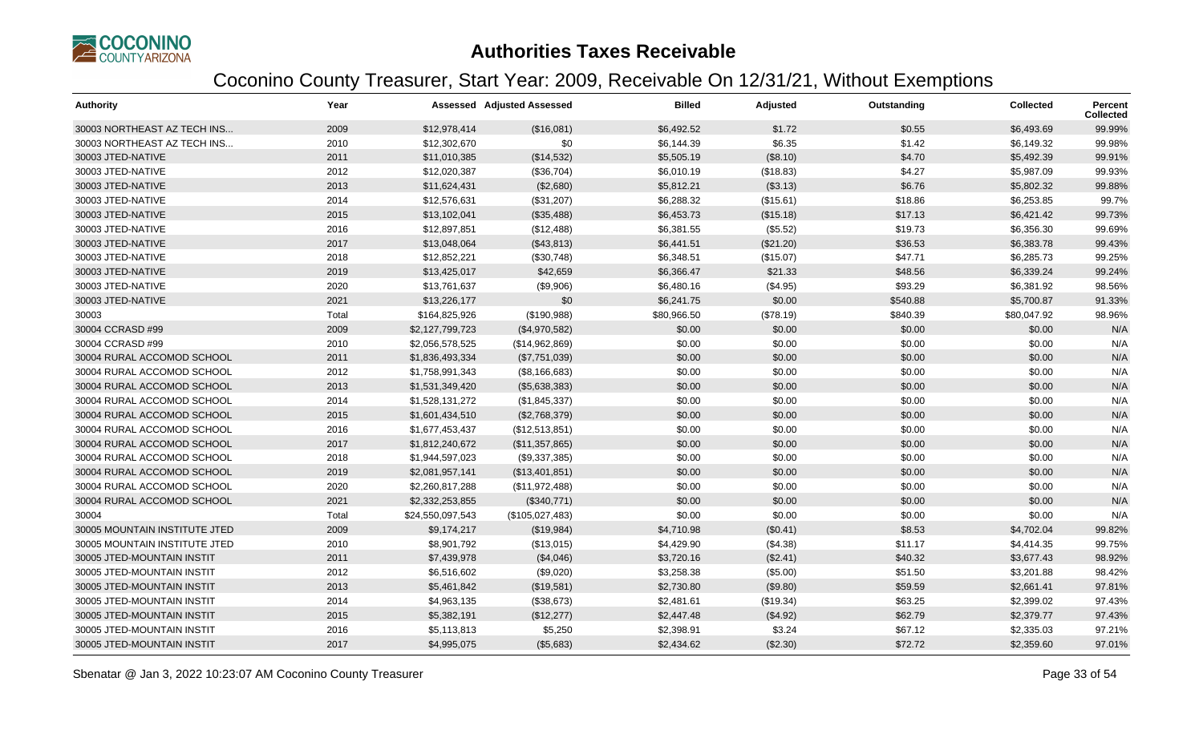# Authorities Taxes Receivable

## Coconino County Treasurer, Start Year: 2009, Receivable On 12/31/21, Without Exemptions

| Authority | Year | Assessed | Adjusted Assessed | Billed | Adjusted | Outstanding | Collected | Percent Collected |
|---|---|---|---|---|---|---|---|---|
| 30003 NORTHEAST AZ TECH INS... | 2009 | $12,978,414 | ($16,081) | $6,492.52 | $1.72 | $0.55 | $6,493.69 | 99.99% |
| 30003 NORTHEAST AZ TECH INS... | 2010 | $12,302,670 | $0 | $6,144.39 | $6.35 | $1.42 | $6,149.32 | 99.98% |
| 30003 JTED-NATIVE | 2011 | $11,010,385 | ($14,532) | $5,505.19 | ($8.10) | $4.70 | $5,492.39 | 99.91% |
| 30003 JTED-NATIVE | 2012 | $12,020,387 | ($36,704) | $6,010.19 | ($18.83) | $4.27 | $5,987.09 | 99.93% |
| 30003 JTED-NATIVE | 2013 | $11,624,431 | ($2,680) | $5,812.21 | ($3.13) | $6.76 | $5,802.32 | 99.88% |
| 30003 JTED-NATIVE | 2014 | $12,576,631 | ($31,207) | $6,288.32 | ($15.61) | $18.86 | $6,253.85 | 99.7% |
| 30003 JTED-NATIVE | 2015 | $13,102,041 | ($35,488) | $6,453.73 | ($15.18) | $17.13 | $6,421.42 | 99.73% |
| 30003 JTED-NATIVE | 2016 | $12,897,851 | ($12,488) | $6,381.55 | ($5.52) | $19.73 | $6,356.30 | 99.69% |
| 30003 JTED-NATIVE | 2017 | $13,048,064 | ($43,813) | $6,441.51 | ($21.20) | $36.53 | $6,383.78 | 99.43% |
| 30003 JTED-NATIVE | 2018 | $12,852,221 | ($30,748) | $6,348.51 | ($15.07) | $47.71 | $6,285.73 | 99.25% |
| 30003 JTED-NATIVE | 2019 | $13,425,017 | $42,659 | $6,366.47 | $21.33 | $48.56 | $6,339.24 | 99.24% |
| 30003 JTED-NATIVE | 2020 | $13,761,637 | ($9,906) | $6,480.16 | ($4.95) | $93.29 | $6,381.92 | 98.56% |
| 30003 JTED-NATIVE | 2021 | $13,226,177 | $0 | $6,241.75 | $0.00 | $540.88 | $5,700.87 | 91.33% |
| 30003 | Total | $164,825,926 | ($190,988) | $80,966.50 | ($78.19) | $840.39 | $80,047.92 | 98.96% |
| 30004 CCRASD #99 | 2009 | $2,127,799,723 | ($4,970,582) | $0.00 | $0.00 | $0.00 | $0.00 | N/A |
| 30004 CCRASD #99 | 2010 | $2,056,578,525 | ($14,962,869) | $0.00 | $0.00 | $0.00 | $0.00 | N/A |
| 30004 RURAL ACCOMOD SCHOOL | 2011 | $1,836,493,334 | ($7,751,039) | $0.00 | $0.00 | $0.00 | $0.00 | N/A |
| 30004 RURAL ACCOMOD SCHOOL | 2012 | $1,758,991,343 | ($8,166,683) | $0.00 | $0.00 | $0.00 | $0.00 | N/A |
| 30004 RURAL ACCOMOD SCHOOL | 2013 | $1,531,349,420 | ($5,638,383) | $0.00 | $0.00 | $0.00 | $0.00 | N/A |
| 30004 RURAL ACCOMOD SCHOOL | 2014 | $1,528,131,272 | ($1,845,337) | $0.00 | $0.00 | $0.00 | $0.00 | N/A |
| 30004 RURAL ACCOMOD SCHOOL | 2015 | $1,601,434,510 | ($2,768,379) | $0.00 | $0.00 | $0.00 | $0.00 | N/A |
| 30004 RURAL ACCOMOD SCHOOL | 2016 | $1,677,453,437 | ($12,513,851) | $0.00 | $0.00 | $0.00 | $0.00 | N/A |
| 30004 RURAL ACCOMOD SCHOOL | 2017 | $1,812,240,672 | ($11,357,865) | $0.00 | $0.00 | $0.00 | $0.00 | N/A |
| 30004 RURAL ACCOMOD SCHOOL | 2018 | $1,944,597,023 | ($9,337,385) | $0.00 | $0.00 | $0.00 | $0.00 | N/A |
| 30004 RURAL ACCOMOD SCHOOL | 2019 | $2,081,957,141 | ($13,401,851) | $0.00 | $0.00 | $0.00 | $0.00 | N/A |
| 30004 RURAL ACCOMOD SCHOOL | 2020 | $2,260,817,288 | ($11,972,488) | $0.00 | $0.00 | $0.00 | $0.00 | N/A |
| 30004 RURAL ACCOMOD SCHOOL | 2021 | $2,332,253,855 | ($340,771) | $0.00 | $0.00 | $0.00 | $0.00 | N/A |
| 30004 | Total | $24,550,097,543 | ($105,027,483) | $0.00 | $0.00 | $0.00 | $0.00 | N/A |
| 30005 MOUNTAIN INSTITUTE JTED | 2009 | $9,174,217 | ($19,984) | $4,710.98 | ($0.41) | $8.53 | $4,702.04 | 99.82% |
| 30005 MOUNTAIN INSTITUTE JTED | 2010 | $8,901,792 | ($13,015) | $4,429.90 | ($4.38) | $11.17 | $4,414.35 | 99.75% |
| 30005 JTED-MOUNTAIN INSTIT | 2011 | $7,439,978 | ($4,046) | $3,720.16 | ($2.41) | $40.32 | $3,677.43 | 98.92% |
| 30005 JTED-MOUNTAIN INSTIT | 2012 | $6,516,602 | ($9,020) | $3,258.38 | ($5.00) | $51.50 | $3,201.88 | 98.42% |
| 30005 JTED-MOUNTAIN INSTIT | 2013 | $5,461,842 | ($19,581) | $2,730.80 | ($9.80) | $59.59 | $2,661.41 | 97.81% |
| 30005 JTED-MOUNTAIN INSTIT | 2014 | $4,963,135 | ($38,673) | $2,481.61 | ($19.34) | $63.25 | $2,399.02 | 97.43% |
| 30005 JTED-MOUNTAIN INSTIT | 2015 | $5,382,191 | ($12,277) | $2,447.48 | ($4.92) | $62.79 | $2,379.77 | 97.43% |
| 30005 JTED-MOUNTAIN INSTIT | 2016 | $5,113,813 | $5,250 | $2,398.91 | $3.24 | $67.12 | $2,335.03 | 97.21% |
| 30005 JTED-MOUNTAIN INSTIT | 2017 | $4,995,075 | ($5,683) | $2,434.62 | ($2.30) | $72.72 | $2,359.60 | 97.01% |

Sbenatar @ Jan 3, 2022 10:23:07 AM Coconino County Treasurer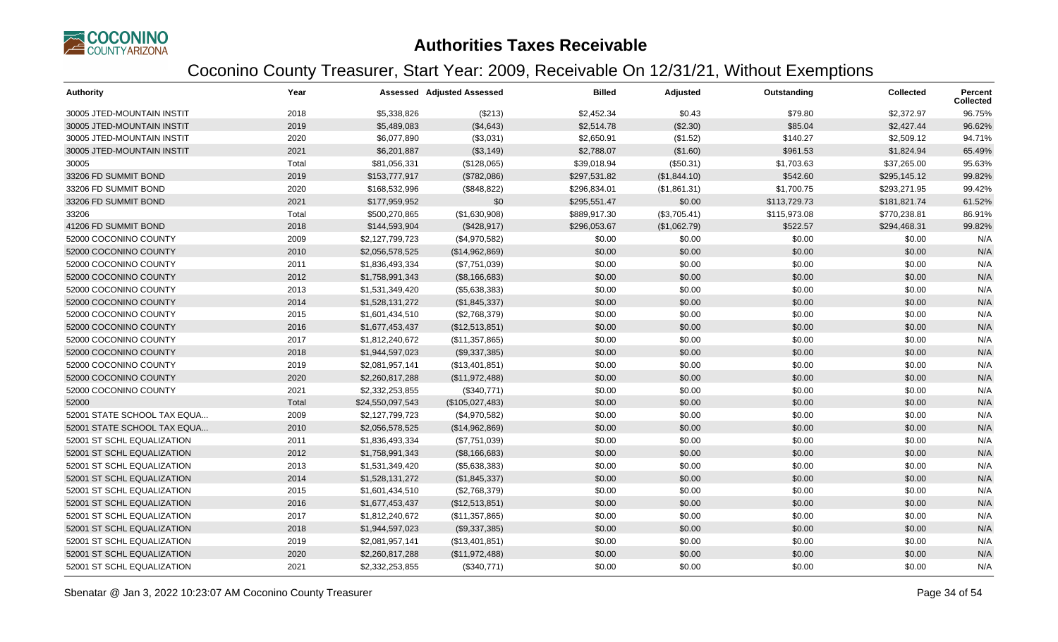# Authorities Taxes Receivable

## Coconino County Treasurer, Start Year: 2009, Receivable On 12/31/21, Without Exemptions

| Authority | Year | Assessed | Adjusted Assessed | Billed | Adjusted | Outstanding | Collected | Percent Collected |
|---|---|---|---|---|---|---|---|---|
| 30005 JTED-MOUNTAIN INSTIT | 2018 | $5,338,826 | ($213) | $2,452.34 | $0.43 | $79.80 | $2,372.97 | 96.75% |
| 30005 JTED-MOUNTAIN INSTIT | 2019 | $5,489,083 | ($4,643) | $2,514.78 | ($2.30) | $85.04 | $2,427.44 | 96.62% |
| 30005 JTED-MOUNTAIN INSTIT | 2020 | $6,077,890 | ($3,031) | $2,650.91 | ($1.52) | $140.27 | $2,509.12 | 94.71% |
| 30005 JTED-MOUNTAIN INSTIT | 2021 | $6,201,887 | ($3,149) | $2,788.07 | ($1.60) | $961.53 | $1,824.94 | 65.49% |
| 30005 | Total | $81,056,331 | ($128,065) | $39,018.94 | ($50.31) | $1,703.63 | $37,265.00 | 95.63% |
| 33206 FD SUMMIT BOND | 2019 | $153,777,917 | ($782,086) | $297,531.82 | ($1,844.10) | $542.60 | $295,145.12 | 99.82% |
| 33206 FD SUMMIT BOND | 2020 | $168,532,996 | ($848,822) | $296,834.01 | ($1,861.31) | $1,700.75 | $293,271.95 | 99.42% |
| 33206 FD SUMMIT BOND | 2021 | $177,959,952 | $0 | $295,551.47 | $0.00 | $113,729.73 | $181,821.74 | 61.52% |
| 33206 | Total | $500,270,865 | ($1,630,908) | $889,917.30 | ($3,705.41) | $115,973.08 | $770,238.81 | 86.91% |
| 41206 FD SUMMIT BOND | 2018 | $144,593,904 | ($428,917) | $296,053.67 | ($1,062.79) | $522.57 | $294,468.31 | 99.82% |
| 52000 COCONINO COUNTY | 2009 | $2,127,799,723 | ($4,970,582) | $0.00 | $0.00 | $0.00 | $0.00 | N/A |
| 52000 COCONINO COUNTY | 2010 | $2,056,578,525 | ($14,962,869) | $0.00 | $0.00 | $0.00 | $0.00 | N/A |
| 52000 COCONINO COUNTY | 2011 | $1,836,493,334 | ($7,751,039) | $0.00 | $0.00 | $0.00 | $0.00 | N/A |
| 52000 COCONINO COUNTY | 2012 | $1,758,991,343 | ($8,166,683) | $0.00 | $0.00 | $0.00 | $0.00 | N/A |
| 52000 COCONINO COUNTY | 2013 | $1,531,349,420 | ($5,638,383) | $0.00 | $0.00 | $0.00 | $0.00 | N/A |
| 52000 COCONINO COUNTY | 2014 | $1,528,131,272 | ($1,845,337) | $0.00 | $0.00 | $0.00 | $0.00 | N/A |
| 52000 COCONINO COUNTY | 2015 | $1,601,434,510 | ($2,768,379) | $0.00 | $0.00 | $0.00 | $0.00 | N/A |
| 52000 COCONINO COUNTY | 2016 | $1,677,453,437 | ($12,513,851) | $0.00 | $0.00 | $0.00 | $0.00 | N/A |
| 52000 COCONINO COUNTY | 2017 | $1,812,240,672 | ($11,357,865) | $0.00 | $0.00 | $0.00 | $0.00 | N/A |
| 52000 COCONINO COUNTY | 2018 | $1,944,597,023 | ($9,337,385) | $0.00 | $0.00 | $0.00 | $0.00 | N/A |
| 52000 COCONINO COUNTY | 2019 | $2,081,957,141 | ($13,401,851) | $0.00 | $0.00 | $0.00 | $0.00 | N/A |
| 52000 COCONINO COUNTY | 2020 | $2,260,817,288 | ($11,972,488) | $0.00 | $0.00 | $0.00 | $0.00 | N/A |
| 52000 COCONINO COUNTY | 2021 | $2,332,253,855 | ($340,771) | $0.00 | $0.00 | $0.00 | $0.00 | N/A |
| 52000 | Total | $24,550,097,543 | ($105,027,483) | $0.00 | $0.00 | $0.00 | $0.00 | N/A |
| 52001 STATE SCHOOL TAX EQUA... | 2009 | $2,127,799,723 | ($4,970,582) | $0.00 | $0.00 | $0.00 | $0.00 | N/A |
| 52001 STATE SCHOOL TAX EQUA... | 2010 | $2,056,578,525 | ($14,962,869) | $0.00 | $0.00 | $0.00 | $0.00 | N/A |
| 52001 ST SCHL EQUALIZATION | 2011 | $1,836,493,334 | ($7,751,039) | $0.00 | $0.00 | $0.00 | $0.00 | N/A |
| 52001 ST SCHL EQUALIZATION | 2012 | $1,758,991,343 | ($8,166,683) | $0.00 | $0.00 | $0.00 | $0.00 | N/A |
| 52001 ST SCHL EQUALIZATION | 2013 | $1,531,349,420 | ($5,638,383) | $0.00 | $0.00 | $0.00 | $0.00 | N/A |
| 52001 ST SCHL EQUALIZATION | 2014 | $1,528,131,272 | ($1,845,337) | $0.00 | $0.00 | $0.00 | $0.00 | N/A |
| 52001 ST SCHL EQUALIZATION | 2015 | $1,601,434,510 | ($2,768,379) | $0.00 | $0.00 | $0.00 | $0.00 | N/A |
| 52001 ST SCHL EQUALIZATION | 2016 | $1,677,453,437 | ($12,513,851) | $0.00 | $0.00 | $0.00 | $0.00 | N/A |
| 52001 ST SCHL EQUALIZATION | 2017 | $1,812,240,672 | ($11,357,865) | $0.00 | $0.00 | $0.00 | $0.00 | N/A |
| 52001 ST SCHL EQUALIZATION | 2018 | $1,944,597,023 | ($9,337,385) | $0.00 | $0.00 | $0.00 | $0.00 | N/A |
| 52001 ST SCHL EQUALIZATION | 2019 | $2,081,957,141 | ($13,401,851) | $0.00 | $0.00 | $0.00 | $0.00 | N/A |
| 52001 ST SCHL EQUALIZATION | 2020 | $2,260,817,288 | ($11,972,488) | $0.00 | $0.00 | $0.00 | $0.00 | N/A |
| 52001 ST SCHL EQUALIZATION | 2021 | $2,332,253,855 | ($340,771) | $0.00 | $0.00 | $0.00 | $0.00 | N/A |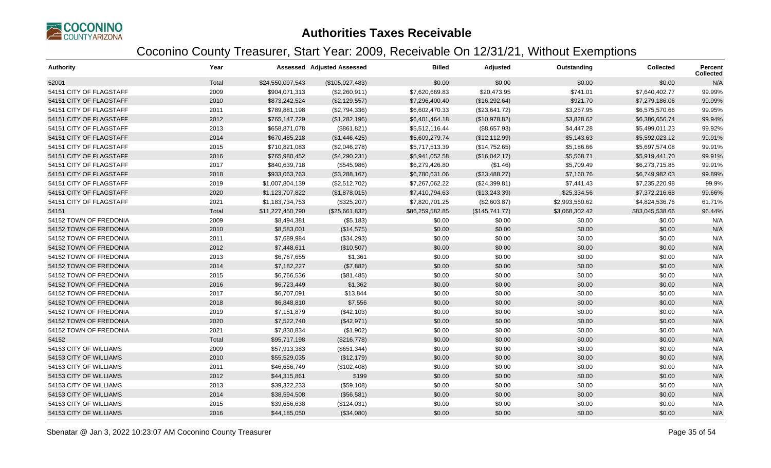# Authorities Taxes Receivable

## Coconino County Treasurer, Start Year: 2009, Receivable On 12/31/21, Without Exemptions

| Authority | Year | Assessed | Adjusted Assessed | Billed | Adjusted | Outstanding | Collected | Percent Collected |
|---|---|---|---|---|---|---|---|---|
| 52001 | Total | $24,550,097,543 | ($105,027,483) | $0.00 | $0.00 | $0.00 | $0.00 | N/A |
| 54151 CITY OF FLAGSTAFF | 2009 | $904,071,313 | ($2,260,911) | $7,620,669.83 | $20,473.95 | $741.01 | $7,640,402.77 | 99.99% |
| 54151 CITY OF FLAGSTAFF | 2010 | $873,242,524 | ($2,129,557) | $7,296,400.40 | ($16,292.64) | $921.70 | $7,279,186.06 | 99.99% |
| 54151 CITY OF FLAGSTAFF | 2011 | $789,881,198 | ($2,794,336) | $6,602,470.33 | ($23,641.72) | $3,257.95 | $6,575,570.66 | 99.95% |
| 54151 CITY OF FLAGSTAFF | 2012 | $765,147,729 | ($1,282,196) | $6,401,464.18 | ($10,978.82) | $3,828.62 | $6,386,656.74 | 99.94% |
| 54151 CITY OF FLAGSTAFF | 2013 | $658,871,078 | ($861,821) | $5,512,116.44 | ($8,657.93) | $4,447.28 | $5,499,011.23 | 99.92% |
| 54151 CITY OF FLAGSTAFF | 2014 | $670,485,218 | ($1,446,425) | $5,609,279.74 | ($12,112.99) | $5,143.63 | $5,592,023.12 | 99.91% |
| 54151 CITY OF FLAGSTAFF | 2015 | $710,821,083 | ($2,046,278) | $5,717,513.39 | ($14,752.65) | $5,186.66 | $5,697,574.08 | 99.91% |
| 54151 CITY OF FLAGSTAFF | 2016 | $765,980,452 | ($4,290,231) | $5,941,052.58 | ($16,042.17) | $5,568.71 | $5,919,441.70 | 99.91% |
| 54151 CITY OF FLAGSTAFF | 2017 | $840,639,718 | ($545,986) | $6,279,426.80 | ($1.46) | $5,709.49 | $6,273,715.85 | 99.91% |
| 54151 CITY OF FLAGSTAFF | 2018 | $933,063,763 | ($3,288,167) | $6,780,631.06 | ($23,488.27) | $7,160.76 | $6,749,982.03 | 99.89% |
| 54151 CITY OF FLAGSTAFF | 2019 | $1,007,804,139 | ($2,512,702) | $7,267,062.22 | ($24,399.81) | $7,441.43 | $7,235,220.98 | 99.9% |
| 54151 CITY OF FLAGSTAFF | 2020 | $1,123,707,822 | ($1,878,015) | $7,410,794.63 | ($13,243.39) | $25,334.56 | $7,372,216.68 | 99.66% |
| 54151 CITY OF FLAGSTAFF | 2021 | $1,183,734,753 | ($325,207) | $7,820,701.25 | ($2,603.87) | $2,993,560.62 | $4,824,536.76 | 61.71% |
| 54151 | Total | $11,227,450,790 | ($25,661,832) | $86,259,582.85 | ($145,741.77) | $3,068,302.42 | $83,045,538.66 | 96.44% |
| 54152 TOWN OF FREDONIA | 2009 | $8,494,381 | ($5,183) | $0.00 | $0.00 | $0.00 | $0.00 | N/A |
| 54152 TOWN OF FREDONIA | 2010 | $8,583,001 | ($14,575) | $0.00 | $0.00 | $0.00 | $0.00 | N/A |
| 54152 TOWN OF FREDONIA | 2011 | $7,689,984 | ($34,293) | $0.00 | $0.00 | $0.00 | $0.00 | N/A |
| 54152 TOWN OF FREDONIA | 2012 | $7,448,611 | ($10,507) | $0.00 | $0.00 | $0.00 | $0.00 | N/A |
| 54152 TOWN OF FREDONIA | 2013 | $6,767,655 | $1,361 | $0.00 | $0.00 | $0.00 | $0.00 | N/A |
| 54152 TOWN OF FREDONIA | 2014 | $7,182,227 | ($7,882) | $0.00 | $0.00 | $0.00 | $0.00 | N/A |
| 54152 TOWN OF FREDONIA | 2015 | $6,766,536 | ($81,485) | $0.00 | $0.00 | $0.00 | $0.00 | N/A |
| 54152 TOWN OF FREDONIA | 2016 | $6,723,449 | $1,362 | $0.00 | $0.00 | $0.00 | $0.00 | N/A |
| 54152 TOWN OF FREDONIA | 2017 | $6,707,091 | $13,844 | $0.00 | $0.00 | $0.00 | $0.00 | N/A |
| 54152 TOWN OF FREDONIA | 2018 | $6,848,810 | $7,556 | $0.00 | $0.00 | $0.00 | $0.00 | N/A |
| 54152 TOWN OF FREDONIA | 2019 | $7,151,879 | ($42,103) | $0.00 | $0.00 | $0.00 | $0.00 | N/A |
| 54152 TOWN OF FREDONIA | 2020 | $7,522,740 | ($42,971) | $0.00 | $0.00 | $0.00 | $0.00 | N/A |
| 54152 TOWN OF FREDONIA | 2021 | $7,830,834 | ($1,902) | $0.00 | $0.00 | $0.00 | $0.00 | N/A |
| 54152 | Total | $95,717,198 | ($216,778) | $0.00 | $0.00 | $0.00 | $0.00 | N/A |
| 54153 CITY OF WILLIAMS | 2009 | $57,913,383 | ($651,344) | $0.00 | $0.00 | $0.00 | $0.00 | N/A |
| 54153 CITY OF WILLIAMS | 2010 | $55,529,035 | ($12,179) | $0.00 | $0.00 | $0.00 | $0.00 | N/A |
| 54153 CITY OF WILLIAMS | 2011 | $46,656,749 | ($102,408) | $0.00 | $0.00 | $0.00 | $0.00 | N/A |
| 54153 CITY OF WILLIAMS | 2012 | $44,315,861 | $199 | $0.00 | $0.00 | $0.00 | $0.00 | N/A |
| 54153 CITY OF WILLIAMS | 2013 | $39,322,233 | ($59,108) | $0.00 | $0.00 | $0.00 | $0.00 | N/A |
| 54153 CITY OF WILLIAMS | 2014 | $38,594,508 | ($56,581) | $0.00 | $0.00 | $0.00 | $0.00 | N/A |
| 54153 CITY OF WILLIAMS | 2015 | $39,656,638 | ($124,031) | $0.00 | $0.00 | $0.00 | $0.00 | N/A |
| 54153 CITY OF WILLIAMS | 2016 | $44,185,050 | ($34,080) | $0.00 | $0.00 | $0.00 | $0.00 | N/A |

Sbenatar @ Jan 3, 2022 10:23:07 AM Coconino County Treasurer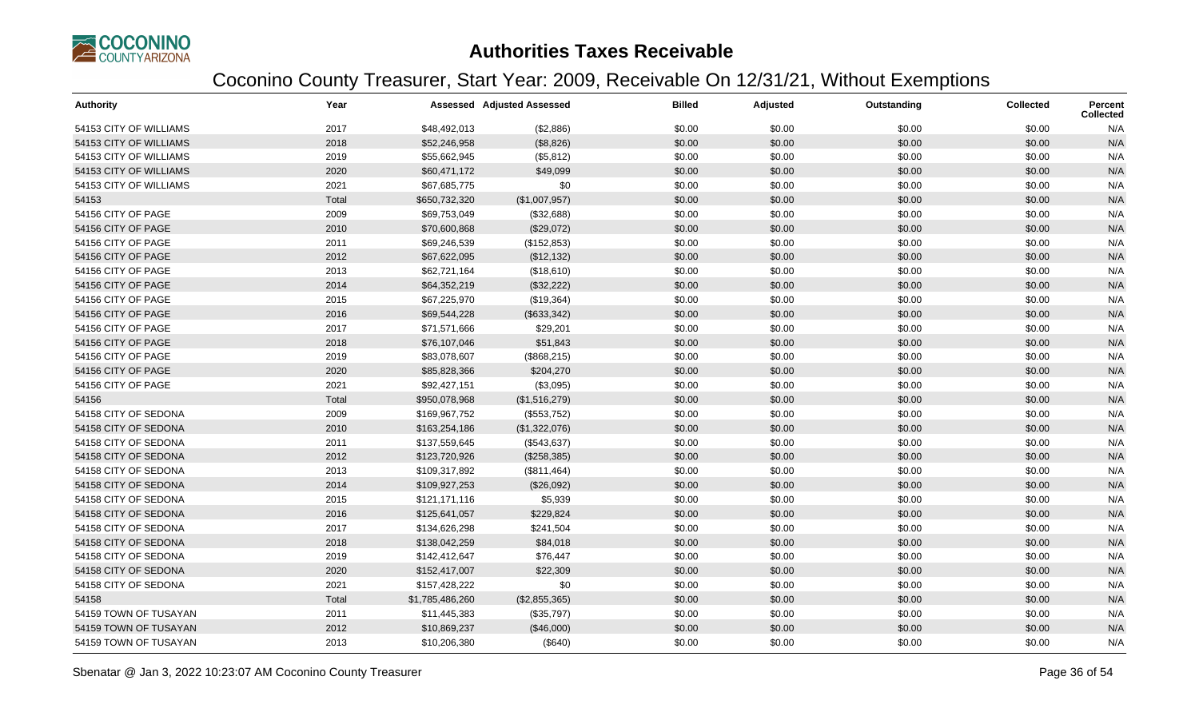# Authorities Taxes Receivable

## Coconino County Treasurer, Start Year: 2009, Receivable On 12/31/21, Without Exemptions

| Authority | Year | Assessed | Adjusted Assessed | Billed | Adjusted | Outstanding | Collected | Percent Collected |
|---|---|---|---|---|---|---|---|---|
| 54153 CITY OF WILLIAMS | 2017 | $48,492,013 | ($2,886) | $0.00 | $0.00 | $0.00 | $0.00 | N/A |
| 54153 CITY OF WILLIAMS | 2018 | $52,246,958 | ($8,826) | $0.00 | $0.00 | $0.00 | $0.00 | N/A |
| 54153 CITY OF WILLIAMS | 2019 | $55,662,945 | ($5,812) | $0.00 | $0.00 | $0.00 | $0.00 | N/A |
| 54153 CITY OF WILLIAMS | 2020 | $60,471,172 | $49,099 | $0.00 | $0.00 | $0.00 | $0.00 | N/A |
| 54153 CITY OF WILLIAMS | 2021 | $67,685,775 | $0 | $0.00 | $0.00 | $0.00 | $0.00 | N/A |
| 54153 | Total | $650,732,320 | ($1,007,957) | $0.00 | $0.00 | $0.00 | $0.00 | N/A |
| 54156 CITY OF PAGE | 2009 | $69,753,049 | ($32,688) | $0.00 | $0.00 | $0.00 | $0.00 | N/A |
| 54156 CITY OF PAGE | 2010 | $70,600,868 | ($29,072) | $0.00 | $0.00 | $0.00 | $0.00 | N/A |
| 54156 CITY OF PAGE | 2011 | $69,246,539 | ($152,853) | $0.00 | $0.00 | $0.00 | $0.00 | N/A |
| 54156 CITY OF PAGE | 2012 | $67,622,095 | ($12,132) | $0.00 | $0.00 | $0.00 | $0.00 | N/A |
| 54156 CITY OF PAGE | 2013 | $62,721,164 | ($18,610) | $0.00 | $0.00 | $0.00 | $0.00 | N/A |
| 54156 CITY OF PAGE | 2014 | $64,352,219 | ($32,222) | $0.00 | $0.00 | $0.00 | $0.00 | N/A |
| 54156 CITY OF PAGE | 2015 | $67,225,970 | ($19,364) | $0.00 | $0.00 | $0.00 | $0.00 | N/A |
| 54156 CITY OF PAGE | 2016 | $69,544,228 | ($633,342) | $0.00 | $0.00 | $0.00 | $0.00 | N/A |
| 54156 CITY OF PAGE | 2017 | $71,571,666 | $29,201 | $0.00 | $0.00 | $0.00 | $0.00 | N/A |
| 54156 CITY OF PAGE | 2018 | $76,107,046 | $51,843 | $0.00 | $0.00 | $0.00 | $0.00 | N/A |
| 54156 CITY OF PAGE | 2019 | $83,078,607 | ($868,215) | $0.00 | $0.00 | $0.00 | $0.00 | N/A |
| 54156 CITY OF PAGE | 2020 | $85,828,366 | $204,270 | $0.00 | $0.00 | $0.00 | $0.00 | N/A |
| 54156 CITY OF PAGE | 2021 | $92,427,151 | ($3,095) | $0.00 | $0.00 | $0.00 | $0.00 | N/A |
| 54156 | Total | $950,078,968 | ($1,516,279) | $0.00 | $0.00 | $0.00 | $0.00 | N/A |
| 54158 CITY OF SEDONA | 2009 | $169,967,752 | ($553,752) | $0.00 | $0.00 | $0.00 | $0.00 | N/A |
| 54158 CITY OF SEDONA | 2010 | $163,254,186 | ($1,322,076) | $0.00 | $0.00 | $0.00 | $0.00 | N/A |
| 54158 CITY OF SEDONA | 2011 | $137,559,645 | ($543,637) | $0.00 | $0.00 | $0.00 | $0.00 | N/A |
| 54158 CITY OF SEDONA | 2012 | $123,720,926 | ($258,385) | $0.00 | $0.00 | $0.00 | $0.00 | N/A |
| 54158 CITY OF SEDONA | 2013 | $109,317,892 | ($811,464) | $0.00 | $0.00 | $0.00 | $0.00 | N/A |
| 54158 CITY OF SEDONA | 2014 | $109,927,253 | ($26,092) | $0.00 | $0.00 | $0.00 | $0.00 | N/A |
| 54158 CITY OF SEDONA | 2015 | $121,171,116 | $5,939 | $0.00 | $0.00 | $0.00 | $0.00 | N/A |
| 54158 CITY OF SEDONA | 2016 | $125,641,057 | $229,824 | $0.00 | $0.00 | $0.00 | $0.00 | N/A |
| 54158 CITY OF SEDONA | 2017 | $134,626,298 | $241,504 | $0.00 | $0.00 | $0.00 | $0.00 | N/A |
| 54158 CITY OF SEDONA | 2018 | $138,042,259 | $84,018 | $0.00 | $0.00 | $0.00 | $0.00 | N/A |
| 54158 CITY OF SEDONA | 2019 | $142,412,647 | $76,447 | $0.00 | $0.00 | $0.00 | $0.00 | N/A |
| 54158 CITY OF SEDONA | 2020 | $152,417,007 | $22,309 | $0.00 | $0.00 | $0.00 | $0.00 | N/A |
| 54158 CITY OF SEDONA | 2021 | $157,428,222 | $0 | $0.00 | $0.00 | $0.00 | $0.00 | N/A |
| 54158 | Total | $1,785,486,260 | ($2,855,365) | $0.00 | $0.00 | $0.00 | $0.00 | N/A |
| 54159 TOWN OF TUSAYAN | 2011 | $11,445,383 | ($35,797) | $0.00 | $0.00 | $0.00 | $0.00 | N/A |
| 54159 TOWN OF TUSAYAN | 2012 | $10,869,237 | ($46,000) | $0.00 | $0.00 | $0.00 | $0.00 | N/A |
| 54159 TOWN OF TUSAYAN | 2013 | $10,206,380 | ($640) | $0.00 | $0.00 | $0.00 | $0.00 | N/A |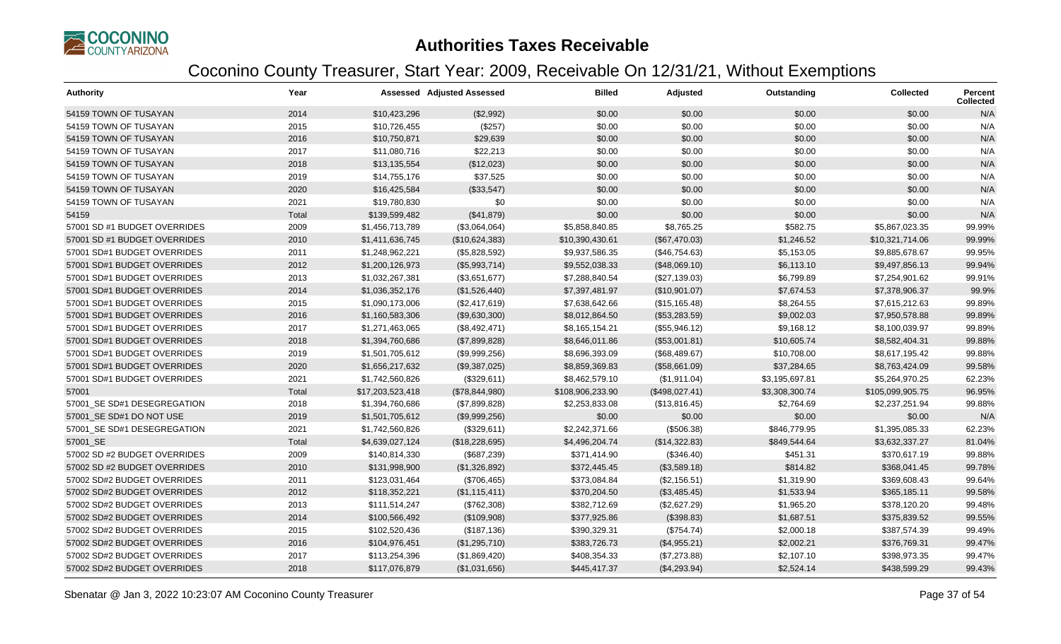# Authorities Taxes Receivable

## Coconino County Treasurer, Start Year: 2009, Receivable On 12/31/21, Without Exemptions

| Authority | Year | Assessed | Adjusted Assessed | Billed | Adjusted | Outstanding | Collected | Percent Collected |
|---|---|---|---|---|---|---|---|---|
| 54159 TOWN OF TUSAYAN | 2014 | $10,423,296 | ($2,992) | $0.00 | $0.00 | $0.00 | $0.00 | N/A |
| 54159 TOWN OF TUSAYAN | 2015 | $10,726,455 | ($257) | $0.00 | $0.00 | $0.00 | $0.00 | N/A |
| 54159 TOWN OF TUSAYAN | 2016 | $10,750,871 | $29,639 | $0.00 | $0.00 | $0.00 | $0.00 | N/A |
| 54159 TOWN OF TUSAYAN | 2017 | $11,080,716 | $22,213 | $0.00 | $0.00 | $0.00 | $0.00 | N/A |
| 54159 TOWN OF TUSAYAN | 2018 | $13,135,554 | ($12,023) | $0.00 | $0.00 | $0.00 | $0.00 | N/A |
| 54159 TOWN OF TUSAYAN | 2019 | $14,755,176 | $37,525 | $0.00 | $0.00 | $0.00 | $0.00 | N/A |
| 54159 TOWN OF TUSAYAN | 2020 | $16,425,584 | ($33,547) | $0.00 | $0.00 | $0.00 | $0.00 | N/A |
| 54159 TOWN OF TUSAYAN | 2021 | $19,780,830 | $0 | $0.00 | $0.00 | $0.00 | $0.00 | N/A |
| 54159 | Total | $139,599,482 | ($41,879) | $0.00 | $0.00 | $0.00 | $0.00 | N/A |
| 57001 SD #1 BUDGET OVERRIDES | 2009 | $1,456,713,789 | ($3,064,064) | $5,858,840.85 | $8,765.25 | $582.75 | $5,867,023.35 | 99.99% |
| 57001 SD #1 BUDGET OVERRIDES | 2010 | $1,411,636,745 | ($10,624,383) | $10,390,430.61 | ($67,470.03) | $1,246.52 | $10,321,714.06 | 99.99% |
| 57001 SD#1 BUDGET OVERRIDES | 2011 | $1,248,962,221 | ($5,828,592) | $9,937,586.35 | ($46,754.63) | $5,153.05 | $9,885,678.67 | 99.95% |
| 57001 SD#1 BUDGET OVERRIDES | 2012 | $1,200,126,973 | ($5,993,714) | $9,552,038.33 | ($48,069.10) | $6,113.10 | $9,497,856.13 | 99.94% |
| 57001 SD#1 BUDGET OVERRIDES | 2013 | $1,032,267,381 | ($3,651,677) | $7,288,840.54 | ($27,139.03) | $6,799.89 | $7,254,901.62 | 99.91% |
| 57001 SD#1 BUDGET OVERRIDES | 2014 | $1,036,352,176 | ($1,526,440) | $7,397,481.97 | ($10,901.07) | $7,674.53 | $7,378,906.37 | 99.9% |
| 57001 SD#1 BUDGET OVERRIDES | 2015 | $1,090,173,006 | ($2,417,619) | $7,638,642.66 | ($15,165.48) | $8,264.55 | $7,615,212.63 | 99.89% |
| 57001 SD#1 BUDGET OVERRIDES | 2016 | $1,160,583,306 | ($9,630,300) | $8,012,864.50 | ($53,283.59) | $9,002.03 | $7,950,578.88 | 99.89% |
| 57001 SD#1 BUDGET OVERRIDES | 2017 | $1,271,463,065 | ($8,492,471) | $8,165,154.21 | ($55,946.12) | $9,168.12 | $8,100,039.97 | 99.89% |
| 57001 SD#1 BUDGET OVERRIDES | 2018 | $1,394,760,686 | ($7,899,828) | $8,646,011.86 | ($53,001.81) | $10,605.74 | $8,582,404.31 | 99.88% |
| 57001 SD#1 BUDGET OVERRIDES | 2019 | $1,501,705,612 | ($9,999,256) | $8,696,393.09 | ($68,489.67) | $10,708.00 | $8,617,195.42 | 99.88% |
| 57001 SD#1 BUDGET OVERRIDES | 2020 | $1,656,217,632 | ($9,387,025) | $8,859,369.83 | ($58,661.09) | $37,284.65 | $8,763,424.09 | 99.58% |
| 57001 SD#1 BUDGET OVERRIDES | 2021 | $1,742,560,826 | ($329,611) | $8,462,579.10 | ($1,911.04) | $3,195,697.81 | $5,264,970.25 | 62.23% |
| 57001 | Total | $17,203,523,418 | ($78,844,980) | $108,906,233.90 | ($498,027.41) | $3,308,300.74 | $105,099,905.75 | 96.95% |
| 57001_SE SD#1 DESEGREGATION | 2018 | $1,394,760,686 | ($7,899,828) | $2,253,833.08 | ($13,816.45) | $2,764.69 | $2,237,251.94 | 99.88% |
| 57001_SE SD#1 DO NOT USE | 2019 | $1,501,705,612 | ($9,999,256) | $0.00 | $0.00 | $0.00 | $0.00 | N/A |
| 57001_SE SD#1 DESEGREGATION | 2021 | $1,742,560,826 | ($329,611) | $2,242,371.66 | ($506.38) | $846,779.95 | $1,395,085.33 | 62.23% |
| 57001_SE | Total | $4,639,027,124 | ($18,228,695) | $4,496,204.74 | ($14,322.83) | $849,544.64 | $3,632,337.27 | 81.04% |
| 57002 SD #2 BUDGET OVERRIDES | 2009 | $140,814,330 | ($687,239) | $371,414.90 | ($346.40) | $451.31 | $370,617.19 | 99.88% |
| 57002 SD #2 BUDGET OVERRIDES | 2010 | $131,998,900 | ($1,326,892) | $372,445.45 | ($3,589.18) | $814.82 | $368,041.45 | 99.78% |
| 57002 SD#2 BUDGET OVERRIDES | 2011 | $123,031,464 | ($706,465) | $373,084.84 | ($2,156.51) | $1,319.90 | $369,608.43 | 99.64% |
| 57002 SD#2 BUDGET OVERRIDES | 2012 | $118,352,221 | ($1,115,411) | $370,204.50 | ($3,485.45) | $1,533.94 | $365,185.11 | 99.58% |
| 57002 SD#2 BUDGET OVERRIDES | 2013 | $111,514,247 | ($762,308) | $382,712.69 | ($2,627.29) | $1,965.20 | $378,120.20 | 99.48% |
| 57002 SD#2 BUDGET OVERRIDES | 2014 | $100,566,492 | ($109,908) | $377,925.86 | ($398.83) | $1,687.51 | $375,839.52 | 99.55% |
| 57002 SD#2 BUDGET OVERRIDES | 2015 | $102,520,436 | ($187,136) | $390,329.31 | ($754.74) | $2,000.18 | $387,574.39 | 99.49% |
| 57002 SD#2 BUDGET OVERRIDES | 2016 | $104,976,451 | ($1,295,710) | $383,726.73 | ($4,955.21) | $2,002.21 | $376,769.31 | 99.47% |
| 57002 SD#2 BUDGET OVERRIDES | 2017 | $113,254,396 | ($1,869,420) | $408,354.33 | ($7,273.88) | $2,107.10 | $398,973.35 | 99.47% |
| 57002 SD#2 BUDGET OVERRIDES | 2018 | $117,076,879 | ($1,031,656) | $445,417.37 | ($4,293.94) | $2,524.14 | $438,599.29 | 99.43% |

Sbenatar @ Jan 3, 2022 10:23:07 AM Coconino County Treasurer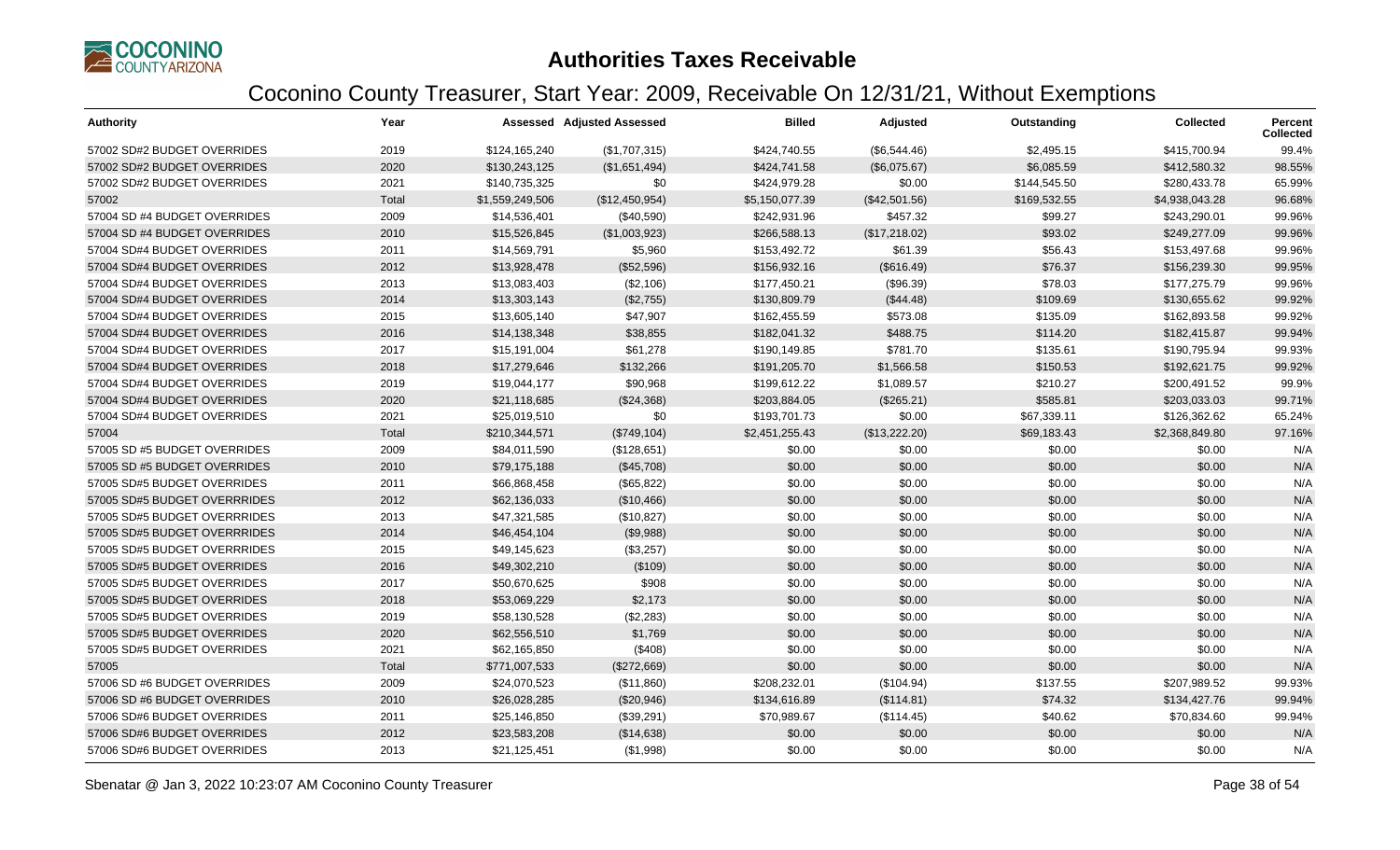# Authorities Taxes Receivable

## Coconino County Treasurer, Start Year: 2009, Receivable On 12/31/21, Without Exemptions

| Authority | Year | Assessed | Adjusted Assessed | Billed | Adjusted | Outstanding | Collected | Percent Collected |
|---|---|---|---|---|---|---|---|---|
| 57002 SD#2 BUDGET OVERRIDES | 2019 | $124,165,240 | ($1,707,315) | $424,740.55 | ($6,544.46) | $2,495.15 | $415,700.94 | 99.4% |
| 57002 SD#2 BUDGET OVERRIDES | 2020 | $130,243,125 | ($1,651,494) | $424,741.58 | ($6,075.67) | $6,085.59 | $412,580.32 | 98.55% |
| 57002 SD#2 BUDGET OVERRIDES | 2021 | $140,735,325 | $0 | $424,979.28 | $0.00 | $144,545.50 | $280,433.78 | 65.99% |
| 57002 | Total | $1,559,249,506 | ($12,450,954) | $5,150,077.39 | ($42,501.56) | $169,532.55 | $4,938,043.28 | 96.68% |
| 57004 SD #4 BUDGET OVERRIDES | 2009 | $14,536,401 | ($40,590) | $242,931.96 | $457.32 | $99.27 | $243,290.01 | 99.96% |
| 57004 SD #4 BUDGET OVERRIDES | 2010 | $15,526,845 | ($1,003,923) | $266,588.13 | ($17,218.02) | $93.02 | $249,277.09 | 99.96% |
| 57004 SD#4 BUDGET OVERRIDES | 2011 | $14,569,791 | $5,960 | $153,492.72 | $61.39 | $56.43 | $153,497.68 | 99.96% |
| 57004 SD#4 BUDGET OVERRIDES | 2012 | $13,928,478 | ($52,596) | $156,932.16 | ($616.49) | $76.37 | $156,239.30 | 99.95% |
| 57004 SD#4 BUDGET OVERRIDES | 2013 | $13,083,403 | ($2,106) | $177,450.21 | ($96.39) | $78.03 | $177,275.79 | 99.96% |
| 57004 SD#4 BUDGET OVERRIDES | 2014 | $13,303,143 | ($2,755) | $130,809.79 | ($44.48) | $109.69 | $130,655.62 | 99.92% |
| 57004 SD#4 BUDGET OVERRIDES | 2015 | $13,605,140 | $47,907 | $162,455.59 | $573.08 | $135.09 | $162,893.58 | 99.92% |
| 57004 SD#4 BUDGET OVERRIDES | 2016 | $14,138,348 | $38,855 | $182,041.32 | $488.75 | $114.20 | $182,415.87 | 99.94% |
| 57004 SD#4 BUDGET OVERRIDES | 2017 | $15,191,004 | $61,278 | $190,149.85 | $781.70 | $135.61 | $190,795.94 | 99.93% |
| 57004 SD#4 BUDGET OVERRIDES | 2018 | $17,279,646 | $132,266 | $191,205.70 | $1,566.58 | $150.53 | $192,621.75 | 99.92% |
| 57004 SD#4 BUDGET OVERRIDES | 2019 | $19,044,177 | $90,968 | $199,612.22 | $1,089.57 | $210.27 | $200,491.52 | 99.9% |
| 57004 SD#4 BUDGET OVERRIDES | 2020 | $21,118,685 | ($24,368) | $203,884.05 | ($265.21) | $585.81 | $203,033.03 | 99.71% |
| 57004 SD#4 BUDGET OVERRIDES | 2021 | $25,019,510 | $0 | $193,701.73 | $0.00 | $67,339.11 | $126,362.62 | 65.24% |
| 57004 | Total | $210,344,571 | ($749,104) | $2,451,255.43 | ($13,222.20) | $69,183.43 | $2,368,849.80 | 97.16% |
| 57005 SD #5 BUDGET OVERIDES | 2009 | $84,011,590 | ($128,651) | $0.00 | $0.00 | $0.00 | $0.00 | N/A |
| 57005 SD #5 BUDGET OVERRIDES | 2010 | $79,175,188 | ($45,708) | $0.00 | $0.00 | $0.00 | $0.00 | N/A |
| 57005 SD#5 BUDGET OVERRIDES | 2011 | $66,868,458 | ($65,822) | $0.00 | $0.00 | $0.00 | $0.00 | N/A |
| 57005 SD#5 BUDGET OVERRRIDES | 2012 | $62,136,033 | ($10,466) | $0.00 | $0.00 | $0.00 | $0.00 | N/A |
| 57005 SD#5 BUDGET OVERRRIDES | 2013 | $47,321,585 | ($10,827) | $0.00 | $0.00 | $0.00 | $0.00 | N/A |
| 57005 SD#5 BUDGET OVERRRIDES | 2014 | $46,454,104 | ($9,988) | $0.00 | $0.00 | $0.00 | $0.00 | N/A |
| 57005 SD#5 BUDGET OVERRRIDES | 2015 | $49,145,623 | ($3,257) | $0.00 | $0.00 | $0.00 | $0.00 | N/A |
| 57005 SD#5 BUDGET OVERRIDES | 2016 | $49,302,210 | ($109) | $0.00 | $0.00 | $0.00 | $0.00 | N/A |
| 57005 SD#5 BUDGET OVERRIDES | 2017 | $50,670,625 | $908 | $0.00 | $0.00 | $0.00 | $0.00 | N/A |
| 57005 SD#5 BUDGET OVERRIDES | 2018 | $53,069,229 | $2,173 | $0.00 | $0.00 | $0.00 | $0.00 | N/A |
| 57005 SD#5 BUDGET OVERRIDES | 2019 | $58,130,528 | ($2,283) | $0.00 | $0.00 | $0.00 | $0.00 | N/A |
| 57005 SD#5 BUDGET OVERRIDES | 2020 | $62,556,510 | $1,769 | $0.00 | $0.00 | $0.00 | $0.00 | N/A |
| 57005 SD#5 BUDGET OVERRIDES | 2021 | $62,165,850 | ($408) | $0.00 | $0.00 | $0.00 | $0.00 | N/A |
| 57005 | Total | $771,007,533 | ($272,669) | $0.00 | $0.00 | $0.00 | $0.00 | N/A |
| 57006 SD #6 BUDGET OVERIDES | 2009 | $24,070,523 | ($11,860) | $208,232.01 | ($104.94) | $137.55 | $207,989.52 | 99.93% |
| 57006 SD #6 BUDGET OVERRIDES | 2010 | $26,028,285 | ($20,946) | $134,616.89 | ($114.81) | $74.32 | $134,427.76 | 99.94% |
| 57006 SD#6 BUDGET OVERRIDES | 2011 | $25,146,850 | ($39,291) | $70,989.67 | ($114.45) | $40.62 | $70,834.60 | 99.94% |
| 57006 SD#6 BUDGET OVERRIDES | 2012 | $23,583,208 | ($14,638) | $0.00 | $0.00 | $0.00 | $0.00 | N/A |
| 57006 SD#6 BUDGET OVERRIDES | 2013 | $21,125,451 | ($1,998) | $0.00 | $0.00 | $0.00 | $0.00 | N/A |

Sbenatar @ Jan 3, 2022 10:23:07 AM Coconino County Treasurer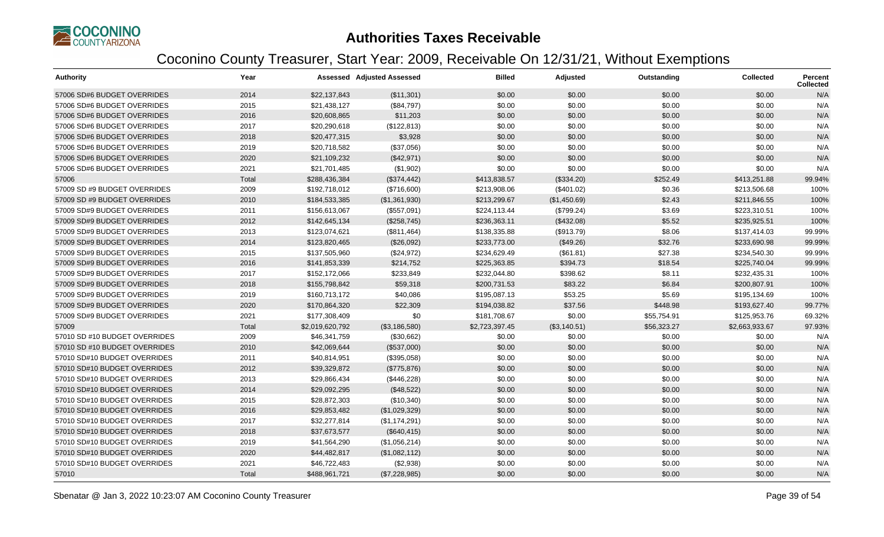# Authorities Taxes Receivable

## Coconino County Treasurer, Start Year: 2009, Receivable On 12/31/21, Without Exemptions

| Authority | Year | Assessed | Adjusted Assessed | Billed | Adjusted | Outstanding | Collected | Percent Collected |
|---|---|---|---|---|---|---|---|---|
| 57006 SD#6 BUDGET OVERRIDES | 2014 | $22,137,843 | ($11,301) | $0.00 | $0.00 | $0.00 | $0.00 | N/A |
| 57006 SD#6 BUDGET OVERRIDES | 2015 | $21,438,127 | ($84,797) | $0.00 | $0.00 | $0.00 | $0.00 | N/A |
| 57006 SD#6 BUDGET OVERRIDES | 2016 | $20,608,865 | $11,203 | $0.00 | $0.00 | $0.00 | $0.00 | N/A |
| 57006 SD#6 BUDGET OVERRIDES | 2017 | $20,290,618 | ($122,813) | $0.00 | $0.00 | $0.00 | $0.00 | N/A |
| 57006 SD#6 BUDGET OVERRIDES | 2018 | $20,477,315 | $3,928 | $0.00 | $0.00 | $0.00 | $0.00 | N/A |
| 57006 SD#6 BUDGET OVERRIDES | 2019 | $20,718,582 | ($37,056) | $0.00 | $0.00 | $0.00 | $0.00 | N/A |
| 57006 SD#6 BUDGET OVERRIDES | 2020 | $21,109,232 | ($42,971) | $0.00 | $0.00 | $0.00 | $0.00 | N/A |
| 57006 SD#6 BUDGET OVERRIDES | 2021 | $21,701,485 | ($1,902) | $0.00 | $0.00 | $0.00 | $0.00 | N/A |
| 57006 | Total | $288,436,384 | ($374,442) | $413,838.57 | ($334.20) | $252.49 | $413,251.88 | 99.94% |
| 57009 SD #9 BUDGET OVERRIDES | 2009 | $192,718,012 | ($716,600) | $213,908.06 | ($401.02) | $0.36 | $213,506.68 | 100% |
| 57009 SD #9 BUDGET OVERRIDES | 2010 | $184,533,385 | ($1,361,930) | $213,299.67 | ($1,450.69) | $2.43 | $211,846.55 | 100% |
| 57009 SD#9 BUDGET OVERRIDES | 2011 | $156,613,067 | ($557,091) | $224,113.44 | ($799.24) | $3.69 | $223,310.51 | 100% |
| 57009 SD#9 BUDGET OVERRIDES | 2012 | $142,645,134 | ($258,745) | $236,363.11 | ($432.08) | $5.52 | $235,925.51 | 100% |
| 57009 SD#9 BUDGET OVERRIDES | 2013 | $123,074,621 | ($811,464) | $138,335.88 | ($913.79) | $8.06 | $137,414.03 | 99.99% |
| 57009 SD#9 BUDGET OVERRIDES | 2014 | $123,820,465 | ($26,092) | $233,773.00 | ($49.26) | $32.76 | $233,690.98 | 99.99% |
| 57009 SD#9 BUDGET OVERRIDES | 2015 | $137,505,960 | ($24,972) | $234,629.49 | ($61.81) | $27.38 | $234,540.30 | 99.99% |
| 57009 SD#9 BUDGET OVERRIDES | 2016 | $141,853,339 | $214,752 | $225,363.85 | $394.73 | $18.54 | $225,740.04 | 99.99% |
| 57009 SD#9 BUDGET OVERRIDES | 2017 | $152,172,066 | $233,849 | $232,044.80 | $398.62 | $8.11 | $232,435.31 | 100% |
| 57009 SD#9 BUDGET OVERRIDES | 2018 | $155,798,842 | $59,318 | $200,731.53 | $83.22 | $6.84 | $200,807.91 | 100% |
| 57009 SD#9 BUDGET OVERRIDES | 2019 | $160,713,172 | $40,086 | $195,087.13 | $53.25 | $5.69 | $195,134.69 | 100% |
| 57009 SD#9 BUDGET OVERRIDES | 2020 | $170,864,320 | $22,309 | $194,038.82 | $37.56 | $448.98 | $193,627.40 | 99.77% |
| 57009 SD#9 BUDGET OVERRIDES | 2021 | $177,308,409 | $0 | $181,708.67 | $0.00 | $55,754.91 | $125,953.76 | 69.32% |
| 57009 | Total | $2,019,620,792 | ($3,186,580) | $2,723,397.45 | ($3,140.51) | $56,323.27 | $2,663,933.67 | 97.93% |
| 57010 SD #10 BUDGET OVERRIDES | 2009 | $46,341,759 | ($30,662) | $0.00 | $0.00 | $0.00 | $0.00 | N/A |
| 57010 SD #10 BUDGET OVERRIDES | 2010 | $42,069,644 | ($537,000) | $0.00 | $0.00 | $0.00 | $0.00 | N/A |
| 57010 SD#10 BUDGET OVERRIDES | 2011 | $40,814,951 | ($395,058) | $0.00 | $0.00 | $0.00 | $0.00 | N/A |
| 57010 SD#10 BUDGET OVERRIDES | 2012 | $39,329,872 | ($775,876) | $0.00 | $0.00 | $0.00 | $0.00 | N/A |
| 57010 SD#10 BUDGET OVERRIDES | 2013 | $29,866,434 | ($446,228) | $0.00 | $0.00 | $0.00 | $0.00 | N/A |
| 57010 SD#10 BUDGET OVERRIDES | 2014 | $29,092,295 | ($48,522) | $0.00 | $0.00 | $0.00 | $0.00 | N/A |
| 57010 SD#10 BUDGET OVERRIDES | 2015 | $28,872,303 | ($10,340) | $0.00 | $0.00 | $0.00 | $0.00 | N/A |
| 57010 SD#10 BUDGET OVERRIDES | 2016 | $29,853,482 | ($1,029,329) | $0.00 | $0.00 | $0.00 | $0.00 | N/A |
| 57010 SD#10 BUDGET OVERRIDES | 2017 | $32,277,814 | ($1,174,291) | $0.00 | $0.00 | $0.00 | $0.00 | N/A |
| 57010 SD#10 BUDGET OVERRIDES | 2018 | $37,673,577 | ($640,415) | $0.00 | $0.00 | $0.00 | $0.00 | N/A |
| 57010 SD#10 BUDGET OVERRIDES | 2019 | $41,564,290 | ($1,056,214) | $0.00 | $0.00 | $0.00 | $0.00 | N/A |
| 57010 SD#10 BUDGET OVERRIDES | 2020 | $44,482,817 | ($1,082,112) | $0.00 | $0.00 | $0.00 | $0.00 | N/A |
| 57010 SD#10 BUDGET OVERRIDES | 2021 | $46,722,483 | ($2,938) | $0.00 | $0.00 | $0.00 | $0.00 | N/A |
| 57010 | Total | $488,961,721 | ($7,228,985) | $0.00 | $0.00 | $0.00 | $0.00 | N/A |

Sbenatar @ Jan 3, 2022 10:23:07 AM Coconino County Treasurer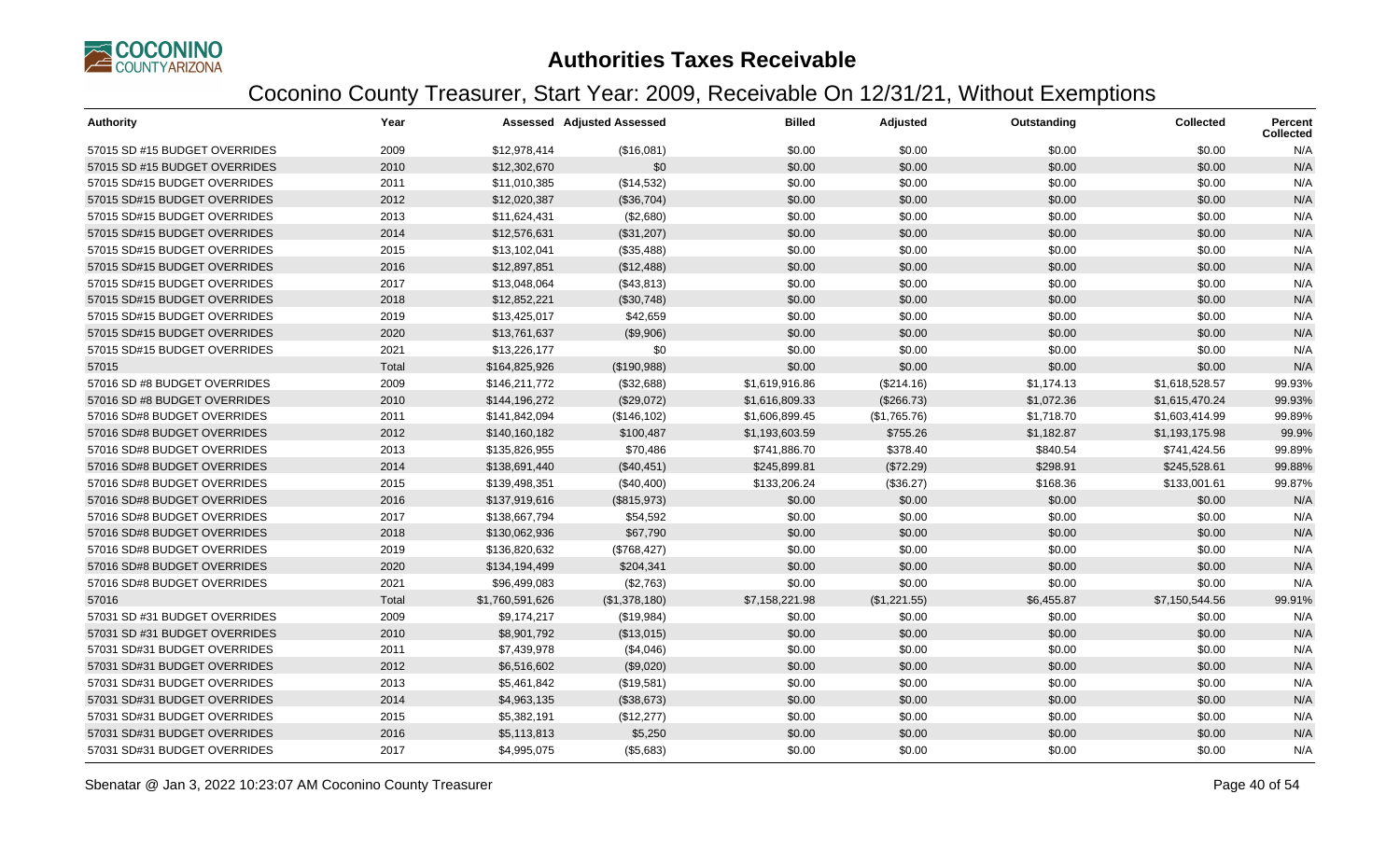# Authorities Taxes Receivable

## Coconino County Treasurer, Start Year: 2009, Receivable On 12/31/21, Without Exemptions

| Authority | Year | Assessed | Adjusted Assessed | Billed | Adjusted | Outstanding | Collected | Percent Collected |
|---|---|---|---|---|---|---|---|---|
| 57015 SD #15 BUDGET OVERRIDES | 2009 | $12,978,414 | ($16,081) | $0.00 | $0.00 | $0.00 | $0.00 | N/A |
| 57015 SD #15 BUDGET OVERRIDES | 2010 | $12,302,670 | $0 | $0.00 | $0.00 | $0.00 | $0.00 | N/A |
| 57015 SD#15 BUDGET OVERRIDES | 2011 | $11,010,385 | ($14,532) | $0.00 | $0.00 | $0.00 | $0.00 | N/A |
| 57015 SD#15 BUDGET OVERRIDES | 2012 | $12,020,387 | ($36,704) | $0.00 | $0.00 | $0.00 | $0.00 | N/A |
| 57015 SD#15 BUDGET OVERRIDES | 2013 | $11,624,431 | ($2,680) | $0.00 | $0.00 | $0.00 | $0.00 | N/A |
| 57015 SD#15 BUDGET OVERRIDES | 2014 | $12,576,631 | ($31,207) | $0.00 | $0.00 | $0.00 | $0.00 | N/A |
| 57015 SD#15 BUDGET OVERRIDES | 2015 | $13,102,041 | ($35,488) | $0.00 | $0.00 | $0.00 | $0.00 | N/A |
| 57015 SD#15 BUDGET OVERRIDES | 2016 | $12,897,851 | ($12,488) | $0.00 | $0.00 | $0.00 | $0.00 | N/A |
| 57015 SD#15 BUDGET OVERRIDES | 2017 | $13,048,064 | ($43,813) | $0.00 | $0.00 | $0.00 | $0.00 | N/A |
| 57015 SD#15 BUDGET OVERRIDES | 2018 | $12,852,221 | ($30,748) | $0.00 | $0.00 | $0.00 | $0.00 | N/A |
| 57015 SD#15 BUDGET OVERRIDES | 2019 | $13,425,017 | $42,659 | $0.00 | $0.00 | $0.00 | $0.00 | N/A |
| 57015 SD#15 BUDGET OVERRIDES | 2020 | $13,761,637 | ($9,906) | $0.00 | $0.00 | $0.00 | $0.00 | N/A |
| 57015 SD#15 BUDGET OVERRIDES | 2021 | $13,226,177 | $0 | $0.00 | $0.00 | $0.00 | $0.00 | N/A |
| 57015 | Total | $164,825,926 | ($190,988) | $0.00 | $0.00 | $0.00 | $0.00 | N/A |
| 57016 SD #8 BUDGET OVERRIDES | 2009 | $146,211,772 | ($32,688) | $1,619,916.86 | ($214.16) | $1,174.13 | $1,618,528.57 | 99.93% |
| 57016 SD #8 BUDGET OVERRIDES | 2010 | $144,196,272 | ($29,072) | $1,616,809.33 | ($266.73) | $1,072.36 | $1,615,470.24 | 99.93% |
| 57016 SD#8 BUDGET OVERRIDES | 2011 | $141,842,094 | ($146,102) | $1,606,899.45 | ($1,765.76) | $1,718.70 | $1,603,414.99 | 99.89% |
| 57016 SD#8 BUDGET OVERRIDES | 2012 | $140,160,182 | $100,487 | $1,193,603.59 | $755.26 | $1,182.87 | $1,193,175.98 | 99.9% |
| 57016 SD#8 BUDGET OVERRIDES | 2013 | $135,826,955 | $70,486 | $741,886.70 | $378.40 | $840.54 | $741,424.56 | 99.89% |
| 57016 SD#8 BUDGET OVERRIDES | 2014 | $138,691,440 | ($40,451) | $245,899.81 | ($72.29) | $298.91 | $245,528.61 | 99.88% |
| 57016 SD#8 BUDGET OVERRIDES | 2015 | $139,498,351 | ($40,400) | $133,206.24 | ($36.27) | $168.36 | $133,001.61 | 99.87% |
| 57016 SD#8 BUDGET OVERRIDES | 2016 | $137,919,616 | ($815,973) | $0.00 | $0.00 | $0.00 | $0.00 | N/A |
| 57016 SD#8 BUDGET OVERRIDES | 2017 | $138,667,794 | $54,592 | $0.00 | $0.00 | $0.00 | $0.00 | N/A |
| 57016 SD#8 BUDGET OVERRIDES | 2018 | $130,062,936 | $67,790 | $0.00 | $0.00 | $0.00 | $0.00 | N/A |
| 57016 SD#8 BUDGET OVERRIDES | 2019 | $136,820,632 | ($768,427) | $0.00 | $0.00 | $0.00 | $0.00 | N/A |
| 57016 SD#8 BUDGET OVERRIDES | 2020 | $134,194,499 | $204,341 | $0.00 | $0.00 | $0.00 | $0.00 | N/A |
| 57016 SD#8 BUDGET OVERRIDES | 2021 | $96,499,083 | ($2,763) | $0.00 | $0.00 | $0.00 | $0.00 | N/A |
| 57016 | Total | $1,760,591,626 | ($1,378,180) | $7,158,221.98 | ($1,221.55) | $6,455.87 | $7,150,544.56 | 99.91% |
| 57031 SD #31 BUDGET OVERRIDES | 2009 | $9,174,217 | ($19,984) | $0.00 | $0.00 | $0.00 | $0.00 | N/A |
| 57031 SD #31 BUDGET OVERRIDES | 2010 | $8,901,792 | ($13,015) | $0.00 | $0.00 | $0.00 | $0.00 | N/A |
| 57031 SD#31 BUDGET OVERRIDES | 2011 | $7,439,978 | ($4,046) | $0.00 | $0.00 | $0.00 | $0.00 | N/A |
| 57031 SD#31 BUDGET OVERRIDES | 2012 | $6,516,602 | ($9,020) | $0.00 | $0.00 | $0.00 | $0.00 | N/A |
| 57031 SD#31 BUDGET OVERRIDES | 2013 | $5,461,842 | ($19,581) | $0.00 | $0.00 | $0.00 | $0.00 | N/A |
| 57031 SD#31 BUDGET OVERRIDES | 2014 | $4,963,135 | ($38,673) | $0.00 | $0.00 | $0.00 | $0.00 | N/A |
| 57031 SD#31 BUDGET OVERRIDES | 2015 | $5,382,191 | ($12,277) | $0.00 | $0.00 | $0.00 | $0.00 | N/A |
| 57031 SD#31 BUDGET OVERRIDES | 2016 | $5,113,813 | $5,250 | $0.00 | $0.00 | $0.00 | $0.00 | N/A |
| 57031 SD#31 BUDGET OVERRIDES | 2017 | $4,995,075 | ($5,683) | $0.00 | $0.00 | $0.00 | $0.00 | N/A |

Sbenatar @ Jan 3, 2022 10:23:07 AM Coconino County Treasurer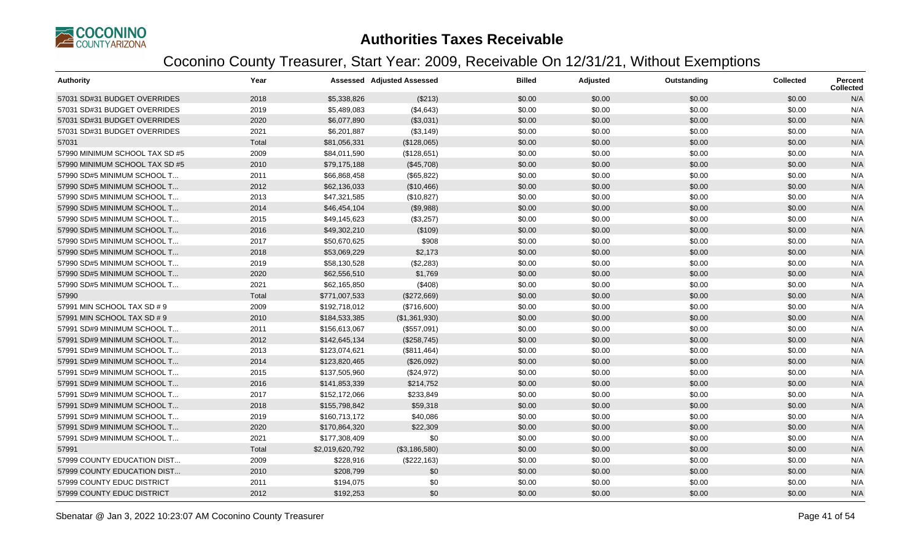# Authorities Taxes Receivable

## Coconino County Treasurer, Start Year: 2009, Receivable On 12/31/21, Without Exemptions

| Authority | Year | Assessed | Adjusted Assessed | Billed | Adjusted | Outstanding | Collected | Percent Collected |
|---|---|---|---|---|---|---|---|---|
| 57031 SD#31 BUDGET OVERRIDES | 2018 | $5,338,826 | ($213) | $0.00 | $0.00 | $0.00 | $0.00 | N/A |
| 57031 SD#31 BUDGET OVERRIDES | 2019 | $5,489,083 | ($4,643) | $0.00 | $0.00 | $0.00 | $0.00 | N/A |
| 57031 SD#31 BUDGET OVERRIDES | 2020 | $6,077,890 | ($3,031) | $0.00 | $0.00 | $0.00 | $0.00 | N/A |
| 57031 SD#31 BUDGET OVERRIDES | 2021 | $6,201,887 | ($3,149) | $0.00 | $0.00 | $0.00 | $0.00 | N/A |
| 57031 | Total | $81,056,331 | ($128,065) | $0.00 | $0.00 | $0.00 | $0.00 | N/A |
| 57990 MINIMUM SCHOOL TAX SD #5 | 2009 | $84,011,590 | ($128,651) | $0.00 | $0.00 | $0.00 | $0.00 | N/A |
| 57990 MINIMUM SCHOOL TAX SD #5 | 2010 | $79,175,188 | ($45,708) | $0.00 | $0.00 | $0.00 | $0.00 | N/A |
| 57990 SD#5 MINIMUM SCHOOL T... | 2011 | $66,868,458 | ($65,822) | $0.00 | $0.00 | $0.00 | $0.00 | N/A |
| 57990 SD#5 MINIMUM SCHOOL T... | 2012 | $62,136,033 | ($10,466) | $0.00 | $0.00 | $0.00 | $0.00 | N/A |
| 57990 SD#5 MINIMUM SCHOOL T... | 2013 | $47,321,585 | ($10,827) | $0.00 | $0.00 | $0.00 | $0.00 | N/A |
| 57990 SD#5 MINIMUM SCHOOL T... | 2014 | $46,454,104 | ($9,988) | $0.00 | $0.00 | $0.00 | $0.00 | N/A |
| 57990 SD#5 MINIMUM SCHOOL T... | 2015 | $49,145,623 | ($3,257) | $0.00 | $0.00 | $0.00 | $0.00 | N/A |
| 57990 SD#5 MINIMUM SCHOOL T... | 2016 | $49,302,210 | ($109) | $0.00 | $0.00 | $0.00 | $0.00 | N/A |
| 57990 SD#5 MINIMUM SCHOOL T... | 2017 | $50,670,625 | $908 | $0.00 | $0.00 | $0.00 | $0.00 | N/A |
| 57990 SD#5 MINIMUM SCHOOL T... | 2018 | $53,069,229 | $2,173 | $0.00 | $0.00 | $0.00 | $0.00 | N/A |
| 57990 SD#5 MINIMUM SCHOOL T... | 2019 | $58,130,528 | ($2,283) | $0.00 | $0.00 | $0.00 | $0.00 | N/A |
| 57990 SD#5 MINIMUM SCHOOL T... | 2020 | $62,556,510 | $1,769 | $0.00 | $0.00 | $0.00 | $0.00 | N/A |
| 57990 SD#5 MINIMUM SCHOOL T... | 2021 | $62,165,850 | ($408) | $0.00 | $0.00 | $0.00 | $0.00 | N/A |
| 57990 | Total | $771,007,533 | ($272,669) | $0.00 | $0.00 | $0.00 | $0.00 | N/A |
| 57991 MIN SCHOOL TAX SD # 9 | 2009 | $192,718,012 | ($716,600) | $0.00 | $0.00 | $0.00 | $0.00 | N/A |
| 57991 MIN SCHOOL TAX SD # 9 | 2010 | $184,533,385 | ($1,361,930) | $0.00 | $0.00 | $0.00 | $0.00 | N/A |
| 57991 SD#9 MINIMUM SCHOOL T... | 2011 | $156,613,067 | ($557,091) | $0.00 | $0.00 | $0.00 | $0.00 | N/A |
| 57991 SD#9 MINIMUM SCHOOL T... | 2012 | $142,645,134 | ($258,745) | $0.00 | $0.00 | $0.00 | $0.00 | N/A |
| 57991 SD#9 MINIMUM SCHOOL T... | 2013 | $123,074,621 | ($811,464) | $0.00 | $0.00 | $0.00 | $0.00 | N/A |
| 57991 SD#9 MINIMUM SCHOOL T... | 2014 | $123,820,465 | ($26,092) | $0.00 | $0.00 | $0.00 | $0.00 | N/A |
| 57991 SD#9 MINIMUM SCHOOL T... | 2015 | $137,505,960 | ($24,972) | $0.00 | $0.00 | $0.00 | $0.00 | N/A |
| 57991 SD#9 MINIMUM SCHOOL T... | 2016 | $141,853,339 | $214,752 | $0.00 | $0.00 | $0.00 | $0.00 | N/A |
| 57991 SD#9 MINIMUM SCHOOL T... | 2017 | $152,172,066 | $233,849 | $0.00 | $0.00 | $0.00 | $0.00 | N/A |
| 57991 SD#9 MINIMUM SCHOOL T... | 2018 | $155,798,842 | $59,318 | $0.00 | $0.00 | $0.00 | $0.00 | N/A |
| 57991 SD#9 MINIMUM SCHOOL T... | 2019 | $160,713,172 | $40,086 | $0.00 | $0.00 | $0.00 | $0.00 | N/A |
| 57991 SD#9 MINIMUM SCHOOL T... | 2020 | $170,864,320 | $22,309 | $0.00 | $0.00 | $0.00 | $0.00 | N/A |
| 57991 SD#9 MINIMUM SCHOOL T... | 2021 | $177,308,409 | $0 | $0.00 | $0.00 | $0.00 | $0.00 | N/A |
| 57991 | Total | $2,019,620,792 | ($3,186,580) | $0.00 | $0.00 | $0.00 | $0.00 | N/A |
| 57999 COUNTY EDUCATION DIST... | 2009 | $228,916 | ($222,163) | $0.00 | $0.00 | $0.00 | $0.00 | N/A |
| 57999 COUNTY EDUCATION DIST... | 2010 | $208,799 | $0 | $0.00 | $0.00 | $0.00 | $0.00 | N/A |
| 57999 COUNTY EDUC DISTRICT | 2011 | $194,075 | $0 | $0.00 | $0.00 | $0.00 | $0.00 | N/A |
| 57999 COUNTY EDUC DISTRICT | 2012 | $192,253 | $0 | $0.00 | $0.00 | $0.00 | $0.00 | N/A |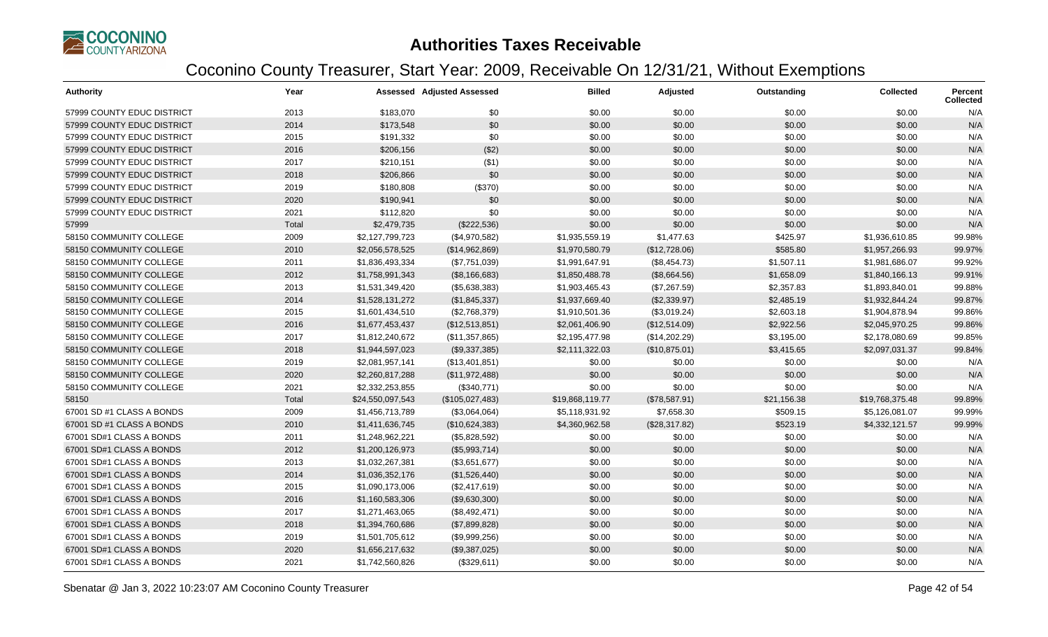# Authorities Taxes Receivable

## Coconino County Treasurer, Start Year: 2009, Receivable On 12/31/21, Without Exemptions

| Authority | Year | Assessed | Adjusted Assessed | Billed | Adjusted | Outstanding | Collected | Percent Collected |
|---|---|---|---|---|---|---|---|---|
| 57999 COUNTY EDUC DISTRICT | 2013 | $183,070 | $0 | $0.00 | $0.00 | $0.00 | $0.00 | N/A |
| 57999 COUNTY EDUC DISTRICT | 2014 | $173,548 | $0 | $0.00 | $0.00 | $0.00 | $0.00 | N/A |
| 57999 COUNTY EDUC DISTRICT | 2015 | $191,332 | $0 | $0.00 | $0.00 | $0.00 | $0.00 | N/A |
| 57999 COUNTY EDUC DISTRICT | 2016 | $206,156 | ($2) | $0.00 | $0.00 | $0.00 | $0.00 | N/A |
| 57999 COUNTY EDUC DISTRICT | 2017 | $210,151 | ($1) | $0.00 | $0.00 | $0.00 | $0.00 | N/A |
| 57999 COUNTY EDUC DISTRICT | 2018 | $206,866 | $0 | $0.00 | $0.00 | $0.00 | $0.00 | N/A |
| 57999 COUNTY EDUC DISTRICT | 2019 | $180,808 | ($370) | $0.00 | $0.00 | $0.00 | $0.00 | N/A |
| 57999 COUNTY EDUC DISTRICT | 2020 | $190,941 | $0 | $0.00 | $0.00 | $0.00 | $0.00 | N/A |
| 57999 COUNTY EDUC DISTRICT | 2021 | $112,820 | $0 | $0.00 | $0.00 | $0.00 | $0.00 | N/A |
| 57999 | Total | $2,479,735 | ($222,536) | $0.00 | $0.00 | $0.00 | $0.00 | N/A |
| 58150 COMMUNITY COLLEGE | 2009 | $2,127,799,723 | ($4,970,582) | $1,935,559.19 | $1,477.63 | $425.97 | $1,936,610.85 | 99.98% |
| 58150 COMMUNITY COLLEGE | 2010 | $2,056,578,525 | ($14,962,869) | $1,970,580.79 | ($12,728.06) | $585.80 | $1,957,266.93 | 99.97% |
| 58150 COMMUNITY COLLEGE | 2011 | $1,836,493,334 | ($7,751,039) | $1,991,647.91 | ($8,454.73) | $1,507.11 | $1,981,686.07 | 99.92% |
| 58150 COMMUNITY COLLEGE | 2012 | $1,758,991,343 | ($8,166,683) | $1,850,488.78 | ($8,664.56) | $1,658.09 | $1,840,166.13 | 99.91% |
| 58150 COMMUNITY COLLEGE | 2013 | $1,531,349,420 | ($5,638,383) | $1,903,465.43 | ($7,267.59) | $2,357.83 | $1,893,840.01 | 99.88% |
| 58150 COMMUNITY COLLEGE | 2014 | $1,528,131,272 | ($1,845,337) | $1,937,669.40 | ($2,339.97) | $2,485.19 | $1,932,844.24 | 99.87% |
| 58150 COMMUNITY COLLEGE | 2015 | $1,601,434,510 | ($2,768,379) | $1,910,501.36 | ($3,019.24) | $2,603.18 | $1,904,878.94 | 99.86% |
| 58150 COMMUNITY COLLEGE | 2016 | $1,677,453,437 | ($12,513,851) | $2,061,406.90 | ($12,514.09) | $2,922.56 | $2,045,970.25 | 99.86% |
| 58150 COMMUNITY COLLEGE | 2017 | $1,812,240,672 | ($11,357,865) | $2,195,477.98 | ($14,202.29) | $3,195.00 | $2,178,080.69 | 99.85% |
| 58150 COMMUNITY COLLEGE | 2018 | $1,944,597,023 | ($9,337,385) | $2,111,322.03 | ($10,875.01) | $3,415.65 | $2,097,031.37 | 99.84% |
| 58150 COMMUNITY COLLEGE | 2019 | $2,081,957,141 | ($13,401,851) | $0.00 | $0.00 | $0.00 | $0.00 | N/A |
| 58150 COMMUNITY COLLEGE | 2020 | $2,260,817,288 | ($11,972,488) | $0.00 | $0.00 | $0.00 | $0.00 | N/A |
| 58150 COMMUNITY COLLEGE | 2021 | $2,332,253,855 | ($340,771) | $0.00 | $0.00 | $0.00 | $0.00 | N/A |
| 58150 | Total | $24,550,097,543 | ($105,027,483) | $19,868,119.77 | ($78,587.91) | $21,156.38 | $19,768,375.48 | 99.89% |
| 67001 SD #1 CLASS A BONDS | 2009 | $1,456,713,789 | ($3,064,064) | $5,118,931.92 | $7,658.30 | $509.15 | $5,126,081.07 | 99.99% |
| 67001 SD #1 CLASS A BONDS | 2010 | $1,411,636,745 | ($10,624,383) | $4,360,962.58 | ($28,317.82) | $523.19 | $4,332,121.57 | 99.99% |
| 67001 SD#1 CLASS A BONDS | 2011 | $1,248,962,221 | ($5,828,592) | $0.00 | $0.00 | $0.00 | $0.00 | N/A |
| 67001 SD#1 CLASS A BONDS | 2012 | $1,200,126,973 | ($5,993,714) | $0.00 | $0.00 | $0.00 | $0.00 | N/A |
| 67001 SD#1 CLASS A BONDS | 2013 | $1,032,267,381 | ($3,651,677) | $0.00 | $0.00 | $0.00 | $0.00 | N/A |
| 67001 SD#1 CLASS A BONDS | 2014 | $1,036,352,176 | ($1,526,440) | $0.00 | $0.00 | $0.00 | $0.00 | N/A |
| 67001 SD#1 CLASS A BONDS | 2015 | $1,090,173,006 | ($2,417,619) | $0.00 | $0.00 | $0.00 | $0.00 | N/A |
| 67001 SD#1 CLASS A BONDS | 2016 | $1,160,583,306 | ($9,630,300) | $0.00 | $0.00 | $0.00 | $0.00 | N/A |
| 67001 SD#1 CLASS A BONDS | 2017 | $1,271,463,065 | ($8,492,471) | $0.00 | $0.00 | $0.00 | $0.00 | N/A |
| 67001 SD#1 CLASS A BONDS | 2018 | $1,394,760,686 | ($7,899,828) | $0.00 | $0.00 | $0.00 | $0.00 | N/A |
| 67001 SD#1 CLASS A BONDS | 2019 | $1,501,705,612 | ($9,999,256) | $0.00 | $0.00 | $0.00 | $0.00 | N/A |
| 67001 SD#1 CLASS A BONDS | 2020 | $1,656,217,632 | ($9,387,025) | $0.00 | $0.00 | $0.00 | $0.00 | N/A |
| 67001 SD#1 CLASS A BONDS | 2021 | $1,742,560,826 | ($329,611) | $0.00 | $0.00 | $0.00 | $0.00 | N/A |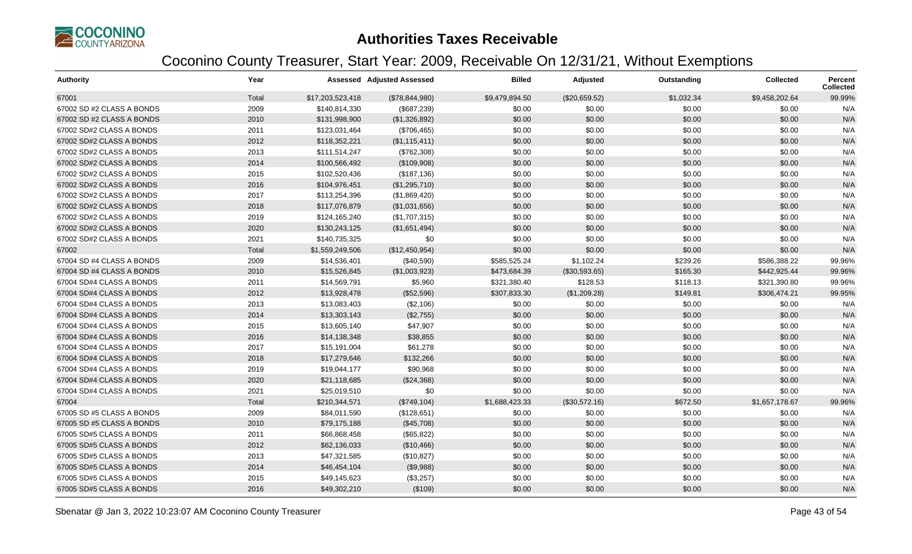# Authorities Taxes Receivable

## Coconino County Treasurer, Start Year: 2009, Receivable On 12/31/21, Without Exemptions

| Authority | Year | Assessed | Adjusted Assessed | Billed | Adjusted | Outstanding | Collected | Percent Collected |
|---|---|---|---|---|---|---|---|---|
| 67001 | Total | $17,203,523,418 | ($78,844,980) | $9,479,894.50 | ($20,659.52) | $1,032.34 | $9,458,202.64 | 99.99% |
| 67002 SD #2 CLASS A BONDS | 2009 | $140,814,330 | ($687,239) | $0.00 | $0.00 | $0.00 | $0.00 | N/A |
| 67002 SD #2 CLASS A BONDS | 2010 | $131,998,900 | ($1,326,892) | $0.00 | $0.00 | $0.00 | $0.00 | N/A |
| 67002 SD#2 CLASS A BONDS | 2011 | $123,031,464 | ($706,465) | $0.00 | $0.00 | $0.00 | $0.00 | N/A |
| 67002 SD#2 CLASS A BONDS | 2012 | $118,352,221 | ($1,115,411) | $0.00 | $0.00 | $0.00 | $0.00 | N/A |
| 67002 SD#2 CLASS A BONDS | 2013 | $111,514,247 | ($762,308) | $0.00 | $0.00 | $0.00 | $0.00 | N/A |
| 67002 SD#2 CLASS A BONDS | 2014 | $100,566,492 | ($109,908) | $0.00 | $0.00 | $0.00 | $0.00 | N/A |
| 67002 SD#2 CLASS A BONDS | 2015 | $102,520,436 | ($187,136) | $0.00 | $0.00 | $0.00 | $0.00 | N/A |
| 67002 SD#2 CLASS A BONDS | 2016 | $104,976,451 | ($1,295,710) | $0.00 | $0.00 | $0.00 | $0.00 | N/A |
| 67002 SD#2 CLASS A BONDS | 2017 | $113,254,396 | ($1,869,420) | $0.00 | $0.00 | $0.00 | $0.00 | N/A |
| 67002 SD#2 CLASS A BONDS | 2018 | $117,076,879 | ($1,031,656) | $0.00 | $0.00 | $0.00 | $0.00 | N/A |
| 67002 SD#2 CLASS A BONDS | 2019 | $124,165,240 | ($1,707,315) | $0.00 | $0.00 | $0.00 | $0.00 | N/A |
| 67002 SD#2 CLASS A BONDS | 2020 | $130,243,125 | ($1,651,494) | $0.00 | $0.00 | $0.00 | $0.00 | N/A |
| 67002 SD#2 CLASS A BONDS | 2021 | $140,735,325 | $0 | $0.00 | $0.00 | $0.00 | $0.00 | N/A |
| 67002 | Total | $1,559,249,506 | ($12,450,954) | $0.00 | $0.00 | $0.00 | $0.00 | N/A |
| 67004 SD #4 CLASS A BONDS | 2009 | $14,536,401 | ($40,590) | $585,525.24 | $1,102.24 | $239.26 | $586,388.22 | 99.96% |
| 67004 SD #4 CLASS A BONDS | 2010 | $15,526,845 | ($1,003,923) | $473,684.39 | ($30,593.65) | $165.30 | $442,925.44 | 99.96% |
| 67004 SD#4 CLASS A BONDS | 2011 | $14,569,791 | $5,960 | $321,380.40 | $128.53 | $118.13 | $321,390.80 | 99.96% |
| 67004 SD#4 CLASS A BONDS | 2012 | $13,928,478 | ($52,596) | $307,833.30 | ($1,209.28) | $149.81 | $306,474.21 | 99.95% |
| 67004 SD#4 CLASS A BONDS | 2013 | $13,083,403 | ($2,106) | $0.00 | $0.00 | $0.00 | $0.00 | N/A |
| 67004 SD#4 CLASS A BONDS | 2014 | $13,303,143 | ($2,755) | $0.00 | $0.00 | $0.00 | $0.00 | N/A |
| 67004 SD#4 CLASS A BONDS | 2015 | $13,605,140 | $47,907 | $0.00 | $0.00 | $0.00 | $0.00 | N/A |
| 67004 SD#4 CLASS A BONDS | 2016 | $14,138,348 | $38,855 | $0.00 | $0.00 | $0.00 | $0.00 | N/A |
| 67004 SD#4 CLASS A BONDS | 2017 | $15,191,004 | $61,278 | $0.00 | $0.00 | $0.00 | $0.00 | N/A |
| 67004 SD#4 CLASS A BONDS | 2018 | $17,279,646 | $132,266 | $0.00 | $0.00 | $0.00 | $0.00 | N/A |
| 67004 SD#4 CLASS A BONDS | 2019 | $19,044,177 | $90,968 | $0.00 | $0.00 | $0.00 | $0.00 | N/A |
| 67004 SD#4 CLASS A BONDS | 2020 | $21,118,685 | ($24,368) | $0.00 | $0.00 | $0.00 | $0.00 | N/A |
| 67004 SD#4 CLASS A BONDS | 2021 | $25,019,510 | $0 | $0.00 | $0.00 | $0.00 | $0.00 | N/A |
| 67004 | Total | $210,344,571 | ($749,104) | $1,688,423.33 | ($30,572.16) | $672.50 | $1,657,178.67 | 99.96% |
| 67005 SD #5 CLASS A BONDS | 2009 | $84,011,590 | ($128,651) | $0.00 | $0.00 | $0.00 | $0.00 | N/A |
| 67005 SD #5 CLASS A BONDS | 2010 | $79,175,188 | ($45,708) | $0.00 | $0.00 | $0.00 | $0.00 | N/A |
| 67005 SD#5 CLASS A BONDS | 2011 | $66,868,458 | ($65,822) | $0.00 | $0.00 | $0.00 | $0.00 | N/A |
| 67005 SD#5 CLASS A BONDS | 2012 | $62,136,033 | ($10,466) | $0.00 | $0.00 | $0.00 | $0.00 | N/A |
| 67005 SD#5 CLASS A BONDS | 2013 | $47,321,585 | ($10,827) | $0.00 | $0.00 | $0.00 | $0.00 | N/A |
| 67005 SD#5 CLASS A BONDS | 2014 | $46,454,104 | ($9,988) | $0.00 | $0.00 | $0.00 | $0.00 | N/A |
| 67005 SD#5 CLASS A BONDS | 2015 | $49,145,623 | ($3,257) | $0.00 | $0.00 | $0.00 | $0.00 | N/A |
| 67005 SD#5 CLASS A BONDS | 2016 | $49,302,210 | ($109) | $0.00 | $0.00 | $0.00 | $0.00 | N/A |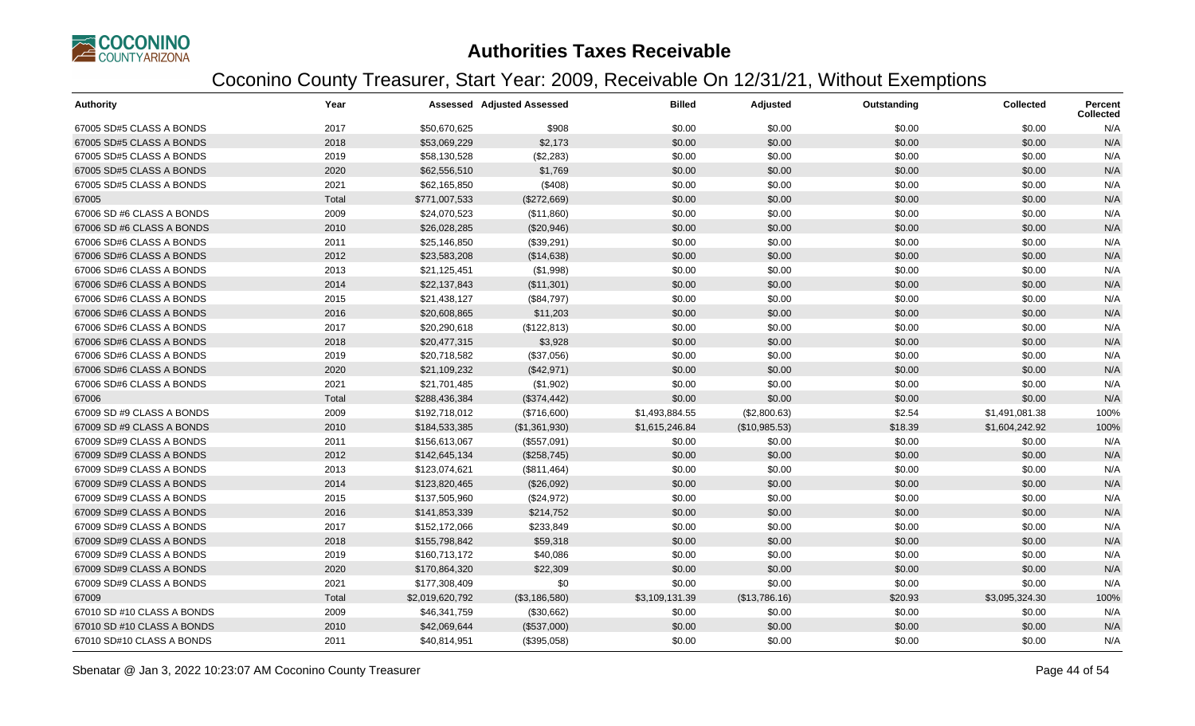# Authorities Taxes Receivable

## Coconino County Treasurer, Start Year: 2009, Receivable On 12/31/21, Without Exemptions

| Authority | Year | Assessed | Adjusted Assessed | Billed | Adjusted | Outstanding | Collected | Percent Collected |
|---|---|---|---|---|---|---|---|---|
| 67005 SD#5 CLASS A BONDS | 2017 | $50,670,625 | $908 | $0.00 | $0.00 | $0.00 | $0.00 | N/A |
| 67005 SD#5 CLASS A BONDS | 2018 | $53,069,229 | $2,173 | $0.00 | $0.00 | $0.00 | $0.00 | N/A |
| 67005 SD#5 CLASS A BONDS | 2019 | $58,130,528 | ($2,283) | $0.00 | $0.00 | $0.00 | $0.00 | N/A |
| 67005 SD#5 CLASS A BONDS | 2020 | $62,556,510 | $1,769 | $0.00 | $0.00 | $0.00 | $0.00 | N/A |
| 67005 SD#5 CLASS A BONDS | 2021 | $62,165,850 | ($408) | $0.00 | $0.00 | $0.00 | $0.00 | N/A |
| 67005 | Total | $771,007,533 | ($272,669) | $0.00 | $0.00 | $0.00 | $0.00 | N/A |
| 67006 SD #6 CLASS A BONDS | 2009 | $24,070,523 | ($11,860) | $0.00 | $0.00 | $0.00 | $0.00 | N/A |
| 67006 SD #6 CLASS A BONDS | 2010 | $26,028,285 | ($20,946) | $0.00 | $0.00 | $0.00 | $0.00 | N/A |
| 67006 SD#6 CLASS A BONDS | 2011 | $25,146,850 | ($39,291) | $0.00 | $0.00 | $0.00 | $0.00 | N/A |
| 67006 SD#6 CLASS A BONDS | 2012 | $23,583,208 | ($14,638) | $0.00 | $0.00 | $0.00 | $0.00 | N/A |
| 67006 SD#6 CLASS A BONDS | 2013 | $21,125,451 | ($1,998) | $0.00 | $0.00 | $0.00 | $0.00 | N/A |
| 67006 SD#6 CLASS A BONDS | 2014 | $22,137,843 | ($11,301) | $0.00 | $0.00 | $0.00 | $0.00 | N/A |
| 67006 SD#6 CLASS A BONDS | 2015 | $21,438,127 | ($84,797) | $0.00 | $0.00 | $0.00 | $0.00 | N/A |
| 67006 SD#6 CLASS A BONDS | 2016 | $20,608,865 | $11,203 | $0.00 | $0.00 | $0.00 | $0.00 | N/A |
| 67006 SD#6 CLASS A BONDS | 2017 | $20,290,618 | ($122,813) | $0.00 | $0.00 | $0.00 | $0.00 | N/A |
| 67006 SD#6 CLASS A BONDS | 2018 | $20,477,315 | $3,928 | $0.00 | $0.00 | $0.00 | $0.00 | N/A |
| 67006 SD#6 CLASS A BONDS | 2019 | $20,718,582 | ($37,056) | $0.00 | $0.00 | $0.00 | $0.00 | N/A |
| 67006 SD#6 CLASS A BONDS | 2020 | $21,109,232 | ($42,971) | $0.00 | $0.00 | $0.00 | $0.00 | N/A |
| 67006 SD#6 CLASS A BONDS | 2021 | $21,701,485 | ($1,902) | $0.00 | $0.00 | $0.00 | $0.00 | N/A |
| 67006 | Total | $288,436,384 | ($374,442) | $0.00 | $0.00 | $0.00 | $0.00 | N/A |
| 67009 SD #9 CLASS A BONDS | 2009 | $192,718,012 | ($716,600) | $1,493,884.55 | ($2,800.63) | $2.54 | $1,491,081.38 | 100% |
| 67009 SD #9 CLASS A BONDS | 2010 | $184,533,385 | ($1,361,930) | $1,615,246.84 | ($10,985.53) | $18.39 | $1,604,242.92 | 100% |
| 67009 SD#9 CLASS A BONDS | 2011 | $156,613,067 | ($557,091) | $0.00 | $0.00 | $0.00 | $0.00 | N/A |
| 67009 SD#9 CLASS A BONDS | 2012 | $142,645,134 | ($258,745) | $0.00 | $0.00 | $0.00 | $0.00 | N/A |
| 67009 SD#9 CLASS A BONDS | 2013 | $123,074,621 | ($811,464) | $0.00 | $0.00 | $0.00 | $0.00 | N/A |
| 67009 SD#9 CLASS A BONDS | 2014 | $123,820,465 | ($26,092) | $0.00 | $0.00 | $0.00 | $0.00 | N/A |
| 67009 SD#9 CLASS A BONDS | 2015 | $137,505,960 | ($24,972) | $0.00 | $0.00 | $0.00 | $0.00 | N/A |
| 67009 SD#9 CLASS A BONDS | 2016 | $141,853,339 | $214,752 | $0.00 | $0.00 | $0.00 | $0.00 | N/A |
| 67009 SD#9 CLASS A BONDS | 2017 | $152,172,066 | $233,849 | $0.00 | $0.00 | $0.00 | $0.00 | N/A |
| 67009 SD#9 CLASS A BONDS | 2018 | $155,798,842 | $59,318 | $0.00 | $0.00 | $0.00 | $0.00 | N/A |
| 67009 SD#9 CLASS A BONDS | 2019 | $160,713,172 | $40,086 | $0.00 | $0.00 | $0.00 | $0.00 | N/A |
| 67009 SD#9 CLASS A BONDS | 2020 | $170,864,320 | $22,309 | $0.00 | $0.00 | $0.00 | $0.00 | N/A |
| 67009 SD#9 CLASS A BONDS | 2021 | $177,308,409 | $0 | $0.00 | $0.00 | $0.00 | $0.00 | N/A |
| 67009 | Total | $2,019,620,792 | ($3,186,580) | $3,109,131.39 | ($13,786.16) | $20.93 | $3,095,324.30 | 100% |
| 67010 SD #10 CLASS A BONDS | 2009 | $46,341,759 | ($30,662) | $0.00 | $0.00 | $0.00 | $0.00 | N/A |
| 67010 SD #10 CLASS A BONDS | 2010 | $42,069,644 | ($537,000) | $0.00 | $0.00 | $0.00 | $0.00 | N/A |
| 67010 SD#10 CLASS A BONDS | 2011 | $40,814,951 | ($395,058) | $0.00 | $0.00 | $0.00 | $0.00 | N/A |

Sbenatar @ Jan 3, 2022 10:23:07 AM Coconino County Treasurer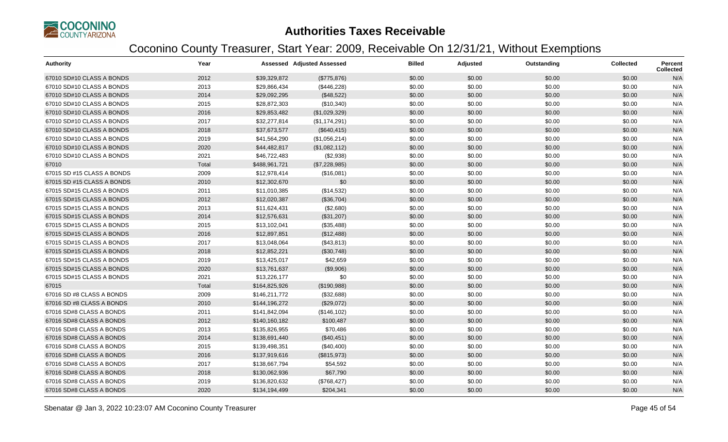# Authorities Taxes Receivable

## Coconino County Treasurer, Start Year: 2009, Receivable On 12/31/21, Without Exemptions

| Authority | Year | Assessed | Adjusted Assessed | Billed | Adjusted | Outstanding | Collected | Percent Collected |
|---|---|---|---|---|---|---|---|---|
| 67010 SD#10 CLASS A BONDS | 2012 | $39,329,872 | ($775,876) | $0.00 | $0.00 | $0.00 | $0.00 | N/A |
| 67010 SD#10 CLASS A BONDS | 2013 | $29,866,434 | ($446,228) | $0.00 | $0.00 | $0.00 | $0.00 | N/A |
| 67010 SD#10 CLASS A BONDS | 2014 | $29,092,295 | ($48,522) | $0.00 | $0.00 | $0.00 | $0.00 | N/A |
| 67010 SD#10 CLASS A BONDS | 2015 | $28,872,303 | ($10,340) | $0.00 | $0.00 | $0.00 | $0.00 | N/A |
| 67010 SD#10 CLASS A BONDS | 2016 | $29,853,482 | ($1,029,329) | $0.00 | $0.00 | $0.00 | $0.00 | N/A |
| 67010 SD#10 CLASS A BONDS | 2017 | $32,277,814 | ($1,174,291) | $0.00 | $0.00 | $0.00 | $0.00 | N/A |
| 67010 SD#10 CLASS A BONDS | 2018 | $37,673,577 | ($640,415) | $0.00 | $0.00 | $0.00 | $0.00 | N/A |
| 67010 SD#10 CLASS A BONDS | 2019 | $41,564,290 | ($1,056,214) | $0.00 | $0.00 | $0.00 | $0.00 | N/A |
| 67010 SD#10 CLASS A BONDS | 2020 | $44,482,817 | ($1,082,112) | $0.00 | $0.00 | $0.00 | $0.00 | N/A |
| 67010 SD#10 CLASS A BONDS | 2021 | $46,722,483 | ($2,938) | $0.00 | $0.00 | $0.00 | $0.00 | N/A |
| 67010 | Total | $488,961,721 | ($7,228,985) | $0.00 | $0.00 | $0.00 | $0.00 | N/A |
| 67015 SD #15 CLASS A BONDS | 2009 | $12,978,414 | ($16,081) | $0.00 | $0.00 | $0.00 | $0.00 | N/A |
| 67015 SD #15 CLASS A BONDS | 2010 | $12,302,670 | $0 | $0.00 | $0.00 | $0.00 | $0.00 | N/A |
| 67015 SD#15 CLASS A BONDS | 2011 | $11,010,385 | ($14,532) | $0.00 | $0.00 | $0.00 | $0.00 | N/A |
| 67015 SD#15 CLASS A BONDS | 2012 | $12,020,387 | ($36,704) | $0.00 | $0.00 | $0.00 | $0.00 | N/A |
| 67015 SD#15 CLASS A BONDS | 2013 | $11,624,431 | ($2,680) | $0.00 | $0.00 | $0.00 | $0.00 | N/A |
| 67015 SD#15 CLASS A BONDS | 2014 | $12,576,631 | ($31,207) | $0.00 | $0.00 | $0.00 | $0.00 | N/A |
| 67015 SD#15 CLASS A BONDS | 2015 | $13,102,041 | ($35,488) | $0.00 | $0.00 | $0.00 | $0.00 | N/A |
| 67015 SD#15 CLASS A BONDS | 2016 | $12,897,851 | ($12,488) | $0.00 | $0.00 | $0.00 | $0.00 | N/A |
| 67015 SD#15 CLASS A BONDS | 2017 | $13,048,064 | ($43,813) | $0.00 | $0.00 | $0.00 | $0.00 | N/A |
| 67015 SD#15 CLASS A BONDS | 2018 | $12,852,221 | ($30,748) | $0.00 | $0.00 | $0.00 | $0.00 | N/A |
| 67015 SD#15 CLASS A BONDS | 2019 | $13,425,017 | $42,659 | $0.00 | $0.00 | $0.00 | $0.00 | N/A |
| 67015 SD#15 CLASS A BONDS | 2020 | $13,761,637 | ($9,906) | $0.00 | $0.00 | $0.00 | $0.00 | N/A |
| 67015 SD#15 CLASS A BONDS | 2021 | $13,226,177 | $0 | $0.00 | $0.00 | $0.00 | $0.00 | N/A |
| 67015 | Total | $164,825,926 | ($190,988) | $0.00 | $0.00 | $0.00 | $0.00 | N/A |
| 67016 SD #8 CLASS A BONDS | 2009 | $146,211,772 | ($32,688) | $0.00 | $0.00 | $0.00 | $0.00 | N/A |
| 67016 SD #8 CLASS A BONDS | 2010 | $144,196,272 | ($29,072) | $0.00 | $0.00 | $0.00 | $0.00 | N/A |
| 67016 SD#8 CLASS A BONDS | 2011 | $141,842,094 | ($146,102) | $0.00 | $0.00 | $0.00 | $0.00 | N/A |
| 67016 SD#8 CLASS A BONDS | 2012 | $140,160,182 | $100,487 | $0.00 | $0.00 | $0.00 | $0.00 | N/A |
| 67016 SD#8 CLASS A BONDS | 2013 | $135,826,955 | $70,486 | $0.00 | $0.00 | $0.00 | $0.00 | N/A |
| 67016 SD#8 CLASS A BONDS | 2014 | $138,691,440 | ($40,451) | $0.00 | $0.00 | $0.00 | $0.00 | N/A |
| 67016 SD#8 CLASS A BONDS | 2015 | $139,498,351 | ($40,400) | $0.00 | $0.00 | $0.00 | $0.00 | N/A |
| 67016 SD#8 CLASS A BONDS | 2016 | $137,919,616 | ($815,973) | $0.00 | $0.00 | $0.00 | $0.00 | N/A |
| 67016 SD#8 CLASS A BONDS | 2017 | $138,667,794 | $54,592 | $0.00 | $0.00 | $0.00 | $0.00 | N/A |
| 67016 SD#8 CLASS A BONDS | 2018 | $130,062,936 | $67,790 | $0.00 | $0.00 | $0.00 | $0.00 | N/A |
| 67016 SD#8 CLASS A BONDS | 2019 | $136,820,632 | ($768,427) | $0.00 | $0.00 | $0.00 | $0.00 | N/A |
| 67016 SD#8 CLASS A BONDS | 2020 | $134,194,499 | $204,341 | $0.00 | $0.00 | $0.00 | $0.00 | N/A |

Sbenatar @ Jan 3, 2022 10:23:07 AM Coconino County Treasurer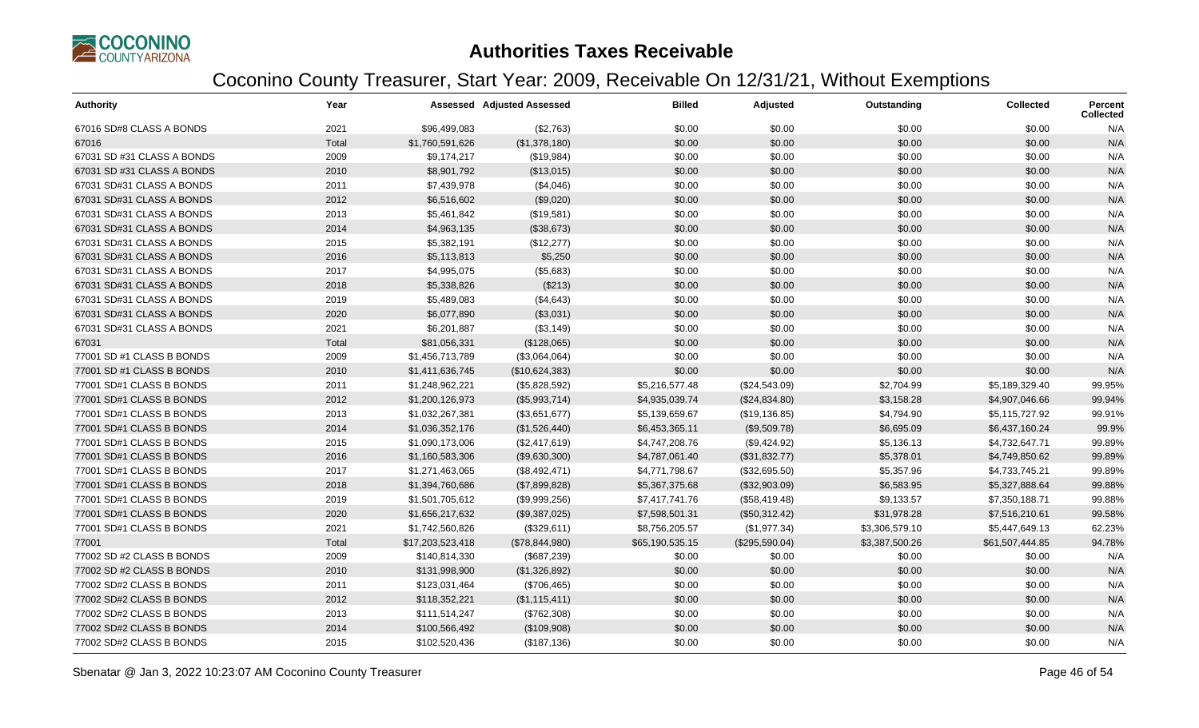# Authorities Taxes Receivable

## Coconino County Treasurer, Start Year: 2009, Receivable On 12/31/21, Without Exemptions

| Authority | Year | Assessed | Adjusted Assessed | Billed | Adjusted | Outstanding | Collected | Percent Collected |
|---|---|---|---|---|---|---|---|---|
| 67016 SD#8 CLASS A BONDS | 2021 | $96,499,083 | ($2,763) | $0.00 | $0.00 | $0.00 | $0.00 | N/A |
| 67016 | Total | $1,760,591,626 | ($1,378,180) | $0.00 | $0.00 | $0.00 | $0.00 | N/A |
| 67031 SD #31 CLASS A BONDS | 2009 | $9,174,217 | ($19,984) | $0.00 | $0.00 | $0.00 | $0.00 | N/A |
| 67031 SD #31 CLASS A BONDS | 2010 | $8,901,792 | ($13,015) | $0.00 | $0.00 | $0.00 | $0.00 | N/A |
| 67031 SD#31 CLASS A BONDS | 2011 | $7,439,978 | ($4,046) | $0.00 | $0.00 | $0.00 | $0.00 | N/A |
| 67031 SD#31 CLASS A BONDS | 2012 | $6,516,602 | ($9,020) | $0.00 | $0.00 | $0.00 | $0.00 | N/A |
| 67031 SD#31 CLASS A BONDS | 2013 | $5,461,842 | ($19,581) | $0.00 | $0.00 | $0.00 | $0.00 | N/A |
| 67031 SD#31 CLASS A BONDS | 2014 | $4,963,135 | ($38,673) | $0.00 | $0.00 | $0.00 | $0.00 | N/A |
| 67031 SD#31 CLASS A BONDS | 2015 | $5,382,191 | ($12,277) | $0.00 | $0.00 | $0.00 | $0.00 | N/A |
| 67031 SD#31 CLASS A BONDS | 2016 | $5,113,813 | $5,250 | $0.00 | $0.00 | $0.00 | $0.00 | N/A |
| 67031 SD#31 CLASS A BONDS | 2017 | $4,995,075 | ($5,683) | $0.00 | $0.00 | $0.00 | $0.00 | N/A |
| 67031 SD#31 CLASS A BONDS | 2018 | $5,338,826 | ($213) | $0.00 | $0.00 | $0.00 | $0.00 | N/A |
| 67031 SD#31 CLASS A BONDS | 2019 | $5,489,083 | ($4,643) | $0.00 | $0.00 | $0.00 | $0.00 | N/A |
| 67031 SD#31 CLASS A BONDS | 2020 | $6,077,890 | ($3,031) | $0.00 | $0.00 | $0.00 | $0.00 | N/A |
| 67031 SD#31 CLASS A BONDS | 2021 | $6,201,887 | ($3,149) | $0.00 | $0.00 | $0.00 | $0.00 | N/A |
| 67031 | Total | $81,056,331 | ($128,065) | $0.00 | $0.00 | $0.00 | $0.00 | N/A |
| 77001 SD #1 CLASS B BONDS | 2009 | $1,456,713,789 | ($3,064,064) | $0.00 | $0.00 | $0.00 | $0.00 | N/A |
| 77001 SD #1 CLASS B BONDS | 2010 | $1,411,636,745 | ($10,624,383) | $0.00 | $0.00 | $0.00 | $0.00 | N/A |
| 77001 SD#1 CLASS B BONDS | 2011 | $1,248,962,221 | ($5,828,592) | $5,216,577.48 | ($24,543.09) | $2,704.99 | $5,189,329.40 | 99.95% |
| 77001 SD#1 CLASS B BONDS | 2012 | $1,200,126,973 | ($5,993,714) | $4,935,039.74 | ($24,834.80) | $3,158.28 | $4,907,046.66 | 99.94% |
| 77001 SD#1 CLASS B BONDS | 2013 | $1,032,267,381 | ($3,651,677) | $5,139,659.67 | ($19,136.85) | $4,794.90 | $5,115,727.92 | 99.91% |
| 77001 SD#1 CLASS B BONDS | 2014 | $1,036,352,176 | ($1,526,440) | $6,453,365.11 | ($9,509.78) | $6,695.09 | $6,437,160.24 | 99.9% |
| 77001 SD#1 CLASS B BONDS | 2015 | $1,090,173,006 | ($2,417,619) | $4,747,208.76 | ($9,424.92) | $5,136.13 | $4,732,647.71 | 99.89% |
| 77001 SD#1 CLASS B BONDS | 2016 | $1,160,583,306 | ($9,630,300) | $4,787,061.40 | ($31,832.77) | $5,378.01 | $4,749,850.62 | 99.89% |
| 77001 SD#1 CLASS B BONDS | 2017 | $1,271,463,065 | ($8,492,471) | $4,771,798.67 | ($32,695.50) | $5,357.96 | $4,733,745.21 | 99.89% |
| 77001 SD#1 CLASS B BONDS | 2018 | $1,394,760,686 | ($7,899,828) | $5,367,375.68 | ($32,903.09) | $6,583.95 | $5,327,888.64 | 99.88% |
| 77001 SD#1 CLASS B BONDS | 2019 | $1,501,705,612 | ($9,999,256) | $7,417,741.76 | ($58,419.48) | $9,133.57 | $7,350,188.71 | 99.88% |
| 77001 SD#1 CLASS B BONDS | 2020 | $1,656,217,632 | ($9,387,025) | $7,598,501.31 | ($50,312.42) | $31,978.28 | $7,516,210.61 | 99.58% |
| 77001 SD#1 CLASS B BONDS | 2021 | $1,742,560,826 | ($329,611) | $8,756,205.57 | ($1,977.34) | $3,306,579.10 | $5,447,649.13 | 62.23% |
| 77001 | Total | $17,203,523,418 | ($78,844,980) | $65,190,535.15 | ($295,590.04) | $3,387,500.26 | $61,507,444.85 | 94.78% |
| 77002 SD #2 CLASS B BONDS | 2009 | $140,814,330 | ($687,239) | $0.00 | $0.00 | $0.00 | $0.00 | N/A |
| 77002 SD #2 CLASS B BONDS | 2010 | $131,998,900 | ($1,326,892) | $0.00 | $0.00 | $0.00 | $0.00 | N/A |
| 77002 SD#2 CLASS B BONDS | 2011 | $123,031,464 | ($706,465) | $0.00 | $0.00 | $0.00 | $0.00 | N/A |
| 77002 SD#2 CLASS B BONDS | 2012 | $118,352,221 | ($1,115,411) | $0.00 | $0.00 | $0.00 | $0.00 | N/A |
| 77002 SD#2 CLASS B BONDS | 2013 | $111,514,247 | ($762,308) | $0.00 | $0.00 | $0.00 | $0.00 | N/A |
| 77002 SD#2 CLASS B BONDS | 2014 | $100,566,492 | ($109,908) | $0.00 | $0.00 | $0.00 | $0.00 | N/A |
| 77002 SD#2 CLASS B BONDS | 2015 | $102,520,436 | ($187,136) | $0.00 | $0.00 | $0.00 | $0.00 | N/A |

Sbenatar @ Jan 3, 2022 10:23:07 AM Coconino County Treasurer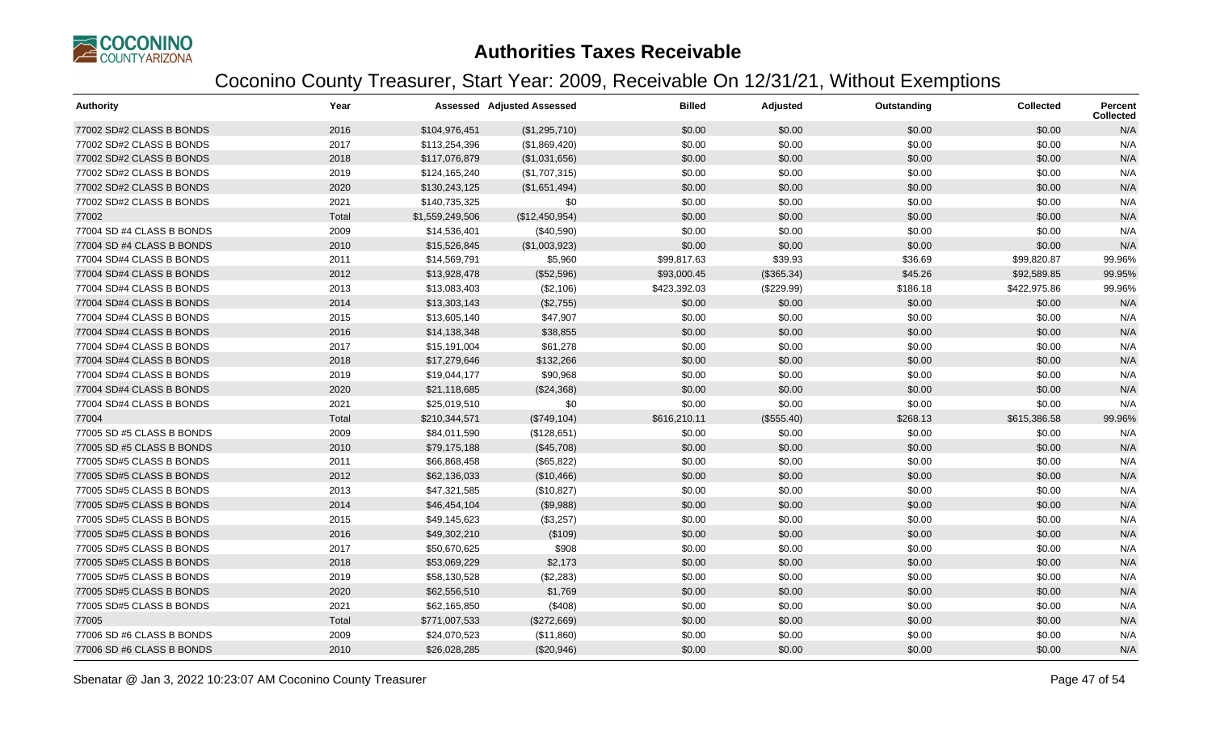# Authorities Taxes Receivable

## Coconino County Treasurer, Start Year: 2009, Receivable On 12/31/21, Without Exemptions

| Authority | Year | Assessed | Adjusted Assessed | Billed | Adjusted | Outstanding | Collected | Percent Collected |
|---|---|---|---|---|---|---|---|---|
| 77002 SD#2 CLASS B BONDS | 2016 | $104,976,451 | ($1,295,710) | $0.00 | $0.00 | $0.00 | $0.00 | N/A |
| 77002 SD#2 CLASS B BONDS | 2017 | $113,254,396 | ($1,869,420) | $0.00 | $0.00 | $0.00 | $0.00 | N/A |
| 77002 SD#2 CLASS B BONDS | 2018 | $117,076,879 | ($1,031,656) | $0.00 | $0.00 | $0.00 | $0.00 | N/A |
| 77002 SD#2 CLASS B BONDS | 2019 | $124,165,240 | ($1,707,315) | $0.00 | $0.00 | $0.00 | $0.00 | N/A |
| 77002 SD#2 CLASS B BONDS | 2020 | $130,243,125 | ($1,651,494) | $0.00 | $0.00 | $0.00 | $0.00 | N/A |
| 77002 SD#2 CLASS B BONDS | 2021 | $140,735,325 | $0 | $0.00 | $0.00 | $0.00 | $0.00 | N/A |
| 77002 | Total | $1,559,249,506 | ($12,450,954) | $0.00 | $0.00 | $0.00 | $0.00 | N/A |
| 77004 SD #4 CLASS B BONDS | 2009 | $14,536,401 | ($40,590) | $0.00 | $0.00 | $0.00 | $0.00 | N/A |
| 77004 SD #4 CLASS B BONDS | 2010 | $15,526,845 | ($1,003,923) | $0.00 | $0.00 | $0.00 | $0.00 | N/A |
| 77004 SD#4 CLASS B BONDS | 2011 | $14,569,791 | $5,960 | $99,817.63 | $39.93 | $36.69 | $99,820.87 | 99.96% |
| 77004 SD#4 CLASS B BONDS | 2012 | $13,928,478 | ($52,596) | $93,000.45 | ($365.34) | $45.26 | $92,589.85 | 99.95% |
| 77004 SD#4 CLASS B BONDS | 2013 | $13,083,403 | ($2,106) | $423,392.03 | ($229.99) | $186.18 | $422,975.86 | 99.96% |
| 77004 SD#4 CLASS B BONDS | 2014 | $13,303,143 | ($2,755) | $0.00 | $0.00 | $0.00 | $0.00 | N/A |
| 77004 SD#4 CLASS B BONDS | 2015 | $13,605,140 | $47,907 | $0.00 | $0.00 | $0.00 | $0.00 | N/A |
| 77004 SD#4 CLASS B BONDS | 2016 | $14,138,348 | $38,855 | $0.00 | $0.00 | $0.00 | $0.00 | N/A |
| 77004 SD#4 CLASS B BONDS | 2017 | $15,191,004 | $61,278 | $0.00 | $0.00 | $0.00 | $0.00 | N/A |
| 77004 SD#4 CLASS B BONDS | 2018 | $17,279,646 | $132,266 | $0.00 | $0.00 | $0.00 | $0.00 | N/A |
| 77004 SD#4 CLASS B BONDS | 2019 | $19,044,177 | $90,968 | $0.00 | $0.00 | $0.00 | $0.00 | N/A |
| 77004 SD#4 CLASS B BONDS | 2020 | $21,118,685 | ($24,368) | $0.00 | $0.00 | $0.00 | $0.00 | N/A |
| 77004 SD#4 CLASS B BONDS | 2021 | $25,019,510 | $0 | $0.00 | $0.00 | $0.00 | $0.00 | N/A |
| 77004 | Total | $210,344,571 | ($749,104) | $616,210.11 | ($555.40) | $268.13 | $615,386.58 | 99.96% |
| 77005 SD #5 CLASS B BONDS | 2009 | $84,011,590 | ($128,651) | $0.00 | $0.00 | $0.00 | $0.00 | N/A |
| 77005 SD #5 CLASS B BONDS | 2010 | $79,175,188 | ($45,708) | $0.00 | $0.00 | $0.00 | $0.00 | N/A |
| 77005 SD#5 CLASS B BONDS | 2011 | $66,868,458 | ($65,822) | $0.00 | $0.00 | $0.00 | $0.00 | N/A |
| 77005 SD#5 CLASS B BONDS | 2012 | $62,136,033 | ($10,466) | $0.00 | $0.00 | $0.00 | $0.00 | N/A |
| 77005 SD#5 CLASS B BONDS | 2013 | $47,321,585 | ($10,827) | $0.00 | $0.00 | $0.00 | $0.00 | N/A |
| 77005 SD#5 CLASS B BONDS | 2014 | $46,454,104 | ($9,988) | $0.00 | $0.00 | $0.00 | $0.00 | N/A |
| 77005 SD#5 CLASS B BONDS | 2015 | $49,145,623 | ($3,257) | $0.00 | $0.00 | $0.00 | $0.00 | N/A |
| 77005 SD#5 CLASS B BONDS | 2016 | $49,302,210 | ($109) | $0.00 | $0.00 | $0.00 | $0.00 | N/A |
| 77005 SD#5 CLASS B BONDS | 2017 | $50,670,625 | $908 | $0.00 | $0.00 | $0.00 | $0.00 | N/A |
| 77005 SD#5 CLASS B BONDS | 2018 | $53,069,229 | $2,173 | $0.00 | $0.00 | $0.00 | $0.00 | N/A |
| 77005 SD#5 CLASS B BONDS | 2019 | $58,130,528 | ($2,283) | $0.00 | $0.00 | $0.00 | $0.00 | N/A |
| 77005 SD#5 CLASS B BONDS | 2020 | $62,556,510 | $1,769 | $0.00 | $0.00 | $0.00 | $0.00 | N/A |
| 77005 SD#5 CLASS B BONDS | 2021 | $62,165,850 | ($408) | $0.00 | $0.00 | $0.00 | $0.00 | N/A |
| 77005 | Total | $771,007,533 | ($272,669) | $0.00 | $0.00 | $0.00 | $0.00 | N/A |
| 77006 SD #6 CLASS B BONDS | 2009 | $24,070,523 | ($11,860) | $0.00 | $0.00 | $0.00 | $0.00 | N/A |
| 77006 SD #6 CLASS B BONDS | 2010 | $26,028,285 | ($20,946) | $0.00 | $0.00 | $0.00 | $0.00 | N/A |

Sbenatar @ Jan 3, 2022 10:23:07 AM Coconino County Treasurer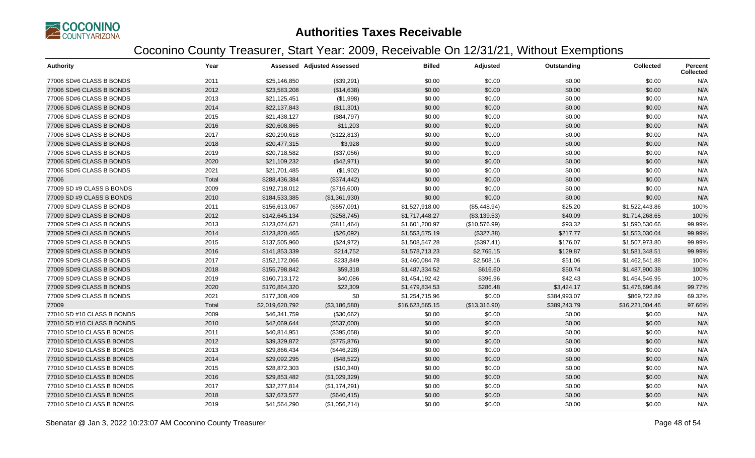# Authorities Taxes Receivable

## Coconino County Treasurer, Start Year: 2009, Receivable On 12/31/21, Without Exemptions

| Authority | Year | Assessed | Adjusted Assessed | Billed | Adjusted | Outstanding | Collected | Percent Collected |
|---|---|---|---|---|---|---|---|---|
| 77006 SD#6 CLASS B BONDS | 2011 | $25,146,850 | ($39,291) | $0.00 | $0.00 | $0.00 | $0.00 | N/A |
| 77006 SD#6 CLASS B BONDS | 2012 | $23,583,208 | ($14,638) | $0.00 | $0.00 | $0.00 | $0.00 | N/A |
| 77006 SD#6 CLASS B BONDS | 2013 | $21,125,451 | ($1,998) | $0.00 | $0.00 | $0.00 | $0.00 | N/A |
| 77006 SD#6 CLASS B BONDS | 2014 | $22,137,843 | ($11,301) | $0.00 | $0.00 | $0.00 | $0.00 | N/A |
| 77006 SD#6 CLASS B BONDS | 2015 | $21,438,127 | ($84,797) | $0.00 | $0.00 | $0.00 | $0.00 | N/A |
| 77006 SD#6 CLASS B BONDS | 2016 | $20,608,865 | $11,203 | $0.00 | $0.00 | $0.00 | $0.00 | N/A |
| 77006 SD#6 CLASS B BONDS | 2017 | $20,290,618 | ($122,813) | $0.00 | $0.00 | $0.00 | $0.00 | N/A |
| 77006 SD#6 CLASS B BONDS | 2018 | $20,477,315 | $3,928 | $0.00 | $0.00 | $0.00 | $0.00 | N/A |
| 77006 SD#6 CLASS B BONDS | 2019 | $20,718,582 | ($37,056) | $0.00 | $0.00 | $0.00 | $0.00 | N/A |
| 77006 SD#6 CLASS B BONDS | 2020 | $21,109,232 | ($42,971) | $0.00 | $0.00 | $0.00 | $0.00 | N/A |
| 77006 SD#6 CLASS B BONDS | 2021 | $21,701,485 | ($1,902) | $0.00 | $0.00 | $0.00 | $0.00 | N/A |
| 77006 | Total | $288,436,384 | ($374,442) | $0.00 | $0.00 | $0.00 | $0.00 | N/A |
| 77009 SD #9 CLASS B BONDS | 2009 | $192,718,012 | ($716,600) | $0.00 | $0.00 | $0.00 | $0.00 | N/A |
| 77009 SD #9 CLASS B BONDS | 2010 | $184,533,385 | ($1,361,930) | $0.00 | $0.00 | $0.00 | $0.00 | N/A |
| 77009 SD#9 CLASS B BONDS | 2011 | $156,613,067 | ($557,091) | $1,527,918.00 | ($5,448.94) | $25.20 | $1,522,443.86 | 100% |
| 77009 SD#9 CLASS B BONDS | 2012 | $142,645,134 | ($258,745) | $1,717,448.27 | ($3,139.53) | $40.09 | $1,714,268.65 | 100% |
| 77009 SD#9 CLASS B BONDS | 2013 | $123,074,621 | ($811,464) | $1,601,200.97 | ($10,576.99) | $93.32 | $1,590,530.66 | 99.99% |
| 77009 SD#9 CLASS B BONDS | 2014 | $123,820,465 | ($26,092) | $1,553,575.19 | ($327.38) | $217.77 | $1,553,030.04 | 99.99% |
| 77009 SD#9 CLASS B BONDS | 2015 | $137,505,960 | ($24,972) | $1,508,547.28 | ($397.41) | $176.07 | $1,507,973.80 | 99.99% |
| 77009 SD#9 CLASS B BONDS | 2016 | $141,853,339 | $214,752 | $1,578,713.23 | $2,765.15 | $129.87 | $1,581,348.51 | 99.99% |
| 77009 SD#9 CLASS B BONDS | 2017 | $152,172,066 | $233,849 | $1,460,084.78 | $2,508.16 | $51.06 | $1,462,541.88 | 100% |
| 77009 SD#9 CLASS B BONDS | 2018 | $155,798,842 | $59,318 | $1,487,334.52 | $616.60 | $50.74 | $1,487,900.38 | 100% |
| 77009 SD#9 CLASS B BONDS | 2019 | $160,713,172 | $40,086 | $1,454,192.42 | $396.96 | $42.43 | $1,454,546.95 | 100% |
| 77009 SD#9 CLASS B BONDS | 2020 | $170,864,320 | $22,309 | $1,479,834.53 | $286.48 | $3,424.17 | $1,476,696.84 | 99.77% |
| 77009 SD#9 CLASS B BONDS | 2021 | $177,308,409 | $0 | $1,254,715.96 | $0.00 | $384,993.07 | $869,722.89 | 69.32% |
| 77009 | Total | $2,019,620,792 | ($3,186,580) | $16,623,565.15 | ($13,316.90) | $389,243.79 | $16,221,004.46 | 97.66% |
| 77010 SD #10 CLASS B BONDS | 2009 | $46,341,759 | ($30,662) | $0.00 | $0.00 | $0.00 | $0.00 | N/A |
| 77010 SD #10 CLASS B BONDS | 2010 | $42,069,644 | ($537,000) | $0.00 | $0.00 | $0.00 | $0.00 | N/A |
| 77010 SD#10 CLASS B BONDS | 2011 | $40,814,951 | ($395,058) | $0.00 | $0.00 | $0.00 | $0.00 | N/A |
| 77010 SD#10 CLASS B BONDS | 2012 | $39,329,872 | ($775,876) | $0.00 | $0.00 | $0.00 | $0.00 | N/A |
| 77010 SD#10 CLASS B BONDS | 2013 | $29,866,434 | ($446,228) | $0.00 | $0.00 | $0.00 | $0.00 | N/A |
| 77010 SD#10 CLASS B BONDS | 2014 | $29,092,295 | ($48,522) | $0.00 | $0.00 | $0.00 | $0.00 | N/A |
| 77010 SD#10 CLASS B BONDS | 2015 | $28,872,303 | ($10,340) | $0.00 | $0.00 | $0.00 | $0.00 | N/A |
| 77010 SD#10 CLASS B BONDS | 2016 | $29,853,482 | ($1,029,329) | $0.00 | $0.00 | $0.00 | $0.00 | N/A |
| 77010 SD#10 CLASS B BONDS | 2017 | $32,277,814 | ($1,174,291) | $0.00 | $0.00 | $0.00 | $0.00 | N/A |
| 77010 SD#10 CLASS B BONDS | 2018 | $37,673,577 | ($640,415) | $0.00 | $0.00 | $0.00 | $0.00 | N/A |
| 77010 SD#10 CLASS B BONDS | 2019 | $41,564,290 | ($1,056,214) | $0.00 | $0.00 | $0.00 | $0.00 | N/A |

Sbenatar @ Jan 3, 2022 10:23:07 AM Coconino County Treasurer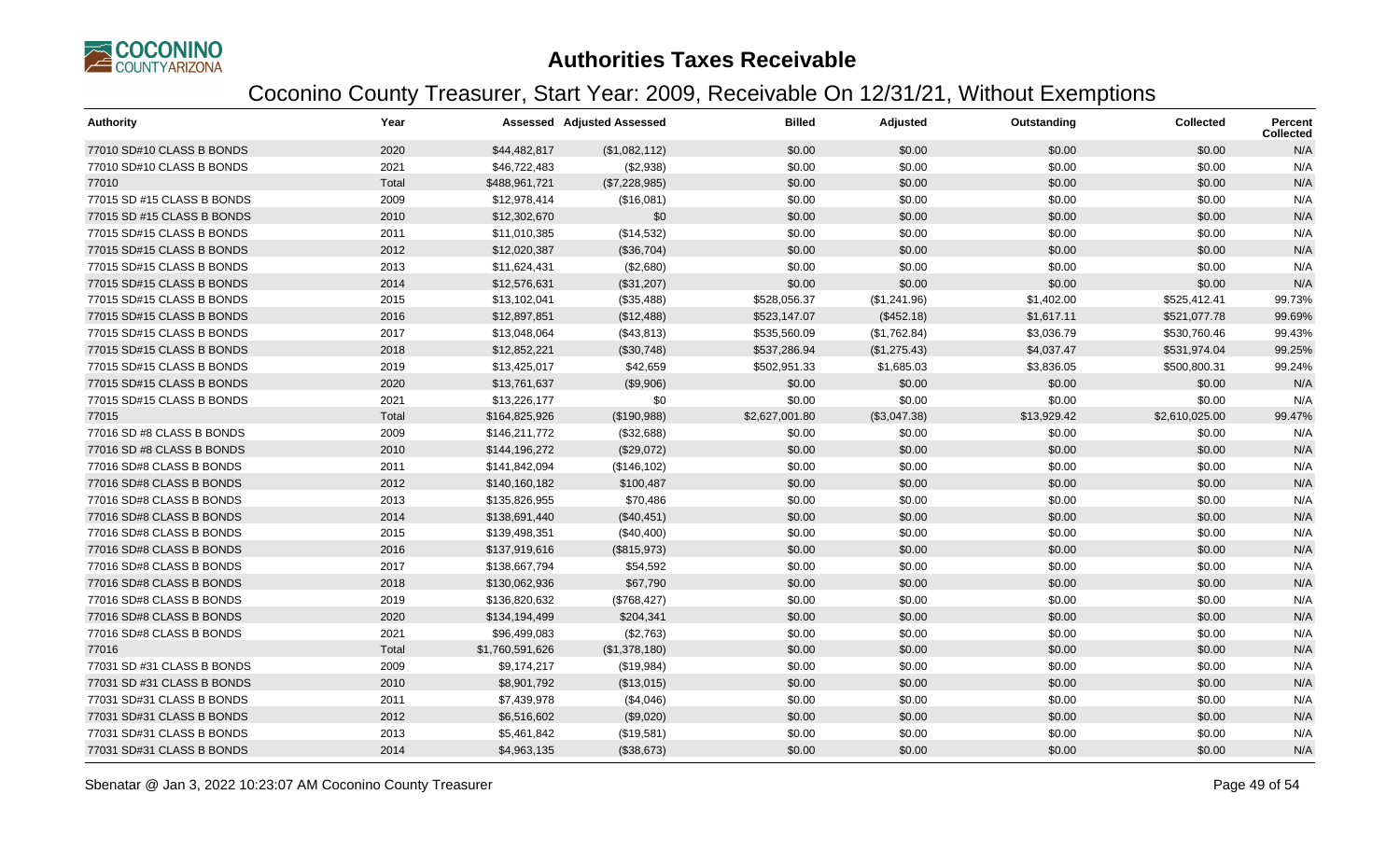# Authorities Taxes Receivable

## Coconino County Treasurer, Start Year: 2009, Receivable On 12/31/21, Without Exemptions

| Authority | Year | Assessed | Adjusted Assessed | Billed | Adjusted | Outstanding | Collected | Percent Collected |
|---|---|---|---|---|---|---|---|---|
| 77010 SD#10 CLASS B BONDS | 2020 | $44,482,817 | ($1,082,112) | $0.00 | $0.00 | $0.00 | $0.00 | N/A |
| 77010 SD#10 CLASS B BONDS | 2021 | $46,722,483 | ($2,938) | $0.00 | $0.00 | $0.00 | $0.00 | N/A |
| 77010 | Total | $488,961,721 | ($7,228,985) | $0.00 | $0.00 | $0.00 | $0.00 | N/A |
| 77015 SD #15 CLASS B BONDS | 2009 | $12,978,414 | ($16,081) | $0.00 | $0.00 | $0.00 | $0.00 | N/A |
| 77015 SD #15 CLASS B BONDS | 2010 | $12,302,670 | $0 | $0.00 | $0.00 | $0.00 | $0.00 | N/A |
| 77015 SD#15 CLASS B BONDS | 2011 | $11,010,385 | ($14,532) | $0.00 | $0.00 | $0.00 | $0.00 | N/A |
| 77015 SD#15 CLASS B BONDS | 2012 | $12,020,387 | ($36,704) | $0.00 | $0.00 | $0.00 | $0.00 | N/A |
| 77015 SD#15 CLASS B BONDS | 2013 | $11,624,431 | ($2,680) | $0.00 | $0.00 | $0.00 | $0.00 | N/A |
| 77015 SD#15 CLASS B BONDS | 2014 | $12,576,631 | ($31,207) | $0.00 | $0.00 | $0.00 | $0.00 | N/A |
| 77015 SD#15 CLASS B BONDS | 2015 | $13,102,041 | ($35,488) | $528,056.37 | ($1,241.96) | $1,402.00 | $525,412.41 | 99.73% |
| 77015 SD#15 CLASS B BONDS | 2016 | $12,897,851 | ($12,488) | $523,147.07 | ($452.18) | $1,617.11 | $521,077.78 | 99.69% |
| 77015 SD#15 CLASS B BONDS | 2017 | $13,048,064 | ($43,813) | $535,560.09 | ($1,762.84) | $3,036.79 | $530,760.46 | 99.43% |
| 77015 SD#15 CLASS B BONDS | 2018 | $12,852,221 | ($30,748) | $537,286.94 | ($1,275.43) | $4,037.47 | $531,974.04 | 99.25% |
| 77015 SD#15 CLASS B BONDS | 2019 | $13,425,017 | $42,659 | $502,951.33 | $1,685.03 | $3,836.05 | $500,800.31 | 99.24% |
| 77015 SD#15 CLASS B BONDS | 2020 | $13,761,637 | ($9,906) | $0.00 | $0.00 | $0.00 | $0.00 | N/A |
| 77015 SD#15 CLASS B BONDS | 2021 | $13,226,177 | $0 | $0.00 | $0.00 | $0.00 | $0.00 | N/A |
| 77015 | Total | $164,825,926 | ($190,988) | $2,627,001.80 | ($3,047.38) | $13,929.42 | $2,610,025.00 | 99.47% |
| 77016 SD #8 CLASS B BONDS | 2009 | $146,211,772 | ($32,688) | $0.00 | $0.00 | $0.00 | $0.00 | N/A |
| 77016 SD #8 CLASS B BONDS | 2010 | $144,196,272 | ($29,072) | $0.00 | $0.00 | $0.00 | $0.00 | N/A |
| 77016 SD#8 CLASS B BONDS | 2011 | $141,842,094 | ($146,102) | $0.00 | $0.00 | $0.00 | $0.00 | N/A |
| 77016 SD#8 CLASS B BONDS | 2012 | $140,160,182 | $100,487 | $0.00 | $0.00 | $0.00 | $0.00 | N/A |
| 77016 SD#8 CLASS B BONDS | 2013 | $135,826,955 | $70,486 | $0.00 | $0.00 | $0.00 | $0.00 | N/A |
| 77016 SD#8 CLASS B BONDS | 2014 | $138,691,440 | ($40,451) | $0.00 | $0.00 | $0.00 | $0.00 | N/A |
| 77016 SD#8 CLASS B BONDS | 2015 | $139,498,351 | ($40,400) | $0.00 | $0.00 | $0.00 | $0.00 | N/A |
| 77016 SD#8 CLASS B BONDS | 2016 | $137,919,616 | ($815,973) | $0.00 | $0.00 | $0.00 | $0.00 | N/A |
| 77016 SD#8 CLASS B BONDS | 2017 | $138,667,794 | $54,592 | $0.00 | $0.00 | $0.00 | $0.00 | N/A |
| 77016 SD#8 CLASS B BONDS | 2018 | $130,062,936 | $67,790 | $0.00 | $0.00 | $0.00 | $0.00 | N/A |
| 77016 SD#8 CLASS B BONDS | 2019 | $136,820,632 | ($768,427) | $0.00 | $0.00 | $0.00 | $0.00 | N/A |
| 77016 SD#8 CLASS B BONDS | 2020 | $134,194,499 | $204,341 | $0.00 | $0.00 | $0.00 | $0.00 | N/A |
| 77016 SD#8 CLASS B BONDS | 2021 | $96,499,083 | ($2,763) | $0.00 | $0.00 | $0.00 | $0.00 | N/A |
| 77016 | Total | $1,760,591,626 | ($1,378,180) | $0.00 | $0.00 | $0.00 | $0.00 | N/A |
| 77031 SD #31 CLASS B BONDS | 2009 | $9,174,217 | ($19,984) | $0.00 | $0.00 | $0.00 | $0.00 | N/A |
| 77031 SD #31 CLASS B BONDS | 2010 | $8,901,792 | ($13,015) | $0.00 | $0.00 | $0.00 | $0.00 | N/A |
| 77031 SD#31 CLASS B BONDS | 2011 | $7,439,978 | ($4,046) | $0.00 | $0.00 | $0.00 | $0.00 | N/A |
| 77031 SD#31 CLASS B BONDS | 2012 | $6,516,602 | ($9,020) | $0.00 | $0.00 | $0.00 | $0.00 | N/A |
| 77031 SD#31 CLASS B BONDS | 2013 | $5,461,842 | ($19,581) | $0.00 | $0.00 | $0.00 | $0.00 | N/A |
| 77031 SD#31 CLASS B BONDS | 2014 | $4,963,135 | ($38,673) | $0.00 | $0.00 | $0.00 | $0.00 | N/A |

Sbenatar @ Jan 3, 2022 10:23:07 AM Coconino County Treasurer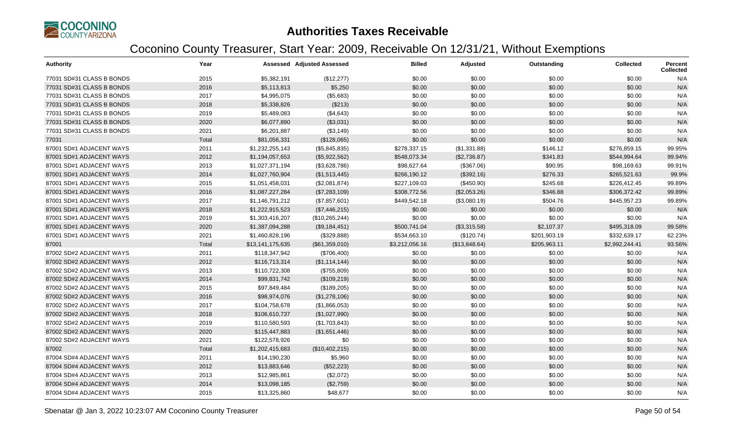# Authorities Taxes Receivable

## Coconino County Treasurer, Start Year: 2009, Receivable On 12/31/21, Without Exemptions

| Authority | Year | Assessed | Adjusted Assessed | Billed | Adjusted | Outstanding | Collected | Percent Collected |
|---|---|---|---|---|---|---|---|---|
| 77031 SD#31 CLASS B BONDS | 2015 | $5,382,191 | ($12,277) | $0.00 | $0.00 | $0.00 | $0.00 | N/A |
| 77031 SD#31 CLASS B BONDS | 2016 | $5,113,813 | $5,250 | $0.00 | $0.00 | $0.00 | $0.00 | N/A |
| 77031 SD#31 CLASS B BONDS | 2017 | $4,995,075 | ($5,683) | $0.00 | $0.00 | $0.00 | $0.00 | N/A |
| 77031 SD#31 CLASS B BONDS | 2018 | $5,338,826 | ($213) | $0.00 | $0.00 | $0.00 | $0.00 | N/A |
| 77031 SD#31 CLASS B BONDS | 2019 | $5,489,083 | ($4,643) | $0.00 | $0.00 | $0.00 | $0.00 | N/A |
| 77031 SD#31 CLASS B BONDS | 2020 | $6,077,890 | ($3,031) | $0.00 | $0.00 | $0.00 | $0.00 | N/A |
| 77031 SD#31 CLASS B BONDS | 2021 | $6,201,887 | ($3,149) | $0.00 | $0.00 | $0.00 | $0.00 | N/A |
| 77031 | Total | $81,056,331 | ($128,065) | $0.00 | $0.00 | $0.00 | $0.00 | N/A |
| 87001 SD#1 ADJACENT WAYS | 2011 | $1,232,255,143 | ($5,845,835) | $278,337.15 | ($1,331.88) | $146.12 | $276,859.15 | 99.95% |
| 87001 SD#1 ADJACENT WAYS | 2012 | $1,194,057,653 | ($5,922,562) | $548,073.34 | ($2,736.87) | $341.83 | $544,994.64 | 99.94% |
| 87001 SD#1 ADJACENT WAYS | 2013 | $1,027,371,194 | ($3,628,786) | $98,627.64 | ($367.06) | $90.95 | $98,169.63 | 99.91% |
| 87001 SD#1 ADJACENT WAYS | 2014 | $1,027,760,904 | ($1,513,445) | $266,190.12 | ($392.16) | $276.33 | $265,521.63 | 99.9% |
| 87001 SD#1 ADJACENT WAYS | 2015 | $1,051,458,031 | ($2,081,874) | $227,109.03 | ($450.90) | $245.68 | $226,412.45 | 99.89% |
| 87001 SD#1 ADJACENT WAYS | 2016 | $1,087,227,284 | ($7,283,109) | $308,772.56 | ($2,053.26) | $346.88 | $306,372.42 | 99.89% |
| 87001 SD#1 ADJACENT WAYS | 2017 | $1,146,791,212 | ($7,857,601) | $449,542.18 | ($3,080.19) | $504.76 | $445,957.23 | 99.89% |
| 87001 SD#1 ADJACENT WAYS | 2018 | $1,222,915,523 | ($7,446,215) | $0.00 | $0.00 | $0.00 | $0.00 | N/A |
| 87001 SD#1 ADJACENT WAYS | 2019 | $1,303,416,207 | ($10,265,244) | $0.00 | $0.00 | $0.00 | $0.00 | N/A |
| 87001 SD#1 ADJACENT WAYS | 2020 | $1,387,094,288 | ($9,184,451) | $500,741.04 | ($3,315.58) | $2,107.37 | $495,318.09 | 99.58% |
| 87001 SD#1 ADJACENT WAYS | 2021 | $1,460,828,196 | ($329,888) | $534,663.10 | ($120.74) | $201,903.19 | $332,639.17 | 62.23% |
| 87001 | Total | $13,141,175,635 | ($61,359,010) | $3,212,056.16 | ($13,848.64) | $205,963.11 | $2,992,244.41 | 93.56% |
| 87002 SD#2 ADJACENT WAYS | 2011 | $118,347,942 | ($706,400) | $0.00 | $0.00 | $0.00 | $0.00 | N/A |
| 87002 SD#2 ADJACENT WAYS | 2012 | $116,713,314 | ($1,114,144) | $0.00 | $0.00 | $0.00 | $0.00 | N/A |
| 87002 SD#2 ADJACENT WAYS | 2013 | $110,722,308 | ($755,809) | $0.00 | $0.00 | $0.00 | $0.00 | N/A |
| 87002 SD#2 ADJACENT WAYS | 2014 | $99,831,742 | ($109,219) | $0.00 | $0.00 | $0.00 | $0.00 | N/A |
| 87002 SD#2 ADJACENT WAYS | 2015 | $97,849,484 | ($189,205) | $0.00 | $0.00 | $0.00 | $0.00 | N/A |
| 87002 SD#2 ADJACENT WAYS | 2016 | $98,974,076 | ($1,278,106) | $0.00 | $0.00 | $0.00 | $0.00 | N/A |
| 87002 SD#2 ADJACENT WAYS | 2017 | $104,758,678 | ($1,866,053) | $0.00 | $0.00 | $0.00 | $0.00 | N/A |
| 87002 SD#2 ADJACENT WAYS | 2018 | $106,610,737 | ($1,027,990) | $0.00 | $0.00 | $0.00 | $0.00 | N/A |
| 87002 SD#2 ADJACENT WAYS | 2019 | $110,580,593 | ($1,703,843) | $0.00 | $0.00 | $0.00 | $0.00 | N/A |
| 87002 SD#2 ADJACENT WAYS | 2020 | $115,447,883 | ($1,651,446) | $0.00 | $0.00 | $0.00 | $0.00 | N/A |
| 87002 SD#2 ADJACENT WAYS | 2021 | $122,578,926 | $0 | $0.00 | $0.00 | $0.00 | $0.00 | N/A |
| 87002 | Total | $1,202,415,683 | ($10,402,215) | $0.00 | $0.00 | $0.00 | $0.00 | N/A |
| 87004 SD#4 ADJACENT WAYS | 2011 | $14,190,230 | $5,960 | $0.00 | $0.00 | $0.00 | $0.00 | N/A |
| 87004 SD#4 ADJACENT WAYS | 2012 | $13,883,646 | ($52,223) | $0.00 | $0.00 | $0.00 | $0.00 | N/A |
| 87004 SD#4 ADJACENT WAYS | 2013 | $12,985,861 | ($2,072) | $0.00 | $0.00 | $0.00 | $0.00 | N/A |
| 87004 SD#4 ADJACENT WAYS | 2014 | $13,098,185 | ($2,759) | $0.00 | $0.00 | $0.00 | $0.00 | N/A |
| 87004 SD#4 ADJACENT WAYS | 2015 | $13,325,860 | $48,677 | $0.00 | $0.00 | $0.00 | $0.00 | N/A |

Sbenatar @ Jan 3, 2022 10:23:07 AM Coconino County Treasurer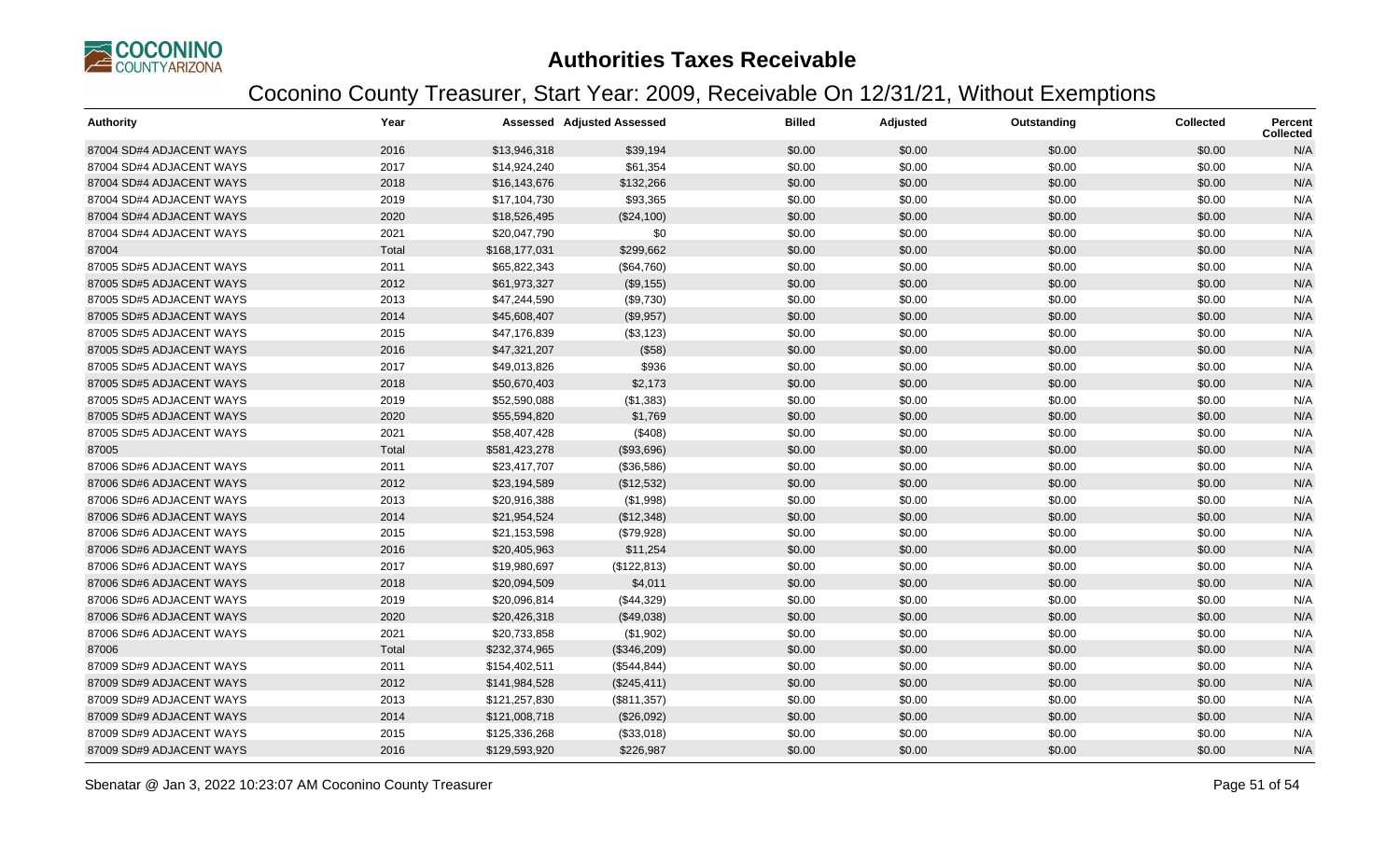# Authorities Taxes Receivable

## Coconino County Treasurer, Start Year: 2009, Receivable On 12/31/21, Without Exemptions

| Authority | Year | Assessed | Adjusted Assessed | Billed | Adjusted | Outstanding | Collected | Percent Collected |
|---|---|---|---|---|---|---|---|---|
| 87004 SD#4 ADJACENT WAYS | 2016 | $13,946,318 | $39,194 | $0.00 | $0.00 | $0.00 | $0.00 | N/A |
| 87004 SD#4 ADJACENT WAYS | 2017 | $14,924,240 | $61,354 | $0.00 | $0.00 | $0.00 | $0.00 | N/A |
| 87004 SD#4 ADJACENT WAYS | 2018 | $16,143,676 | $132,266 | $0.00 | $0.00 | $0.00 | $0.00 | N/A |
| 87004 SD#4 ADJACENT WAYS | 2019 | $17,104,730 | $93,365 | $0.00 | $0.00 | $0.00 | $0.00 | N/A |
| 87004 SD#4 ADJACENT WAYS | 2020 | $18,526,495 | ($24,100) | $0.00 | $0.00 | $0.00 | $0.00 | N/A |
| 87004 SD#4 ADJACENT WAYS | 2021 | $20,047,790 | $0 | $0.00 | $0.00 | $0.00 | $0.00 | N/A |
| 87004 | Total | $168,177,031 | $299,662 | $0.00 | $0.00 | $0.00 | $0.00 | N/A |
| 87005 SD#5 ADJACENT WAYS | 2011 | $65,822,343 | ($64,760) | $0.00 | $0.00 | $0.00 | $0.00 | N/A |
| 87005 SD#5 ADJACENT WAYS | 2012 | $61,973,327 | ($9,155) | $0.00 | $0.00 | $0.00 | $0.00 | N/A |
| 87005 SD#5 ADJACENT WAYS | 2013 | $47,244,590 | ($9,730) | $0.00 | $0.00 | $0.00 | $0.00 | N/A |
| 87005 SD#5 ADJACENT WAYS | 2014 | $45,608,407 | ($9,957) | $0.00 | $0.00 | $0.00 | $0.00 | N/A |
| 87005 SD#5 ADJACENT WAYS | 2015 | $47,176,839 | ($3,123) | $0.00 | $0.00 | $0.00 | $0.00 | N/A |
| 87005 SD#5 ADJACENT WAYS | 2016 | $47,321,207 | ($58) | $0.00 | $0.00 | $0.00 | $0.00 | N/A |
| 87005 SD#5 ADJACENT WAYS | 2017 | $49,013,826 | $936 | $0.00 | $0.00 | $0.00 | $0.00 | N/A |
| 87005 SD#5 ADJACENT WAYS | 2018 | $50,670,403 | $2,173 | $0.00 | $0.00 | $0.00 | $0.00 | N/A |
| 87005 SD#5 ADJACENT WAYS | 2019 | $52,590,088 | ($1,383) | $0.00 | $0.00 | $0.00 | $0.00 | N/A |
| 87005 SD#5 ADJACENT WAYS | 2020 | $55,594,820 | $1,769 | $0.00 | $0.00 | $0.00 | $0.00 | N/A |
| 87005 SD#5 ADJACENT WAYS | 2021 | $58,407,428 | ($408) | $0.00 | $0.00 | $0.00 | $0.00 | N/A |
| 87005 | Total | $581,423,278 | ($93,696) | $0.00 | $0.00 | $0.00 | $0.00 | N/A |
| 87006 SD#6 ADJACENT WAYS | 2011 | $23,417,707 | ($36,586) | $0.00 | $0.00 | $0.00 | $0.00 | N/A |
| 87006 SD#6 ADJACENT WAYS | 2012 | $23,194,589 | ($12,532) | $0.00 | $0.00 | $0.00 | $0.00 | N/A |
| 87006 SD#6 ADJACENT WAYS | 2013 | $20,916,388 | ($1,998) | $0.00 | $0.00 | $0.00 | $0.00 | N/A |
| 87006 SD#6 ADJACENT WAYS | 2014 | $21,954,524 | ($12,348) | $0.00 | $0.00 | $0.00 | $0.00 | N/A |
| 87006 SD#6 ADJACENT WAYS | 2015 | $21,153,598 | ($79,928) | $0.00 | $0.00 | $0.00 | $0.00 | N/A |
| 87006 SD#6 ADJACENT WAYS | 2016 | $20,405,963 | $11,254 | $0.00 | $0.00 | $0.00 | $0.00 | N/A |
| 87006 SD#6 ADJACENT WAYS | 2017 | $19,980,697 | ($122,813) | $0.00 | $0.00 | $0.00 | $0.00 | N/A |
| 87006 SD#6 ADJACENT WAYS | 2018 | $20,094,509 | $4,011 | $0.00 | $0.00 | $0.00 | $0.00 | N/A |
| 87006 SD#6 ADJACENT WAYS | 2019 | $20,096,814 | ($44,329) | $0.00 | $0.00 | $0.00 | $0.00 | N/A |
| 87006 SD#6 ADJACENT WAYS | 2020 | $20,426,318 | ($49,038) | $0.00 | $0.00 | $0.00 | $0.00 | N/A |
| 87006 SD#6 ADJACENT WAYS | 2021 | $20,733,858 | ($1,902) | $0.00 | $0.00 | $0.00 | $0.00 | N/A |
| 87006 | Total | $232,374,965 | ($346,209) | $0.00 | $0.00 | $0.00 | $0.00 | N/A |
| 87009 SD#9 ADJACENT WAYS | 2011 | $154,402,511 | ($544,844) | $0.00 | $0.00 | $0.00 | $0.00 | N/A |
| 87009 SD#9 ADJACENT WAYS | 2012 | $141,984,528 | ($245,411) | $0.00 | $0.00 | $0.00 | $0.00 | N/A |
| 87009 SD#9 ADJACENT WAYS | 2013 | $121,257,830 | ($811,357) | $0.00 | $0.00 | $0.00 | $0.00 | N/A |
| 87009 SD#9 ADJACENT WAYS | 2014 | $121,008,718 | ($26,092) | $0.00 | $0.00 | $0.00 | $0.00 | N/A |
| 87009 SD#9 ADJACENT WAYS | 2015 | $125,336,268 | ($33,018) | $0.00 | $0.00 | $0.00 | $0.00 | N/A |
| 87009 SD#9 ADJACENT WAYS | 2016 | $129,593,920 | $226,987 | $0.00 | $0.00 | $0.00 | $0.00 | N/A |

Sbenatar @ Jan 3, 2022 10:23:07 AM Coconino County Treasurer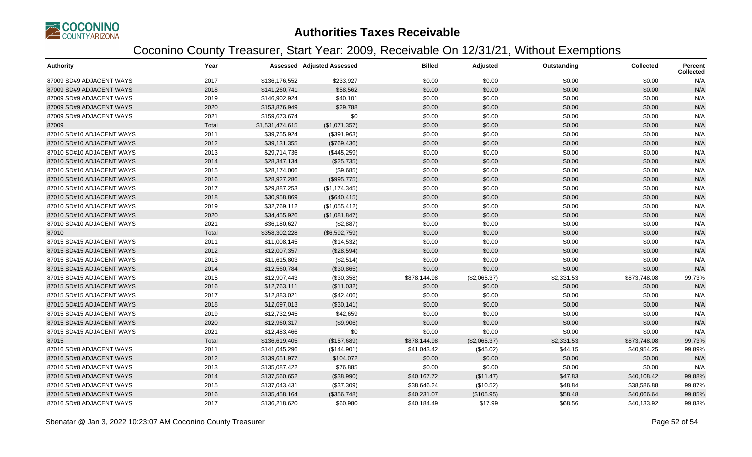# Authorities Taxes Receivable

## Coconino County Treasurer, Start Year: 2009, Receivable On 12/31/21, Without Exemptions

| Authority | Year | Assessed | Adjusted Assessed | Billed | Adjusted | Outstanding | Collected | Percent Collected |
|---|---|---|---|---|---|---|---|---|
| 87009 SD#9 ADJACENT WAYS | 2017 | $136,176,552 | $233,927 | $0.00 | $0.00 | $0.00 | $0.00 | N/A |
| 87009 SD#9 ADJACENT WAYS | 2018 | $141,260,741 | $58,562 | $0.00 | $0.00 | $0.00 | $0.00 | N/A |
| 87009 SD#9 ADJACENT WAYS | 2019 | $146,902,924 | $40,101 | $0.00 | $0.00 | $0.00 | $0.00 | N/A |
| 87009 SD#9 ADJACENT WAYS | 2020 | $153,876,949 | $29,788 | $0.00 | $0.00 | $0.00 | $0.00 | N/A |
| 87009 SD#9 ADJACENT WAYS | 2021 | $159,673,674 | $0 | $0.00 | $0.00 | $0.00 | $0.00 | N/A |
| 87009 | Total | $1,531,474,615 | ($1,071,357) | $0.00 | $0.00 | $0.00 | $0.00 | N/A |
| 87010 SD#10 ADJACENT WAYS | 2011 | $39,755,924 | ($391,963) | $0.00 | $0.00 | $0.00 | $0.00 | N/A |
| 87010 SD#10 ADJACENT WAYS | 2012 | $39,131,355 | ($769,436) | $0.00 | $0.00 | $0.00 | $0.00 | N/A |
| 87010 SD#10 ADJACENT WAYS | 2013 | $29,714,736 | ($445,259) | $0.00 | $0.00 | $0.00 | $0.00 | N/A |
| 87010 SD#10 ADJACENT WAYS | 2014 | $28,347,134 | ($25,735) | $0.00 | $0.00 | $0.00 | $0.00 | N/A |
| 87010 SD#10 ADJACENT WAYS | 2015 | $28,174,006 | ($9,685) | $0.00 | $0.00 | $0.00 | $0.00 | N/A |
| 87010 SD#10 ADJACENT WAYS | 2016 | $28,927,286 | ($995,775) | $0.00 | $0.00 | $0.00 | $0.00 | N/A |
| 87010 SD#10 ADJACENT WAYS | 2017 | $29,887,253 | ($1,174,345) | $0.00 | $0.00 | $0.00 | $0.00 | N/A |
| 87010 SD#10 ADJACENT WAYS | 2018 | $30,958,869 | ($640,415) | $0.00 | $0.00 | $0.00 | $0.00 | N/A |
| 87010 SD#10 ADJACENT WAYS | 2019 | $32,769,112 | ($1,055,412) | $0.00 | $0.00 | $0.00 | $0.00 | N/A |
| 87010 SD#10 ADJACENT WAYS | 2020 | $34,455,926 | ($1,081,847) | $0.00 | $0.00 | $0.00 | $0.00 | N/A |
| 87010 SD#10 ADJACENT WAYS | 2021 | $36,180,627 | ($2,887) | $0.00 | $0.00 | $0.00 | $0.00 | N/A |
| 87010 | Total | $358,302,228 | ($6,592,759) | $0.00 | $0.00 | $0.00 | $0.00 | N/A |
| 87015 SD#15 ADJACENT WAYS | 2011 | $11,008,145 | ($14,532) | $0.00 | $0.00 | $0.00 | $0.00 | N/A |
| 87015 SD#15 ADJACENT WAYS | 2012 | $12,007,357 | ($28,594) | $0.00 | $0.00 | $0.00 | $0.00 | N/A |
| 87015 SD#15 ADJACENT WAYS | 2013 | $11,615,803 | ($2,514) | $0.00 | $0.00 | $0.00 | $0.00 | N/A |
| 87015 SD#15 ADJACENT WAYS | 2014 | $12,560,784 | ($30,865) | $0.00 | $0.00 | $0.00 | $0.00 | N/A |
| 87015 SD#15 ADJACENT WAYS | 2015 | $12,907,443 | ($30,358) | $878,144.98 | ($2,065.37) | $2,331.53 | $873,748.08 | 99.73% |
| 87015 SD#15 ADJACENT WAYS | 2016 | $12,763,111 | ($11,032) | $0.00 | $0.00 | $0.00 | $0.00 | N/A |
| 87015 SD#15 ADJACENT WAYS | 2017 | $12,883,021 | ($42,406) | $0.00 | $0.00 | $0.00 | $0.00 | N/A |
| 87015 SD#15 ADJACENT WAYS | 2018 | $12,697,013 | ($30,141) | $0.00 | $0.00 | $0.00 | $0.00 | N/A |
| 87015 SD#15 ADJACENT WAYS | 2019 | $12,732,945 | $42,659 | $0.00 | $0.00 | $0.00 | $0.00 | N/A |
| 87015 SD#15 ADJACENT WAYS | 2020 | $12,960,317 | ($9,906) | $0.00 | $0.00 | $0.00 | $0.00 | N/A |
| 87015 SD#15 ADJACENT WAYS | 2021 | $12,483,466 | $0 | $0.00 | $0.00 | $0.00 | $0.00 | N/A |
| 87015 | Total | $136,619,405 | ($157,689) | $878,144.98 | ($2,065.37) | $2,331.53 | $873,748.08 | 99.73% |
| 87016 SD#8 ADJACENT WAYS | 2011 | $141,045,296 | ($144,901) | $41,043.42 | ($45.02) | $44.15 | $40,954.25 | 99.89% |
| 87016 SD#8 ADJACENT WAYS | 2012 | $139,651,977 | $104,072 | $0.00 | $0.00 | $0.00 | $0.00 | N/A |
| 87016 SD#8 ADJACENT WAYS | 2013 | $135,087,422 | $76,885 | $0.00 | $0.00 | $0.00 | $0.00 | N/A |
| 87016 SD#8 ADJACENT WAYS | 2014 | $137,560,652 | ($38,990) | $40,167.72 | ($11.47) | $47.83 | $40,108.42 | 99.88% |
| 87016 SD#8 ADJACENT WAYS | 2015 | $137,043,431 | ($37,309) | $38,646.24 | ($10.52) | $48.84 | $38,586.88 | 99.87% |
| 87016 SD#8 ADJACENT WAYS | 2016 | $135,458,164 | ($356,748) | $40,231.07 | ($105.95) | $58.48 | $40,066.64 | 99.85% |
| 87016 SD#8 ADJACENT WAYS | 2017 | $136,218,620 | $60,980 | $40,184.49 | $17.99 | $68.56 | $40,133.92 | 99.83% |

Sbenatar @ Jan 3, 2022 10:23:07 AM Coconino County Treasurer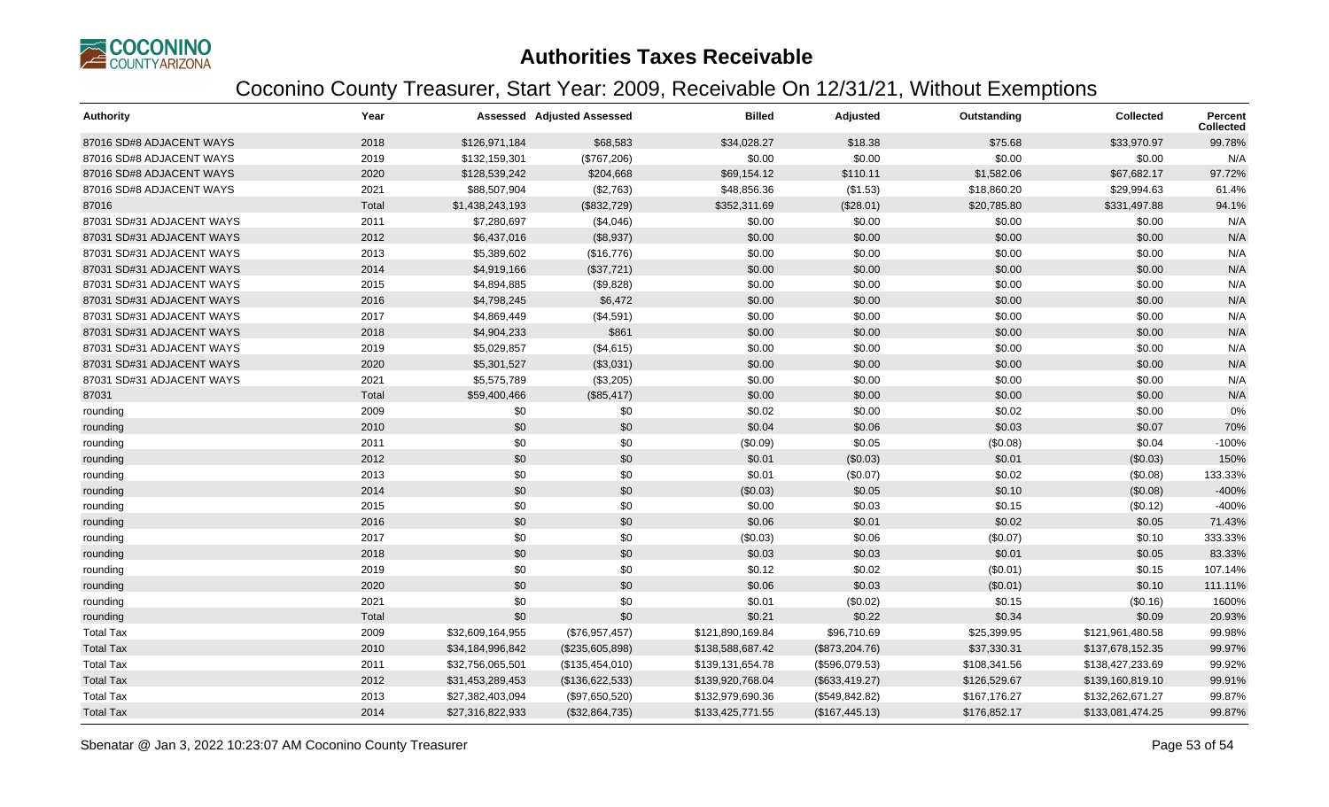# Authorities Taxes Receivable

## Coconino County Treasurer, Start Year: 2009, Receivable On 12/31/21, Without Exemptions

| Authority | Year | Assessed | Adjusted Assessed | Billed | Adjusted | Outstanding | Collected | Percent Collected |
|---|---|---|---|---|---|---|---|---|
| 87016 SD#8 ADJACENT WAYS | 2018 | $126,971,184 | $68,583 | $34,028.27 | $18.38 | $75.68 | $33,970.97 | 99.78% |
| 87016 SD#8 ADJACENT WAYS | 2019 | $132,159,301 | ($767,206) | $0.00 | $0.00 | $0.00 | $0.00 | N/A |
| 87016 SD#8 ADJACENT WAYS | 2020 | $128,539,242 | $204,668 | $69,154.12 | $110.11 | $1,582.06 | $67,682.17 | 97.72% |
| 87016 SD#8 ADJACENT WAYS | 2021 | $88,507,904 | ($2,763) | $48,856.36 | ($1.53) | $18,860.20 | $29,994.63 | 61.4% |
| 87016 | Total | $1,438,243,193 | ($832,729) | $352,311.69 | ($28.01) | $20,785.80 | $331,497.88 | 94.1% |
| 87031 SD#31 ADJACENT WAYS | 2011 | $7,280,697 | ($4,046) | $0.00 | $0.00 | $0.00 | $0.00 | N/A |
| 87031 SD#31 ADJACENT WAYS | 2012 | $6,437,016 | ($8,937) | $0.00 | $0.00 | $0.00 | $0.00 | N/A |
| 87031 SD#31 ADJACENT WAYS | 2013 | $5,389,602 | ($16,776) | $0.00 | $0.00 | $0.00 | $0.00 | N/A |
| 87031 SD#31 ADJACENT WAYS | 2014 | $4,919,166 | ($37,721) | $0.00 | $0.00 | $0.00 | $0.00 | N/A |
| 87031 SD#31 ADJACENT WAYS | 2015 | $4,894,885 | ($9,828) | $0.00 | $0.00 | $0.00 | $0.00 | N/A |
| 87031 SD#31 ADJACENT WAYS | 2016 | $4,798,245 | $6,472 | $0.00 | $0.00 | $0.00 | $0.00 | N/A |
| 87031 SD#31 ADJACENT WAYS | 2017 | $4,869,449 | ($4,591) | $0.00 | $0.00 | $0.00 | $0.00 | N/A |
| 87031 SD#31 ADJACENT WAYS | 2018 | $4,904,233 | $861 | $0.00 | $0.00 | $0.00 | $0.00 | N/A |
| 87031 SD#31 ADJACENT WAYS | 2019 | $5,029,857 | ($4,615) | $0.00 | $0.00 | $0.00 | $0.00 | N/A |
| 87031 SD#31 ADJACENT WAYS | 2020 | $5,301,527 | ($3,031) | $0.00 | $0.00 | $0.00 | $0.00 | N/A |
| 87031 SD#31 ADJACENT WAYS | 2021 | $5,575,789 | ($3,205) | $0.00 | $0.00 | $0.00 | $0.00 | N/A |
| 87031 | Total | $59,400,466 | ($85,417) | $0.00 | $0.00 | $0.00 | $0.00 | N/A |
| rounding | 2009 | $0 | $0 | $0.02 | $0.00 | $0.02 | $0.00 | 0% |
| rounding | 2010 | $0 | $0 | $0.04 | $0.06 | $0.03 | $0.07 | 70% |
| rounding | 2011 | $0 | $0 | ($0.09) | $0.05 | ($0.08) | $0.04 | -100% |
| rounding | 2012 | $0 | $0 | $0.01 | ($0.03) | $0.01 | ($0.03) | 150% |
| rounding | 2013 | $0 | $0 | $0.01 | ($0.07) | $0.02 | ($0.08) | 133.33% |
| rounding | 2014 | $0 | $0 | ($0.03) | $0.05 | $0.10 | ($0.08) | -400% |
| rounding | 2015 | $0 | $0 | $0.00 | $0.03 | $0.15 | ($0.12) | -400% |
| rounding | 2016 | $0 | $0 | $0.06 | $0.01 | $0.02 | $0.05 | 71.43% |
| rounding | 2017 | $0 | $0 | ($0.03) | $0.06 | ($0.07) | $0.10 | 333.33% |
| rounding | 2018 | $0 | $0 | $0.03 | $0.03 | $0.01 | $0.05 | 83.33% |
| rounding | 2019 | $0 | $0 | $0.12 | $0.02 | ($0.01) | $0.15 | 107.14% |
| rounding | 2020 | $0 | $0 | $0.06 | $0.03 | ($0.01) | $0.10 | 111.11% |
| rounding | 2021 | $0 | $0 | $0.01 | ($0.02) | $0.15 | ($0.16) | 1600% |
| rounding | Total | $0 | $0 | $0.21 | $0.22 | $0.34 | $0.09 | 20.93% |
| Total Tax | 2009 | $32,609,164,955 | ($76,957,457) | $121,890,169.84 | $96,710.69 | $25,399.95 | $121,961,480.58 | 99.98% |
| Total Tax | 2010 | $34,184,996,842 | ($235,605,898) | $138,588,687.42 | ($873,204.76) | $37,330.31 | $137,678,152.35 | 99.97% |
| Total Tax | 2011 | $32,756,065,501 | ($135,454,010) | $139,131,654.78 | ($596,079.53) | $108,341.56 | $138,427,233.69 | 99.92% |
| Total Tax | 2012 | $31,453,289,453 | ($136,622,533) | $139,920,768.04 | ($633,419.27) | $126,529.67 | $139,160,819.10 | 99.91% |
| Total Tax | 2013 | $27,382,403,094 | ($97,650,520) | $132,979,690.36 | ($549,842.82) | $167,176.27 | $132,262,671.27 | 99.87% |
| Total Tax | 2014 | $27,316,822,933 | ($32,864,735) | $133,425,771.55 | ($167,445.13) | $176,852.17 | $133,081,474.25 | 99.87% |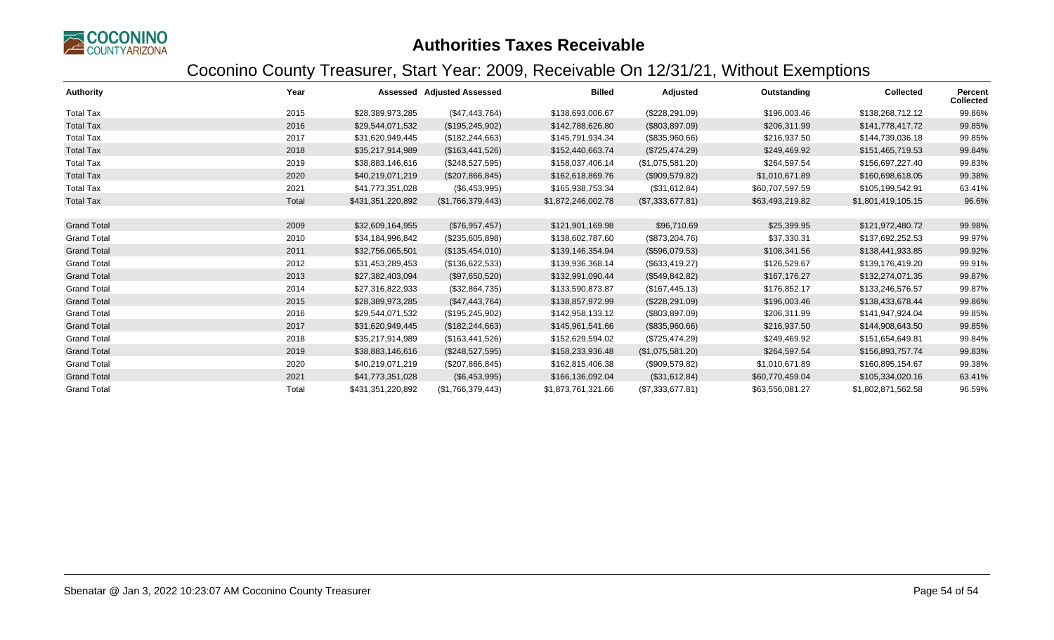# Authorities Taxes Receivable

## Coconino County Treasurer, Start Year: 2009, Receivable On 12/31/21, Without Exemptions

| Authority | Year | Assessed | Adjusted Assessed | Billed | Adjusted | Outstanding | Collected | Percent Collected |
|---|---|---|---|---|---|---|---|---|
| Total Tax | 2015 | $28,389,973,285 | ($47,443,764) | $138,693,006.67 | ($228,291.09) | $196,003.46 | $138,268,712.12 | 99.86% |
| Total Tax | 2016 | $29,544,071,532 | ($195,245,902) | $142,788,626.80 | ($803,897.09) | $206,311.99 | $141,778,417.72 | 99.85% |
| Total Tax | 2017 | $31,620,949,445 | ($182,244,663) | $145,791,934.34 | ($835,960.66) | $216,937.50 | $144,739,036.18 | 99.85% |
| Total Tax | 2018 | $35,217,914,989 | ($163,441,526) | $152,440,663.74 | ($725,474.29) | $249,469.92 | $151,465,719.53 | 99.84% |
| Total Tax | 2019 | $38,883,146,616 | ($248,527,595) | $158,037,406.14 | ($1,075,581.20) | $264,597.54 | $156,697,227.40 | 99.83% |
| Total Tax | 2020 | $40,219,071,219 | ($207,866,845) | $162,618,869.76 | ($909,579.82) | $1,010,671.89 | $160,698,618.05 | 99.38% |
| Total Tax | 2021 | $41,773,351,028 | ($6,453,995) | $165,938,753.34 | ($31,612.84) | $60,707,597.59 | $105,199,542.91 | 63.41% |
| Total Tax | Total | $431,351,220,892 | ($1,766,379,443) | $1,872,246,002.78 | ($7,333,677.81) | $63,493,219.82 | $1,801,419,105.15 | 96.6% |
| Grand Total | 2009 | $32,609,164,955 | ($76,957,457) | $121,901,169.98 | $96,710.69 | $25,399.95 | $121,972,480.72 | 99.98% |
| Grand Total | 2010 | $34,184,996,842 | ($235,605,898) | $138,602,787.60 | ($873,204.76) | $37,330.31 | $137,692,252.53 | 99.97% |
| Grand Total | 2011 | $32,756,065,501 | ($135,454,010) | $139,146,354.94 | ($596,079.53) | $108,341.56 | $138,441,933.85 | 99.92% |
| Grand Total | 2012 | $31,453,289,453 | ($136,622,533) | $139,936,368.14 | ($633,419.27) | $126,529.67 | $139,176,419.20 | 99.91% |
| Grand Total | 2013 | $27,382,403,094 | ($97,650,520) | $132,991,090.44 | ($549,842.82) | $167,176.27 | $132,274,071.35 | 99.87% |
| Grand Total | 2014 | $27,316,822,933 | ($32,864,735) | $133,590,873.87 | ($167,445.13) | $176,852.17 | $133,246,576.57 | 99.87% |
| Grand Total | 2015 | $28,389,973,285 | ($47,443,764) | $138,857,972.99 | ($228,291.09) | $196,003.46 | $138,433,678.44 | 99.86% |
| Grand Total | 2016 | $29,544,071,532 | ($195,245,902) | $142,958,133.12 | ($803,897.09) | $206,311.99 | $141,947,924.04 | 99.85% |
| Grand Total | 2017 | $31,620,949,445 | ($182,244,663) | $145,961,541.66 | ($835,960.66) | $216,937.50 | $144,908,643.50 | 99.85% |
| Grand Total | 2018 | $35,217,914,989 | ($163,441,526) | $152,629,594.02 | ($725,474.29) | $249,469.92 | $151,654,649.81 | 99.84% |
| Grand Total | 2019 | $38,883,146,616 | ($248,527,595) | $158,233,936.48 | ($1,075,581.20) | $264,597.54 | $156,893,757.74 | 99.83% |
| Grand Total | 2020 | $40,219,071,219 | ($207,866,845) | $162,815,406.38 | ($909,579.82) | $1,010,671.89 | $160,895,154.67 | 99.38% |
| Grand Total | 2021 | $41,773,351,028 | ($6,453,995) | $166,136,092.04 | ($31,612.84) | $60,770,459.04 | $105,334,020.16 | 63.41% |
| Grand Total | Total | $431,351,220,892 | ($1,766,379,443) | $1,873,761,321.66 | ($7,333,677.81) | $63,556,081.27 | $1,802,871,562.58 | 96.59% |

Sbenatar @ Jan 3, 2022 10:23:07 AM Coconino County Treasurer